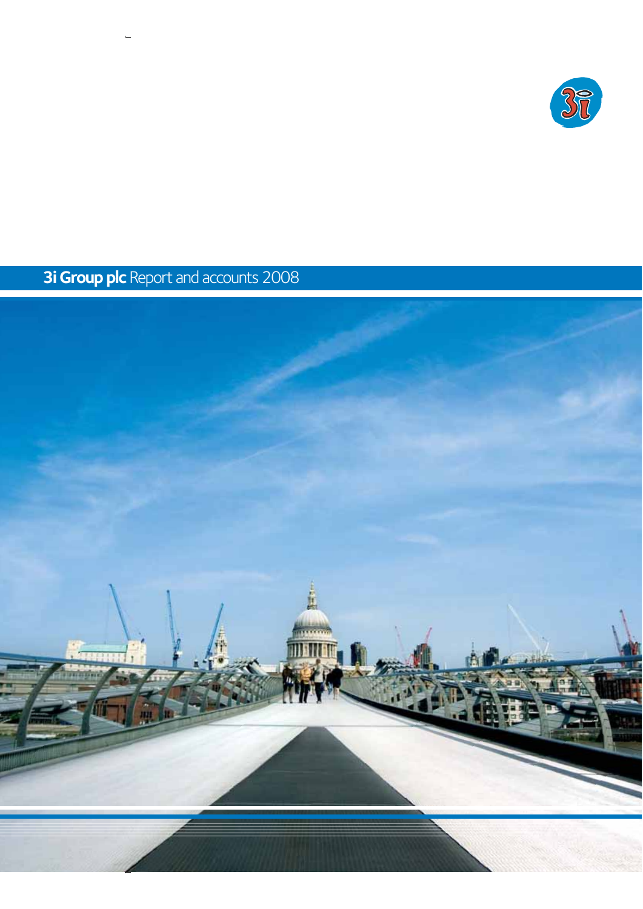# 3i Group plc Report and accounts 2008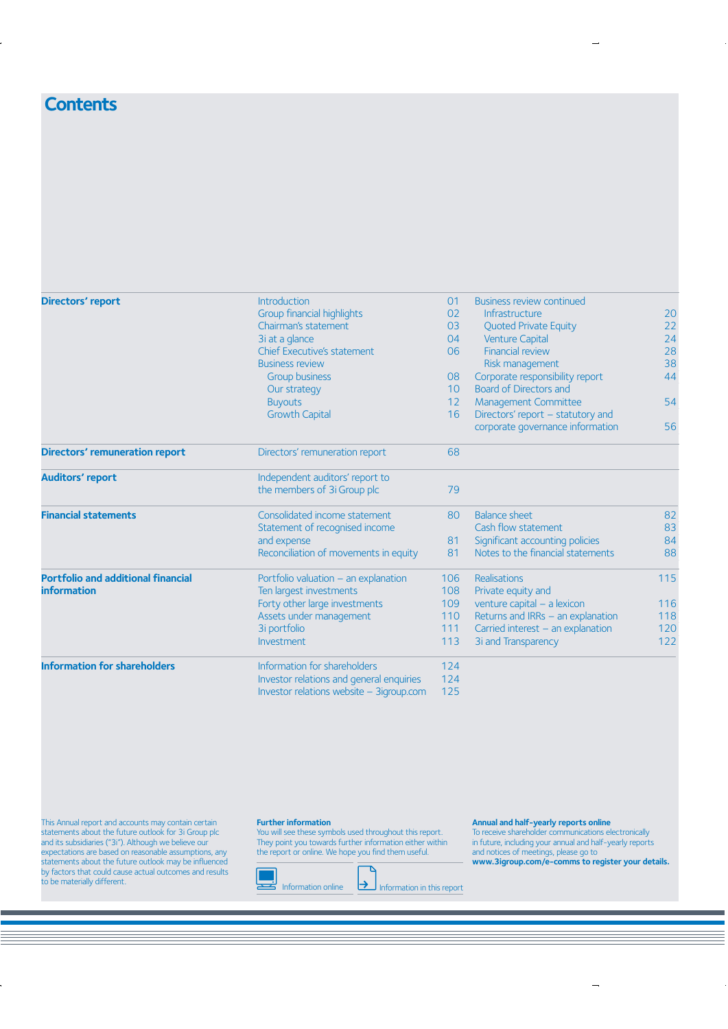# Contents

## Directors' report

| | |
|---|---|
| Introduction | 01 |
| Group financial highlights | 02 |
| Chairman's statement | 03 |
| 3i at a glance | 04 |
| Chief Executive's statement | 06 |
| Business review | |
| Group business | 08 |
| Our strategy | 10 |
| Buyouts | 12 |
| Growth Capital | 16 |
| Business review continued | |
| Infrastructure | 20 |
| Quoted Private Equity | 22 |
| Venture Capital | 24 |
| Financial review | 28 |
| Risk management | 38 |
| Corporate responsibility report | 44 |
| Board of Directors and Management Committee | 54 |
| Directors' report – statutory and corporate governance information | 56 |

## Directors' remuneration report

| | |
|---|---|
| Directors' remuneration report | 68 |

## Auditors' report

| | |
|---|---|
| Independent auditors' report to the members of 3i Group plc | 79 |

## Financial statements

| | |
|---|---|
| Consolidated income statement | 80 |
| Statement of recognised income and expense | 81 |
| Reconciliation of movements in equity | 81 |
| Balance sheet | 82 |
| Cash flow statement | 83 |
| Significant accounting policies | 84 |
| Notes to the financial statements | 88 |

## Portfolio and additional financial information

| | |
|---|---|
| Portfolio valuation – an explanation | 106 |
| Ten largest investments | 108 |
| Forty other large investments | 109 |
| Assets under management | 110 |
| 3i portfolio | 111 |
| Investment | 113 |
| Realisations | 115 |
| Private equity and venture capital – a lexicon | 116 |
| Returns and IRRs – an explanation | 118 |
| Carried interest – an explanation | 120 |
| 3i and Transparency | 122 |

## Information for shareholders

| | |
|---|---|
| Information for shareholders | 124 |
| Investor relations and general enquiries | 124 |
| Investor relations website – 3igroup.com | 125 |

This Annual report and accounts may contain certain statements about the future outlook for 3i Group plc and its subsidiaries ("3i"). Although we believe our expectations are based on reasonable assumptions, any statements about the future outlook may be influenced by factors that could cause actual outcomes and results to be materially different.

**Further information**
You will see these symbols used throughout this report. They point you towards further information either within the report or online. We hope you find them useful.

Information online

Information in this report

**Annual and half-yearly reports online**
To receive shareholder communications electronically in future, including your annual and half-yearly reports and notices of meetings, please go to **www.3igroup.com/e-comms to register your details.**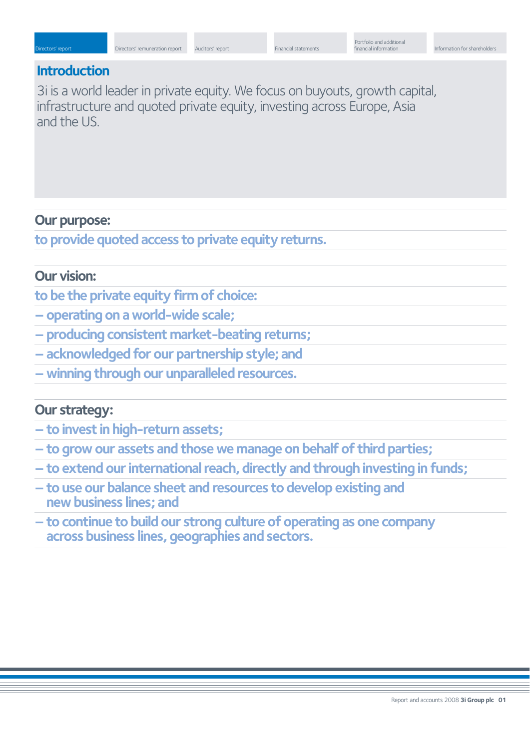# Introduction

3i is a world leader in private equity. We focus on buyouts, growth capital, infrastructure and quoted private equity, investing across Europe, Asia and the US.

## Our purpose:

**to provide quoted access to private equity returns.**

## Our vision:

**to be the private equity firm of choice:**

- **operating on a world-wide scale;**
- **producing consistent market-beating returns;**
- **acknowledged for our partnership style; and**
- **winning through our unparalleled resources.**

## Our strategy:

- **to invest in high-return assets;**
- **to grow our assets and those we manage on behalf of third parties;**
- **to extend our international reach, directly and through investing in funds;**
- **to use our balance sheet and resources to develop existing and new business lines; and**
- **to continue to build our strong culture of operating as one company across business lines, geographies and sectors.**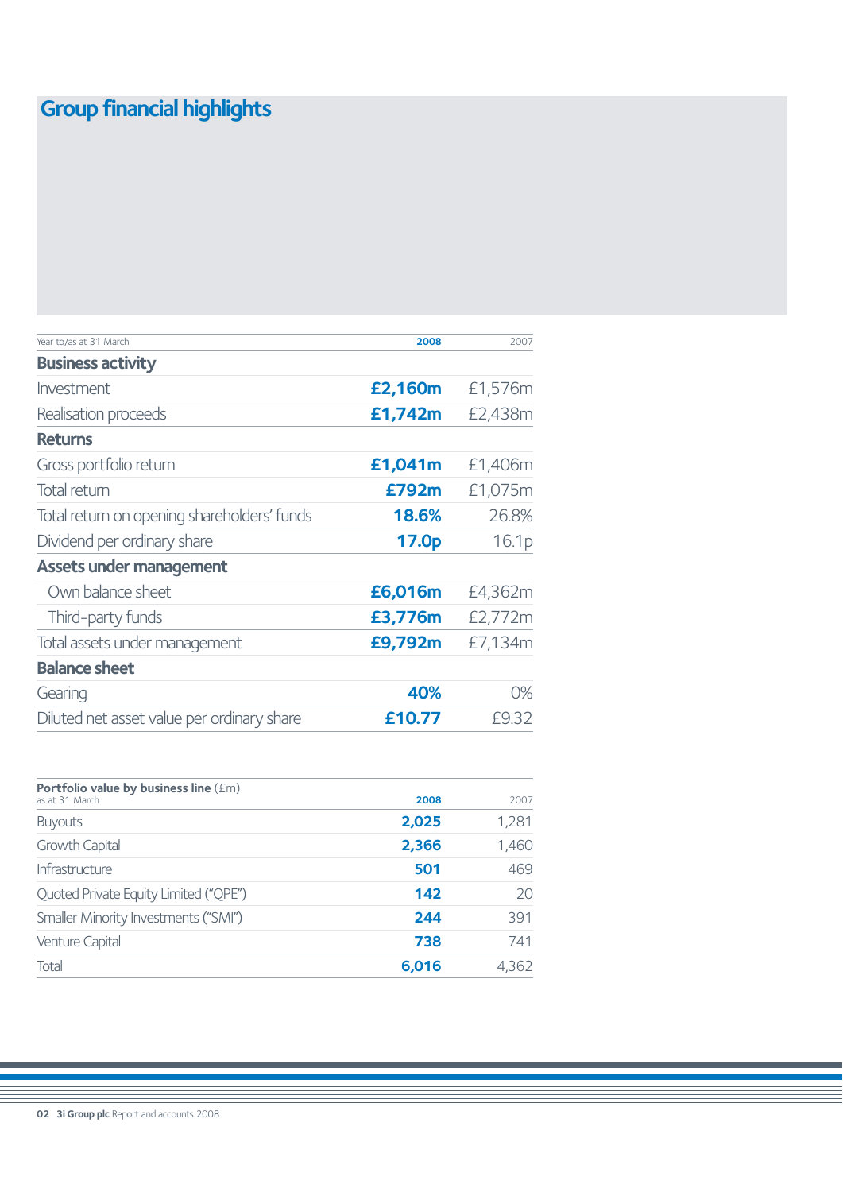# Group financial highlights

| Year to/as at 31 March | 2008 | 2007 |
|---|---|---|
| **Business activity** | | |
| Investment | **£2,160m** | £1,576m |
| Realisation proceeds | **£1,742m** | £2,438m |
| **Returns** | | |
| Gross portfolio return | **£1,041m** | £1,406m |
| Total return | **£792m** | £1,075m |
| Total return on opening shareholders' funds | **18.6%** | 26.8% |
| Dividend per ordinary share | **17.0p** | 16.1p |
| **Assets under management** | | |
| Own balance sheet | **£6,016m** | £4,362m |
| Third-party funds | **£3,776m** | £2,772m |
| Total assets under management | **£9,792m** | £7,134m |
| **Balance sheet** | | |
| Gearing | **40%** | 0% |
| Diluted net asset value per ordinary share | **£10.77** | £9.32 |

| **Portfolio value by business line** (£m) as at 31 March | 2008 | 2007 |
|---|---|---|
| Buyouts | **2,025** | 1,281 |
| Growth Capital | **2,366** | 1,460 |
| Infrastructure | **501** | 469 |
| Quoted Private Equity Limited ("QPE") | **142** | 20 |
| Smaller Minority Investments ("SMI") | **244** | 391 |
| Venture Capital | **738** | 741 |
| Total | **6,016** | 4,362 |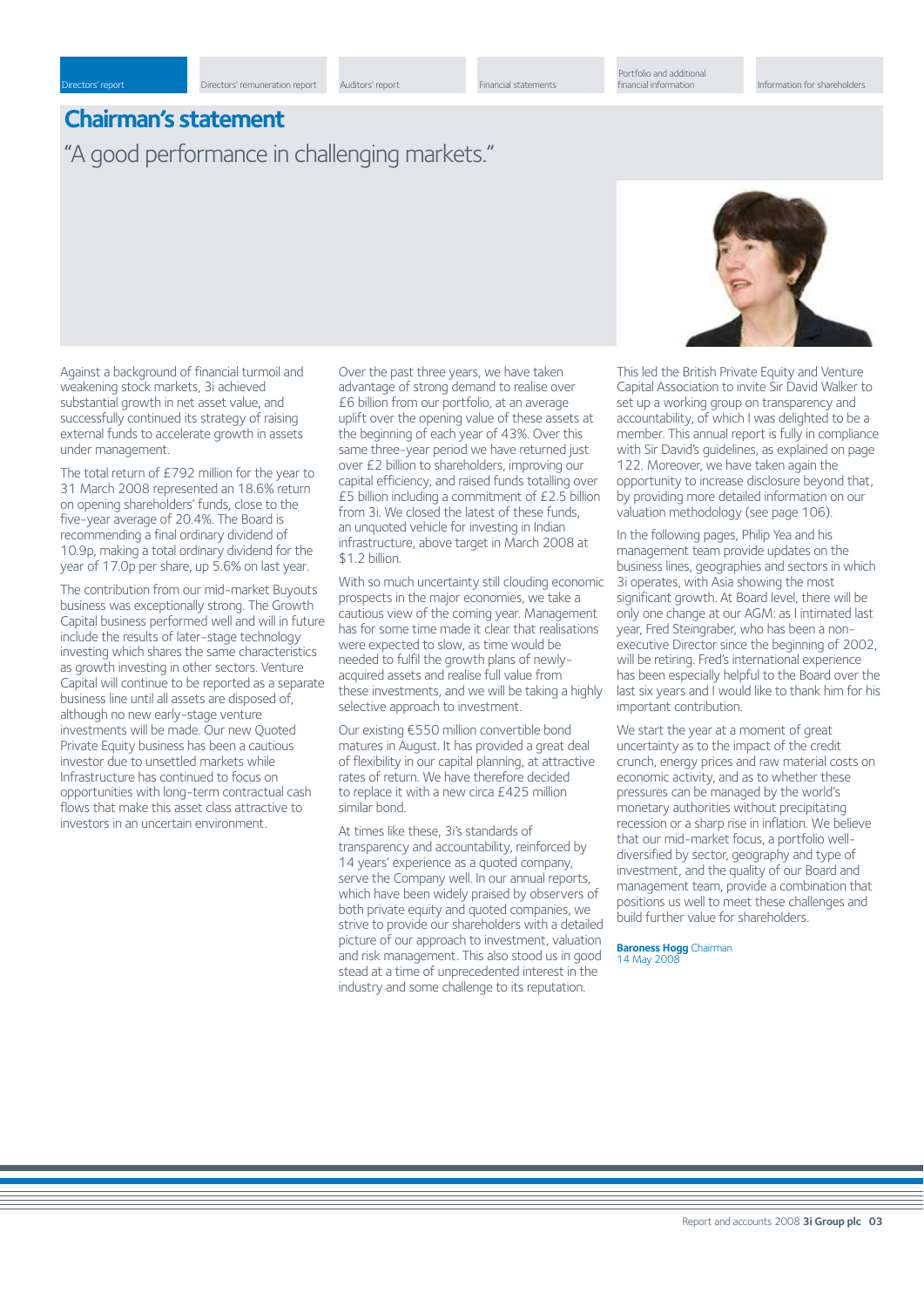# Chairman's statement

"A good performance in challenging markets."

Against a background of financial turmoil and weakening stock markets, 3i achieved substantial growth in net asset value, and successfully continued its strategy of raising external funds to accelerate growth in assets under management.

The total return of £792 million for the year to 31 March 2008 represented an 18.6% return on opening shareholders' funds, close to the five-year average of 20.4%. The Board is recommending a final ordinary dividend of 10.9p, making a total ordinary dividend for the year of 17.0p per share, up 5.6% on last year.

The contribution from our mid-market Buyouts business was exceptionally strong. The Growth Capital business performed well and will in future include the results of later-stage technology investing which shares the same characteristics as growth investing in other sectors. Venture Capital will continue to be reported as a separate business line until all assets are disposed of, although no new early-stage venture investments will be made. Our new Quoted Private Equity business has been a cautious investor due to unsettled markets while Infrastructure has continued to focus on opportunities with long-term contractual cash flows that make this asset class attractive to investors in an uncertain environment.

Over the past three years, we have taken advantage of strong demand to realise over £6 billion from our portfolio, at an average uplift over the opening value of these assets at the beginning of each year of 43%. Over this same three-year period we have returned just over £2 billion to shareholders, improving our capital efficiency, and raised funds totalling over £5 billion including a commitment of £2.5 billion from 3i. We closed the latest of these funds, an unquoted vehicle for investing in Indian infrastructure, above target in March 2008 at $1.2 billion.

With so much uncertainty still clouding economic prospects in the major economies, we take a cautious view of the coming year. Management has for some time made it clear that realisations were expected to slow, as time would be needed to fulfil the growth plans of newly-acquired assets and realise full value from these investments, and we will be taking a highly selective approach to investment.

Our existing €550 million convertible bond matures in August. It has provided a great deal of flexibility in our capital planning, at attractive rates of return. We have therefore decided to replace it with a new circa £425 million similar bond.

At times like these, 3i's standards of transparency and accountability, reinforced by 14 years' experience as a quoted company, serve the Company well. In our annual reports, which have been widely praised by observers of both private equity and quoted companies, we strive to provide our shareholders with a detailed picture of our approach to investment, valuation and risk management. This also stood us in good stead at a time of unprecedented interest in the industry and some challenge to its reputation.

This led the British Private Equity and Venture Capital Association to invite Sir David Walker to set up a working group on transparency and accountability, of which I was delighted to be a member. This annual report is fully in compliance with Sir David's guidelines, as explained on page 122. Moreover, we have taken again the opportunity to increase disclosure beyond that, by providing more detailed information on our valuation methodology (see page 106).

In the following pages, Philip Yea and his management team provide updates on the business lines, geographies and sectors in which 3i operates, with Asia showing the most significant growth. At Board level, there will be only one change at our AGM: as I intimated last year, Fred Steingraber, who has been a non-executive Director since the beginning of 2002, will be retiring. Fred's international experience has been especially helpful to the Board over the last six years and I would like to thank him for his important contribution.

We start the year at a moment of great uncertainty as to the impact of the credit crunch, energy prices and raw material costs on economic activity, and as to whether these pressures can be managed by the world's monetary authorities without precipitating recession or a sharp rise in inflation. We believe that our mid-market focus, a portfolio well-diversified by sector, geography and type of investment, and the quality of our Board and management team, provide a combination that positions us well to meet these challenges and build further value for shareholders.

**Baroness Hogg** Chairman
14 May 2008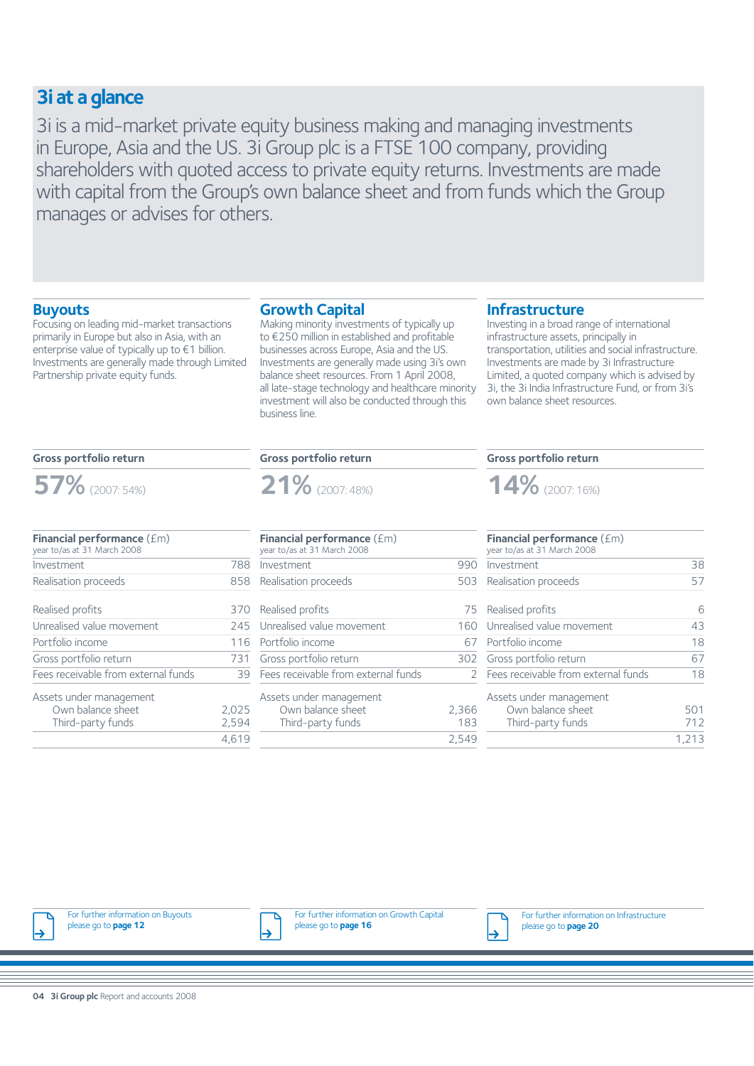# 3i at a glance

3i is a mid-market private equity business making and managing investments in Europe, Asia and the US. 3i Group plc is a FTSE 100 company, providing shareholders with quoted access to private equity returns. Investments are made with capital from the Group's own balance sheet and from funds which the Group manages or advises for others.

## Buyouts

Focusing on leading mid-market transactions primarily in Europe but also in Asia, with an enterprise value of typically up to €1 billion. Investments are generally made through Limited Partnership private equity funds.

**Gross portfolio return**

**57%** (2007: 54%)

| **Financial performance** (£m) year to/as at 31 March 2008 | |
|---|---|
| Investment | 788 |
| Realisation proceeds | 858 |
| Realised profits | 370 |
| Unrealised value movement | 245 |
| Portfolio income | 116 |
| Gross portfolio return | 731 |
| Fees receivable from external funds | 39 |
| Assets under management | |
| Own balance sheet | 2,025 |
| Third-party funds | 2,594 |
| | 4,619 |

For further information on Buyouts please go to **page 12**

## Growth Capital

Making minority investments of typically up to €250 million in established and profitable businesses across Europe, Asia and the US. Investments are generally made using 3i's own balance sheet resources. From 1 April 2008, all late-stage technology and healthcare minority investment will also be conducted through this business line.

**Gross portfolio return**

**21%** (2007: 48%)

| **Financial performance** (£m) year to/as at 31 March 2008 | |
|---|---|
| Investment | 990 |
| Realisation proceeds | 503 |
| Realised profits | 75 |
| Unrealised value movement | 160 |
| Portfolio income | 67 |
| Gross portfolio return | 302 |
| Fees receivable from external funds | 2 |
| Assets under management | |
| Own balance sheet | 2,366 |
| Third-party funds | 183 |
| | 2,549 |

For further information on Growth Capital please go to **page 16**

## Infrastructure

Investing in a broad range of international infrastructure assets, principally in transportation, utilities and social infrastructure. Investments are made by 3i Infrastructure Limited, a quoted company which is advised by 3i, the 3i India Infrastructure Fund, or from 3i's own balance sheet resources.

**Gross portfolio return**

**14%** (2007: 16%)

| **Financial performance** (£m) year to/as at 31 March 2008 | |
|---|---|
| Investment | 38 |
| Realisation proceeds | 57 |
| Realised profits | 6 |
| Unrealised value movement | 43 |
| Portfolio income | 18 |
| Gross portfolio return | 67 |
| Fees receivable from external funds | 18 |
| Assets under management | |
| Own balance sheet | 501 |
| Third-party funds | 712 |
| | 1,213 |

For further information on Infrastructure please go to **page 20**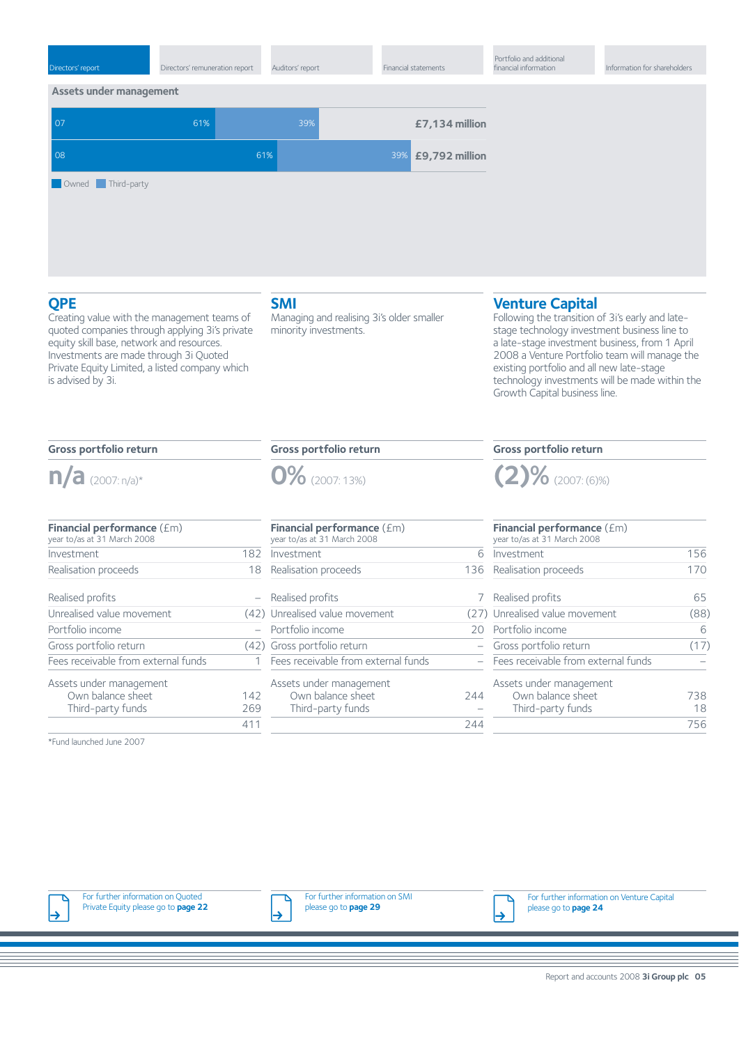## Assets under management

| | Owned | Third-party | Total |
|---|---|---|---|
| 07 | 61% | 39% | £7,134 million |
| 08 | 61% | 39% | £9,792 million |

## QPE

Creating value with the management teams of quoted companies through applying 3i's private equity skill base, network and resources. Investments are made through 3i Quoted Private Equity Limited, a listed company which is advised by 3i.

### Gross portfolio return

**n/a** (2007: n/a)*

| **Financial performance** (£m) year to/as at 31 March 2008 | |
|---|---|
| Investment | 182 |
| Realisation proceeds | 18 |
| Realised profits | – |
| Unrealised value movement | (42) |
| Portfolio income | – |
| Gross portfolio return | (42) |
| Fees receivable from external funds | 1 |
| Assets under management | |
| Own balance sheet | 142 |
| Third-party funds | 269 |
| | 411 |

*Fund launched June 2007

For further information on Quoted Private Equity please go to **page 22**

## SMI

Managing and realising 3i's older smaller minority investments.

### Gross portfolio return

**0%** (2007: 13%)

| **Financial performance** (£m) year to/as at 31 March 2008 | |
|---|---|
| Investment | 6 |
| Realisation proceeds | 136 |
| Realised profits | 7 |
| Unrealised value movement | (27) |
| Portfolio income | 20 |
| Gross portfolio return | – |
| Fees receivable from external funds | – |
| Assets under management | |
| Own balance sheet | 244 |
| Third-party funds | – |
| | 244 |

For further information on SMI please go to **page 29**

## Venture Capital

Following the transition of 3i's early and late-stage technology investment business line to a late-stage investment business, from 1 April 2008 a Venture Portfolio team will manage the existing portfolio and all new late-stage technology investments will be made within the Growth Capital business line.

### Gross portfolio return

**(2)%** (2007: (6)%)

| **Financial performance** (£m) year to/as at 31 March 2008 | |
|---|---|
| Investment | 156 |
| Realisation proceeds | 170 |
| Realised profits | 65 |
| Unrealised value movement | (88) |
| Portfolio income | 6 |
| Gross portfolio return | (17) |
| Fees receivable from external funds | – |
| Assets under management | |
| Own balance sheet | 738 |
| Third-party funds | 18 |
| | 756 |

For further information on Venture Capital please go to **page 24**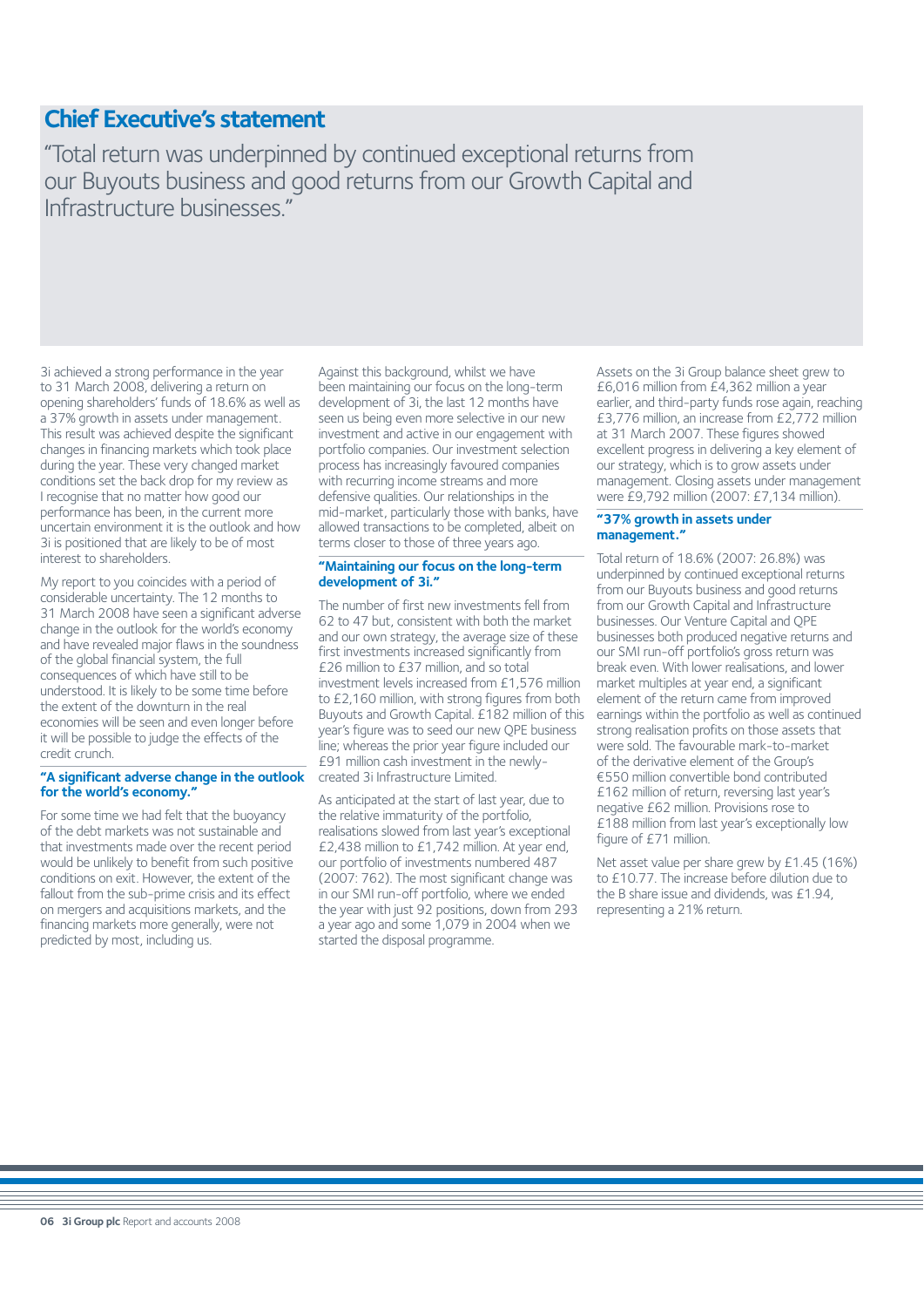# Chief Executive's statement

"Total return was underpinned by continued exceptional returns from our Buyouts business and good returns from our Growth Capital and Infrastructure businesses."

3i achieved a strong performance in the year to 31 March 2008, delivering a return on opening shareholders' funds of 18.6% as well as a 37% growth in assets under management. This result was achieved despite the significant changes in financing markets which took place during the year. These very changed market conditions set the back drop for my review as I recognise that no matter how good our performance has been, in the current more uncertain environment it is the outlook and how 3i is positioned that are likely to be of most interest to shareholders.

My report to you coincides with a period of considerable uncertainty. The 12 months to 31 March 2008 have seen a significant adverse change in the outlook for the world's economy and have revealed major flaws in the soundness of the global financial system, the full consequences of which have still to be understood. It is likely to be some time before the extent of the downturn in the real economies will be seen and even longer before it will be possible to judge the effects of the credit crunch.

**"A significant adverse change in the outlook for the world's economy."**

For some time we had felt that the buoyancy of the debt markets was not sustainable and that investments made over the recent period would be unlikely to benefit from such positive conditions on exit. However, the extent of the fallout from the sub-prime crisis and its effect on mergers and acquisitions markets, and the financing markets more generally, were not predicted by most, including us.

Against this background, whilst we have been maintaining our focus on the long-term development of 3i, the last 12 months have seen us being even more selective in our new investment and active in our engagement with portfolio companies. Our investment selection process has increasingly favoured companies with recurring income streams and more defensive qualities. Our relationships in the mid-market, particularly those with banks, have allowed transactions to be completed, albeit on terms closer to those of three years ago.

**"Maintaining our focus on the long-term development of 3i."**

The number of first new investments fell from 62 to 47 but, consistent with both the market and our own strategy, the average size of these first investments increased significantly from £26 million to £37 million, and so total investment levels increased from £1,576 million to £2,160 million, with strong figures from both Buyouts and Growth Capital. £182 million of this year's figure was to seed our new QPE business line; whereas the prior year figure included our £91 million cash investment in the newly-created 3i Infrastructure Limited.

As anticipated at the start of last year, due to the relative immaturity of the portfolio, realisations slowed from last year's exceptional £2,438 million to £1,742 million. At year end, our portfolio of investments numbered 487 (2007: 762). The most significant change was in our SMI run-off portfolio, where we ended the year with just 92 positions, down from 293 a year ago and some 1,079 in 2004 when we started the disposal programme.

Assets on the 3i Group balance sheet grew to £6,016 million from £4,362 million a year earlier, and third-party funds rose again, reaching £3,776 million, an increase from £2,772 million at 31 March 2007. These figures showed excellent progress in delivering a key element of our strategy, which is to grow assets under management. Closing assets under management were £9,792 million (2007: £7,134 million).

**"37% growth in assets under management."**

Total return of 18.6% (2007: 26.8%) was underpinned by continued exceptional returns from our Buyouts business and good returns from our Growth Capital and Infrastructure businesses. Our Venture Capital and QPE businesses both produced negative returns and our SMI run-off portfolio's gross return was break even. With lower realisations, and lower market multiples at year end, a significant element of the return came from improved earnings within the portfolio as well as continued strong realisation profits on those assets that were sold. The favourable mark-to-market of the derivative element of the Group's €550 million convertible bond contributed £162 million of return, reversing last year's negative £62 million. Provisions rose to £188 million from last year's exceptionally low figure of £71 million.

Net asset value per share grew by £1.45 (16%) to £10.77. The increase before dilution due to the B share issue and dividends, was £1.94, representing a 21% return.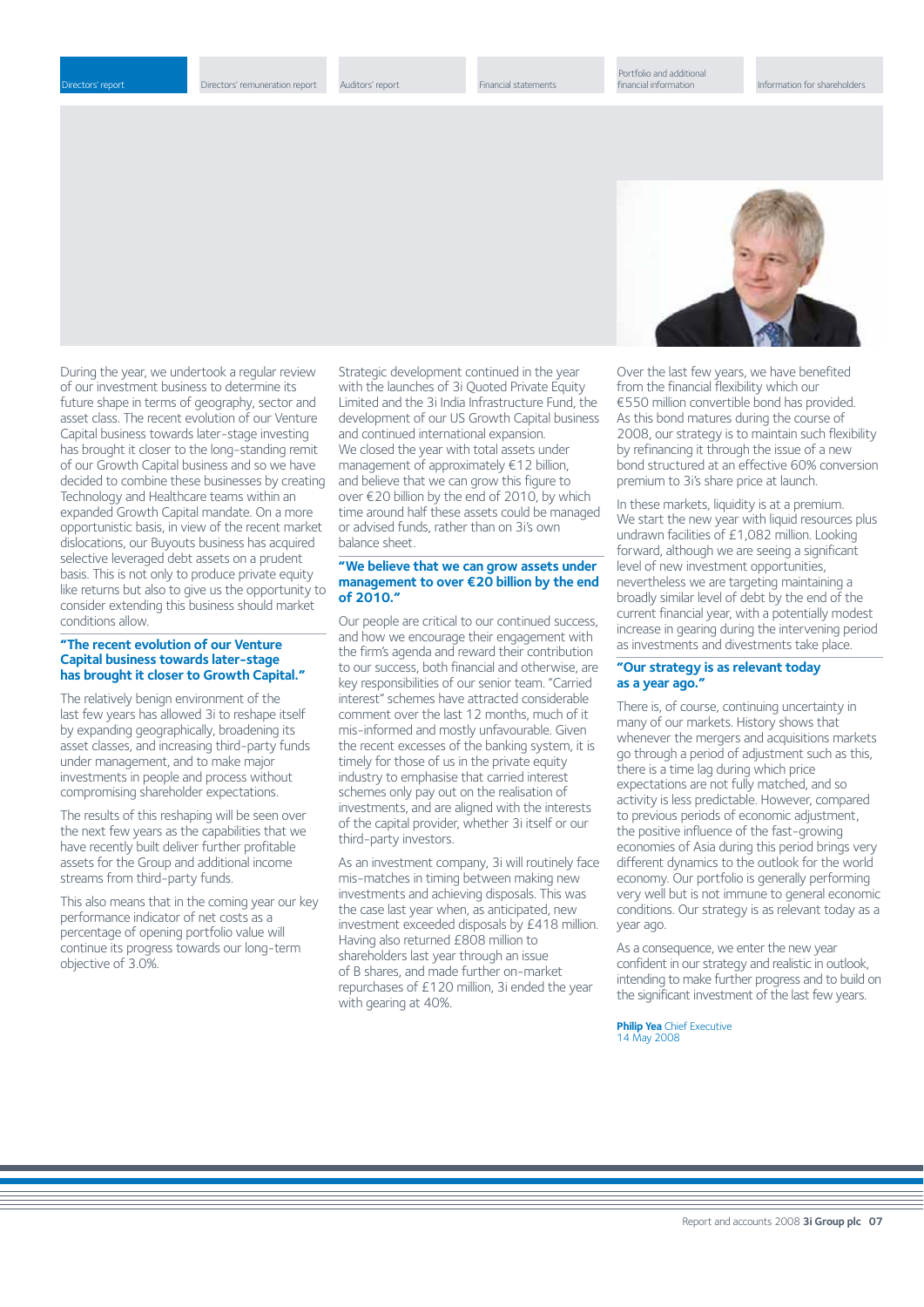During the year, we undertook a regular review of our investment business to determine its future shape in terms of geography, sector and asset class. The recent evolution of our Venture Capital business towards later-stage investing has brought it closer to the long-standing remit of our Growth Capital business and so we have decided to combine these businesses by creating Technology and Healthcare teams within an expanded Growth Capital mandate. On a more opportunistic basis, in view of the recent market dislocations, our Buyouts business has acquired selective leveraged debt assets on a prudent basis. This is not only to produce private equity like returns but also to give us the opportunity to consider extending this business should market conditions allow.

**"The recent evolution of our Venture Capital business towards later-stage has brought it closer to Growth Capital."**

The relatively benign environment of the last few years has allowed 3i to reshape itself by expanding geographically, broadening its asset classes, and increasing third-party funds under management, and to make major investments in people and process without compromising shareholder expectations.

The results of this reshaping will be seen over the next few years as the capabilities that we have recently built deliver further profitable assets for the Group and additional income streams from third-party funds.

This also means that in the coming year our key performance indicator of net costs as a percentage of opening portfolio value will continue its progress towards our long-term objective of 3.0%.

Strategic development continued in the year with the launches of 3i Quoted Private Equity Limited and the 3i India Infrastructure Fund, the development of our US Growth Capital business and continued international expansion. We closed the year with total assets under management of approximately €12 billion, and believe that we can grow this figure to over €20 billion by the end of 2010, by which time around half these assets could be managed or advised funds, rather than on 3i's own balance sheet.

**"We believe that we can grow assets under management to over €20 billion by the end of 2010."**

Our people are critical to our continued success, and how we encourage their engagement with the firm's agenda and reward their contribution to our success, both financial and otherwise, are key responsibilities of our senior team. "Carried interest" schemes have attracted considerable comment over the last 12 months, much of it mis-informed and mostly unfavourable. Given the recent excesses of the banking system, it is timely for those of us in the private equity industry to emphasise that carried interest schemes only pay out on the realisation of investments, and are aligned with the interests of the capital provider, whether 3i itself or our third-party investors.

As an investment company, 3i will routinely face mis-matches in timing between making new investments and achieving disposals. This was the case last year when, as anticipated, new investment exceeded disposals by £418 million. Having also returned £808 million to shareholders last year through an issue of B shares, and made further on-market repurchases of £120 million, 3i ended the year with gearing at 40%.

Over the last few years, we have benefited from the financial flexibility which our €550 million convertible bond has provided. As this bond matures during the course of 2008, our strategy is to maintain such flexibility by refinancing it through the issue of a new bond structured at an effective 60% conversion premium to 3i's share price at launch.

In these markets, liquidity is at a premium. We start the new year with liquid resources plus undrawn facilities of £1,082 million. Looking forward, although we are seeing a significant level of new investment opportunities, nevertheless we are targeting maintaining a broadly similar level of debt by the end of the current financial year, with a potentially modest increase in gearing during the intervening period as investments and divestments take place.

**"Our strategy is as relevant today as a year ago."**

There is, of course, continuing uncertainty in many of our markets. History shows that whenever the mergers and acquisitions markets go through a period of adjustment such as this, there is a time lag during which price expectations are not fully matched, and so activity is less predictable. However, compared to previous periods of economic adjustment, the positive influence of the fast-growing economies of Asia during this period brings very different dynamics to the outlook for the world economy. Our portfolio is generally performing very well but is not immune to general economic conditions. Our strategy is as relevant today as a year ago.

As a consequence, we enter the new year confident in our strategy and realistic in outlook, intending to make further progress and to build on the significant investment of the last few years.

**Philip Yea** Chief Executive
14 May 2008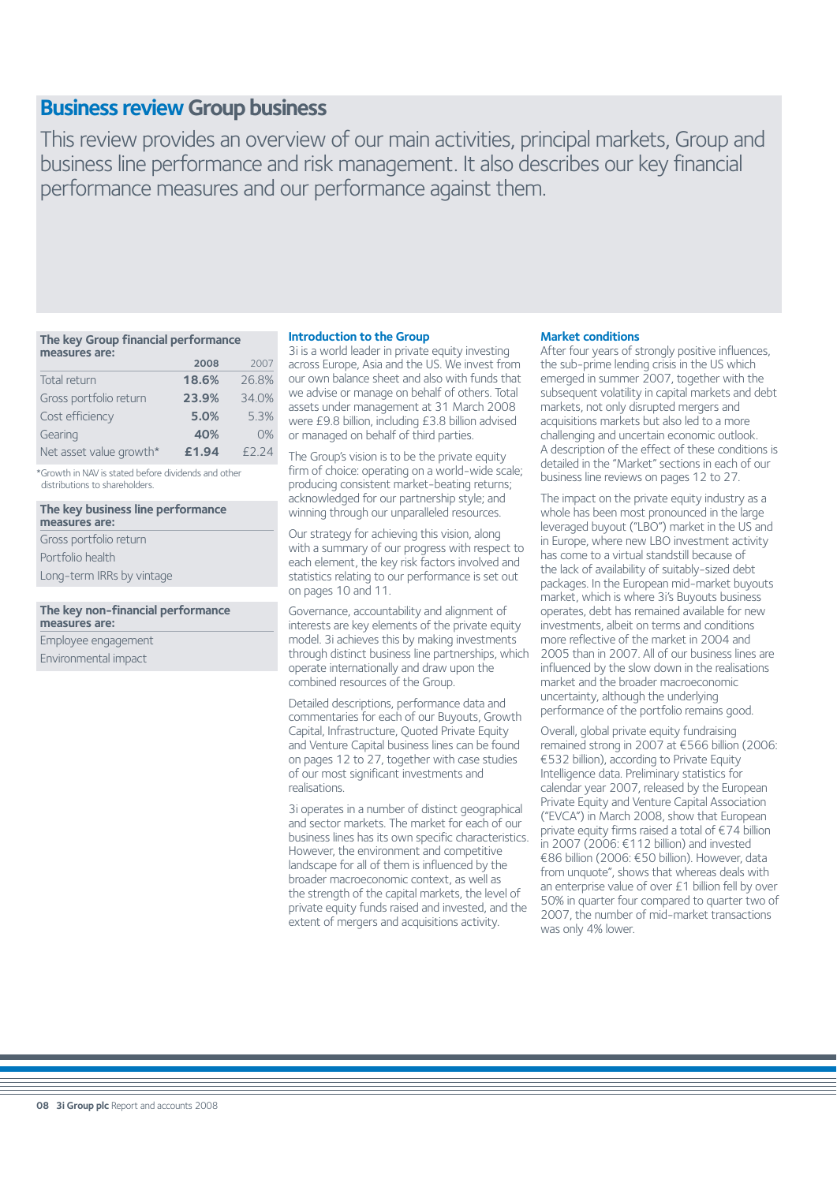# Business review Group business

This review provides an overview of our main activities, principal markets, Group and business line performance and risk management. It also describes our key financial performance measures and our performance against them.

| The key Group financial performance measures are: | 2008 | 2007 |
|---|---|---|
| Total return | **18.6%** | 26.8% |
| Gross portfolio return | **23.9%** | 34.0% |
| Cost efficiency | **5.0%** | 5.3% |
| Gearing | **40%** | 0% |
| Net asset value growth* | **£1.94** | £2.24 |

*Growth in NAV is stated before dividends and other distributions to shareholders.

**The key business line performance measures are:**

- Gross portfolio return
- Portfolio health
- Long-term IRRs by vintage

**The key non-financial performance measures are:**

- Employee engagement
- Environmental impact

### Introduction to the Group

3i is a world leader in private equity investing across Europe, Asia and the US. We invest from our own balance sheet and also with funds that we advise or manage on behalf of others. Total assets under management at 31 March 2008 were £9.8 billion, including £3.8 billion advised or managed on behalf of third parties.

The Group's vision is to be the private equity firm of choice: operating on a world-wide scale; producing consistent market-beating returns; acknowledged for our partnership style; and winning through our unparalleled resources.

Our strategy for achieving this vision, along with a summary of our progress with respect to each element, the key risk factors involved and statistics relating to our performance is set out on pages 10 and 11.

Governance, accountability and alignment of interests are key elements of the private equity model. 3i achieves this by making investments through distinct business line partnerships, which operate internationally and draw upon the combined resources of the Group.

Detailed descriptions, performance data and commentaries for each of our Buyouts, Growth Capital, Infrastructure, Quoted Private Equity and Venture Capital business lines can be found on pages 12 to 27, together with case studies of our most significant investments and realisations.

3i operates in a number of distinct geographical and sector markets. The market for each of our business lines has its own specific characteristics. However, the environment and competitive landscape for all of them is influenced by the broader macroeconomic context, as well as the strength of the capital markets, the level of private equity funds raised and invested, and the extent of mergers and acquisitions activity.

### Market conditions

After four years of strongly positive influences, the sub-prime lending crisis in the US which emerged in summer 2007, together with the subsequent volatility in capital markets and debt markets, not only disrupted mergers and acquisitions markets but also led to a more challenging and uncertain economic outlook. A description of the effect of these conditions is detailed in the "Market" sections in each of our business line reviews on pages 12 to 27.

The impact on the private equity industry as a whole has been most pronounced in the large leveraged buyout ("LBO") market in the US and in Europe, where new LBO investment activity has come to a virtual standstill because of the lack of availability of suitably-sized debt packages. In the European mid-market buyouts market, which is where 3i's Buyouts business operates, debt has remained available for new investments, albeit on terms and conditions more reflective of the market in 2004 and 2005 than in 2007. All of our business lines are influenced by the slow down in the realisations market and the broader macroeconomic uncertainty, although the underlying performance of the portfolio remains good.

Overall, global private equity fundraising remained strong in 2007 at €566 billion (2006: €532 billion), according to Private Equity Intelligence data. Preliminary statistics for calendar year 2007, released by the European Private Equity and Venture Capital Association ("EVCA") in March 2008, show that European private equity firms raised a total of €74 billion in 2007 (2006: €112 billion) and invested €86 billion (2006: €50 billion). However, data from unquote", shows that whereas deals with an enterprise value of over £1 billion fell by over 50% in quarter four compared to quarter two of 2007, the number of mid-market transactions was only 4% lower.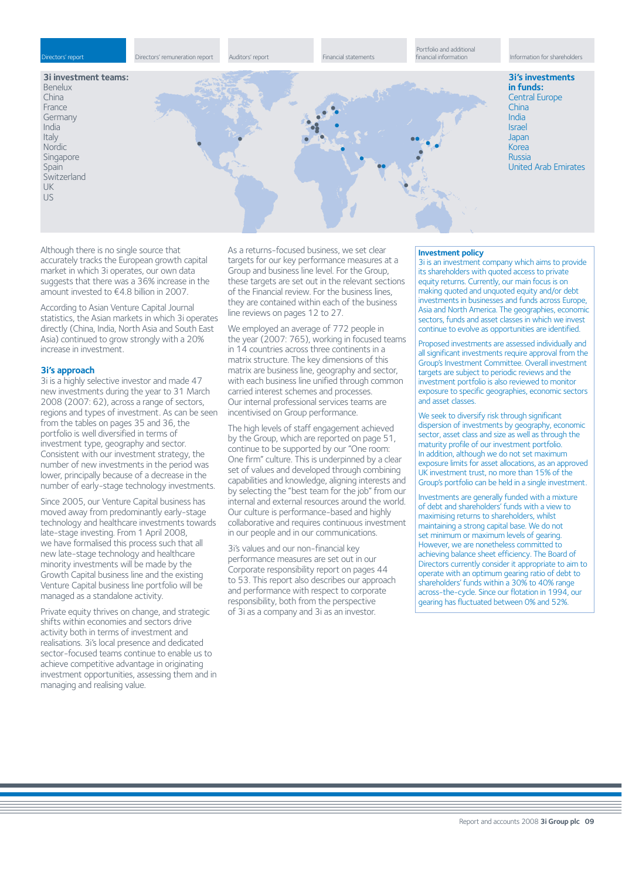**3i investment teams:**
Benelux
China
France
Germany
India
Italy
Nordic
Singapore
Spain
Switzerland
UK
US

**3i's investments in funds:**
Central Europe
China
India
Israel
Japan
Korea
Russia
United Arab Emirates

Although there is no single source that accurately tracks the European growth capital market in which 3i operates, our own data suggests that there was a 36% increase in the amount invested to €4.8 billion in 2007.

According to Asian Venture Capital Journal statistics, the Asian markets in which 3i operates directly (China, India, North Asia and South East Asia) continued to grow strongly with a 20% increase in investment.

### 3i's approach

3i is a highly selective investor and made 47 new investments during the year to 31 March 2008 (2007: 62), across a range of sectors, regions and types of investment. As can be seen from the tables on pages 35 and 36, the portfolio is well diversified in terms of investment type, geography and sector. Consistent with our investment strategy, the number of new investments in the period was lower, principally because of a decrease in the number of early-stage technology investments.

Since 2005, our Venture Capital business has moved away from predominantly early-stage technology and healthcare investments towards late-stage investing. From 1 April 2008, we have formalised this process such that all new late-stage technology and healthcare minority investments will be made by the Growth Capital business line and the existing Venture Capital business line portfolio will be managed as a standalone activity.

Private equity thrives on change, and strategic shifts within economies and sectors drive activity both in terms of investment and realisations. 3i's local presence and dedicated sector-focused teams continue to enable us to achieve competitive advantage in originating investment opportunities, assessing them and in managing and realising value.

As a returns-focused business, we set clear targets for our key performance measures at a Group and business line level. For the Group, these targets are set out in the relevant sections of the Financial review. For the business lines, they are contained within each of the business line reviews on pages 12 to 27.

We employed an average of 772 people in the year (2007: 765), working in focused teams in 14 countries across three continents in a matrix structure. The key dimensions of this matrix are business line, geography and sector, with each business line unified through common carried interest schemes and processes. Our internal professional services teams are incentivised on Group performance.

The high levels of staff engagement achieved by the Group, which are reported on page 51, continue to be supported by our "One room: One firm" culture. This is underpinned by a clear set of values and developed through combining capabilities and knowledge, aligning interests and by selecting the "best team for the job" from our internal and external resources around the world. Our culture is performance-based and highly collaborative and requires continuous investment in our people and in our communications.

3i's values and our non-financial key performance measures are set out in our Corporate responsibility report on pages 44 to 53. This report also describes our approach and performance with respect to corporate responsibility, both from the perspective of 3i as a company and 3i as an investor.

### Investment policy

3i is an investment company which aims to provide its shareholders with quoted access to private equity returns. Currently, our main focus is on making quoted and unquoted equity and/or debt investments in businesses and funds across Europe, Asia and North America. The geographies, economic sectors, funds and asset classes in which we invest continue to evolve as opportunities are identified.

Proposed investments are assessed individually and all significant investments require approval from the Group's Investment Committee. Overall investment targets are subject to periodic reviews and the investment portfolio is also reviewed to monitor exposure to specific geographies, economic sectors and asset classes.

We seek to diversify risk through significant dispersion of investments by geography, economic sector, asset class and size as well as through the maturity profile of our investment portfolio. In addition, although we do not set maximum exposure limits for asset allocations, as an approved UK investment trust, no more than 15% of the Group's portfolio can be held in a single investment.

Investments are generally funded with a mixture of debt and shareholders' funds with a view to maximising returns to shareholders, whilst maintaining a strong capital base. We do not set minimum or maximum levels of gearing. However, we are nonetheless committed to achieving balance sheet efficiency. The Board of Directors currently consider it appropriate to aim to operate with an optimum gearing ratio of debt to shareholders' funds within a 30% to 40% range across-the-cycle. Since our flotation in 1994, our gearing has fluctuated between 0% and 52%.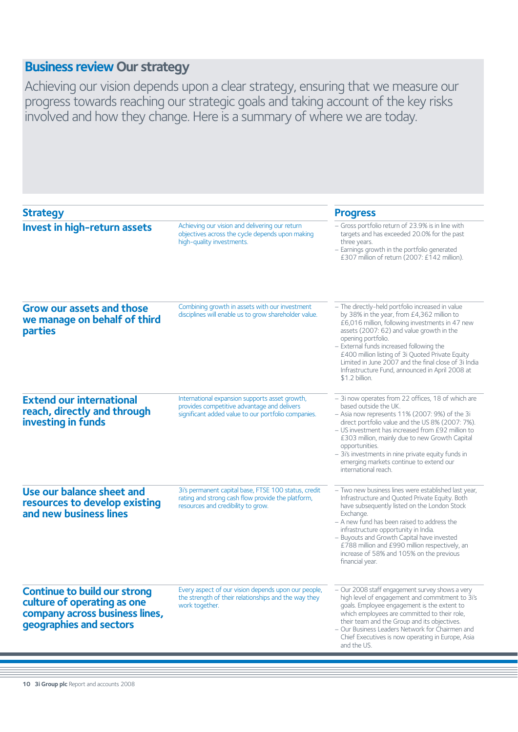# Business review Our strategy

Achieving our vision depends upon a clear strategy, ensuring that we measure our progress towards reaching our strategic goals and taking account of the key risks involved and how they change. Here is a summary of where we are today.

| Strategy | | Progress |
|---|---|---|
| **Invest in high-return assets** | Achieving our vision and delivering our return objectives across the cycle depends upon making high-quality investments. | – Gross portfolio return of 23.9% is in line with targets and has exceeded 20.0% for the past three years.<br>– Earnings growth in the portfolio generated £307 million of return (2007: £142 million). |
| **Grow our assets and those we manage on behalf of third parties** | Combining growth in assets with our investment disciplines will enable us to grow shareholder value. | – The directly-held portfolio increased in value by 38% in the year, from £4,362 million to £6,016 million, following investments in 47 new assets (2007: 62) and value growth in the opening portfolio.<br>– External funds increased following the £400 million listing of 3i Quoted Private Equity Limited in June 2007 and the final close of 3i India Infrastructure Fund, announced in April 2008 at $1.2 billion. |
| **Extend our international reach, directly and through investing in funds** | International expansion supports asset growth, provides competitive advantage and delivers significant added value to our portfolio companies. | – 3i now operates from 22 offices, 18 of which are based outside the UK.<br>– Asia now represents 11% (2007: 9%) of the 3i direct portfolio value and the US 8% (2007: 7%).<br>– US investment has increased from £92 million to £303 million, mainly due to new Growth Capital opportunities.<br>– 3i's investments in nine private equity funds in emerging markets continue to extend our international reach. |
| **Use our balance sheet and resources to develop existing and new business lines** | 3i's permanent capital base, FTSE 100 status, credit rating and strong cash flow provide the platform, resources and credibility to grow. | – Two new business lines were established last year, Infrastructure and Quoted Private Equity. Both have subsequently listed on the London Stock Exchange.<br>– A new fund has been raised to address the infrastructure opportunity in India.<br>– Buyouts and Growth Capital have invested £788 million and £990 million respectively, an increase of 58% and 105% on the previous financial year. |
| **Continue to build our strong culture of operating as one company across business lines, geographies and sectors** | Every aspect of our vision depends upon our people, the strength of their relationships and the way they work together. | – Our 2008 staff engagement survey shows a very high level of engagement and commitment to 3i's goals. Employee engagement is the extent to which employees are committed to their role, their team and the Group and its objectives.<br>– Our Business Leaders Network for Chairmen and Chief Executives is now operating in Europe, Asia and the US. |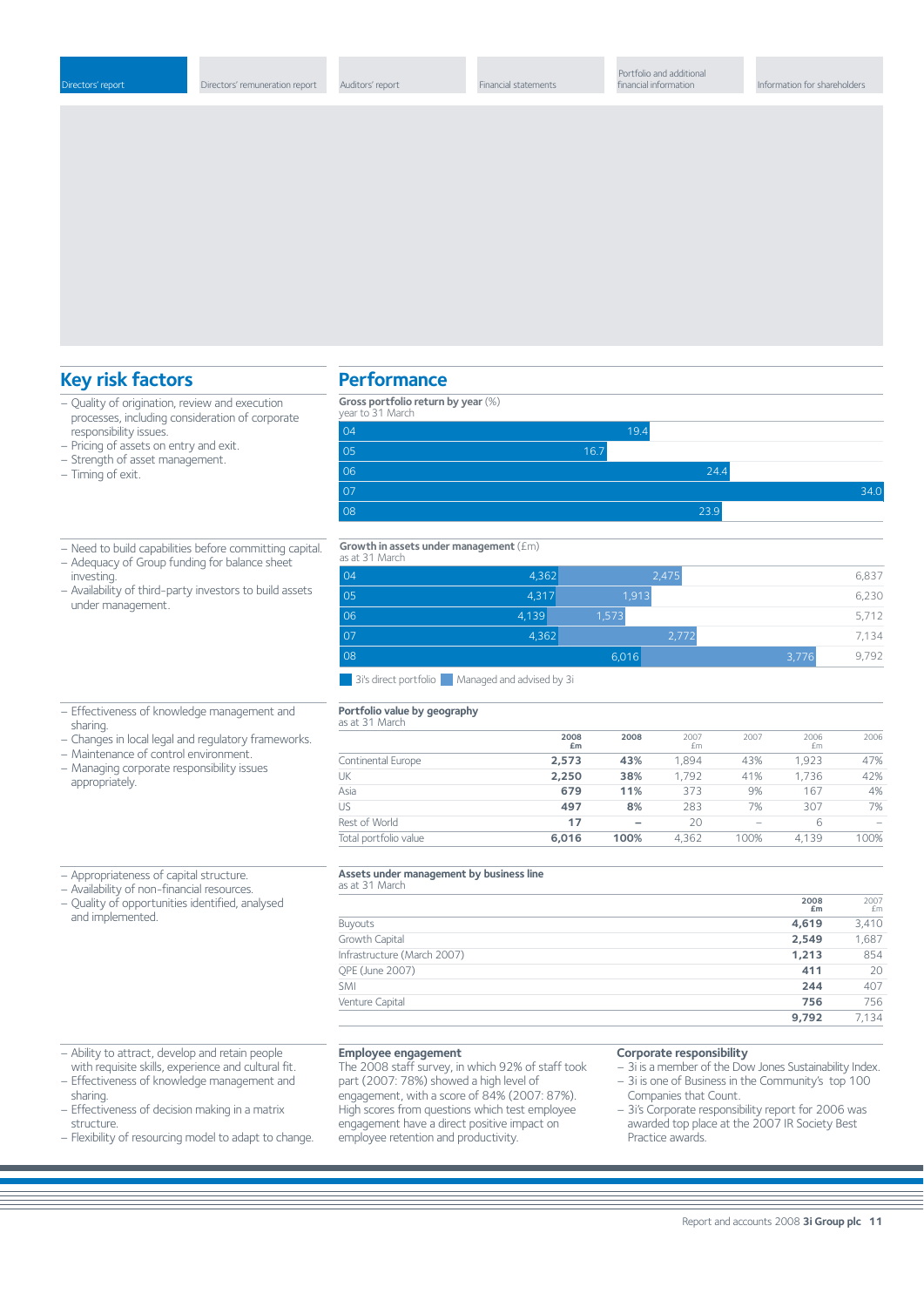## Key risk factors

- Quality of origination, review and execution processes, including consideration of corporate responsibility issues.
- Pricing of assets on entry and exit.
- Strength of asset management.
- Timing of exit.

## Performance

**Gross portfolio return by year** (%)
year to 31 March

| Year | % |
|---|---|
| 04 | 19.4 |
| 05 | 16.7 |
| 06 | 24.4 |
| 07 | 34.0 |
| 08 | 23.9 |

- Need to build capabilities before committing capital.
- Adequacy of Group funding for balance sheet investing.
- Availability of third-party investors to build assets under management.

**Growth in assets under management** (£m)
as at 31 March

| Year | 3i's direct portfolio | Managed and advised by 3i | Total |
|---|---|---|---|
| 04 | 4,362 | 2,475 | 6,837 |
| 05 | 4,317 | 1,913 | 6,230 |
| 06 | 4,139 | 1,573 | 5,712 |
| 07 | 4,362 | 2,772 | 7,134 |
| 08 | 6,016 | 3,776 | 9,792 |

- Effectiveness of knowledge management and sharing.
- Changes in local legal and regulatory frameworks.
- Maintenance of control environment.
- Managing corporate responsibility issues appropriately.

**Portfolio value by geography**
as at 31 March

| | 2008 £m | 2008 | 2007 £m | 2007 | 2006 £m | 2006 |
|---|---|---|---|---|---|---|
| Continental Europe | **2,573** | **43%** | 1,894 | 43% | 1,923 | 47% |
| UK | **2,250** | **38%** | 1,792 | 41% | 1,736 | 42% |
| Asia | **679** | **11%** | 373 | 9% | 167 | 4% |
| US | **497** | **8%** | 283 | 7% | 307 | 7% |
| Rest of World | **17** | **–** | 20 | – | 6 | – |
| Total portfolio value | **6,016** | **100%** | 4,362 | 100% | 4,139 | 100% |

- Appropriateness of capital structure.
- Availability of non-financial resources.
- Quality of opportunities identified, analysed and implemented.

**Assets under management by business line**
as at 31 March

| | 2008 £m | 2007 £m |
|---|---|---|
| Buyouts | **4,619** | 3,410 |
| Growth Capital | **2,549** | 1,687 |
| Infrastructure (March 2007) | **1,213** | 854 |
| QPE (June 2007) | **411** | 20 |
| SMI | **244** | 407 |
| Venture Capital | **756** | 756 |
| | **9,792** | 7,134 |

- Ability to attract, develop and retain people with requisite skills, experience and cultural fit.
- Effectiveness of knowledge management and sharing.
- Effectiveness of decision making in a matrix structure.
- Flexibility of resourcing model to adapt to change.

**Employee engagement**

The 2008 staff survey, in which 92% of staff took part (2007: 78%) showed a high level of engagement, with a score of 84% (2007: 87%). High scores from questions which test employee engagement have a direct positive impact on employee retention and productivity.

**Corporate responsibility**

- 3i is a member of the Dow Jones Sustainability Index.
- 3i is one of Business in the Community's top 100 Companies that Count.
- 3i's Corporate responsibility report for 2006 was awarded top place at the 2007 IR Society Best Practice awards.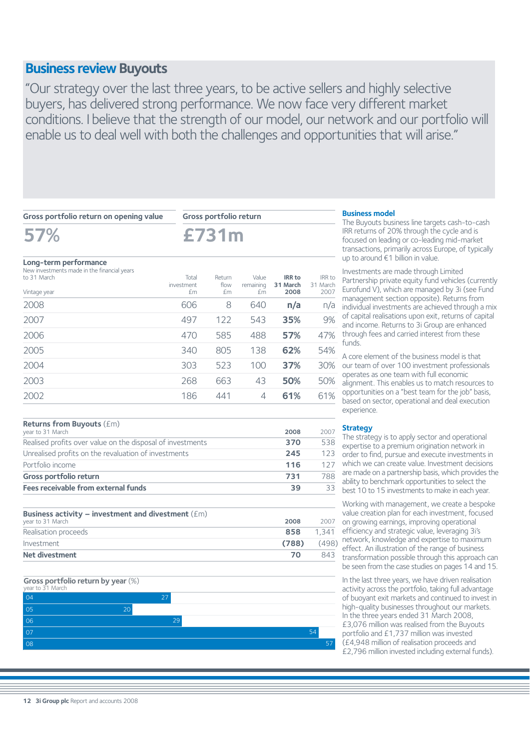# Business review Buyouts

"Our strategy over the last three years, to be active sellers and highly selective buyers, has delivered strong performance. We now face very different market conditions. I believe that the strength of our model, our network and our portfolio will enable us to deal well with both the challenges and opportunities that will arise."

**Gross portfolio return on opening value**

**57%**

**Gross portfolio return**

**£731m**

**Long-term performance**
New investments made in the financial years to 31 March

| Vintage year | Total investment £m | Return flow £m | Value remaining £m | IRR to 31 March 2008 | IRR to 31 March 2007 |
|---|---|---|---|---|---|
| 2008 | 606 | 8 | 640 | **n/a** | n/a |
| 2007 | 497 | 122 | 543 | **35%** | 9% |
| 2006 | 470 | 585 | 488 | **57%** | 47% |
| 2005 | 340 | 805 | 138 | **62%** | 54% |
| 2004 | 303 | 523 | 100 | **37%** | 30% |
| 2003 | 268 | 663 | 43 | **50%** | 50% |
| 2002 | 186 | 441 | 4 | **61%** | 61% |

**Returns from Buyouts** (£m)
year to 31 March

| | 2008 | 2007 |
|---|---|---|
| Realised profits over value on the disposal of investments | **370** | 538 |
| Unrealised profits on the revaluation of investments | **245** | 123 |
| Portfolio income | **116** | 127 |
| **Gross portfolio return** | **731** | 788 |
| **Fees receivable from external funds** | **39** | 33 |

**Business activity – investment and divestment** (£m)
year to 31 March

| | 2008 | 2007 |
|---|---|---|
| Realisation proceeds | **858** | 1,341 |
| Investment | **(788)** | (498) |
| **Net divestment** | **70** | 843 |

**Gross portfolio return by year** (%)
year to 31 March

| Year | % |
|---|---|
| 04 | 27 |
| 05 | 20 |
| 06 | 29 |
| 07 | 54 |
| 08 | 57 |

### Business model

The Buyouts business line targets cash-to-cash IRR returns of 20% through the cycle and is focused on leading or co-leading mid-market transactions, primarily across Europe, of typically up to around €1 billion in value.

Investments are made through Limited Partnership private equity fund vehicles (currently Eurofund V), which are managed by 3i (see Fund management section opposite). Returns from individual investments are achieved through a mix of capital realisations upon exit, returns of capital and income. Returns to 3i Group are enhanced through fees and carried interest from these funds.

A core element of the business model is that our team of over 100 investment professionals operates as one team with full economic alignment. This enables us to match resources to opportunities on a "best team for the job" basis, based on sector, operational and deal execution experience.

### Strategy

The strategy is to apply sector and operational expertise to a premium origination network in order to find, pursue and execute investments in which we can create value. Investment decisions are made on a partnership basis, which provides the ability to benchmark opportunities to select the best 10 to 15 investments to make in each year.

Working with management, we create a bespoke value creation plan for each investment, focused on growing earnings, improving operational efficiency and strategic value, leveraging 3i's network, knowledge and expertise to maximum effect. An illustration of the range of business transformation possible through this approach can be seen from the case studies on pages 14 and 15.

In the last three years, we have driven realisation activity across the portfolio, taking full advantage of buoyant exit markets and continued to invest in high-quality businesses throughout our markets. In the three years ended 31 March 2008, £3,076 million was realised from the Buyouts portfolio and £1,737 million was invested (£4,948 million of realisation proceeds and £2,796 million invested including external funds).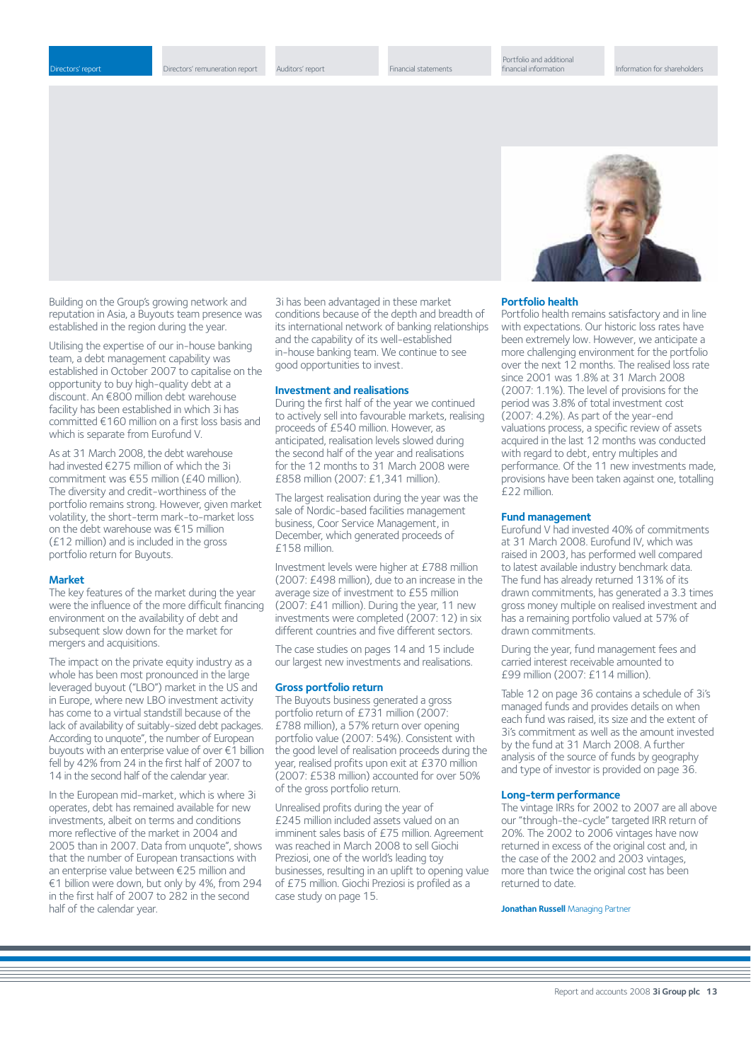Building on the Group's growing network and reputation in Asia, a Buyouts team presence was established in the region during the year.

Utilising the expertise of our in-house banking team, a debt management capability was established in October 2007 to capitalise on the opportunity to buy high-quality debt at a discount. An €800 million debt warehouse facility has been established in which 3i has committed €160 million on a first loss basis and which is separate from Eurofund V.

As at 31 March 2008, the debt warehouse had invested €275 million of which the 3i commitment was €55 million (£40 million). The diversity and credit-worthiness of the portfolio remains strong. However, given market volatility, the short-term mark-to-market loss on the debt warehouse was €15 million (£12 million) and is included in the gross portfolio return for Buyouts.

### Market

The key features of the market during the year were the influence of the more difficult financing environment on the availability of debt and subsequent slow down for the market for mergers and acquisitions.

The impact on the private equity industry as a whole has been most pronounced in the large leveraged buyout ("LBO") market in the US and in Europe, where new LBO investment activity has come to a virtual standstill because of the lack of availability of suitably-sized debt packages. According to unquote", the number of European buyouts with an enterprise value of over €1 billion fell by 42% from 24 in the first half of 2007 to 14 in the second half of the calendar year.

In the European mid-market, which is where 3i operates, debt has remained available for new investments, albeit on terms and conditions more reflective of the market in 2004 and 2005 than in 2007. Data from unquote", shows that the number of European transactions with an enterprise value between €25 million and €1 billion were down, but only by 4%, from 294 in the first half of 2007 to 282 in the second half of the calendar year.

3i has been advantaged in these market conditions because of the depth and breadth of its international network of banking relationships and the capability of its well-established in-house banking team. We continue to see good opportunities to invest.

### Investment and realisations

During the first half of the year we continued to actively sell into favourable markets, realising proceeds of £540 million. However, as anticipated, realisation levels slowed during the second half of the year and realisations for the 12 months to 31 March 2008 were £858 million (2007: £1,341 million).

The largest realisation during the year was the sale of Nordic-based facilities management business, Coor Service Management, in December, which generated proceeds of £158 million.

Investment levels were higher at £788 million (2007: £498 million), due to an increase in the average size of investment to £55 million (2007: £41 million). During the year, 11 new investments were completed (2007: 12) in six different countries and five different sectors.

The case studies on pages 14 and 15 include our largest new investments and realisations.

### Gross portfolio return

The Buyouts business generated a gross portfolio return of £731 million (2007: £788 million), a 57% return over opening portfolio value (2007: 54%). Consistent with the good level of realisation proceeds during the year, realised profits upon exit at £370 million (2007: £538 million) accounted for over 50% of the gross portfolio return.

Unrealised profits during the year of £245 million included assets valued on an imminent sales basis of £75 million. Agreement was reached in March 2008 to sell Giochi Preziosi, one of the world's leading toy businesses, resulting in an uplift to opening value of £75 million. Giochi Preziosi is profiled as a case study on page 15.

### Portfolio health

Portfolio health remains satisfactory and in line with expectations. Our historic loss rates have been extremely low. However, we anticipate a more challenging environment for the portfolio over the next 12 months. The realised loss rate since 2001 was 1.8% at 31 March 2008 (2007: 1.1%). The level of provisions for the period was 3.8% of total investment cost (2007: 4.2%). As part of the year-end valuations process, a specific review of assets acquired in the last 12 months was conducted with regard to debt, entry multiples and performance. Of the 11 new investments made, provisions have been taken against one, totalling £22 million.

### Fund management

Eurofund V had invested 40% of commitments at 31 March 2008. Eurofund IV, which was raised in 2003, has performed well compared to latest available industry benchmark data. The fund has already returned 131% of its drawn commitments, has generated a 3.3 times gross money multiple on realised investment and has a remaining portfolio valued at 57% of drawn commitments.

During the year, fund management fees and carried interest receivable amounted to £99 million (2007: £114 million).

Table 12 on page 36 contains a schedule of 3i's managed funds and provides details on when each fund was raised, its size and the extent of 3i's commitment as well as the amount invested by the fund at 31 March 2008. A further analysis of the source of funds by geography and type of investor is provided on page 36.

### Long-term performance

The vintage IRRs for 2002 to 2007 are all above our "through-the-cycle" targeted IRR return of 20%. The 2002 to 2006 vintages have now returned in excess of the original cost and, in the case of the 2002 and 2003 vintages, more than twice the original cost has been returned to date.

**Jonathan Russell** Managing Partner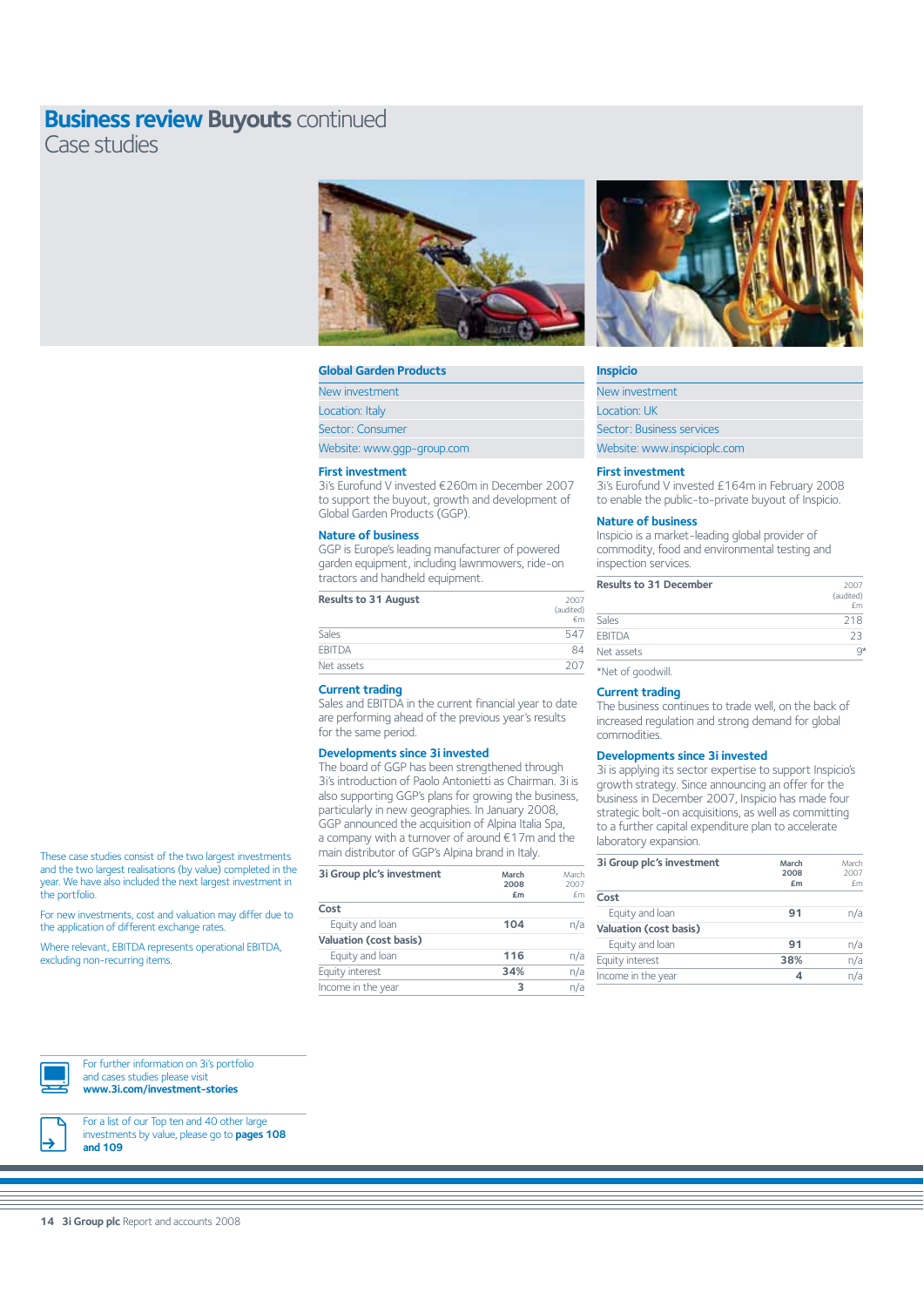# Business review Buyouts continued
## Case studies

These case studies consist of the two largest investments and the two largest realisations (by value) completed in the year. We have also included the next largest investment in the portfolio.

For new investments, cost and valuation may differ due to the application of different exchange rates.

Where relevant, EBITDA represents operational EBITDA, excluding non-recurring items.

For further information on 3i's portfolio and cases studies please visit **www.3i.com/investment-stories**

For a list of our Top ten and 40 other large investments by value, please go to **pages 108 and 109**

### Global Garden Products

New investment
Location: Italy
Sector: Consumer
Website: www.ggp-group.com

**First investment**
3i's Eurofund V invested €260m in December 2007 to support the buyout, growth and development of Global Garden Products (GGP).

**Nature of business**
GGP is Europe's leading manufacturer of powered garden equipment, including lawnmowers, ride-on tractors and handheld equipment.

| Results to 31 August | 2007 (audited) €m |
|---|---|
| Sales | 547 |
| EBITDA | 84 |
| Net assets | 207 |

**Current trading**
Sales and EBITDA in the current financial year to date are performing ahead of the previous year's results for the same period.

**Developments since 3i invested**
The board of GGP has been strengthened through 3i's introduction of Paolo Antonietti as Chairman. 3i is also supporting GGP's plans for growing the business, particularly in new geographies. In January 2008, GGP announced the acquisition of Alpina Italia Spa, a company with a turnover of around €17m and the main distributor of GGP's Alpina brand in Italy.

| 3i Group plc's investment | March 2008 £m | March 2007 £m |
|---|---|---|
| **Cost** | | |
| Equity and loan | **104** | n/a |
| **Valuation (cost basis)** | | |
| Equity and loan | **116** | n/a |
| Equity interest | **34%** | n/a |
| Income in the year | **3** | n/a |

### Inspicio

New investment
Location: UK
Sector: Business services
Website: www.inspicioplc.com

**First investment**
3i's Eurofund V invested £164m in February 2008 to enable the public-to-private buyout of Inspicio.

**Nature of business**
Inspicio is a market-leading global provider of commodity, food and environmental testing and inspection services.

| Results to 31 December | 2007 (audited) £m |
|---|---|
| Sales | 218 |
| EBITDA | 23 |
| Net assets | 9* |

*Net of goodwill.

**Current trading**
The business continues to trade well, on the back of increased regulation and strong demand for global commodities.

**Developments since 3i invested**
3i is applying its sector expertise to support Inspicio's growth strategy. Since announcing an offer for the business in December 2007, Inspicio has made four strategic bolt-on acquisitions, as well as committing to a further capital expenditure plan to accelerate laboratory expansion.

| 3i Group plc's investment | March 2008 £m | March 2007 £m |
|---|---|---|
| **Cost** | | |
| Equity and loan | **91** | n/a |
| **Valuation (cost basis)** | | |
| Equity and loan | **91** | n/a |
| Equity interest | **38%** | n/a |
| Income in the year | **4** | n/a |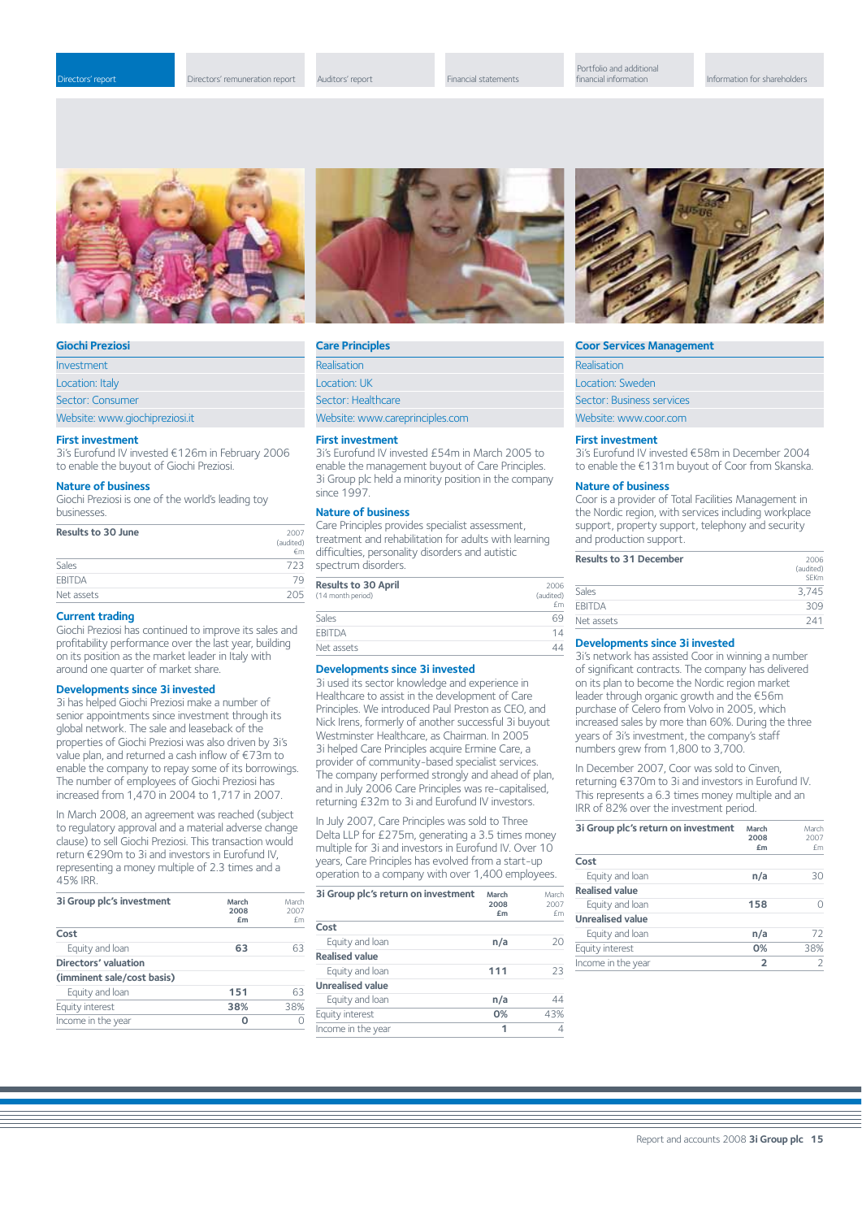## Giochi Preziosi

Investment

Location: Italy

Sector: Consumer

Website: www.giochipreziosi.it

### First investment

3i's Eurofund IV invested €126m in February 2006 to enable the buyout of Giochi Preziosi.

### Nature of business

Giochi Preziosi is one of the world's leading toy businesses.

| Results to 30 June | 2007 (audited) €m |
|---|---|
| Sales | 723 |
| EBITDA | 79 |
| Net assets | 205 |

### Current trading

Giochi Preziosi has continued to improve its sales and profitability performance over the last year, building on its position as the market leader in Italy with around one quarter of market share.

### Developments since 3i invested

3i has helped Giochi Preziosi make a number of senior appointments since investment through its global network. The sale and leaseback of the properties of Giochi Preziosi was also driven by 3i's value plan, and returned a cash inflow of €73m to enable the company to repay some of its borrowings. The number of employees of Giochi Preziosi has increased from 1,470 in 2004 to 1,717 in 2007.

In March 2008, an agreement was reached (subject to regulatory approval and a material adverse change clause) to sell Giochi Preziosi. This transaction would return €290m to 3i and investors in Eurofund IV, representing a money multiple of 2.3 times and a 45% IRR.

| 3i Group plc's investment | March 2008 £m | March 2007 £m |
|---|---|---|
| **Cost** | | |
| Equity and loan | 63 | 63 |
| **Directors' valuation (imminent sale/cost basis)** | | |
| Equity and loan | 151 | 63 |
| Equity interest | 38% | 38% |
| Income in the year | 0 | 0 |

## Care Principles

Realisation

Location: UK

Sector: Healthcare

Website: www.careprinciples.com

### First investment

3i's Eurofund IV invested £54m in March 2005 to enable the management buyout of Care Principles. 3i Group plc held a minority position in the company since 1997.

### Nature of business

Care Principles provides specialist assessment, treatment and rehabilitation for adults with learning difficulties, personality disorders and autistic spectrum disorders.

| Results to 30 April (14 month period) | 2006 (audited) £m |
|---|---|
| Sales | 69 |
| EBITDA | 14 |
| Net assets | 44 |

### Developments since 3i invested

3i used its sector knowledge and experience in Healthcare to assist in the development of Care Principles. We introduced Paul Preston as CEO, and Nick Irens, formerly of another successful 3i buyout Westminster Healthcare, as Chairman. In 2005 3i helped Care Principles acquire Ermine Care, a provider of community-based specialist services. The company performed strongly and ahead of plan, and in July 2006 Care Principles was re-capitalised, returning £32m to 3i and Eurofund IV investors.

In July 2007, Care Principles was sold to Three Delta LLP for £275m, generating a 3.5 times money multiple for 3i and investors in Eurofund IV. Over 10 years, Care Principles has evolved from a start-up operation to a company with over 1,400 employees.

| 3i Group plc's return on investment | March 2008 £m | March 2007 £m |
|---|---|---|
| **Cost** | | |
| Equity and loan | n/a | 20 |
| **Realised value** | | |
| Equity and loan | 111 | 23 |
| **Unrealised value** | | |
| Equity and loan | n/a | 44 |
| Equity interest | 0% | 43% |
| Income in the year | 1 | 4 |

## Coor Services Management

Realisation

Location: Sweden

Sector: Business services

Website: www.coor.com

### First investment

3i's Eurofund IV invested €58m in December 2004 to enable the €131m buyout of Coor from Skanska.

### Nature of business

Coor is a provider of Total Facilities Management in the Nordic region, with services including workplace support, property support, telephony and security and production support.

| Results to 31 December | 2006 (audited) SEKm |
|---|---|
| Sales | 3,745 |
| EBITDA | 309 |
| Net assets | 241 |

### Developments since 3i invested

3i's network has assisted Coor in winning a number of significant contracts. The company has delivered on its plan to become the Nordic region market leader through organic growth and the €56m purchase of Celero from Volvo in 2005, which increased sales by more than 60%. During the three years of 3i's investment, the company's staff numbers grew from 1,800 to 3,700.

In December 2007, Coor was sold to Cinven, returning €370m to 3i and investors in Eurofund IV. This represents a 6.3 times money multiple and an IRR of 82% over the investment period.

| 3i Group plc's return on investment | March 2008 £m | March 2007 £m |
|---|---|---|
| **Cost** | | |
| Equity and loan | n/a | 30 |
| **Realised value** | | |
| Equity and loan | 158 | 0 |
| **Unrealised value** | | |
| Equity and loan | n/a | 72 |
| Equity interest | 0% | 38% |
| Income in the year | 2 | 2 |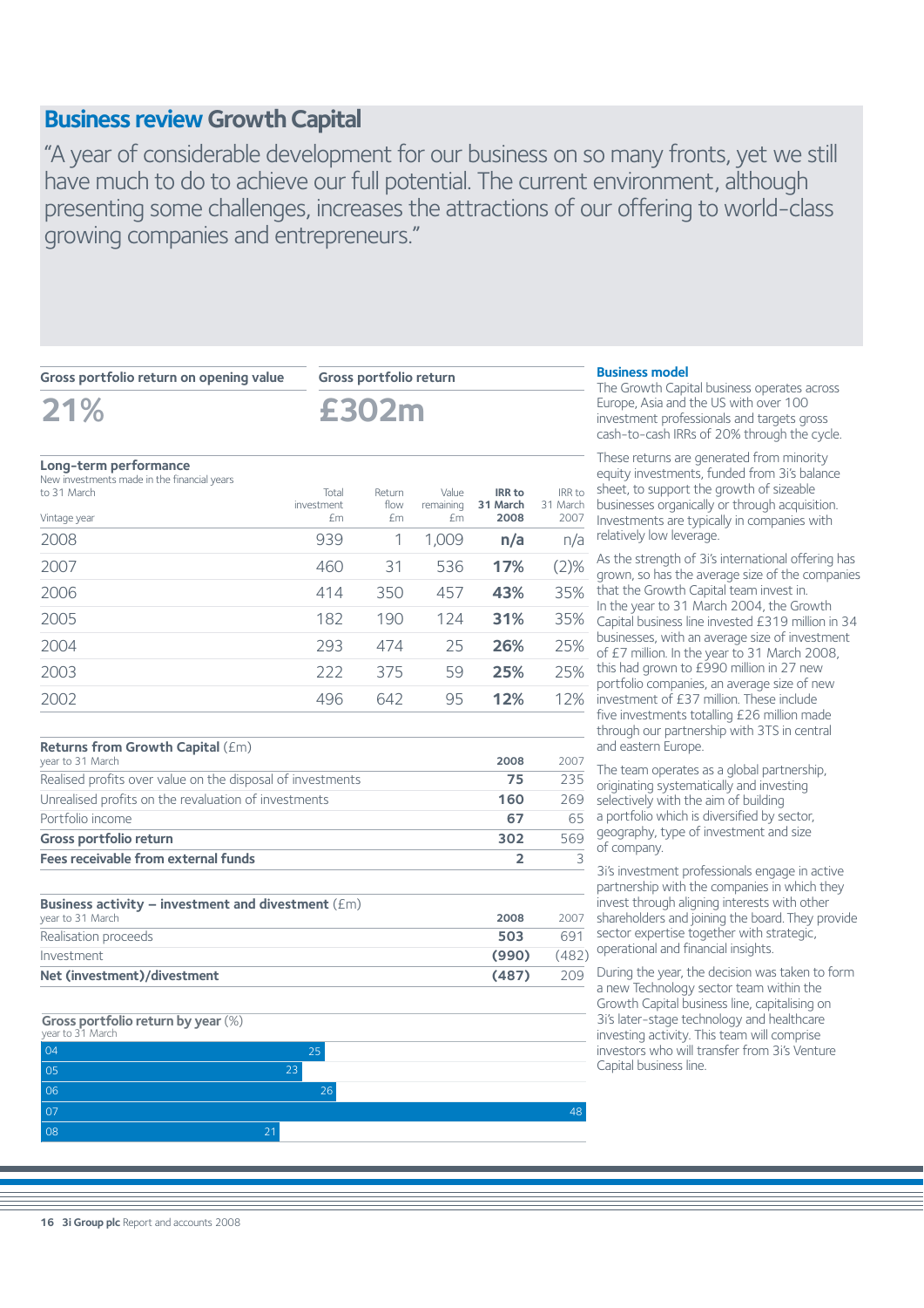# Business review Growth Capital

"A year of considerable development for our business on so many fronts, yet we still have much to do to achieve our full potential. The current environment, although presenting some challenges, increases the attractions of our offering to world-class growing companies and entrepreneurs."

**Gross portfolio return on opening value**

**21%**

**Gross portfolio return**

**£302m**

**Long-term performance**

New investments made in the financial years to 31 March

| Vintage year | Total investment £m | Return flow £m | Value remaining £m | **IRR to 31 March 2008** | IRR to 31 March 2007 |
|---|---|---|---|---|---|
| 2008 | 939 | 1 | 1,009 | **n/a** | n/a |
| 2007 | 460 | 31 | 536 | **17%** | (2)% |
| 2006 | 414 | 350 | 457 | **43%** | 35% |
| 2005 | 182 | 190 | 124 | **31%** | 35% |
| 2004 | 293 | 474 | 25 | **26%** | 25% |
| 2003 | 222 | 375 | 59 | **25%** | 25% |
| 2002 | 496 | 642 | 95 | **12%** | 12% |

**Returns from Growth Capital** (£m)

| year to 31 March | **2008** | 2007 |
|---|---|---|
| Realised profits over value on the disposal of investments | **75** | 235 |
| Unrealised profits on the revaluation of investments | **160** | 269 |
| Portfolio income | **67** | 65 |
| **Gross portfolio return** | **302** | 569 |
| **Fees receivable from external funds** | **2** | 3 |

**Business activity – investment and divestment** (£m)

| year to 31 March | **2008** | 2007 |
|---|---|---|
| Realisation proceeds | **503** | 691 |
| Investment | **(990)** | (482) |
| **Net (investment)/divestment** | **(487)** | 209 |

**Gross portfolio return by year** (%)

year to 31 March

| Year | % |
|---|---|
| 04 | 25 |
| 05 | 23 |
| 06 | 26 |
| 07 | 48 |
| 08 | 21 |

**Business model**

The Growth Capital business operates across Europe, Asia and the US with over 100 investment professionals and targets gross cash-to-cash IRRs of 20% through the cycle.

These returns are generated from minority equity investments, funded from 3i's balance sheet, to support the growth of sizeable businesses organically or through acquisition. Investments are typically in companies with relatively low leverage.

As the strength of 3i's international offering has grown, so has the average size of the companies that the Growth Capital team invest in. In the year to 31 March 2004, the Growth Capital business line invested £319 million in 34 businesses, with an average size of investment of £7 million. In the year to 31 March 2008, this had grown to £990 million in 27 new portfolio companies, an average size of new investment of £37 million. These include five investments totalling £26 million made through our partnership with 3TS in central and eastern Europe.

The team operates as a global partnership, originating systematically and investing selectively with the aim of building a portfolio which is diversified by sector, geography, type of investment and size of company.

3i's investment professionals engage in active partnership with the companies in which they invest through aligning interests with other shareholders and joining the board. They provide sector expertise together with strategic, operational and financial insights.

During the year, the decision was taken to form a new Technology sector team within the Growth Capital business line, capitalising on 3i's later-stage technology and healthcare investing activity. This team will comprise investors who will transfer from 3i's Venture Capital business line.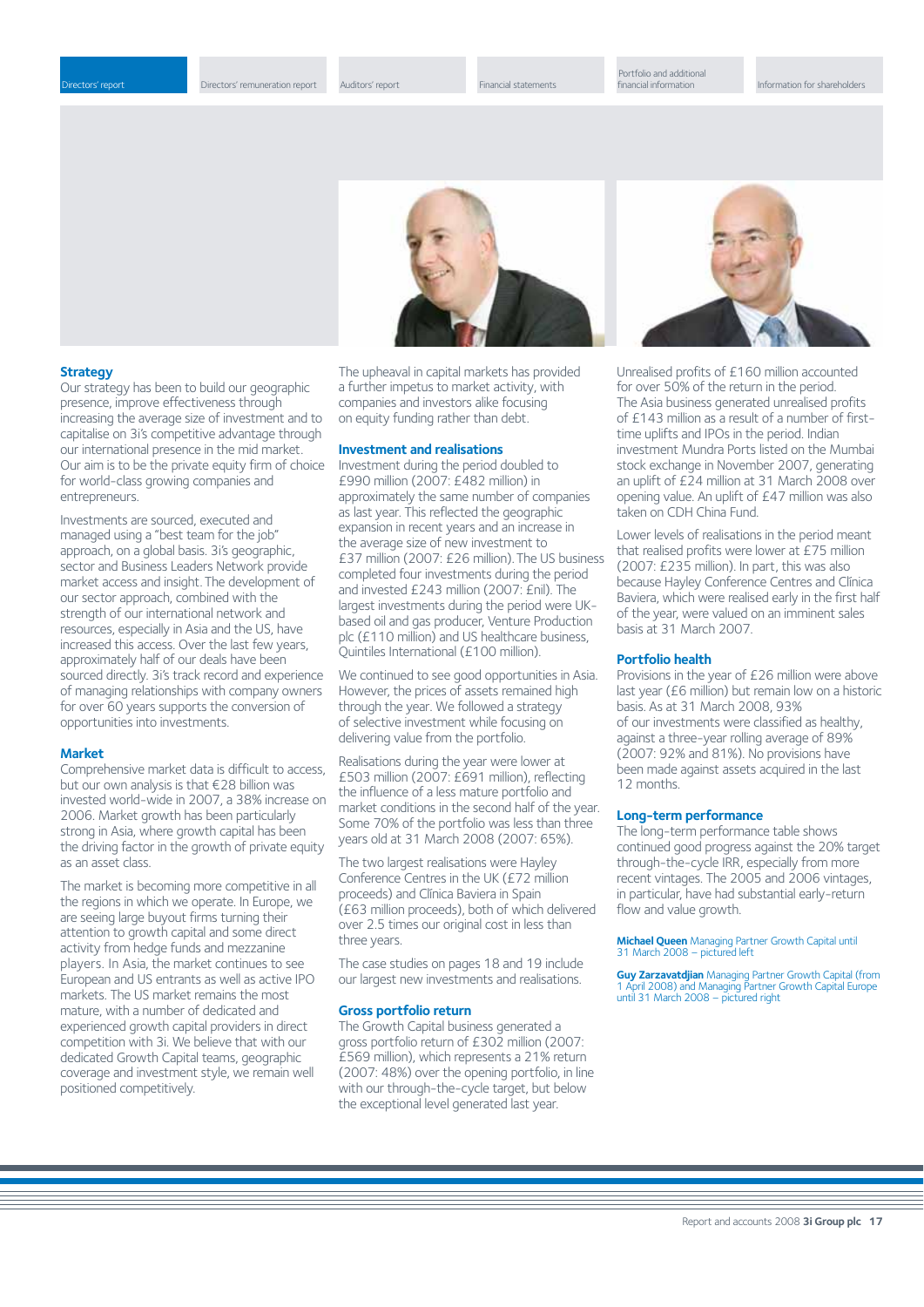### Strategy

Our strategy has been to build our geographic presence, improve effectiveness through increasing the average size of investment and to capitalise on 3i's competitive advantage through our international presence in the mid market. Our aim is to be the private equity firm of choice for world-class growing companies and entrepreneurs.

Investments are sourced, executed and managed using a "best team for the job" approach, on a global basis. 3i's geographic, sector and Business Leaders Network provide market access and insight. The development of our sector approach, combined with the strength of our international network and resources, especially in Asia and the US, have increased this access. Over the last few years, approximately half of our deals have been sourced directly. 3i's track record and experience of managing relationships with company owners for over 60 years supports the conversion of opportunities into investments.

### Market

Comprehensive market data is difficult to access, but our own analysis is that €28 billion was invested world-wide in 2007, a 38% increase on 2006. Market growth has been particularly strong in Asia, where growth capital has been the driving factor in the growth of private equity as an asset class.

The market is becoming more competitive in all the regions in which we operate. In Europe, we are seeing large buyout firms turning their attention to growth capital and some direct activity from hedge funds and mezzanine players. In Asia, the market continues to see European and US entrants as well as active IPO markets. The US market remains the most mature, with a number of dedicated and experienced growth capital providers in direct competition with 3i. We believe that with our dedicated Growth Capital teams, geographic coverage and investment style, we remain well positioned competitively.

The upheaval in capital markets has provided a further impetus to market activity, with companies and investors alike focusing on equity funding rather than debt.

### Investment and realisations

Investment during the period doubled to £990 million (2007: £482 million) in approximately the same number of companies as last year. This reflected the geographic expansion in recent years and an increase in the average size of new investment to £37 million (2007: £26 million). The US business completed four investments during the period and invested £243 million (2007: £nil). The largest investments during the period were UK-based oil and gas producer, Venture Production plc (£110 million) and US healthcare business, Quintiles International (£100 million).

We continued to see good opportunities in Asia. However, the prices of assets remained high through the year. We followed a strategy of selective investment while focusing on delivering value from the portfolio.

Realisations during the year were lower at £503 million (2007: £691 million), reflecting the influence of a less mature portfolio and market conditions in the second half of the year. Some 70% of the portfolio was less than three years old at 31 March 2008 (2007: 65%).

The two largest realisations were Hayley Conference Centres in the UK (£72 million proceeds) and Clínica Baviera in Spain (£63 million proceeds), both of which delivered over 2.5 times our original cost in less than three years.

The case studies on pages 18 and 19 include our largest new investments and realisations.

### Gross portfolio return

The Growth Capital business generated a gross portfolio return of £302 million (2007: £569 million), which represents a 21% return (2007: 48%) over the opening portfolio, in line with our through-the-cycle target, but below the exceptional level generated last year.

Unrealised profits of £160 million accounted for over 50% of the return in the period. The Asia business generated unrealised profits of £143 million as a result of a number of first-time uplifts and IPOs in the period. Indian investment Mundra Ports listed on the Mumbai stock exchange in November 2007, generating an uplift of £24 million at 31 March 2008 over opening value. An uplift of £47 million was also taken on CDH China Fund.

Lower levels of realisations in the period meant that realised profits were lower at £75 million (2007: £235 million). In part, this was also because Hayley Conference Centres and Clínica Baviera, which were realised early in the first half of the year, were valued on an imminent sales basis at 31 March 2007.

### Portfolio health

Provisions in the year of £26 million were above last year (£6 million) but remain low on a historic basis. As at 31 March 2008, 93% of our investments were classified as healthy, against a three-year rolling average of 89% (2007: 92% and 81%). No provisions have been made against assets acquired in the last 12 months.

### Long-term performance

The long-term performance table shows continued good progress against the 20% target through-the-cycle IRR, especially from more recent vintages. The 2005 and 2006 vintages, in particular, have had substantial early-return flow and value growth.

**Michael Queen** Managing Partner Growth Capital until 31 March 2008 – pictured left

**Guy Zarzavatdjian** Managing Partner Growth Capital (from 1 April 2008) and Managing Partner Growth Capital Europe until 31 March 2008 – pictured right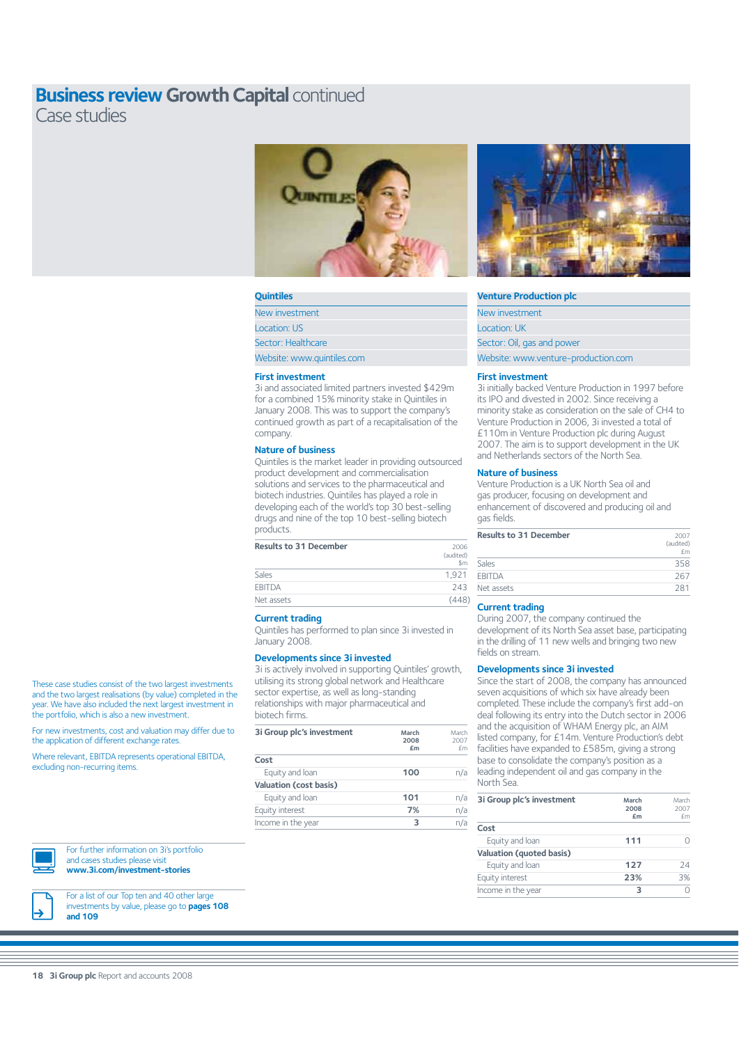# Business review Growth Capital continued
## Case studies

These case studies consist of the two largest investments and the two largest realisations (by value) completed in the year. We have also included the next largest investment in the portfolio, which is also a new investment.

For new investments, cost and valuation may differ due to the application of different exchange rates.

Where relevant, EBITDA represents operational EBITDA, excluding non-recurring items.

For further information on 3i's portfolio and cases studies please visit **www.3i.com/investment-stories**

For a list of our Top ten and 40 other large investments by value, please go to **pages 108 and 109**

### Quintiles

New investment
Location: US
Sector: Healthcare
Website: www.quintiles.com

#### First investment

3i and associated limited partners invested $429m for a combined 15% minority stake in Quintiles in January 2008. This was to support the company's continued growth as part of a recapitalisation of the company.

#### Nature of business

Quintiles is the market leader in providing outsourced product development and commercialisation solutions and services to the pharmaceutical and biotech industries. Quintiles has played a role in developing each of the world's top 30 best-selling drugs and nine of the top 10 best-selling biotech products.

| Results to 31 December | 2006 (audited) $m |
|---|---|
| Sales | 1,921 |
| EBITDA | 243 |
| Net assets | (448) |

#### Current trading

Quintiles has performed to plan since 3i invested in January 2008.

#### Developments since 3i invested

3i is actively involved in supporting Quintiles' growth, utilising its strong global network and Healthcare sector expertise, as well as long-standing relationships with major pharmaceutical and biotech firms.

| 3i Group plc's investment | March 2008 £m | March 2007 £m |
|---|---|---|
| **Cost** | | |
| Equity and loan | 100 | n/a |
| **Valuation (cost basis)** | | |
| Equity and loan | 101 | n/a |
| Equity interest | 7% | n/a |
| Income in the year | 3 | n/a |

### Venture Production plc

New investment
Location: UK
Sector: Oil, gas and power
Website: www.venture-production.com

#### First investment

3i initially backed Venture Production in 1997 before its IPO and divested in 2002. Since receiving a minority stake as consideration on the sale of CH4 to Venture Production in 2006, 3i invested a total of £110m in Venture Production plc during August 2007. The aim is to support development in the UK and Netherlands sectors of the North Sea.

#### Nature of business

Venture Production is a UK North Sea oil and gas producer, focusing on development and enhancement of discovered and producing oil and gas fields.

| Results to 31 December | 2007 (audited) £m |
|---|---|
| Sales | 358 |
| EBITDA | 267 |
| Net assets | 281 |

#### Current trading

During 2007, the company continued the development of its North Sea asset base, participating in the drilling of 11 new wells and bringing two new fields on stream.

#### Developments since 3i invested

Since the start of 2008, the company has announced seven acquisitions of which six have already been completed. These include the company's first add-on deal following its entry into the Dutch sector in 2006 and the acquisition of WHAM Energy plc, an AIM listed company, for £14m. Venture Production's debt facilities have expanded to £585m, giving a strong base to consolidate the company's position as a leading independent oil and gas company in the North Sea.

| 3i Group plc's investment | March 2008 £m | March 2007 £m |
|---|---|---|
| **Cost** | | |
| Equity and loan | 111 | 0 |
| **Valuation (quoted basis)** | | |
| Equity and loan | 127 | 24 |
| Equity interest | 23% | 3% |
| Income in the year | 3 | 0 |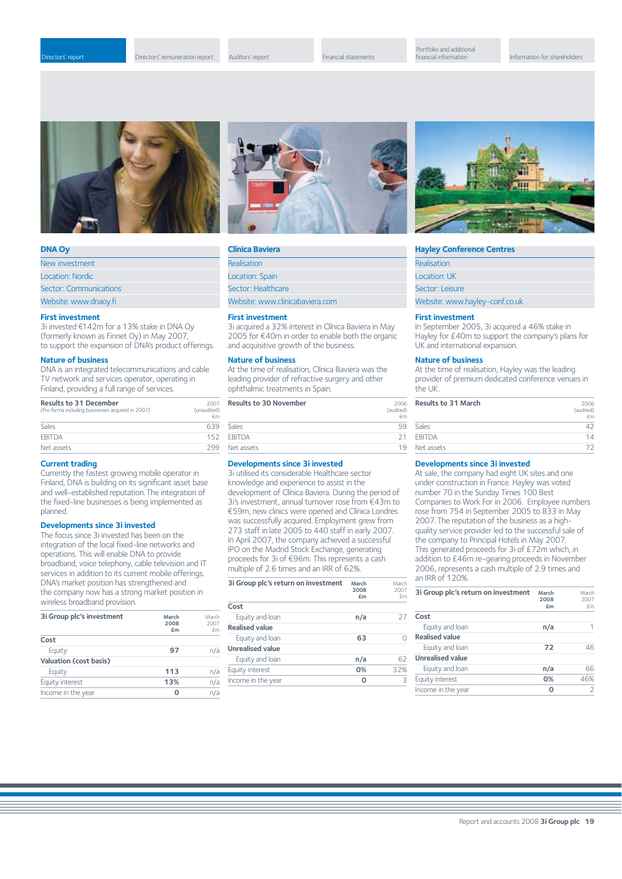## DNA Oy

New investment

Location: Nordic

Sector: Communications

Website: www.dnaoy.fi

### First investment

3i invested €142m for a 13% stake in DNA Oy (formerly known as Finnet Oy) in May 2007, to support the expansion of DNA's product offerings.

### Nature of business

DNA is an integrated telecommunications and cable TV network and services operator, operating in Finland, providing a full range of services.

| Results to 31 December (Pro forma including businesses acquired in 2007) | 2007 (unaudited) €m |
|---|---|
| Sales | 639 |
| EBITDA | 152 |
| Net assets | 299 |

### Current trading

Currently the fastest growing mobile operator in Finland, DNA is building on its significant asset base and well-established reputation. The integration of the fixed-line businesses is being implemented as planned.

### Developments since 3i invested

The focus since 3i invested has been on the integration of the local fixed-line networks and operations. This will enable DNA to provide broadband, voice telephony, cable television and IT services in addition to its current mobile offerings. DNA's market position has strengthened and the company now has a strong market position in wireless broadband provision.

| 3i Group plc's investment | March 2008 £m | March 2007 £m |
|---|---|---|
| **Cost** | | |
| Equity | **97** | n/a |
| **Valuation (cost basis)** | | |
| Equity | **113** | n/a |
| Equity interest | **13%** | n/a |
| Income in the year | **0** | n/a |

## Clínica Baviera

Realisation

Location: Spain

Sector: Healthcare

Website: www.clinicabaviera.com

### First investment

3i acquired a 32% interest in Clínica Baviera in May 2005 for €40m in order to enable both the organic and acquisitive growth of the business.

### Nature of business

At the time of realisation, Clínica Baviera was the leading provider of refractive surgery and other ophthalmic treatments in Spain.

| Results to 30 November | 2006 (audited) €m |
|---|---|
| Sales | 59 |
| EBITDA | 21 |
| Net assets | 19 |

### Developments since 3i invested

3i utilised its considerable Healthcare sector knowledge and experience to assist in the development of Clínica Baviera. During the period of 3i's investment, annual turnover rose from €43m to €59m, new clinics were opened and Clínica Londres was successfully acquired. Employment grew from 273 staff in late 2005 to 440 staff in early 2007. In April 2007, the company achieved a successful IPO on the Madrid Stock Exchange, generating proceeds for 3i of €96m. This represents a cash multiple of 2.6 times and an IRR of 62%.

| 3i Group plc's return on investment | March 2008 £m | March 2007 £m |
|---|---|---|
| **Cost** | | |
| Equity and loan | **n/a** | 27 |
| **Realised value** | | |
| Equity and loan | **63** | 0 |
| **Unrealised value** | | |
| Equity and loan | **n/a** | 62 |
| Equity interest | **0%** | 32% |
| Income in the year | **0** | 3 |

## Hayley Conference Centres

Realisation

Location: UK

Sector: Leisure

Website: www.hayley-conf.co.uk

### First investment

In September 2005, 3i acquired a 46% stake in Hayley for £40m to support the company's plans for UK and international expansion.

### Nature of business

At the time of realisation, Hayley was the leading provider of premium dedicated conference venues in the UK.

| Results to 31 March | 2006 (audited) £m |
|---|---|
| Sales | 42 |
| EBITDA | 14 |
| Net assets | 72 |

### Developments since 3i invested

At sale, the company had eight UK sites and one under construction in France. Hayley was voted number 70 in the Sunday Times 100 Best Companies to Work For in 2006. Employee numbers rose from 754 in September 2005 to 833 in May 2007. The reputation of the business as a high-quality service provider led to the successful sale of the company to Principal Hotels in May 2007. This generated proceeds for 3i of £72m which, in addition to £46m re-gearing proceeds in November 2006, represents a cash multiple of 2.9 times and an IRR of 120%.

| 3i Group plc's return on investment | March 2008 £m | March 2007 £m |
|---|---|---|
| **Cost** | | |
| Equity and loan | **n/a** | 1 |
| **Realised value** | | |
| Equity and loan | **72** | 46 |
| **Unrealised value** | | |
| Equity and loan | **n/a** | 66 |
| Equity interest | **0%** | 46% |
| Income in the year | **0** | 2 |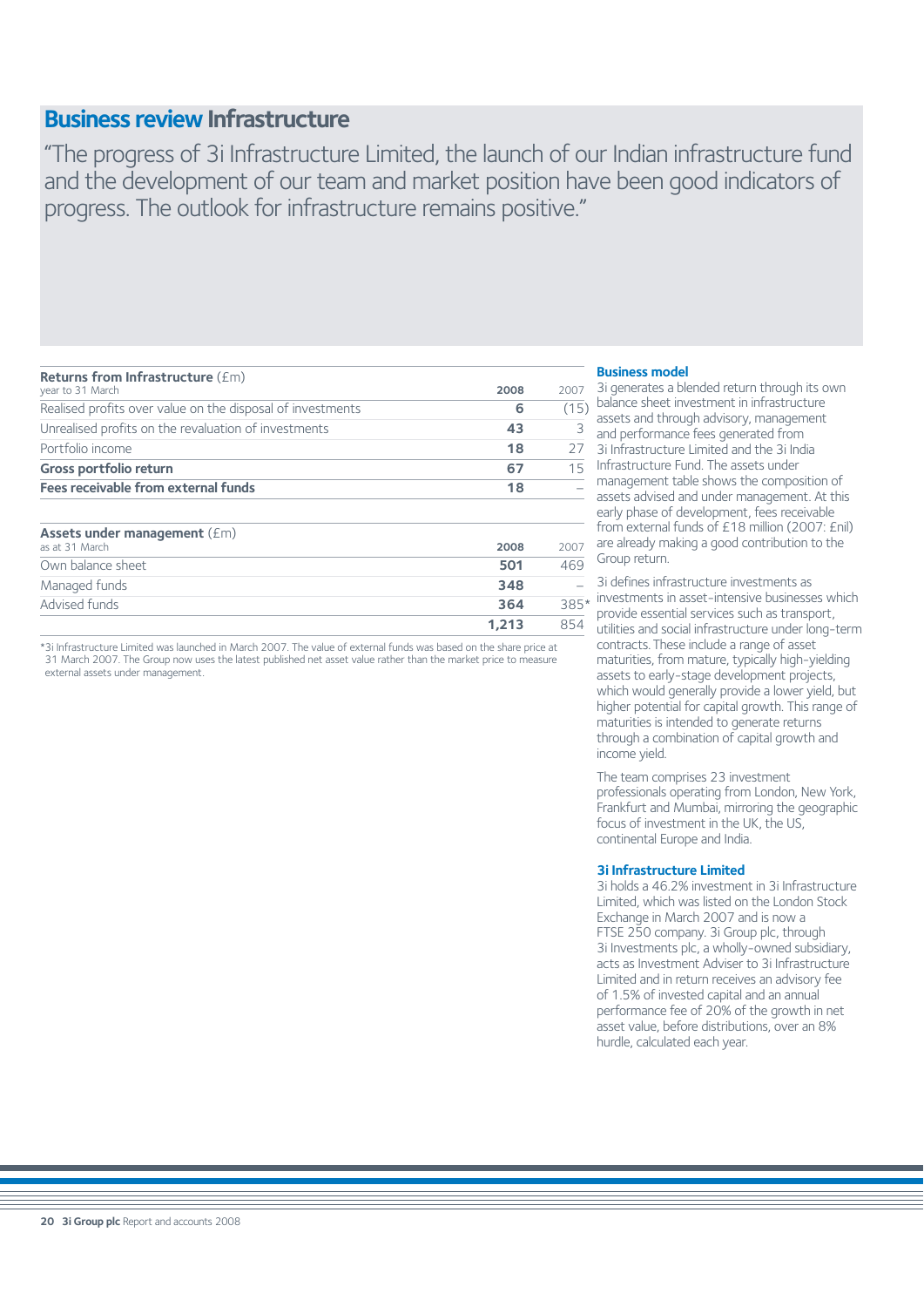# Business review Infrastructure

"The progress of 3i Infrastructure Limited, the launch of our Indian infrastructure fund and the development of our team and market position have been good indicators of progress. The outlook for infrastructure remains positive."

| **Returns from Infrastructure** (£m) year to 31 March | **2008** | 2007 |
|---|---|---|
| Realised profits over value on the disposal of investments | **6** | (15) |
| Unrealised profits on the revaluation of investments | **43** | 3 |
| Portfolio income | **18** | 27 |
| **Gross portfolio return** | **67** | 15 |
| **Fees receivable from external funds** | **18** | – |

| **Assets under management** (£m) as at 31 March | **2008** | 2007 |
|---|---|---|
| Own balance sheet | **501** | 469 |
| Managed funds | **348** | – |
| Advised funds | **364** | 385* |
| | **1,213** | 854 |

*3i Infrastructure Limited was launched in March 2007. The value of external funds was based on the share price at 31 March 2007. The Group now uses the latest published net asset value rather than the market price to measure external assets under management.

### Business model

3i generates a blended return through its own balance sheet investment in infrastructure assets and through advisory, management and performance fees generated from 3i Infrastructure Limited and the 3i India Infrastructure Fund. The assets under management table shows the composition of assets advised and under management. At this early phase of development, fees receivable from external funds of £18 million (2007: £nil) are already making a good contribution to the Group return.

3i defines infrastructure investments as investments in asset-intensive businesses which provide essential services such as transport, utilities and social infrastructure under long-term contracts. These include a range of asset maturities, from mature, typically high-yielding assets to early-stage development projects, which would generally provide a lower yield, but higher potential for capital growth. This range of maturities is intended to generate returns through a combination of capital growth and income yield.

The team comprises 23 investment professionals operating from London, New York, Frankfurt and Mumbai, mirroring the geographic focus of investment in the UK, the US, continental Europe and India.

### 3i Infrastructure Limited

3i holds a 46.2% investment in 3i Infrastructure Limited, which was listed on the London Stock Exchange in March 2007 and is now a FTSE 250 company. 3i Group plc, through 3i Investments plc, a wholly-owned subsidiary, acts as Investment Adviser to 3i Infrastructure Limited and in return receives an advisory fee of 1.5% of invested capital and an annual performance fee of 20% of the growth in net asset value, before distributions, over an 8% hurdle, calculated each year.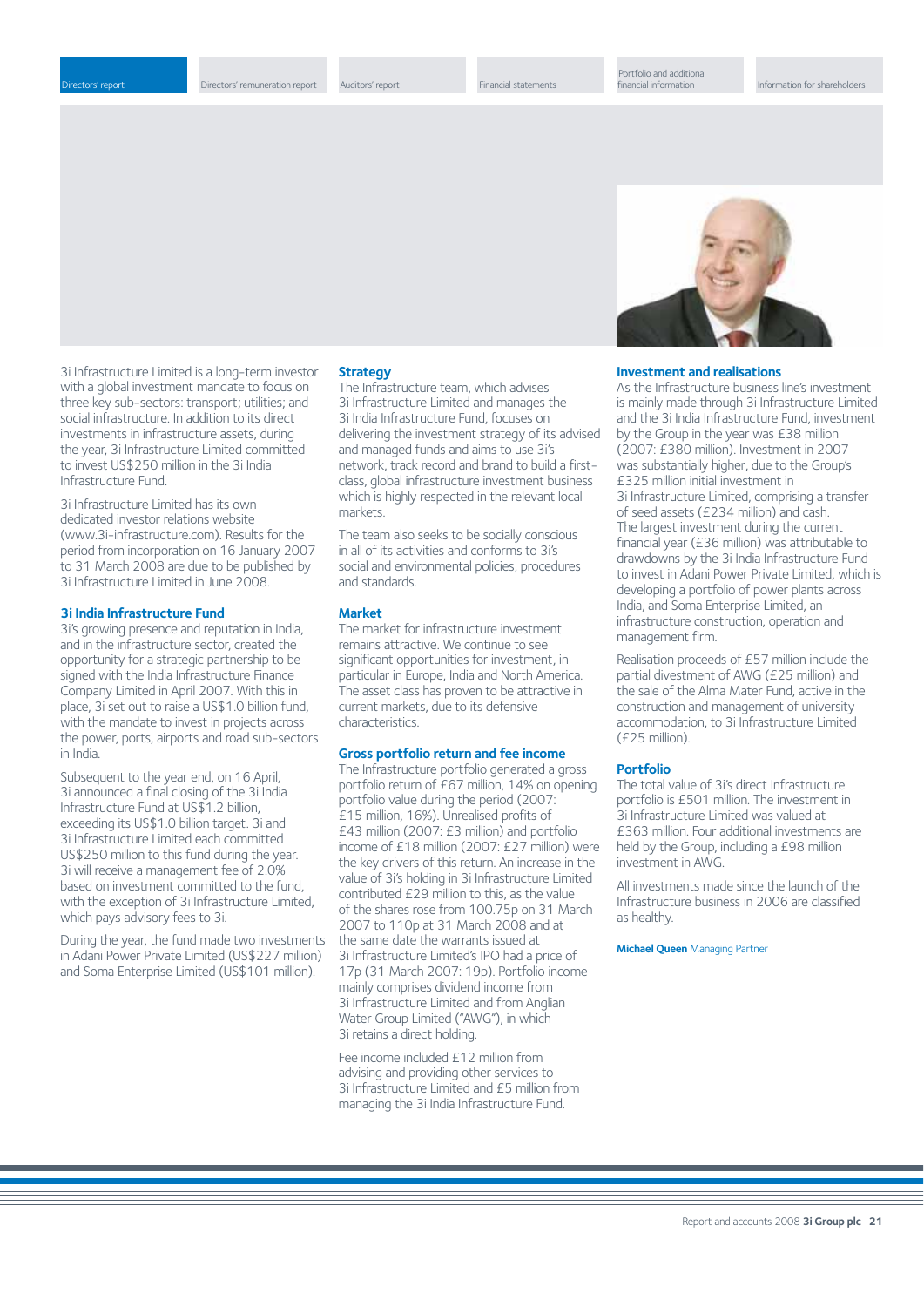3i Infrastructure Limited is a long-term investor with a global investment mandate to focus on three key sub-sectors: transport; utilities; and social infrastructure. In addition to its direct investments in infrastructure assets, during the year, 3i Infrastructure Limited committed to invest US$250 million in the 3i India Infrastructure Fund.

3i Infrastructure Limited has its own dedicated investor relations website (www.3i-infrastructure.com). Results for the period from incorporation on 16 January 2007 to 31 March 2008 are due to be published by 3i Infrastructure Limited in June 2008.

### 3i India Infrastructure Fund

3i's growing presence and reputation in India, and in the infrastructure sector, created the opportunity for a strategic partnership to be signed with the India Infrastructure Finance Company Limited in April 2007. With this in place, 3i set out to raise a US$1.0 billion fund, with the mandate to invest in projects across the power, ports, airports and road sub-sectors in India.

Subsequent to the year end, on 16 April, 3i announced a final closing of the 3i India Infrastructure Fund at US$1.2 billion, exceeding its US$1.0 billion target. 3i and 3i Infrastructure Limited each committed US$250 million to this fund during the year. 3i will receive a management fee of 2.0% based on investment committed to the fund, with the exception of 3i Infrastructure Limited, which pays advisory fees to 3i.

During the year, the fund made two investments in Adani Power Private Limited (US$227 million) and Soma Enterprise Limited (US$101 million).

### Strategy

The Infrastructure team, which advises 3i Infrastructure Limited and manages the 3i India Infrastructure Fund, focuses on delivering the investment strategy of its advised and managed funds and aims to use 3i's network, track record and brand to build a first-class, global infrastructure investment business which is highly respected in the relevant local markets.

The team also seeks to be socially conscious in all of its activities and conforms to 3i's social and environmental policies, procedures and standards.

### Market

The market for infrastructure investment remains attractive. We continue to see significant opportunities for investment, in particular in Europe, India and North America. The asset class has proven to be attractive in current markets, due to its defensive characteristics.

### Gross portfolio return and fee income

The Infrastructure portfolio generated a gross portfolio return of £67 million, 14% on opening portfolio value during the period (2007: £15 million, 16%). Unrealised profits of £43 million (2007: £3 million) and portfolio income of £18 million (2007: £27 million) were the key drivers of this return. An increase in the value of 3i's holding in 3i Infrastructure Limited contributed £29 million to this, as the value of the shares rose from 100.75p on 31 March 2007 to 110p at 31 March 2008 and at the same date the warrants issued at 3i Infrastructure Limited's IPO had a price of 17p (31 March 2007: 19p). Portfolio income mainly comprises dividend income from 3i Infrastructure Limited and from Anglian Water Group Limited ("AWG"), in which 3i retains a direct holding.

Fee income included £12 million from advising and providing other services to 3i Infrastructure Limited and £5 million from managing the 3i India Infrastructure Fund.

### Investment and realisations

As the Infrastructure business line's investment is mainly made through 3i Infrastructure Limited and the 3i India Infrastructure Fund, investment by the Group in the year was £38 million (2007: £380 million). Investment in 2007 was substantially higher, due to the Group's £325 million initial investment in 3i Infrastructure Limited, comprising a transfer of seed assets (£234 million) and cash. The largest investment during the current financial year (£36 million) was attributable to drawdowns by the 3i India Infrastructure Fund to invest in Adani Power Private Limited, which is developing a portfolio of power plants across India, and Soma Enterprise Limited, an infrastructure construction, operation and management firm.

Realisation proceeds of £57 million include the partial divestment of AWG (£25 million) and the sale of the Alma Mater Fund, active in the construction and management of university accommodation, to 3i Infrastructure Limited (£25 million).

### Portfolio

The total value of 3i's direct Infrastructure portfolio is £501 million. The investment in 3i Infrastructure Limited was valued at £363 million. Four additional investments are held by the Group, including a £98 million investment in AWG.

All investments made since the launch of the Infrastructure business in 2006 are classified as healthy.

**Michael Queen** Managing Partner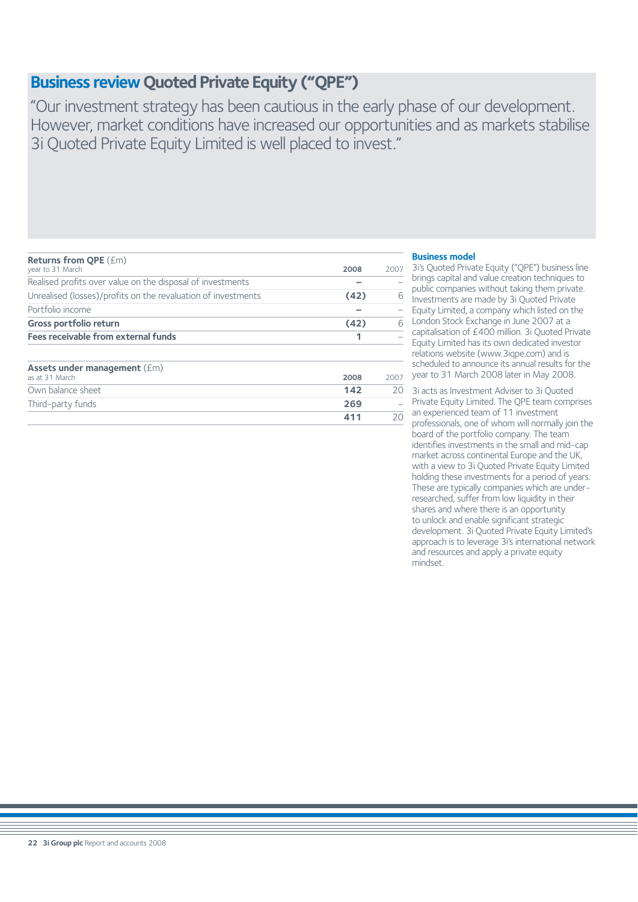# Business review Quoted Private Equity ("QPE")

"Our investment strategy has been cautious in the early phase of our development. However, market conditions have increased our opportunities and as markets stabilise 3i Quoted Private Equity Limited is well placed to invest."

| **Returns from QPE** (£m)<br>year to 31 March | **2008** | 2007 |
|---|---|---|
| Realised profits over value on the disposal of investments | – | – |
| Unrealised (losses)/profits on the revaluation of investments | **(42)** | 6 |
| Portfolio income | – | – |
| **Gross portfolio return** | **(42)** | 6 |
| **Fees receivable from external funds** | **1** | – |

| **Assets under management** (£m)<br>as at 31 March | **2008** | 2007 |
|---|---|---|
| Own balance sheet | **142** | 20 |
| Third-party funds | **269** | – |
| | **411** | 20 |

## Business model

3i's Quoted Private Equity ("QPE") business line brings capital and value creation techniques to public companies without taking them private. Investments are made by 3i Quoted Private Equity Limited, a company which listed on the London Stock Exchange in June 2007 at a capitalisation of £400 million. 3i Quoted Private Equity Limited has its own dedicated investor relations website (www.3iqpe.com) and is scheduled to announce its annual results for the year to 31 March 2008 later in May 2008.

3i acts as Investment Adviser to 3i Quoted Private Equity Limited. The QPE team comprises an experienced team of 11 investment professionals, one of whom will normally join the board of the portfolio company. The team identifies investments in the small and mid-cap market across continental Europe and the UK, with a view to 3i Quoted Private Equity Limited holding these investments for a period of years. These are typically companies which are under-researched, suffer from low liquidity in their shares and where there is an opportunity to unlock and enable significant strategic development. 3i Quoted Private Equity Limited's approach is to leverage 3i's international network and resources and apply a private equity mindset.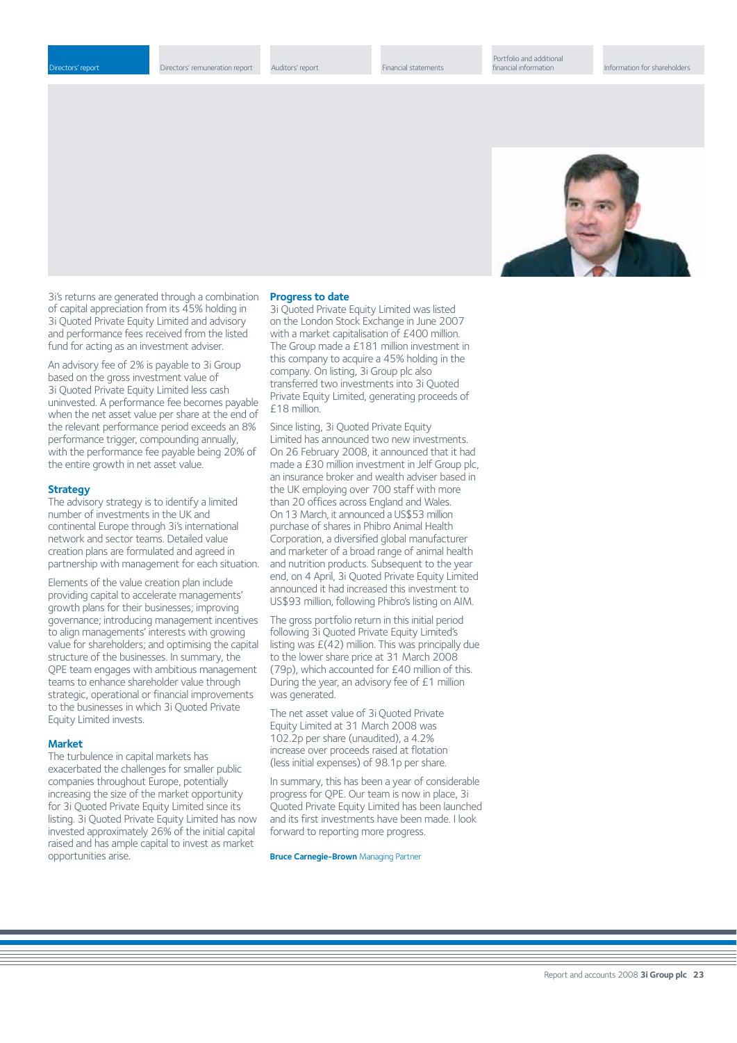3i's returns are generated through a combination of capital appreciation from its 45% holding in 3i Quoted Private Equity Limited and advisory and performance fees received from the listed fund for acting as an investment adviser.

An advisory fee of 2% is payable to 3i Group based on the gross investment value of 3i Quoted Private Equity Limited less cash uninvested. A performance fee becomes payable when the net asset value per share at the end of the relevant performance period exceeds an 8% performance trigger, compounding annually, with the performance fee payable being 20% of the entire growth in net asset value.

## Strategy

The advisory strategy is to identify a limited number of investments in the UK and continental Europe through 3i's international network and sector teams. Detailed value creation plans are formulated and agreed in partnership with management for each situation.

Elements of the value creation plan include providing capital to accelerate managements' growth plans for their businesses; improving governance; introducing management incentives to align managements' interests with growing value for shareholders; and optimising the capital structure of the businesses. In summary, the QPE team engages with ambitious management teams to enhance shareholder value through strategic, operational or financial improvements to the businesses in which 3i Quoted Private Equity Limited invests.

## Market

The turbulence in capital markets has exacerbated the challenges for smaller public companies throughout Europe, potentially increasing the size of the market opportunity for 3i Quoted Private Equity Limited since its listing. 3i Quoted Private Equity Limited has now invested approximately 26% of the initial capital raised and has ample capital to invest as market opportunities arise.

## Progress to date

3i Quoted Private Equity Limited was listed on the London Stock Exchange in June 2007 with a market capitalisation of £400 million. The Group made a £181 million investment in this company to acquire a 45% holding in the company. On listing, 3i Group plc also transferred two investments into 3i Quoted Private Equity Limited, generating proceeds of £18 million.

Since listing, 3i Quoted Private Equity Limited has announced two new investments. On 26 February 2008, it announced that it had made a £30 million investment in Jelf Group plc, an insurance broker and wealth adviser based in the UK employing over 700 staff with more than 20 offices across England and Wales. On 13 March, it announced a US$53 million purchase of shares in Phibro Animal Health Corporation, a diversified global manufacturer and marketer of a broad range of animal health and nutrition products. Subsequent to the year end, on 4 April, 3i Quoted Private Equity Limited announced it had increased this investment to US$93 million, following Phibro's listing on AIM.

The gross portfolio return in this initial period following 3i Quoted Private Equity Limited's listing was £(42) million. This was principally due to the lower share price at 31 March 2008 (79p), which accounted for £40 million of this. During the year, an advisory fee of £1 million was generated.

The net asset value of 3i Quoted Private Equity Limited at 31 March 2008 was 102.2p per share (unaudited), a 4.2% increase over proceeds raised at flotation (less initial expenses) of 98.1p per share.

In summary, this has been a year of considerable progress for QPE. Our team is now in place, 3i Quoted Private Equity Limited has been launched and its first investments have been made. I look forward to reporting more progress.

**Bruce Carnegie-Brown** Managing Partner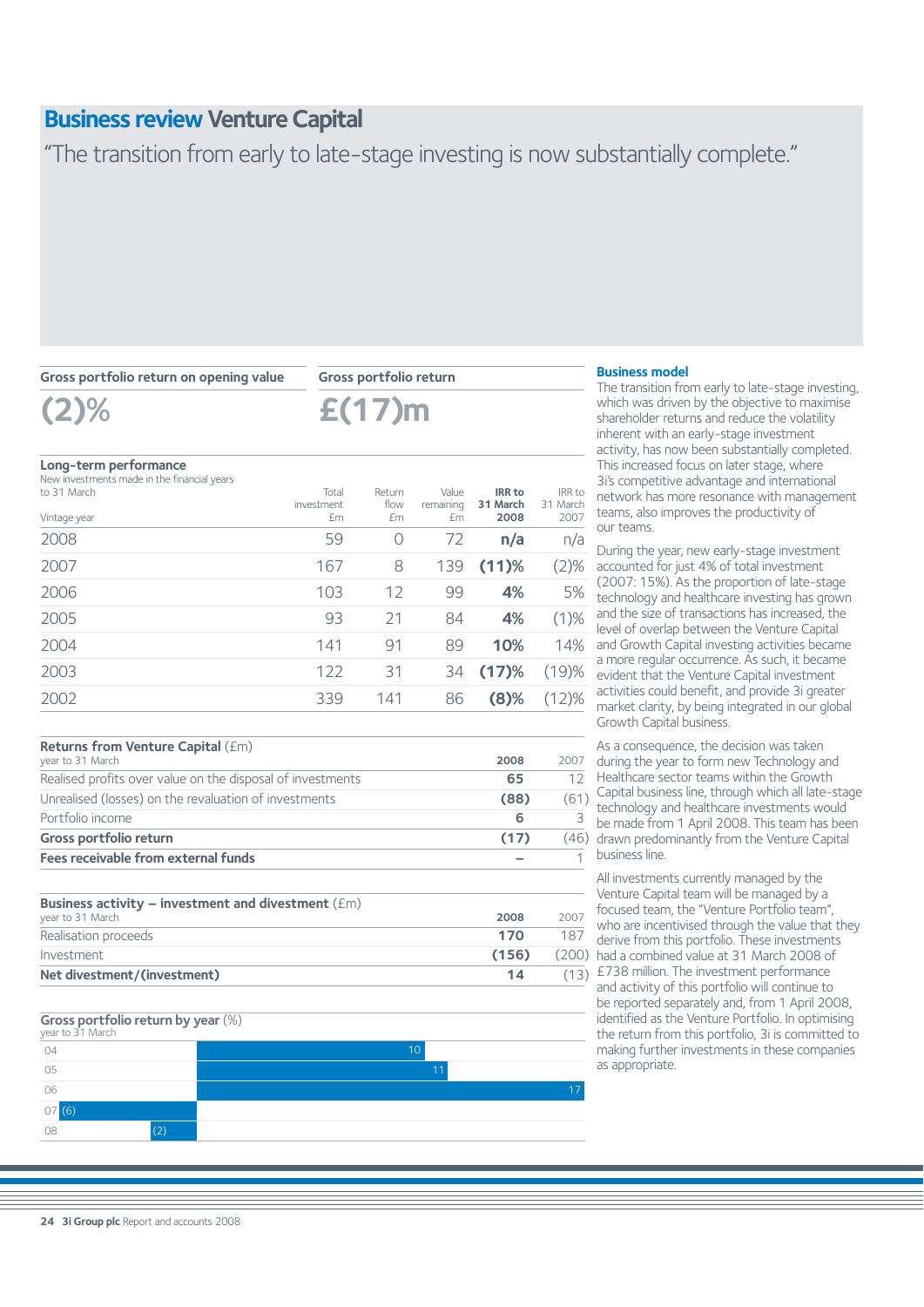# Business review Venture Capital

"The transition from early to late-stage investing is now substantially complete."

**Gross portfolio return on opening value**

**(2)%**

**Gross portfolio return**

**£(17)m**

### Long-term performance

New investments made in the financial years to 31 March

| Vintage year | Total investment £m | Return flow £m | Value remaining £m | **IRR to 31 March 2008** | IRR to 31 March 2007 |
|---|---|---|---|---|---|
| 2008 | 59 | 0 | 72 | **n/a** | n/a |
| 2007 | 167 | 8 | 139 | **(11)%** | (2)% |
| 2006 | 103 | 12 | 99 | **4%** | 5% |
| 2005 | 93 | 21 | 84 | **4%** | (1)% |
| 2004 | 141 | 91 | 89 | **10%** | 14% |
| 2003 | 122 | 31 | 34 | **(17)%** | (19)% |
| 2002 | 339 | 141 | 86 | **(8)%** | (12)% |

### Returns from Venture Capital (£m)

| year to 31 March | **2008** | 2007 |
|---|---|---|
| Realised profits over value on the disposal of investments | **65** | 12 |
| Unrealised (losses) on the revaluation of investments | **(88)** | (61) |
| Portfolio income | **6** | 3 |
| **Gross portfolio return** | **(17)** | (46) |
| **Fees receivable from external funds** | **–** | 1 |

### Business activity – investment and divestment (£m)

| year to 31 March | **2008** | 2007 |
|---|---|---|
| Realisation proceeds | **170** | 187 |
| Investment | **(156)** | (200) |
| **Net divestment/(investment)** | **14** | (13) |

### Gross portfolio return by year (%)

year to 31 March

| Year | % |
|---|---|
| 04 | 10 |
| 05 | 11 |
| 06 | 17 |
| 07 | (6) |
| 08 | (2) |

### Business model

The transition from early to late-stage investing, which was driven by the objective to maximise shareholder returns and reduce the volatility inherent with an early-stage investment activity, has now been substantially completed. This increased focus on later stage, where 3i's competitive advantage and international network has more resonance with management teams, also improves the productivity of our teams.

During the year, new early-stage investment accounted for just 4% of total investment (2007: 15%). As the proportion of late-stage technology and healthcare investing has grown and the size of transactions has increased, the level of overlap between the Venture Capital and Growth Capital investing activities became a more regular occurrence. As such, it became evident that the Venture Capital investment activities could benefit, and provide 3i greater market clarity, by being integrated in our global Growth Capital business.

As a consequence, the decision was taken during the year to form new Technology and Healthcare sector teams within the Growth Capital business line, through which all late-stage technology and healthcare investments would be made from 1 April 2008. This team has been drawn predominantly from the Venture Capital business line.

All investments currently managed by the Venture Capital team will be managed by a focused team, the "Venture Portfolio team", who are incentivised through the value that they derive from this portfolio. These investments had a combined value at 31 March 2008 of £738 million. The investment performance and activity of this portfolio will continue to be reported separately and, from 1 April 2008, identified as the Venture Portfolio. In optimising the return from this portfolio, 3i is committed to making further investments in these companies as appropriate.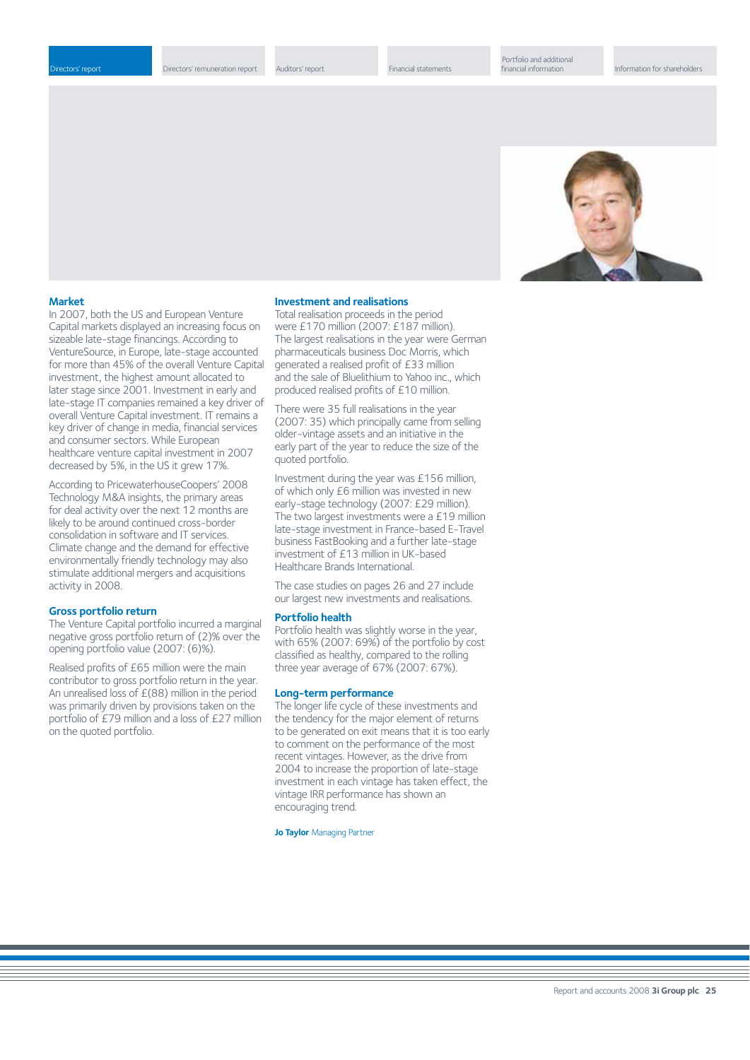## Market

In 2007, both the US and European Venture Capital markets displayed an increasing focus on sizeable late-stage financings. According to VentureSource, in Europe, late-stage accounted for more than 45% of the overall Venture Capital investment, the highest amount allocated to later stage since 2001. Investment in early and late-stage IT companies remained a key driver of overall Venture Capital investment. IT remains a key driver of change in media, financial services and consumer sectors. While European healthcare venture capital investment in 2007 decreased by 5%, in the US it grew 17%.

According to PricewaterhouseCoopers' 2008 Technology M&A insights, the primary areas for deal activity over the next 12 months are likely to be around continued cross-border consolidation in software and IT services. Climate change and the demand for effective environmentally friendly technology may also stimulate additional mergers and acquisitions activity in 2008.

## Gross portfolio return

The Venture Capital portfolio incurred a marginal negative gross portfolio return of (2)% over the opening portfolio value (2007: (6)%).

Realised profits of £65 million were the main contributor to gross portfolio return in the year. An unrealised loss of £(88) million in the period was primarily driven by provisions taken on the portfolio of £79 million and a loss of £27 million on the quoted portfolio.

## Investment and realisations

Total realisation proceeds in the period were £170 million (2007: £187 million). The largest realisations in the year were German pharmaceuticals business Doc Morris, which generated a realised profit of £33 million and the sale of Bluelithium to Yahoo inc., which produced realised profits of £10 million.

There were 35 full realisations in the year (2007: 35) which principally came from selling older-vintage assets and an initiative in the early part of the year to reduce the size of the quoted portfolio.

Investment during the year was £156 million, of which only £6 million was invested in new early-stage technology (2007: £29 million). The two largest investments were a £19 million late-stage investment in France-based E-Travel business FastBooking and a further late-stage investment of £13 million in UK-based Healthcare Brands International.

The case studies on pages 26 and 27 include our largest new investments and realisations.

## Portfolio health

Portfolio health was slightly worse in the year, with 65% (2007: 69%) of the portfolio by cost classified as healthy, compared to the rolling three year average of 67% (2007: 67%).

## Long-term performance

The longer life cycle of these investments and the tendency for the major element of returns to be generated on exit means that it is too early to comment on the performance of the most recent vintages. However, as the drive from 2004 to increase the proportion of late-stage investment in each vintage has taken effect, the vintage IRR performance has shown an encouraging trend.

**Jo Taylor** Managing Partner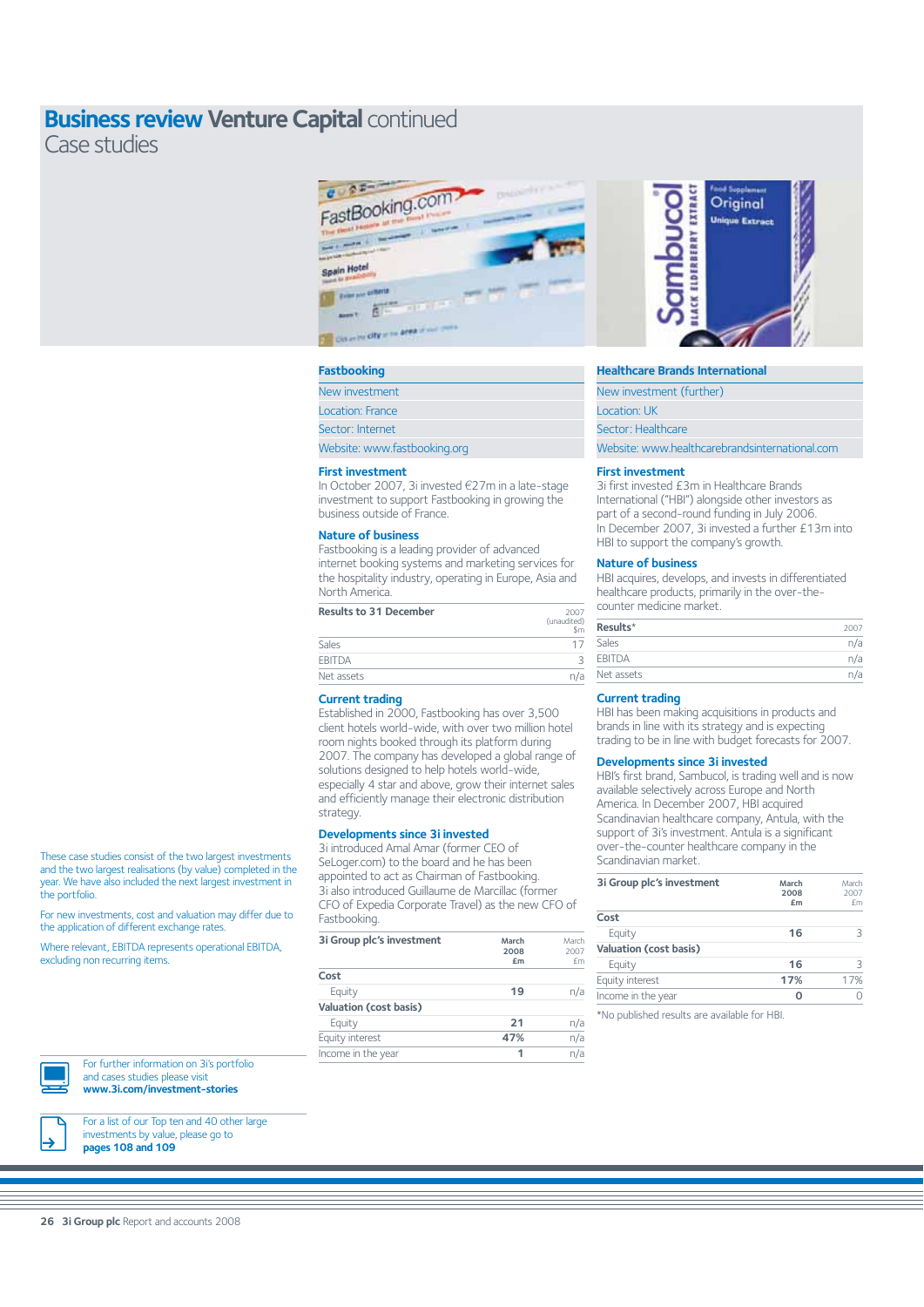# Business review Venture Capital continued

## Case studies

These case studies consist of the two largest investments and the two largest realisations (by value) completed in the year. We have also included the next largest investment in the portfolio.

For new investments, cost and valuation may differ due to the application of different exchange rates.

Where relevant, EBITDA represents operational EBITDA, excluding non recurring items.

## Fastbooking

New investment
Location: France
Sector: Internet
Website: www.fastbooking.org

### First investment

In October 2007, 3i invested €27m in a late-stage investment to support Fastbooking in growing the business outside of France.

### Nature of business

Fastbooking is a leading provider of advanced internet booking systems and marketing services for the hospitality industry, operating in Europe, Asia and North America.

| Results to 31 December | 2007 (unaudited) $m |
|---|---|
| Sales | 17 |
| EBITDA | 3 |
| Net assets | n/a |

### Current trading

Established in 2000, Fastbooking has over 3,500 client hotels world-wide, with over two million hotel room nights booked through its platform during 2007. The company has developed a global range of solutions designed to help hotels world-wide, especially 4 star and above, grow their internet sales and efficiently manage their electronic distribution strategy.

### Developments since 3i invested

3i introduced Amal Amar (former CEO of SeLoger.com) to the board and he has been appointed to act as Chairman of Fastbooking. 3i also introduced Guillaume de Marcillac (former CFO of Expedia Corporate Travel) as the new CFO of Fastbooking.

| 3i Group plc's investment | March 2008 £m | March 2007 £m |
|---|---|---|
| **Cost** | | |
| Equity | 19 | n/a |
| **Valuation (cost basis)** | | |
| Equity | 21 | n/a |
| Equity interest | 47% | n/a |
| Income in the year | 1 | n/a |

## Healthcare Brands International

New investment (further)
Location: UK
Sector: Healthcare
Website: www.healthcarebrandsinternational.com

### First investment

3i first invested £3m in Healthcare Brands International ("HBI") alongside other investors as part of a second-round funding in July 2006. In December 2007, 3i invested a further £13m into HBI to support the company's growth.

### Nature of business

HBI acquires, develops, and invests in differentiated healthcare products, primarily in the over-the-counter medicine market.

| Results* | 2007 |
|---|---|
| Sales | n/a |
| EBITDA | n/a |
| Net assets | n/a |

### Current trading

HBI has been making acquisitions in products and brands in line with its strategy and is expecting trading to be in line with budget forecasts for 2007.

### Developments since 3i invested

HBI's first brand, Sambucol, is trading well and is now available selectively across Europe and North America. In December 2007, HBI acquired Scandinavian healthcare company, Antula, with the support of 3i's investment. Antula is a significant over-the-counter healthcare company in the Scandinavian market.

| 3i Group plc's investment | March 2008 £m | March 2007 £m |
|---|---|---|
| **Cost** | | |
| Equity | 16 | 3 |
| **Valuation (cost basis)** | | |
| Equity | 16 | 3 |
| Equity interest | 17% | 17% |
| Income in the year | 0 | 0 |

*No published results are available for HBI.

For further information on 3i's portfolio and cases studies please visit **www.3i.com/investment-stories**

For a list of our Top ten and 40 other large investments by value, please go to **pages 108 and 109**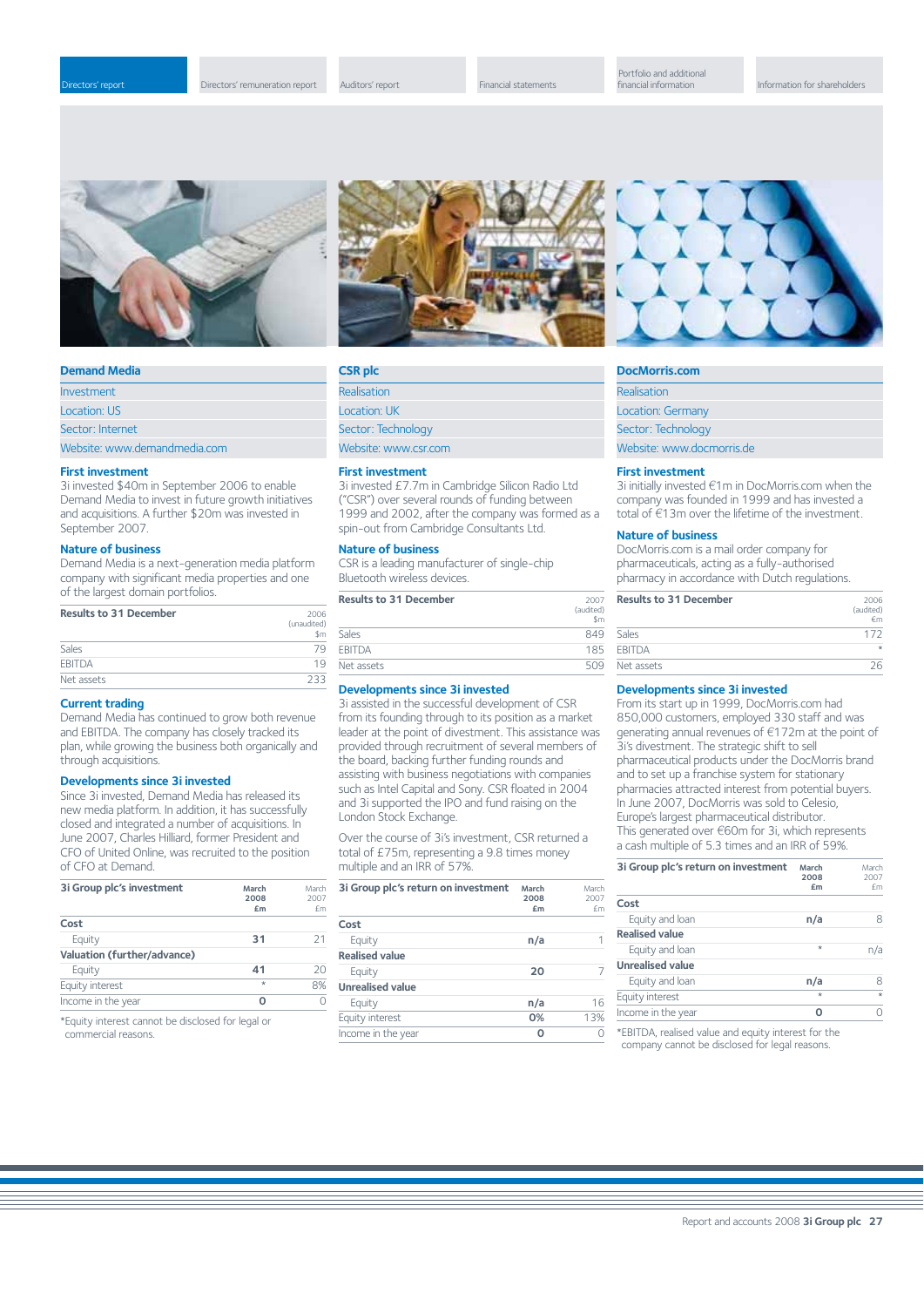## Demand Media

Investment
Location: US
Sector: Internet
Website: www.demandmedia.com

### First investment

3i invested $40m in September 2006 to enable Demand Media to invest in future growth initiatives and acquisitions. A further $20m was invested in September 2007.

### Nature of business

Demand Media is a next-generation media platform company with significant media properties and one of the largest domain portfolios.

| Results to 31 December | 2006 (unaudited) $m |
|---|---|
| Sales | 79 |
| EBITDA | 19 |
| Net assets | 233 |

### Current trading

Demand Media has continued to grow both revenue and EBITDA. The company has closely tracked its plan, while growing the business both organically and through acquisitions.

### Developments since 3i invested

Since 3i invested, Demand Media has released its new media platform. In addition, it has successfully closed and integrated a number of acquisitions. In June 2007, Charles Hilliard, former President and CFO of United Online, was recruited to the position of CFO at Demand.

| 3i Group plc's investment | March 2008 £m | March 2007 £m |
|---|---|---|
| **Cost** | | |
| Equity | 31 | 21 |
| **Valuation (further/advance)** | | |
| Equity | 41 | 20 |
| Equity interest | * | 8% |
| Income in the year | 0 | 0 |

*Equity interest cannot be disclosed for legal or commercial reasons.

## CSR plc

Realisation
Location: UK
Sector: Technology
Website: www.csr.com

### First investment

3i invested £7.7m in Cambridge Silicon Radio Ltd ("CSR") over several rounds of funding between 1999 and 2002, after the company was formed as a spin-out from Cambridge Consultants Ltd.

### Nature of business

CSR is a leading manufacturer of single-chip Bluetooth wireless devices.

| Results to 31 December | 2007 (audited) $m |
|---|---|
| Sales | 849 |
| EBITDA | 185 |
| Net assets | 509 |

### Developments since 3i invested

3i assisted in the successful development of CSR from its founding through to its position as a market leader at the point of divestment. This assistance was provided through recruitment of several members of the board, backing further funding rounds and assisting with business negotiations with companies such as Intel Capital and Sony. CSR floated in 2004 and 3i supported the IPO and fund raising on the London Stock Exchange.

Over the course of 3i's investment, CSR returned a total of £75m, representing a 9.8 times money multiple and an IRR of 57%.

| 3i Group plc's return on investment | March 2008 £m | March 2007 £m |
|---|---|---|
| **Cost** | | |
| Equity | n/a | 1 |
| **Realised value** | | |
| Equity | 20 | 7 |
| **Unrealised value** | | |
| Equity | n/a | 16 |
| Equity interest | 0% | 13% |
| Income in the year | 0 | 0 |

## DocMorris.com

Realisation
Location: Germany
Sector: Technology
Website: www.docmorris.de

### First investment

3i initially invested €1m in DocMorris.com when the company was founded in 1999 and has invested a total of €13m over the lifetime of the investment.

### Nature of business

DocMorris.com is a mail order company for pharmaceuticals, acting as a fully-authorised pharmacy in accordance with Dutch regulations.

| Results to 31 December | 2006 (audited) €m |
|---|---|
| Sales | 172 |
| EBITDA | * |
| Net assets | 26 |

### Developments since 3i invested

From its start up in 1999, DocMorris.com had 850,000 customers, employed 330 staff and was generating annual revenues of €172m at the point of 3i's divestment. The strategic shift to sell pharmaceutical products under the DocMorris brand and to set up a franchise system for stationary pharmacies attracted interest from potential buyers. In June 2007, DocMorris was sold to Celesio, Europe's largest pharmaceutical distributor. This generated over €60m for 3i, which represents a cash multiple of 5.3 times and an IRR of 59%.

| 3i Group plc's return on investment | March 2008 £m | March 2007 £m |
|---|---|---|
| **Cost** | | |
| Equity and loan | n/a | 8 |
| **Realised value** | | |
| Equity and loan | * | n/a |
| **Unrealised value** | | |
| Equity and loan | n/a | 8 |
| Equity interest | * | * |
| Income in the year | 0 | 0 |

*EBITDA, realised value and equity interest for the company cannot be disclosed for legal reasons.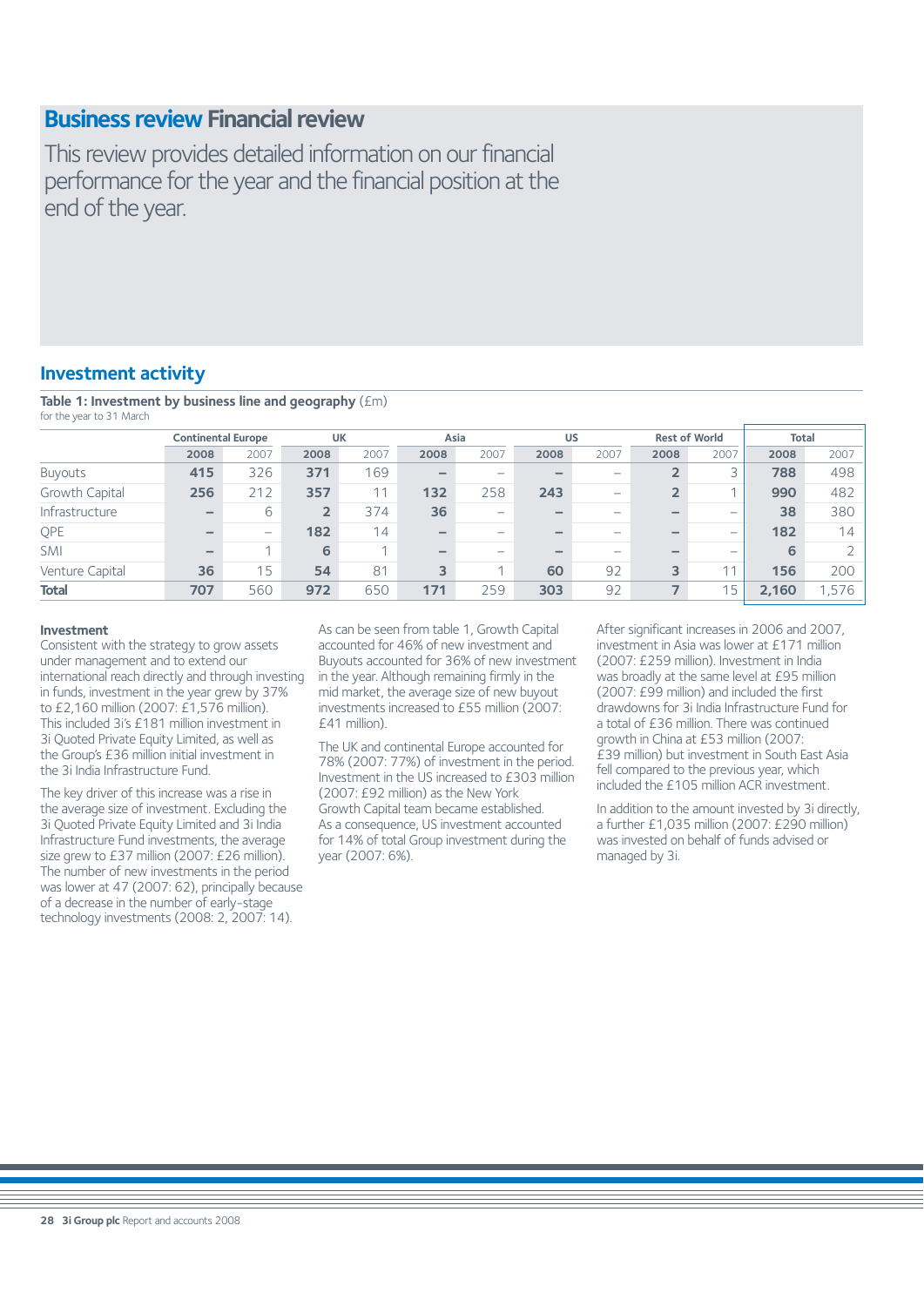# Business review Financial review

This review provides detailed information on our financial performance for the year and the financial position at the end of the year.

## Investment activity

**Table 1: Investment by business line and geography** (£m)
for the year to 31 March

| | Continental Europe | | UK | | Asia | | US | | Rest of World | | Total | |
|---|---|---|---|---|---|---|---|---|---|---|---|---|
| | **2008** | 2007 | **2008** | 2007 | **2008** | 2007 | **2008** | 2007 | **2008** | 2007 | **2008** | 2007 |
| Buyouts | **415** | 326 | **371** | 169 | **–** | – | **–** | – | **2** | 3 | **788** | 498 |
| Growth Capital | **256** | 212 | **357** | 11 | **132** | 258 | **243** | – | **2** | 1 | **990** | 482 |
| Infrastructure | **–** | 6 | **2** | 374 | **36** | – | **–** | – | **–** | – | **38** | 380 |
| QPE | **–** | – | **182** | 14 | **–** | – | **–** | – | **–** | – | **182** | 14 |
| SMI | **–** | 1 | **6** | 1 | **–** | – | **–** | – | **–** | – | **6** | 2 |
| Venture Capital | **36** | 15 | **54** | 81 | **3** | 1 | **60** | 92 | **3** | 11 | **156** | 200 |
| **Total** | **707** | 560 | **972** | 650 | **171** | 259 | **303** | 92 | **7** | 15 | **2,160** | 1,576 |

**Investment**

Consistent with the strategy to grow assets under management and to extend our international reach directly and through investing in funds, investment in the year grew by 37% to £2,160 million (2007: £1,576 million). This included 3i's £181 million investment in 3i Quoted Private Equity Limited, as well as the Group's £36 million initial investment in the 3i India Infrastructure Fund.

The key driver of this increase was a rise in the average size of investment. Excluding the 3i Quoted Private Equity Limited and 3i India Infrastructure Fund investments, the average size grew to £37 million (2007: £26 million). The number of new investments in the period was lower at 47 (2007: 62), principally because of a decrease in the number of early-stage technology investments (2008: 2, 2007: 14).

As can be seen from table 1, Growth Capital accounted for 46% of new investment and Buyouts accounted for 36% of new investment in the year. Although remaining firmly in the mid market, the average size of new buyout investments increased to £55 million (2007: £41 million).

The UK and continental Europe accounted for 78% (2007: 77%) of investment in the period. Investment in the US increased to £303 million (2007: £92 million) as the New York Growth Capital team became established. As a consequence, US investment accounted for 14% of total Group investment during the year (2007: 6%).

After significant increases in 2006 and 2007, investment in Asia was lower at £171 million (2007: £259 million). Investment in India was broadly at the same level at £95 million (2007: £99 million) and included the first drawdowns for 3i India Infrastructure Fund for a total of £36 million. There was continued growth in China at £53 million (2007: £39 million) but investment in South East Asia fell compared to the previous year, which included the £105 million ACR investment.

In addition to the amount invested by 3i directly, a further £1,035 million (2007: £290 million) was invested on behalf of funds advised or managed by 3i.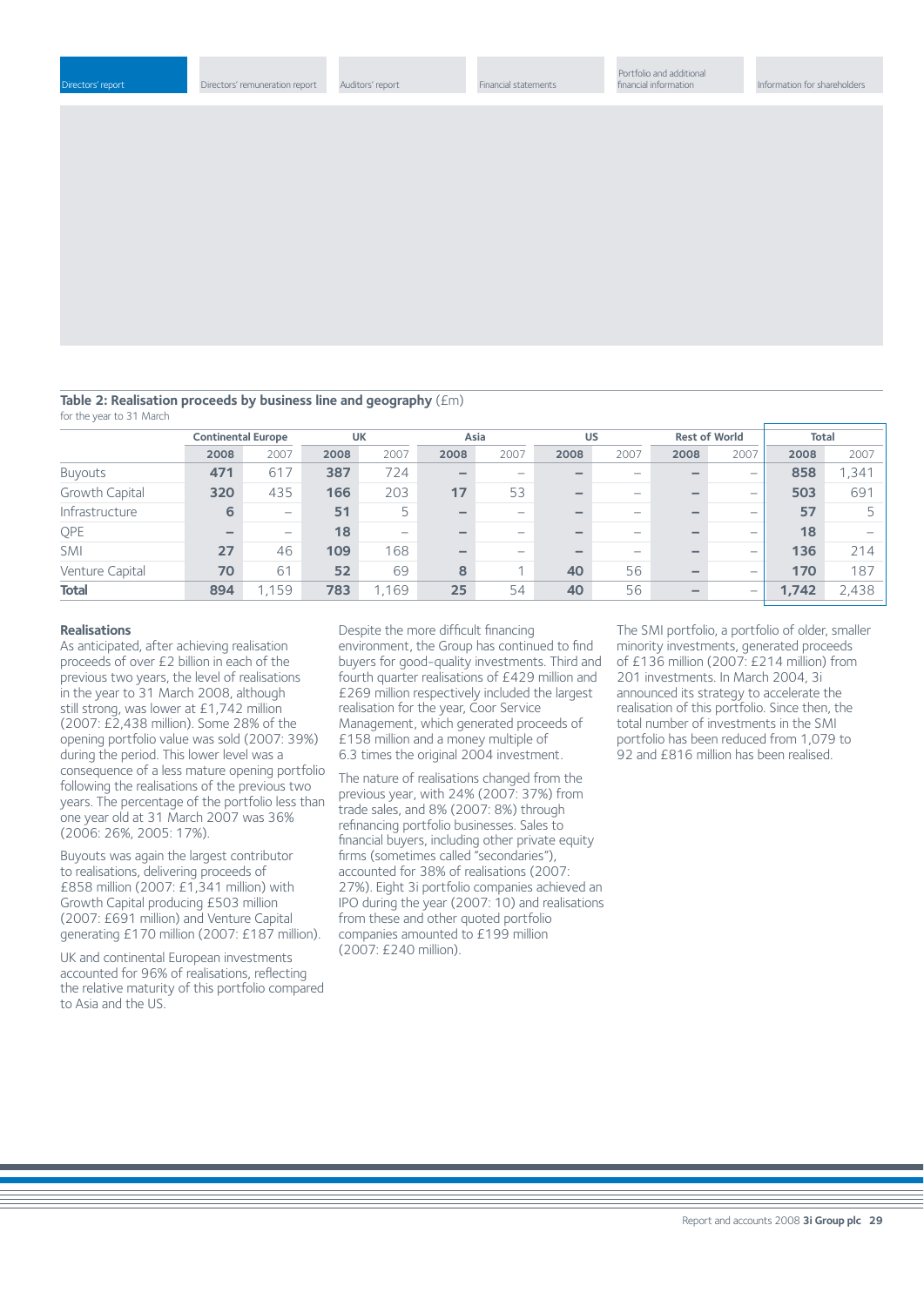**Table 2: Realisation proceeds by business line and geography** (£m)
for the year to 31 March

| | Continental Europe | | UK | | Asia | | US | | Rest of World | | Total | |
|---|---|---|---|---|---|---|---|---|---|---|---|---|
| | **2008** | 2007 | **2008** | 2007 | **2008** | 2007 | **2008** | 2007 | **2008** | 2007 | **2008** | 2007 |
| Buyouts | **471** | 617 | **387** | 724 | **–** | – | **–** | – | **–** | – | **858** | 1,341 |
| Growth Capital | **320** | 435 | **166** | 203 | **17** | 53 | **–** | – | **–** | – | **503** | 691 |
| Infrastructure | **6** | – | **51** | 5 | **–** | – | **–** | – | **–** | – | **57** | 5 |
| QPE | **–** | – | **18** | – | **–** | – | **–** | – | **–** | – | **18** | – |
| SMI | **27** | 46 | **109** | 168 | **–** | – | **–** | – | **–** | – | **136** | 214 |
| Venture Capital | **70** | 61 | **52** | 69 | **8** | 1 | **40** | 56 | **–** | – | **170** | 187 |
| **Total** | **894** | 1,159 | **783** | 1,169 | **25** | 54 | **40** | 56 | **–** | – | **1,742** | 2,438 |

**Realisations**

As anticipated, after achieving realisation proceeds of over £2 billion in each of the previous two years, the level of realisations in the year to 31 March 2008, although still strong, was lower at £1,742 million (2007: £2,438 million). Some 28% of the opening portfolio value was sold (2007: 39%) during the period. This lower level was a consequence of a less mature opening portfolio following the realisations of the previous two years. The percentage of the portfolio less than one year old at 31 March 2007 was 36% (2006: 26%, 2005: 17%).

Buyouts was again the largest contributor to realisations, delivering proceeds of £858 million (2007: £1,341 million) with Growth Capital producing £503 million (2007: £691 million) and Venture Capital generating £170 million (2007: £187 million).

UK and continental European investments accounted for 96% of realisations, reflecting the relative maturity of this portfolio compared to Asia and the US.

Despite the more difficult financing environment, the Group has continued to find buyers for good-quality investments. Third and fourth quarter realisations of £429 million and £269 million respectively included the largest realisation for the year, Coor Service Management, which generated proceeds of £158 million and a money multiple of 6.3 times the original 2004 investment.

The nature of realisations changed from the previous year, with 24% (2007: 37%) from trade sales, and 8% (2007: 8%) through refinancing portfolio businesses. Sales to financial buyers, including other private equity firms (sometimes called "secondaries"), accounted for 38% of realisations (2007: 27%). Eight 3i portfolio companies achieved an IPO during the year (2007: 10) and realisations from these and other quoted portfolio companies amounted to £199 million (2007: £240 million).

The SMI portfolio, a portfolio of older, smaller minority investments, generated proceeds of £136 million (2007: £214 million) from 201 investments. In March 2004, 3i announced its strategy to accelerate the realisation of this portfolio. Since then, the total number of investments in the SMI portfolio has been reduced from 1,079 to 92 and £816 million has been realised.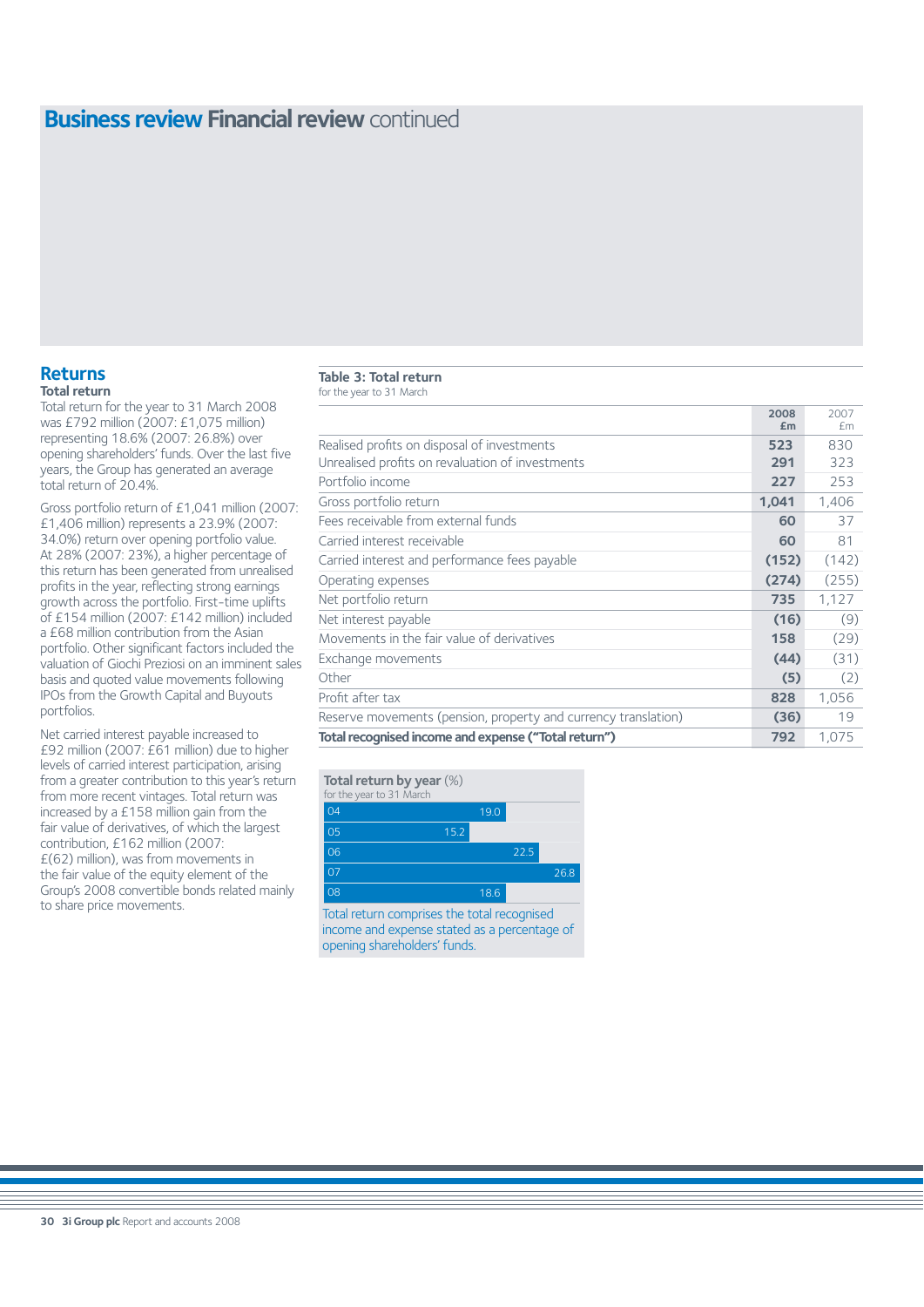# Business review Financial review continued

## Returns

### Total return

Total return for the year to 31 March 2008 was £792 million (2007: £1,075 million) representing 18.6% (2007: 26.8%) over opening shareholders' funds. Over the last five years, the Group has generated an average total return of 20.4%.

Gross portfolio return of £1,041 million (2007: £1,406 million) represents a 23.9% (2007: 34.0%) return over opening portfolio value. At 28% (2007: 23%), a higher percentage of this return has been generated from unrealised profits in the year, reflecting strong earnings growth across the portfolio. First-time uplifts of £154 million (2007: £142 million) included a £68 million contribution from the Asian portfolio. Other significant factors included the valuation of Giochi Preziosi on an imminent sales basis and quoted value movements following IPOs from the Growth Capital and Buyouts portfolios.

Net carried interest payable increased to £92 million (2007: £61 million) due to higher levels of carried interest participation, arising from a greater contribution to this year's return from more recent vintages. Total return was increased by a £158 million gain from the fair value of derivatives, of which the largest contribution, £162 million (2007: £(62) million), was from movements in the fair value of the equity element of the Group's 2008 convertible bonds related mainly to share price movements.

**Table 3: Total return**
for the year to 31 March

| | 2008 £m | 2007 £m |
|---|---|---|
| Realised profits on disposal of investments | **523** | 830 |
| Unrealised profits on revaluation of investments | **291** | 323 |
| Portfolio income | **227** | 253 |
| Gross portfolio return | **1,041** | 1,406 |
| Fees receivable from external funds | **60** | 37 |
| Carried interest receivable | **60** | 81 |
| Carried interest and performance fees payable | **(152)** | (142) |
| Operating expenses | **(274)** | (255) |
| Net portfolio return | **735** | 1,127 |
| Net interest payable | **(16)** | (9) |
| Movements in the fair value of derivatives | **158** | (29) |
| Exchange movements | **(44)** | (31) |
| Other | **(5)** | (2) |
| Profit after tax | **828** | 1,056 |
| Reserve movements (pension, property and currency translation) | **(36)** | 19 |
| **Total recognised income and expense ("Total return")** | **792** | 1,075 |

**Total return by year** (%)
for the year to 31 March

| Year | % |
|---|---|
| 04 | 19.0 |
| 05 | 15.2 |
| 06 | 22.5 |
| 07 | 26.8 |
| 08 | 18.6 |

Total return comprises the total recognised income and expense stated as a percentage of opening shareholders' funds.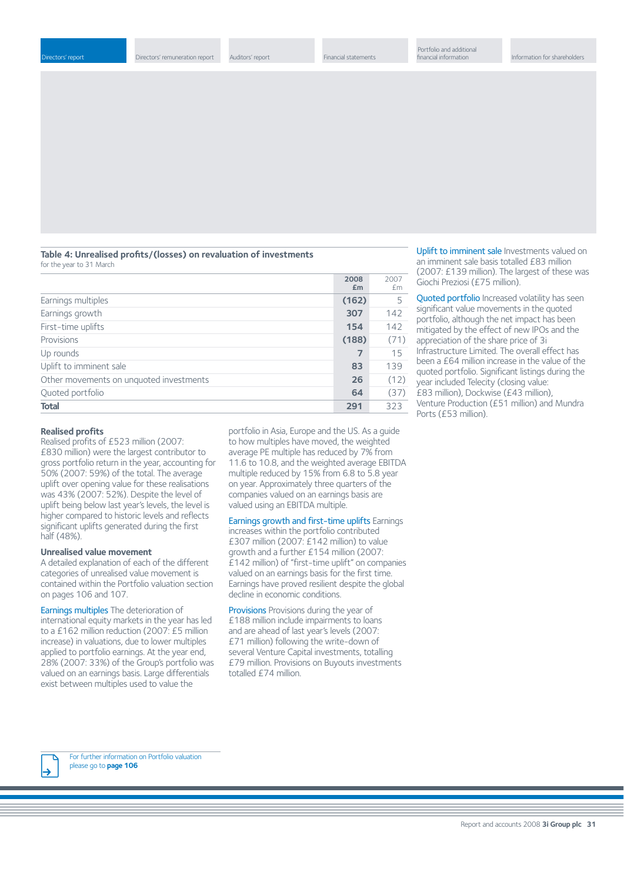### Table 4: Unrealised profits/(losses) on revaluation of investments

for the year to 31 March

| | 2008 £m | 2007 £m |
|---|---|---|
| Earnings multiples | **(162)** | 5 |
| Earnings growth | **307** | 142 |
| First-time uplifts | **154** | 142 |
| Provisions | **(188)** | (71) |
| Up rounds | **7** | 15 |
| Uplift to imminent sale | **83** | 139 |
| Other movements on unquoted investments | **26** | (12) |
| Quoted portfolio | **64** | (37) |
| **Total** | **291** | 323 |

### Realised profits

Realised profits of £523 million (2007: £830 million) were the largest contributor to gross portfolio return in the year, accounting for 50% (2007: 59%) of the total. The average uplift over opening value for these realisations was 43% (2007: 52%). Despite the level of uplift being below last year's levels, the level is higher compared to historic levels and reflects significant uplifts generated during the first half (48%).

### Unrealised value movement

A detailed explanation of each of the different categories of unrealised value movement is contained within the Portfolio valuation section on pages 106 and 107.

Earnings multiples The deterioration of international equity markets in the year has led to a £162 million reduction (2007: £5 million increase) in valuations, due to lower multiples applied to portfolio earnings. At the year end, 28% (2007: 33%) of the Group's portfolio was valued on an earnings basis. Large differentials exist between multiples used to value the portfolio in Asia, Europe and the US. As a guide to how multiples have moved, the weighted average PE multiple has reduced by 7% from 11.6 to 10.8, and the weighted average EBITDA multiple reduced by 15% from 6.8 to 5.8 year on year. Approximately three quarters of the companies valued on an earnings basis are valued using an EBITDA multiple.

Earnings growth and first-time uplifts Earnings increases within the portfolio contributed £307 million (2007: £142 million) to value growth and a further £154 million (2007: £142 million) of "first-time uplift" on companies valued on an earnings basis for the first time. Earnings have proved resilient despite the global decline in economic conditions.

Provisions Provisions during the year of £188 million include impairments to loans and are ahead of last year's levels (2007: £71 million) following the write-down of several Venture Capital investments, totalling £79 million. Provisions on Buyouts investments totalled £74 million.

Uplift to imminent sale Investments valued on an imminent sale basis totalled £83 million (2007: £139 million). The largest of these was Giochi Preziosi (£75 million).

Quoted portfolio Increased volatility has seen significant value movements in the quoted portfolio, although the net impact has been mitigated by the effect of new IPOs and the appreciation of the share price of 3i Infrastructure Limited. The overall effect has been a £64 million increase in the value of the quoted portfolio. Significant listings during the year included Telecity (closing value: £83 million), Dockwise (£43 million), Venture Production (£51 million) and Mundra Ports (£53 million).

For further information on Portfolio valuation please go to **page 106**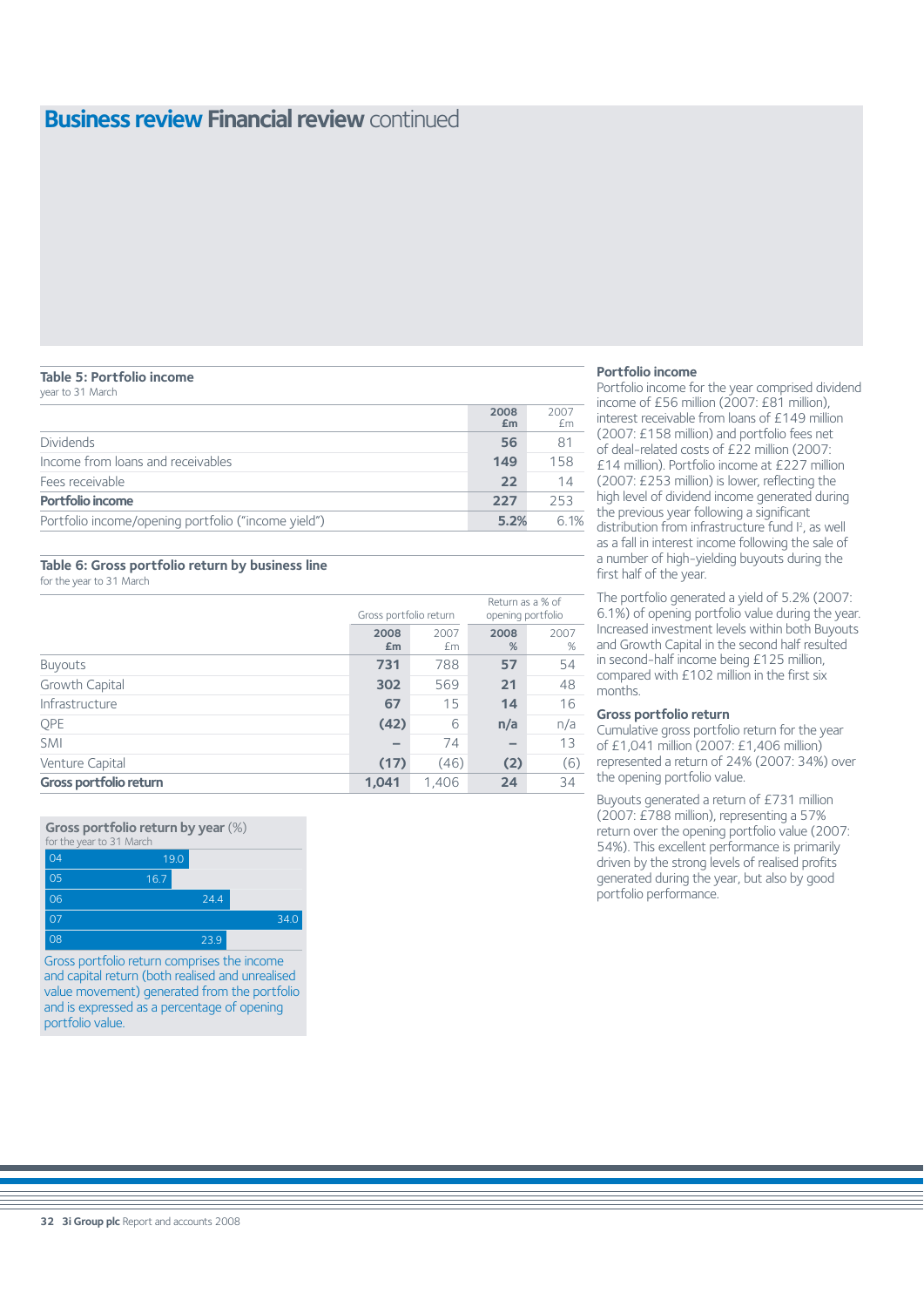# Business review Financial review continued

**Table 5: Portfolio income**
year to 31 March

| | 2008 £m | 2007 £m |
|---|---|---|
| Dividends | **56** | 81 |
| Income from loans and receivables | **149** | 158 |
| Fees receivable | **22** | 14 |
| **Portfolio income** | **227** | 253 |
| Portfolio income/opening portfolio ("income yield") | **5.2%** | 6.1% |

**Table 6: Gross portfolio return by business line**
for the year to 31 March

| | Gross portfolio return | | Return as a % of opening portfolio | |
|---|---|---|---|---|
| | 2008 £m | 2007 £m | 2008 % | 2007 % |
| Buyouts | **731** | 788 | **57** | 54 |
| Growth Capital | **302** | 569 | **21** | 48 |
| Infrastructure | **67** | 15 | **14** | 16 |
| QPE | **(42)** | 6 | **n/a** | n/a |
| SMI | **–** | 74 | **–** | 13 |
| Venture Capital | **(17)** | (46) | **(2)** | (6) |
| **Gross portfolio return** | **1,041** | 1,406 | **24** | 34 |

**Gross portfolio return by year** (%)
for the year to 31 March

| Year | % |
|---|---|
| 04 | 19.0 |
| 05 | 16.7 |
| 06 | 24.4 |
| 07 | 34.0 |
| 08 | 23.9 |

Gross portfolio return comprises the income and capital return (both realised and unrealised value movement) generated from the portfolio and is expressed as a percentage of opening portfolio value.

## Portfolio income

Portfolio income for the year comprised dividend income of £56 million (2007: £81 million), interest receivable from loans of £149 million (2007: £158 million) and portfolio fees net of deal-related costs of £22 million (2007: £14 million). Portfolio income at £227 million (2007: £253 million) is lower, reflecting the high level of dividend income generated during the previous year following a significant distribution from infrastructure fund I², as well as a fall in interest income following the sale of a number of high-yielding buyouts during the first half of the year.

The portfolio generated a yield of 5.2% (2007: 6.1%) of opening portfolio value during the year. Increased investment levels within both Buyouts and Growth Capital in the second half resulted in second-half income being £125 million, compared with £102 million in the first six months.

## Gross portfolio return

Cumulative gross portfolio return for the year of £1,041 million (2007: £1,406 million) represented a return of 24% (2007: 34%) over the opening portfolio value.

Buyouts generated a return of £731 million (2007: £788 million), representing a 57% return over the opening portfolio value (2007: 54%). This excellent performance is primarily driven by the strong levels of realised profits generated during the year, but also by good portfolio performance.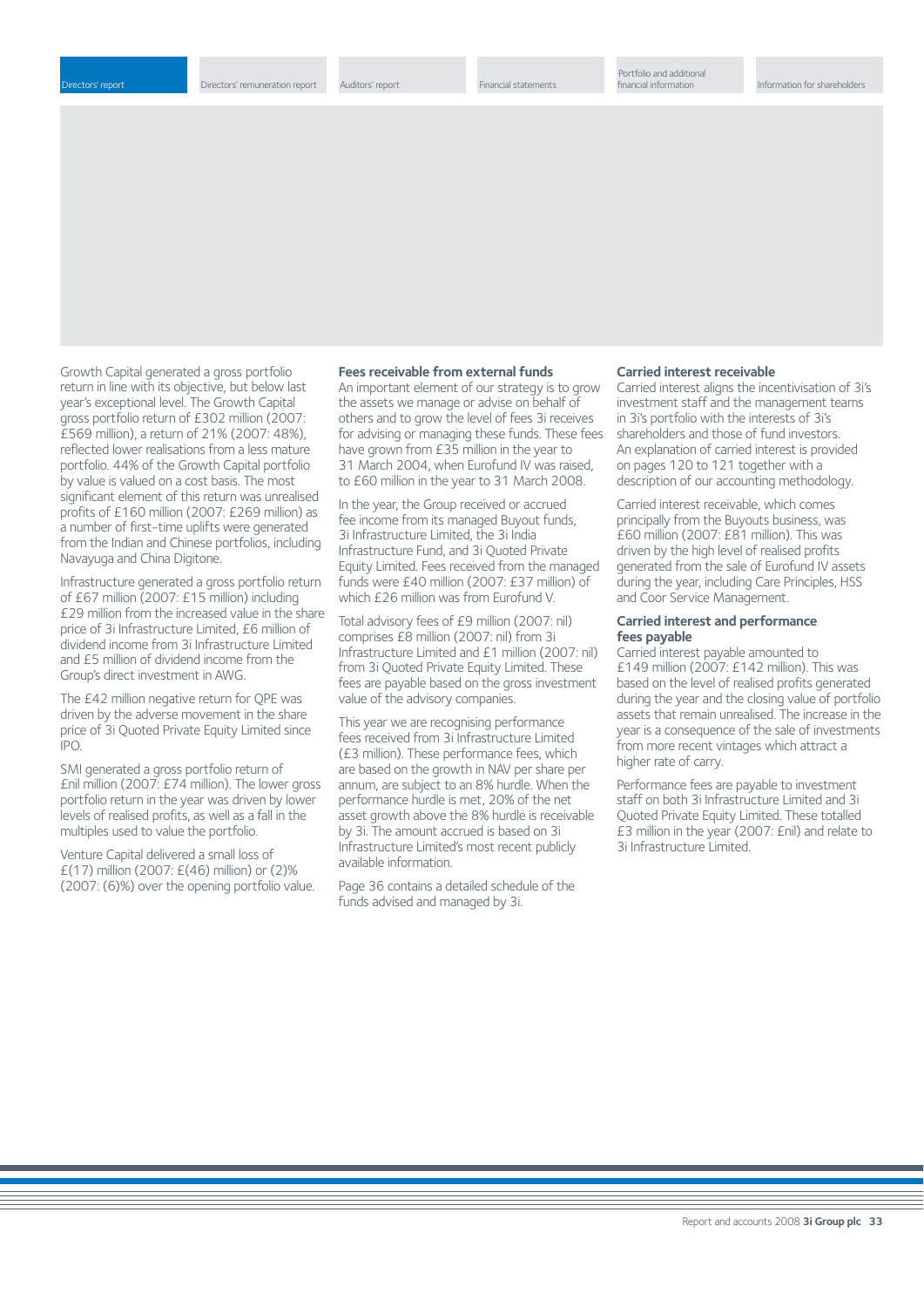Growth Capital generated a gross portfolio return in line with its objective, but below last year's exceptional level. The Growth Capital gross portfolio return of £302 million (2007: £569 million), a return of 21% (2007: 48%), reflected lower realisations from a less mature portfolio. 44% of the Growth Capital portfolio by value is valued on a cost basis. The most significant element of this return was unrealised profits of £160 million (2007: £269 million) as a number of first-time uplifts were generated from the Indian and Chinese portfolios, including Navayuga and China Digitone.

Infrastructure generated a gross portfolio return of £67 million (2007: £15 million) including £29 million from the increased value in the share price of 3i Infrastructure Limited, £6 million of dividend income from 3i Infrastructure Limited and £5 million of dividend income from the Group's direct investment in AWG.

The £42 million negative return for QPE was driven by the adverse movement in the share price of 3i Quoted Private Equity Limited since IPO.

SMI generated a gross portfolio return of £nil million (2007: £74 million). The lower gross portfolio return in the year was driven by lower levels of realised profits, as well as a fall in the multiples used to value the portfolio.

Venture Capital delivered a small loss of £(17) million (2007: £(46) million) or (2)% (2007: (6)%) over the opening portfolio value.

**Fees receivable from external funds**

An important element of our strategy is to grow the assets we manage or advise on behalf of others and to grow the level of fees 3i receives for advising or managing these funds. These fees have grown from £35 million in the year to 31 March 2004, when Eurofund IV was raised, to £60 million in the year to 31 March 2008.

In the year, the Group received or accrued fee income from its managed Buyout funds, 3i Infrastructure Limited, the 3i India Infrastructure Fund, and 3i Quoted Private Equity Limited. Fees received from the managed funds were £40 million (2007: £37 million) of which £26 million was from Eurofund V.

Total advisory fees of £9 million (2007: nil) comprises £8 million (2007: nil) from 3i Infrastructure Limited and £1 million (2007: nil) from 3i Quoted Private Equity Limited. These fees are payable based on the gross investment value of the advisory companies.

This year we are recognising performance fees received from 3i Infrastructure Limited (£3 million). These performance fees, which are based on the growth in NAV per share per annum, are subject to an 8% hurdle. When the performance hurdle is met, 20% of the net asset growth above the 8% hurdle is receivable by 3i. The amount accrued is based on 3i Infrastructure Limited's most recent publicly available information.

Page 36 contains a detailed schedule of the funds advised and managed by 3i.

**Carried interest receivable**

Carried interest aligns the incentivisation of 3i's investment staff and the management teams in 3i's portfolio with the interests of 3i's shareholders and those of fund investors. An explanation of carried interest is provided on pages 120 to 121 together with a description of our accounting methodology.

Carried interest receivable, which comes principally from the Buyouts business, was £60 million (2007: £81 million). This was driven by the high level of realised profits generated from the sale of Eurofund IV assets during the year, including Care Principles, HSS and Coor Service Management.

**Carried interest and performance fees payable**

Carried interest payable amounted to £149 million (2007: £142 million). This was based on the level of realised profits generated during the year and the closing value of portfolio assets that remain unrealised. The increase in the year is a consequence of the sale of investments from more recent vintages which attract a higher rate of carry.

Performance fees are payable to investment staff on both 3i Infrastructure Limited and 3i Quoted Private Equity Limited. These totalled £3 million in the year (2007: £nil) and relate to 3i Infrastructure Limited.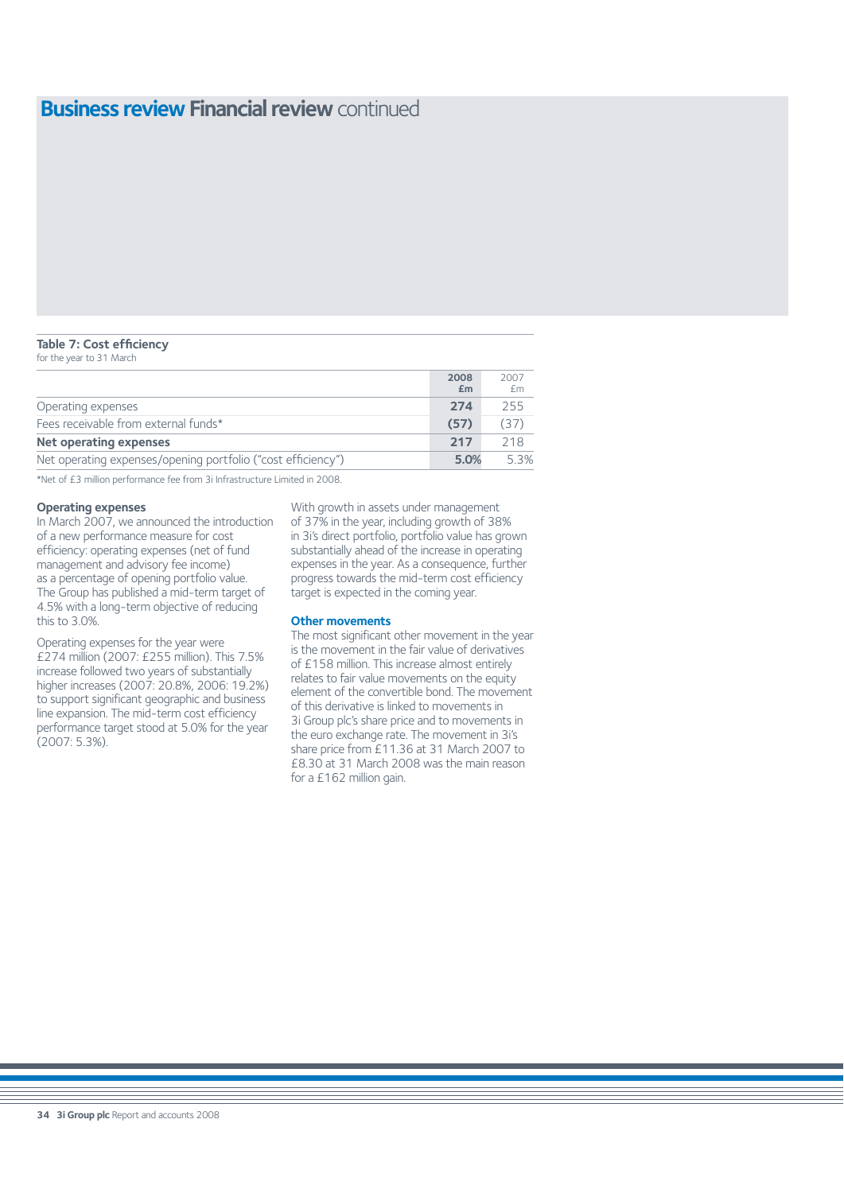# Business review Financial review continued

**Table 7: Cost efficiency**
for the year to 31 March

| | 2008 £m | 2007 £m |
|---|---|---|
| Operating expenses | 274 | 255 |
| Fees receivable from external funds* | (57) | (37) |
| **Net operating expenses** | **217** | **218** |
| Net operating expenses/opening portfolio ("cost efficiency") | 5.0% | 5.3% |

*Net of £3 million performance fee from 3i Infrastructure Limited in 2008.

### Operating expenses

In March 2007, we announced the introduction of a new performance measure for cost efficiency: operating expenses (net of fund management and advisory fee income) as a percentage of opening portfolio value. The Group has published a mid-term target of 4.5% with a long-term objective of reducing this to 3.0%.

Operating expenses for the year were £274 million (2007: £255 million). This 7.5% increase followed two years of substantially higher increases (2007: 20.8%, 2006: 19.2%) to support significant geographic and business line expansion. The mid-term cost efficiency performance target stood at 5.0% for the year (2007: 5.3%).

With growth in assets under management of 37% in the year, including growth of 38% in 3i's direct portfolio, portfolio value has grown substantially ahead of the increase in operating expenses in the year. As a consequence, further progress towards the mid-term cost efficiency target is expected in the coming year.

### Other movements

The most significant other movement in the year is the movement in the fair value of derivatives of £158 million. This increase almost entirely relates to fair value movements on the equity element of the convertible bond. The movement of this derivative is linked to movements in 3i Group plc's share price and to movements in the euro exchange rate. The movement in 3i's share price from £11.36 at 31 March 2007 to £8.30 at 31 March 2008 was the main reason for a £162 million gain.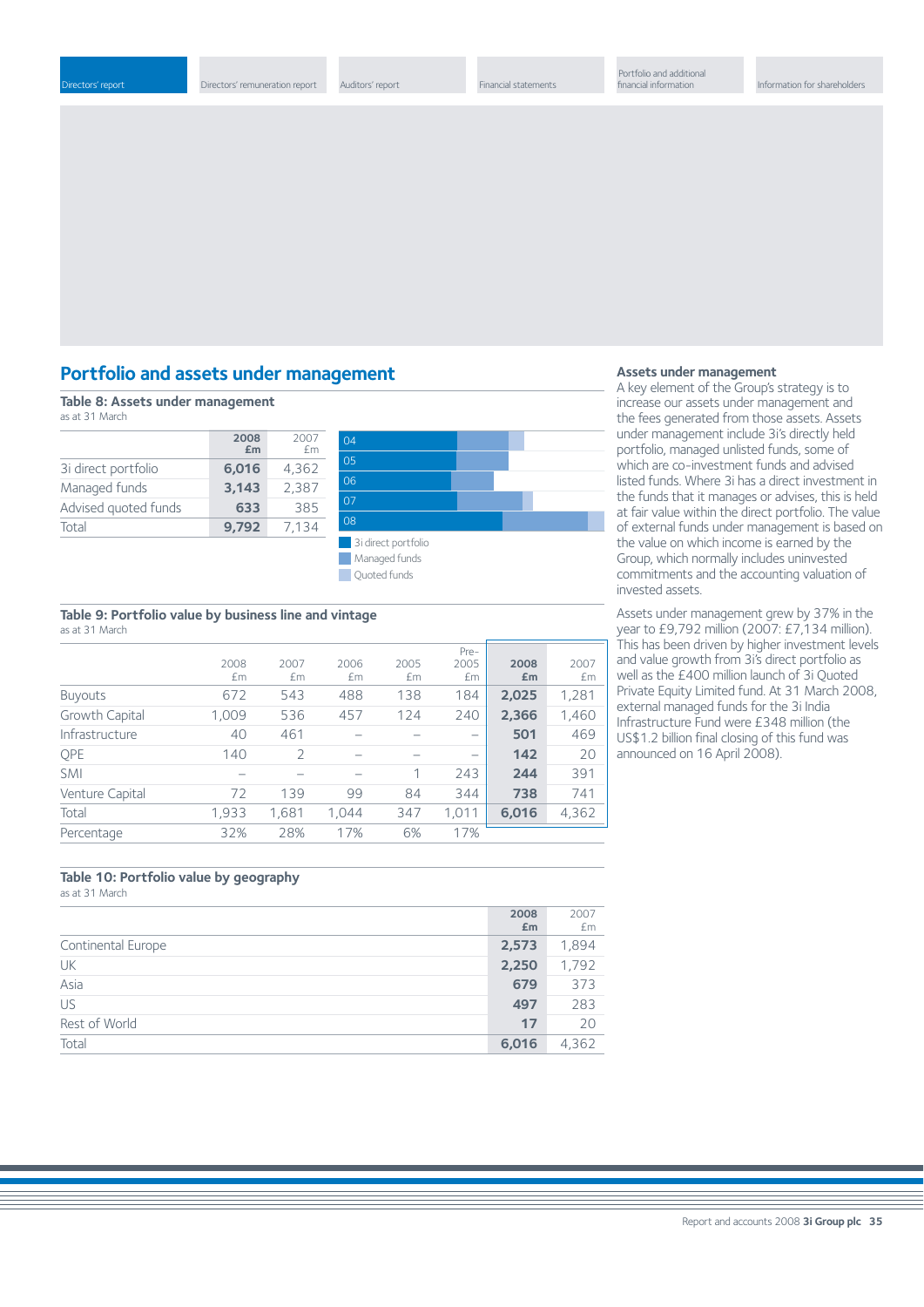## Portfolio and assets under management

### Table 8: Assets under management

as at 31 March

| | 2008 £m | 2007 £m |
|---|---|---|
| 3i direct portfolio | **6,016** | 4,362 |
| Managed funds | **3,143** | 2,387 |
| Advised quoted funds | **633** | 385 |
| Total | **9,792** | 7,134 |

04
05
06
07
08

3i direct portfolio
Managed funds
Quoted funds

### Table 9: Portfolio value by business line and vintage

as at 31 March

| | 2008 £m | 2007 £m | 2006 £m | 2005 £m | Pre-2005 £m | 2008 £m | 2007 £m |
|---|---|---|---|---|---|---|---|
| Buyouts | 672 | 543 | 488 | 138 | 184 | **2,025** | 1,281 |
| Growth Capital | 1,009 | 536 | 457 | 124 | 240 | **2,366** | 1,460 |
| Infrastructure | 40 | 461 | – | – | – | **501** | 469 |
| QPE | 140 | 2 | – | – | – | **142** | 20 |
| SMI | – | – | – | 1 | 243 | **244** | 391 |
| Venture Capital | 72 | 139 | 99 | 84 | 344 | **738** | 741 |
| Total | 1,933 | 1,681 | 1,044 | 347 | 1,011 | **6,016** | 4,362 |
| Percentage | 32% | 28% | 17% | 6% | 17% | | |

### Table 10: Portfolio value by geography

as at 31 March

| | 2008 £m | 2007 £m |
|---|---|---|
| Continental Europe | **2,573** | 1,894 |
| UK | **2,250** | 1,792 |
| Asia | **679** | 373 |
| US | **497** | 283 |
| Rest of World | **17** | 20 |
| Total | **6,016** | 4,362 |

### Assets under management

A key element of the Group's strategy is to increase our assets under management and the fees generated from those assets. Assets under management include 3i's directly held portfolio, managed unlisted funds, some of which are co-investment funds and advised listed funds. Where 3i has a direct investment in the funds that it manages or advises, this is held at fair value within the direct portfolio. The value of external funds under management is based on the value on which income is earned by the Group, which normally includes uninvested commitments and the accounting valuation of invested assets.

Assets under management grew by 37% in the year to £9,792 million (2007: £7,134 million). This has been driven by higher investment levels and value growth from 3i's direct portfolio as well as the £400 million launch of 3i Quoted Private Equity Limited fund. At 31 March 2008, external managed funds for the 3i India Infrastructure Fund were £348 million (the US$1.2 billion final closing of this fund was announced on 16 April 2008).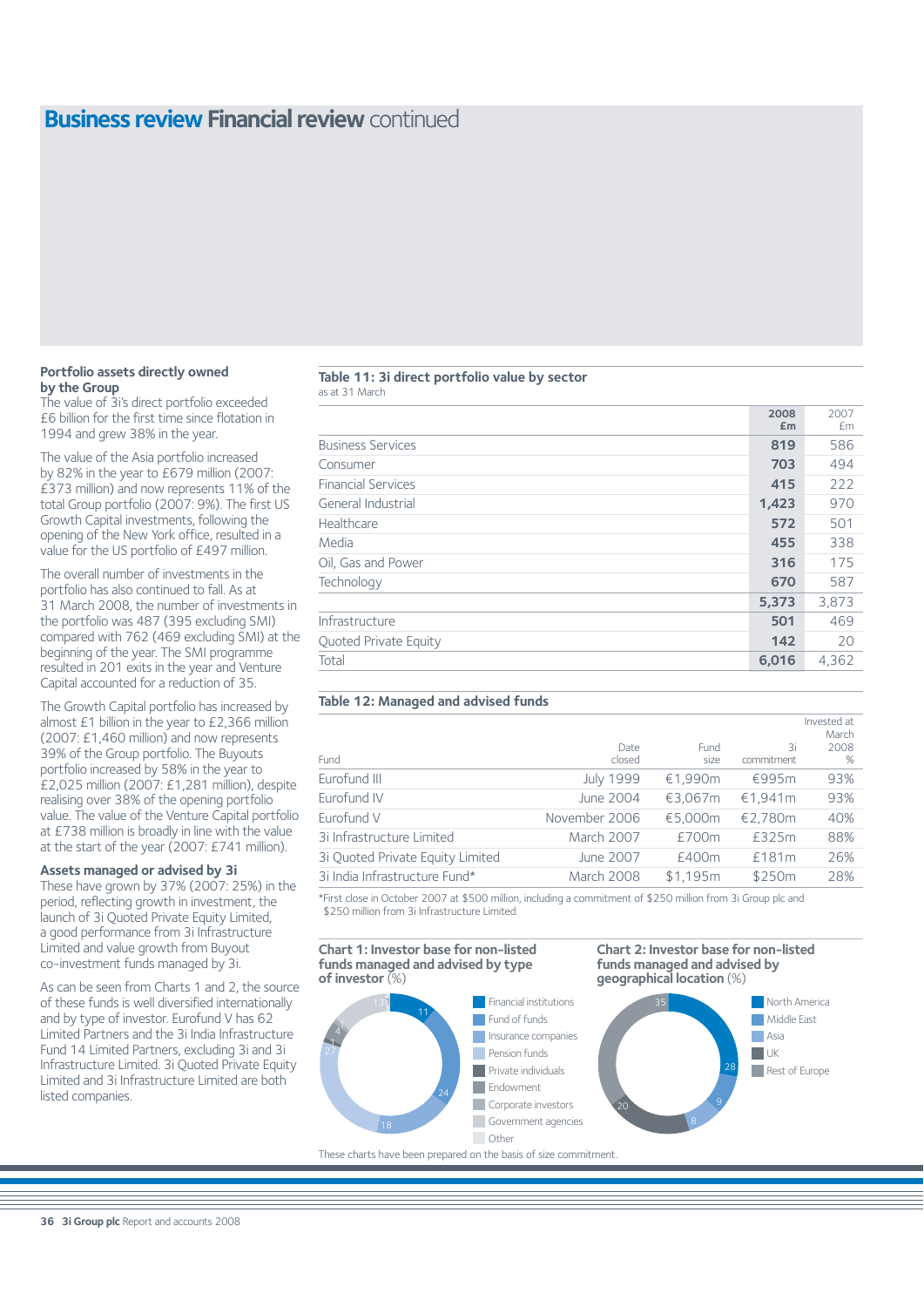# Business review Financial review continued

### Portfolio assets directly owned by the Group

The value of 3i's direct portfolio exceeded £6 billion for the first time since flotation in 1994 and grew 38% in the year.

The value of the Asia portfolio increased by 82% in the year to £679 million (2007: £373 million) and now represents 11% of the total Group portfolio (2007: 9%). The first US Growth Capital investments, following the opening of the New York office, resulted in a value for the US portfolio of £497 million.

The overall number of investments in the portfolio has also continued to fall. As at 31 March 2008, the number of investments in the portfolio was 487 (395 excluding SMI) compared with 762 (469 excluding SMI) at the beginning of the year. The SMI programme resulted in 201 exits in the year and Venture Capital accounted for a reduction of 35.

The Growth Capital portfolio has increased by almost £1 billion in the year to £2,366 million (2007: £1,460 million) and now represents 39% of the Group portfolio. The Buyouts portfolio increased by 58% in the year to £2,025 million (2007: £1,281 million), despite realising over 38% of the opening portfolio value. The value of the Venture Capital portfolio at £738 million is broadly in line with the value at the start of the year (2007: £741 million).

### Assets managed or advised by 3i

These have grown by 37% (2007: 25%) in the period, reflecting growth in investment, the launch of 3i Quoted Private Equity Limited, a good performance from 3i Infrastructure Limited and value growth from Buyout co-investment funds managed by 3i.

As can be seen from Charts 1 and 2, the source of these funds is well diversified internationally and by type of investor. Eurofund V has 62 Limited Partners and the 3i India Infrastructure Fund 14 Limited Partners, excluding 3i and 3i Infrastructure Limited. 3i Quoted Private Equity Limited and 3i Infrastructure Limited are both listed companies.

**Table 11: 3i direct portfolio value by sector**
as at 31 March

| | 2008 £m | 2007 £m |
|---|---|---|
| Business Services | **819** | 586 |
| Consumer | **703** | 494 |
| Financial Services | **415** | 222 |
| General Industrial | **1,423** | 970 |
| Healthcare | **572** | 501 |
| Media | **455** | 338 |
| Oil, Gas and Power | **316** | 175 |
| Technology | **670** | 587 |
| | **5,373** | 3,873 |
| Infrastructure | **501** | 469 |
| Quoted Private Equity | **142** | 20 |
| Total | **6,016** | 4,362 |

**Table 12: Managed and advised funds**

| Fund | Date closed | Fund size | 3i commitment | Invested at March 2008 % |
|---|---|---|---|---|
| Eurofund III | July 1999 | €1,990m | €995m | 93% |
| Eurofund IV | June 2004 | €3,067m | €1,941m | 93% |
| Eurofund V | November 2006 | €5,000m | €2,780m | 40% |
| 3i Infrastructure Limited | March 2007 | £700m | £325m | 88% |
| 3i Quoted Private Equity Limited | June 2007 | £400m | £181m | 26% |
| 3i India Infrastructure Fund* | March 2008 | $1,195m | $250m | 28% |

*First close in October 2007 at $500 million, including a commitment of $250 million from 3i Group plc and $250 million from 3i Infrastructure Limited.

**Chart 1: Investor base for non-listed funds managed and advised by type of investor** (%)

Financial institutions 11; Fund of funds 24; Insurance companies 18; Pension funds 27; Private individuals 1; Endowment 4; Corporate investors 1; Government agencies 13; Other

**Chart 2: Investor base for non-listed funds managed and advised by geographical location** (%)

North America 28; Middle East 9; Asia 8; UK 20; Rest of Europe 35

These charts have been prepared on the basis of size commitment.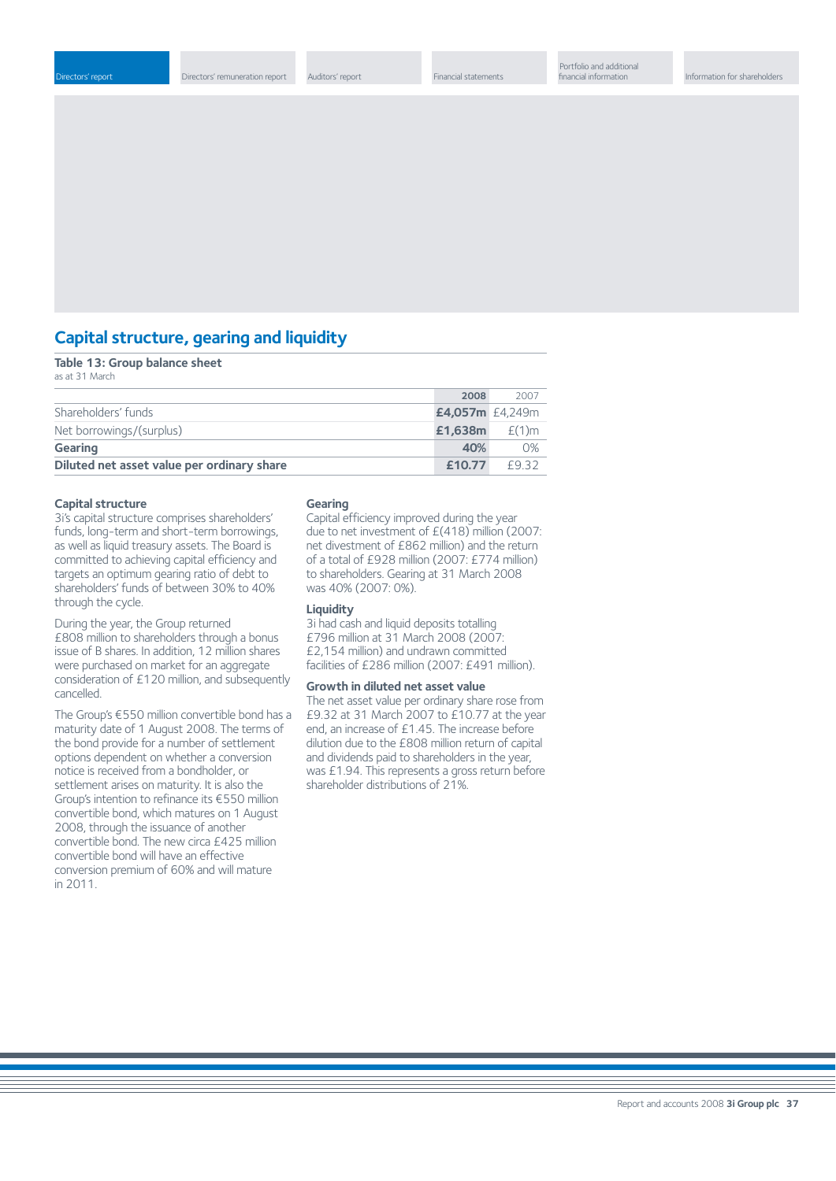## Capital structure, gearing and liquidity

**Table 13: Group balance sheet**
as at 31 March

| | 2008 | 2007 |
|---|---|---|
| Shareholders' funds | **£4,057m** | £4,249m |
| Net borrowings/(surplus) | **£1,638m** | £(1)m |
| **Gearing** | **40%** | 0% |
| **Diluted net asset value per ordinary share** | **£10.77** | £9.32 |

### Capital structure

3i's capital structure comprises shareholders' funds, long-term and short-term borrowings, as well as liquid treasury assets. The Board is committed to achieving capital efficiency and targets an optimum gearing ratio of debt to shareholders' funds of between 30% to 40% through the cycle.

During the year, the Group returned £808 million to shareholders through a bonus issue of B shares. In addition, 12 million shares were purchased on market for an aggregate consideration of £120 million, and subsequently cancelled.

The Group's €550 million convertible bond has a maturity date of 1 August 2008. The terms of the bond provide for a number of settlement options dependent on whether a conversion notice is received from a bondholder, or settlement arises on maturity. It is also the Group's intention to refinance its €550 million convertible bond, which matures on 1 August 2008, through the issuance of another convertible bond. The new circa £425 million convertible bond will have an effective conversion premium of 60% and will mature in 2011.

### Gearing

Capital efficiency improved during the year due to net investment of £(418) million (2007: net divestment of £862 million) and the return of a total of £928 million (2007: £774 million) to shareholders. Gearing at 31 March 2008 was 40% (2007: 0%).

### Liquidity

3i had cash and liquid deposits totalling £796 million at 31 March 2008 (2007: £2,154 million) and undrawn committed facilities of £286 million (2007: £491 million).

### Growth in diluted net asset value

The net asset value per ordinary share rose from £9.32 at 31 March 2007 to £10.77 at the year end, an increase of £1.45. The increase before dilution due to the £808 million return of capital and dividends paid to shareholders in the year, was £1.94. This represents a gross return before shareholder distributions of 21%.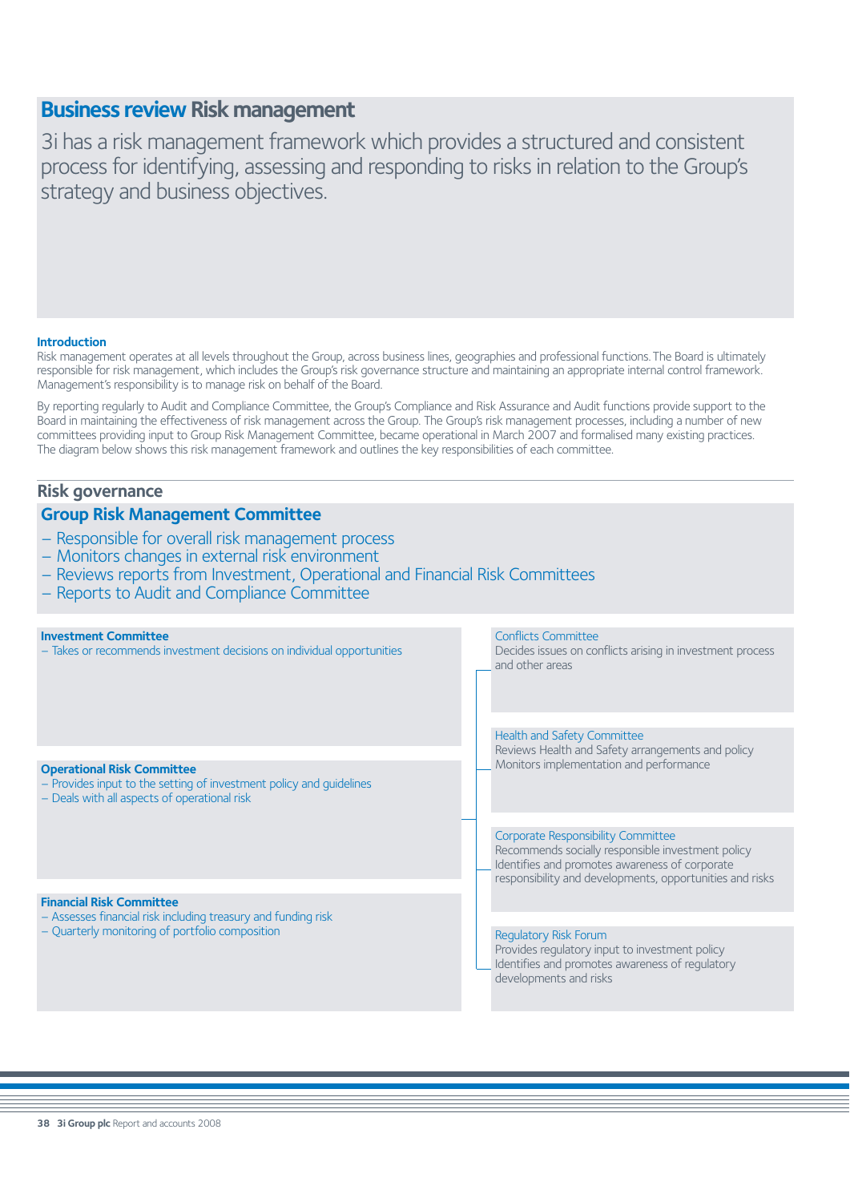# Business review Risk management

3i has a risk management framework which provides a structured and consistent process for identifying, assessing and responding to risks in relation to the Group's strategy and business objectives.

### Introduction

Risk management operates at all levels throughout the Group, across business lines, geographies and professional functions. The Board is ultimately responsible for risk management, which includes the Group's risk governance structure and maintaining an appropriate internal control framework. Management's responsibility is to manage risk on behalf of the Board.

By reporting regularly to Audit and Compliance Committee, the Group's Compliance and Risk Assurance and Audit functions provide support to the Board in maintaining the effectiveness of risk management across the Group. The Group's risk management processes, including a number of new committees providing input to Group Risk Management Committee, became operational in March 2007 and formalised many existing practices. The diagram below shows this risk management framework and outlines the key responsibilities of each committee.

## Risk governance

### Group Risk Management Committee

- Responsible for overall risk management process
- Monitors changes in external risk environment
- Reviews reports from Investment, Operational and Financial Risk Committees
- Reports to Audit and Compliance Committee

**Investment Committee**
- Takes or recommends investment decisions on individual opportunities

**Operational Risk Committee**
- Provides input to the setting of investment policy and guidelines
- Deals with all aspects of operational risk

**Financial Risk Committee**
- Assesses financial risk including treasury and funding risk
- Quarterly monitoring of portfolio composition

Conflicts Committee
Decides issues on conflicts arising in investment process and other areas

Health and Safety Committee
Reviews Health and Safety arrangements and policy
Monitors implementation and performance

Corporate Responsibility Committee
Recommends socially responsible investment policy
Identifies and promotes awareness of corporate responsibility and developments, opportunities and risks

Regulatory Risk Forum
Provides regulatory input to investment policy
Identifies and promotes awareness of regulatory developments and risks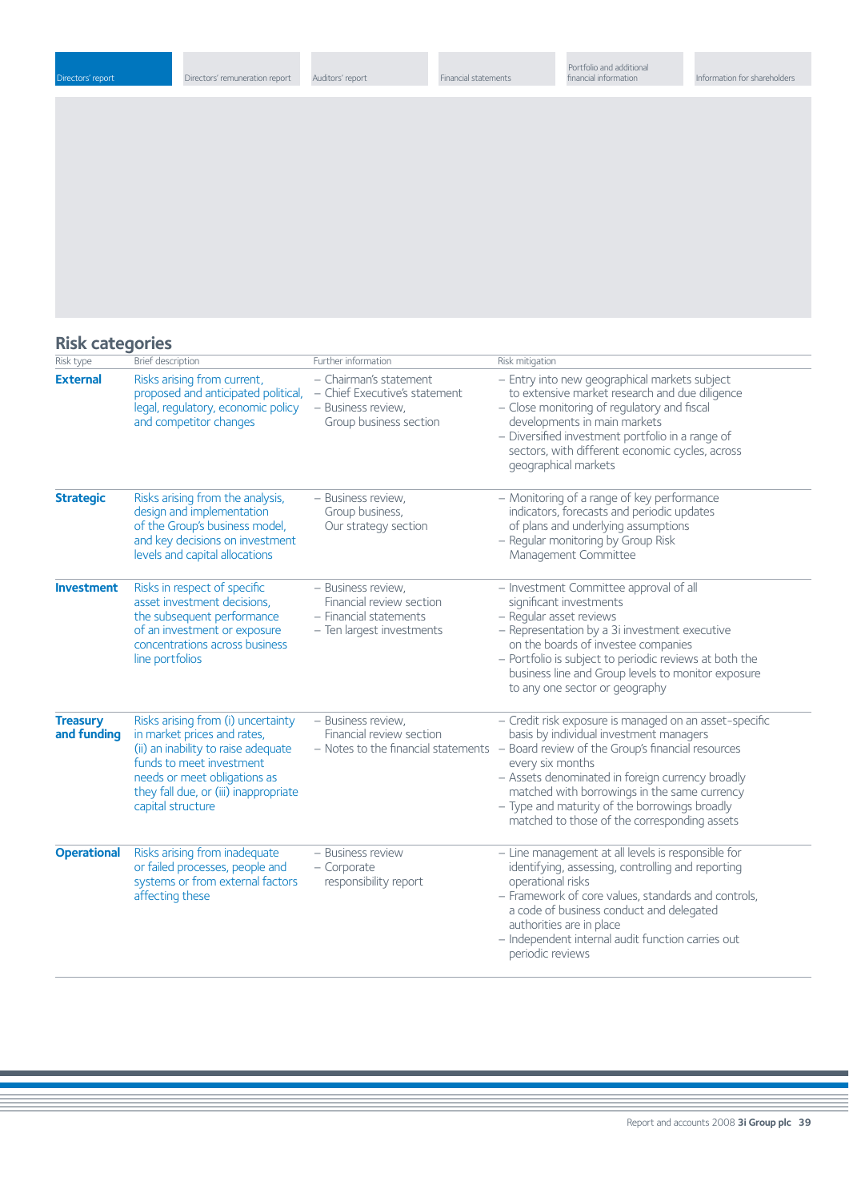## Risk categories

| Risk type | Brief description | Further information | Risk mitigation |
|---|---|---|---|
| **External** | Risks arising from current, proposed and anticipated political, legal, regulatory, economic policy and competitor changes | – Chairman's statement<br>– Chief Executive's statement<br>– Business review, Group business section | – Entry into new geographical markets subject to extensive market research and due diligence<br>– Close monitoring of regulatory and fiscal developments in main markets<br>– Diversified investment portfolio in a range of sectors, with different economic cycles, across geographical markets |
| **Strategic** | Risks arising from the analysis, design and implementation of the Group's business model, and key decisions on investment levels and capital allocations | – Business review, Group business, Our strategy section | – Monitoring of a range of key performance indicators, forecasts and periodic updates of plans and underlying assumptions<br>– Regular monitoring by Group Risk Management Committee |
| **Investment** | Risks in respect of specific asset investment decisions, the subsequent performance of an investment or exposure concentrations across business line portfolios | – Business review, Financial review section<br>– Financial statements<br>– Ten largest investments | – Investment Committee approval of all significant investments<br>– Regular asset reviews<br>– Representation by a 3i investment executive on the boards of investee companies<br>– Portfolio is subject to periodic reviews at both the business line and Group levels to monitor exposure to any one sector or geography |
| **Treasury and funding** | Risks arising from (i) uncertainty in market prices and rates, (ii) an inability to raise adequate funds to meet investment needs or meet obligations as they fall due, or (iii) inappropriate capital structure | – Business review, Financial review section<br>– Notes to the financial statements | – Credit risk exposure is managed on an asset-specific basis by individual investment managers<br>– Board review of the Group's financial resources every six months<br>– Assets denominated in foreign currency broadly matched with borrowings in the same currency<br>– Type and maturity of the borrowings broadly matched to those of the corresponding assets |
| **Operational** | Risks arising from inadequate or failed processes, people and systems or from external factors affecting these | – Business review<br>– Corporate responsibility report | – Line management at all levels is responsible for identifying, assessing, controlling and reporting operational risks<br>– Framework of core values, standards and controls, a code of business conduct and delegated authorities are in place<br>– Independent internal audit function carries out periodic reviews |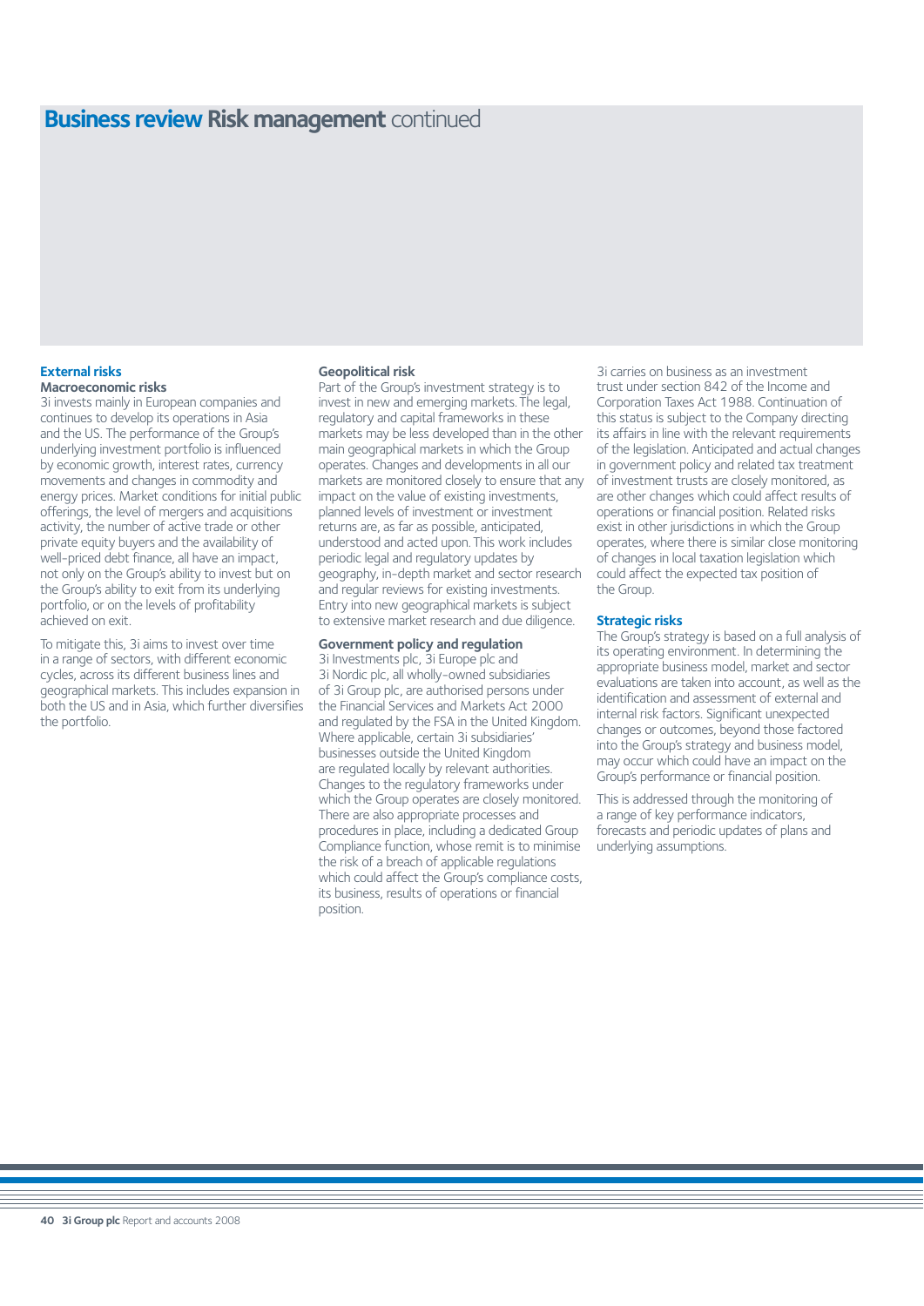# Business review Risk management continued

## External risks

### Macroeconomic risks

3i invests mainly in European companies and continues to develop its operations in Asia and the US. The performance of the Group's underlying investment portfolio is influenced by economic growth, interest rates, currency movements and changes in commodity and energy prices. Market conditions for initial public offerings, the level of mergers and acquisitions activity, the number of active trade or other private equity buyers and the availability of well-priced debt finance, all have an impact, not only on the Group's ability to invest but on the Group's ability to exit from its underlying portfolio, or on the levels of profitability achieved on exit.

To mitigate this, 3i aims to invest over time in a range of sectors, with different economic cycles, across its different business lines and geographical markets. This includes expansion in both the US and in Asia, which further diversifies the portfolio.

### Geopolitical risk

Part of the Group's investment strategy is to invest in new and emerging markets. The legal, regulatory and capital frameworks in these markets may be less developed than in the other main geographical markets in which the Group operates. Changes and developments in all our markets are monitored closely to ensure that any impact on the value of existing investments, planned levels of investment or investment returns are, as far as possible, anticipated, understood and acted upon. This work includes periodic legal and regulatory updates by geography, in-depth market and sector research and regular reviews for existing investments. Entry into new geographical markets is subject to extensive market research and due diligence.

### Government policy and regulation

3i Investments plc, 3i Europe plc and 3i Nordic plc, all wholly-owned subsidiaries of 3i Group plc, are authorised persons under the Financial Services and Markets Act 2000 and regulated by the FSA in the United Kingdom. Where applicable, certain 3i subsidiaries' businesses outside the United Kingdom are regulated locally by relevant authorities. Changes to the regulatory frameworks under which the Group operates are closely monitored. There are also appropriate processes and procedures in place, including a dedicated Group Compliance function, whose remit is to minimise the risk of a breach of applicable regulations which could affect the Group's compliance costs, its business, results of operations or financial position.

3i carries on business as an investment trust under section 842 of the Income and Corporation Taxes Act 1988. Continuation of this status is subject to the Company directing its affairs in line with the relevant requirements of the legislation. Anticipated and actual changes in government policy and related tax treatment of investment trusts are closely monitored, as are other changes which could affect results of operations or financial position. Related risks exist in other jurisdictions in which the Group operates, where there is similar close monitoring of changes in local taxation legislation which could affect the expected tax position of the Group.

## Strategic risks

The Group's strategy is based on a full analysis of its operating environment. In determining the appropriate business model, market and sector evaluations are taken into account, as well as the identification and assessment of external and internal risk factors. Significant unexpected changes or outcomes, beyond those factored into the Group's strategy and business model, may occur which could have an impact on the Group's performance or financial position.

This is addressed through the monitoring of a range of key performance indicators, forecasts and periodic updates of plans and underlying assumptions.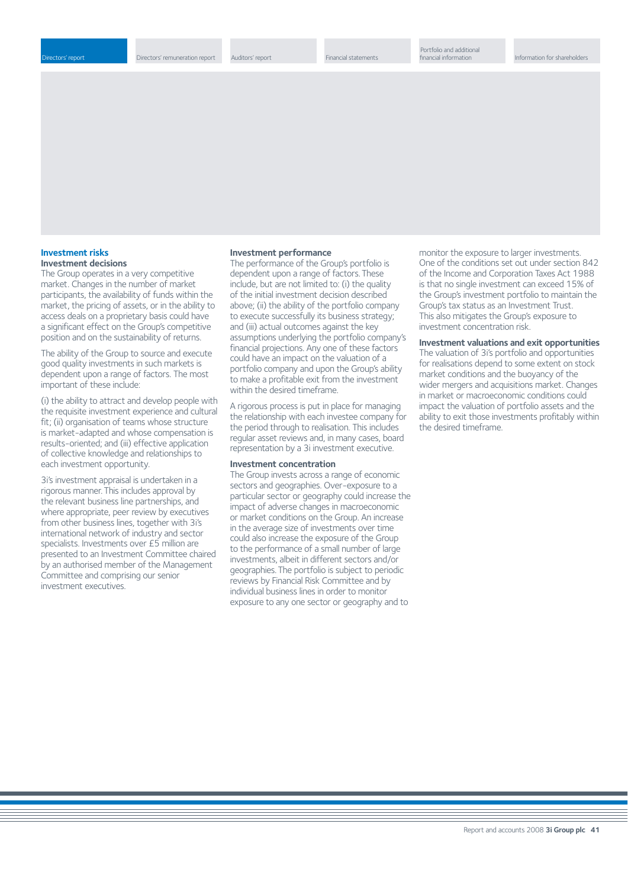## Investment risks

### Investment decisions

The Group operates in a very competitive market. Changes in the number of market participants, the availability of funds within the market, the pricing of assets, or in the ability to access deals on a proprietary basis could have a significant effect on the Group's competitive position and on the sustainability of returns.

The ability of the Group to source and execute good quality investments in such markets is dependent upon a range of factors. The most important of these include:

(i) the ability to attract and develop people with the requisite investment experience and cultural fit; (ii) organisation of teams whose structure is market-adapted and whose compensation is results-oriented; and (iii) effective application of collective knowledge and relationships to each investment opportunity.

3i's investment appraisal is undertaken in a rigorous manner. This includes approval by the relevant business line partnerships, and where appropriate, peer review by executives from other business lines, together with 3i's international network of industry and sector specialists. Investments over £5 million are presented to an Investment Committee chaired by an authorised member of the Management Committee and comprising our senior investment executives.

### Investment performance

The performance of the Group's portfolio is dependent upon a range of factors. These include, but are not limited to: (i) the quality of the initial investment decision described above; (ii) the ability of the portfolio company to execute successfully its business strategy; and (iii) actual outcomes against the key assumptions underlying the portfolio company's financial projections. Any one of these factors could have an impact on the valuation of a portfolio company and upon the Group's ability to make a profitable exit from the investment within the desired timeframe.

A rigorous process is put in place for managing the relationship with each investee company for the period through to realisation. This includes regular asset reviews and, in many cases, board representation by a 3i investment executive.

### Investment concentration

The Group invests across a range of economic sectors and geographies. Over-exposure to a particular sector or geography could increase the impact of adverse changes in macroeconomic or market conditions on the Group. An increase in the average size of investments over time could also increase the exposure of the Group to the performance of a small number of large investments, albeit in different sectors and/or geographies. The portfolio is subject to periodic reviews by Financial Risk Committee and by individual business lines in order to monitor exposure to any one sector or geography and to monitor the exposure to larger investments. One of the conditions set out under section 842 of the Income and Corporation Taxes Act 1988 is that no single investment can exceed 15% of the Group's investment portfolio to maintain the Group's tax status as an Investment Trust. This also mitigates the Group's exposure to investment concentration risk.

### Investment valuations and exit opportunities

The valuation of 3i's portfolio and opportunities for realisations depend to some extent on stock market conditions and the buoyancy of the wider mergers and acquisitions market. Changes in market or macroeconomic conditions could impact the valuation of portfolio assets and the ability to exit those investments profitably within the desired timeframe.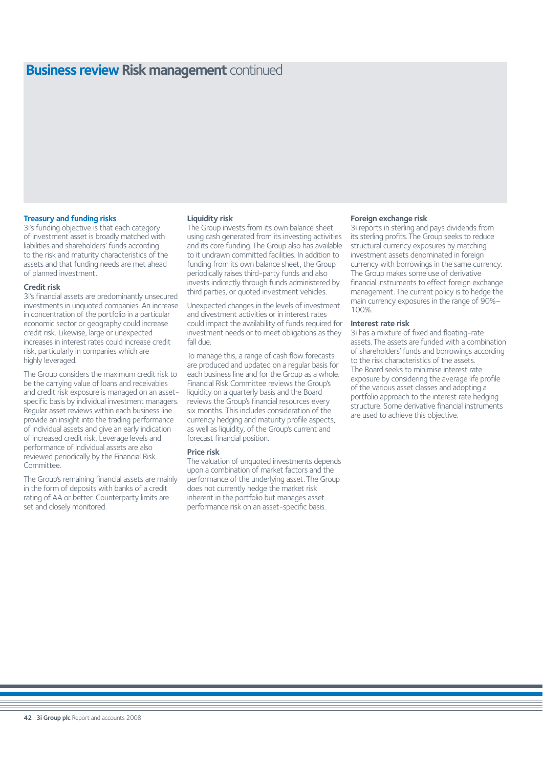# Business review Risk management continued

## Treasury and funding risks

3i's funding objective is that each category of investment asset is broadly matched with liabilities and shareholders' funds according to the risk and maturity characteristics of the assets and that funding needs are met ahead of planned investment.

### Credit risk

3i's financial assets are predominantly unsecured investments in unquoted companies. An increase in concentration of the portfolio in a particular economic sector or geography could increase credit risk. Likewise, large or unexpected increases in interest rates could increase credit risk, particularly in companies which are highly leveraged.

The Group considers the maximum credit risk to be the carrying value of loans and receivables and credit risk exposure is managed on an asset-specific basis by individual investment managers. Regular asset reviews within each business line provide an insight into the trading performance of individual assets and give an early indication of increased credit risk. Leverage levels and performance of individual assets are also reviewed periodically by the Financial Risk Committee.

The Group's remaining financial assets are mainly in the form of deposits with banks of a credit rating of AA or better. Counterparty limits are set and closely monitored.

### Liquidity risk

The Group invests from its own balance sheet using cash generated from its investing activities and its core funding. The Group also has available to it undrawn committed facilities. In addition to funding from its own balance sheet, the Group periodically raises third-party funds and also invests indirectly through funds administered by third parties, or quoted investment vehicles.

Unexpected changes in the levels of investment and divestment activities or in interest rates could impact the availability of funds required for investment needs or to meet obligations as they fall due.

To manage this, a range of cash flow forecasts are produced and updated on a regular basis for each business line and for the Group as a whole. Financial Risk Committee reviews the Group's liquidity on a quarterly basis and the Board reviews the Group's financial resources every six months. This includes consideration of the currency hedging and maturity profile aspects, as well as liquidity, of the Group's current and forecast financial position.

### Price risk

The valuation of unquoted investments depends upon a combination of market factors and the performance of the underlying asset. The Group does not currently hedge the market risk inherent in the portfolio but manages asset performance risk on an asset-specific basis.

### Foreign exchange risk

3i reports in sterling and pays dividends from its sterling profits. The Group seeks to reduce structural currency exposures by matching investment assets denominated in foreign currency with borrowings in the same currency. The Group makes some use of derivative financial instruments to effect foreign exchange management. The current policy is to hedge the main currency exposures in the range of 90%–100%.

### Interest rate risk

3i has a mixture of fixed and floating-rate assets. The assets are funded with a combination of shareholders' funds and borrowings according to the risk characteristics of the assets. The Board seeks to minimise interest rate exposure by considering the average life profile of the various asset classes and adopting a portfolio approach to the interest rate hedging structure. Some derivative financial instruments are used to achieve this objective.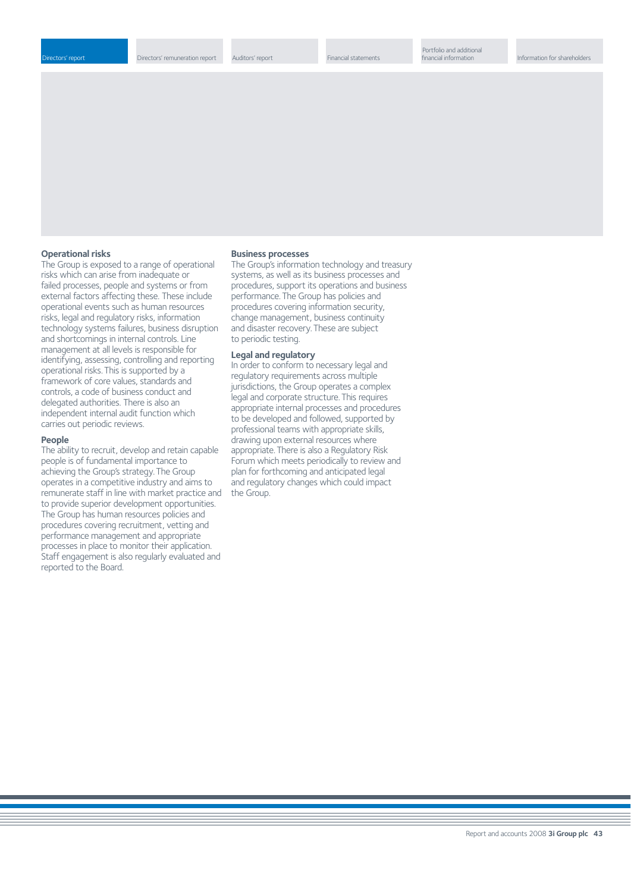### Operational risks

The Group is exposed to a range of operational risks which can arise from inadequate or failed processes, people and systems or from external factors affecting these. These include operational events such as human resources risks, legal and regulatory risks, information technology systems failures, business disruption and shortcomings in internal controls. Line management at all levels is responsible for identifying, assessing, controlling and reporting operational risks. This is supported by a framework of core values, standards and controls, a code of business conduct and delegated authorities. There is also an independent internal audit function which carries out periodic reviews.

### People

The ability to recruit, develop and retain capable people is of fundamental importance to achieving the Group's strategy. The Group operates in a competitive industry and aims to remunerate staff in line with market practice and to provide superior development opportunities. The Group has human resources policies and procedures covering recruitment, vetting and performance management and appropriate processes in place to monitor their application. Staff engagement is also regularly evaluated and reported to the Board.

### Business processes

The Group's information technology and treasury systems, as well as its business processes and procedures, support its operations and business performance. The Group has policies and procedures covering information security, change management, business continuity and disaster recovery. These are subject to periodic testing.

### Legal and regulatory

In order to conform to necessary legal and regulatory requirements across multiple jurisdictions, the Group operates a complex legal and corporate structure. This requires appropriate internal processes and procedures to be developed and followed, supported by professional teams with appropriate skills, drawing upon external resources where appropriate. There is also a Regulatory Risk Forum which meets periodically to review and plan for forthcoming and anticipated legal and regulatory changes which could impact the Group.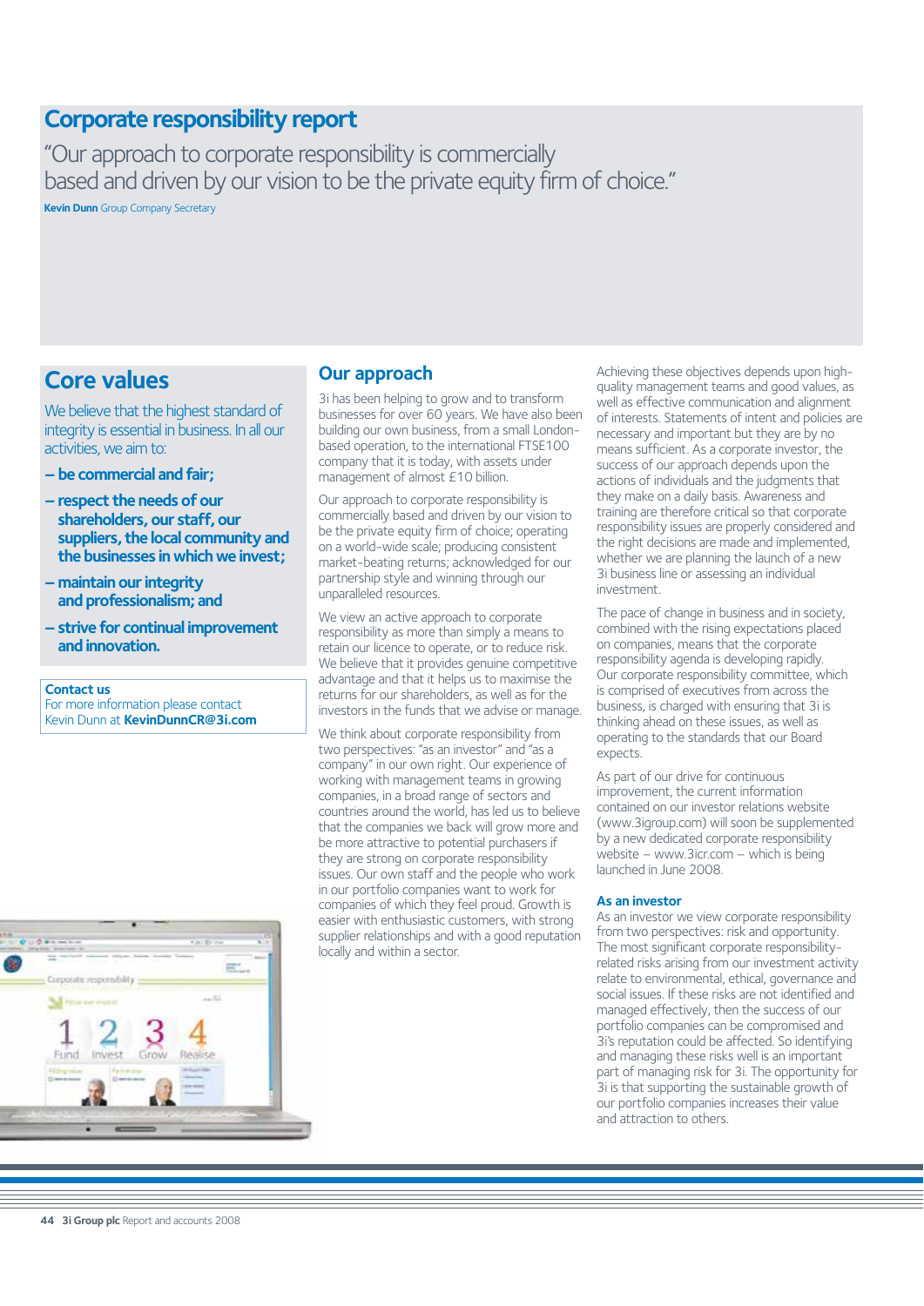# Corporate responsibility report

"Our approach to corporate responsibility is commercially based and driven by our vision to be the private equity firm of choice."

**Kevin Dunn** Group Company Secretary

## Core values

We believe that the highest standard of integrity is essential in business. In all our activities, we aim to:

- **be commercial and fair;**
- **respect the needs of our shareholders, our staff, our suppliers, the local community and the businesses in which we invest;**
- **maintain our integrity and professionalism; and**
- **strive for continual improvement and innovation.**

**Contact us**
For more information please contact Kevin Dunn at **KevinDunnCR@3i.com**

## Our approach

3i has been helping to grow and to transform businesses for over 60 years. We have also been building our own business, from a small London-based operation, to the international FTSE100 company that it is today, with assets under management of almost £10 billion.

Our approach to corporate responsibility is commercially based and driven by our vision to be the private equity firm of choice; operating on a world-wide scale; producing consistent market-beating returns; acknowledged for our partnership style and winning through our unparalleled resources.

We view an active approach to corporate responsibility as more than simply a means to retain our licence to operate, or to reduce risk. We believe that it provides genuine competitive advantage and that it helps us to maximise the returns for our shareholders, as well as for the investors in the funds that we advise or manage.

We think about corporate responsibility from two perspectives: "as an investor" and "as a company" in our own right. Our experience of working with management teams in growing companies, in a broad range of sectors and countries around the world, has led us to believe that the companies we back will grow more and be more attractive to potential purchasers if they are strong on corporate responsibility issues. Our own staff and the people who work in our portfolio companies want to work for companies of which they feel proud. Growth is easier with enthusiastic customers, with strong supplier relationships and with a good reputation locally and within a sector.

Achieving these objectives depends upon high-quality management teams and good values, as well as effective communication and alignment of interests. Statements of intent and policies are necessary and important but they are by no means sufficient. As a corporate investor, the success of our approach depends upon the actions of individuals and the judgments that they make on a daily basis. Awareness and training are therefore critical so that corporate responsibility issues are properly considered and the right decisions are made and implemented, whether we are planning the launch of a new 3i business line or assessing an individual investment.

The pace of change in business and in society, combined with the rising expectations placed on companies, means that the corporate responsibility agenda is developing rapidly. Our corporate responsibility committee, which is comprised of executives from across the business, is charged with ensuring that 3i is thinking ahead on these issues, as well as operating to the standards that our Board expects.

As part of our drive for continuous improvement, the current information contained on our investor relations website (www.3igroup.com) will soon be supplemented by a new dedicated corporate responsibility website – www.3icr.com – which is being launched in June 2008.

### As an investor

As an investor we view corporate responsibility from two perspectives: risk and opportunity. The most significant corporate responsibility-related risks arising from our investment activity relate to environmental, ethical, governance and social issues. If these risks are not identified and managed effectively, then the success of our portfolio companies can be compromised and 3i's reputation could be affected. So identifying and managing these risks well is an important part of managing risk for 3i. The opportunity for 3i is that supporting the sustainable growth of our portfolio companies increases their value and attraction to others.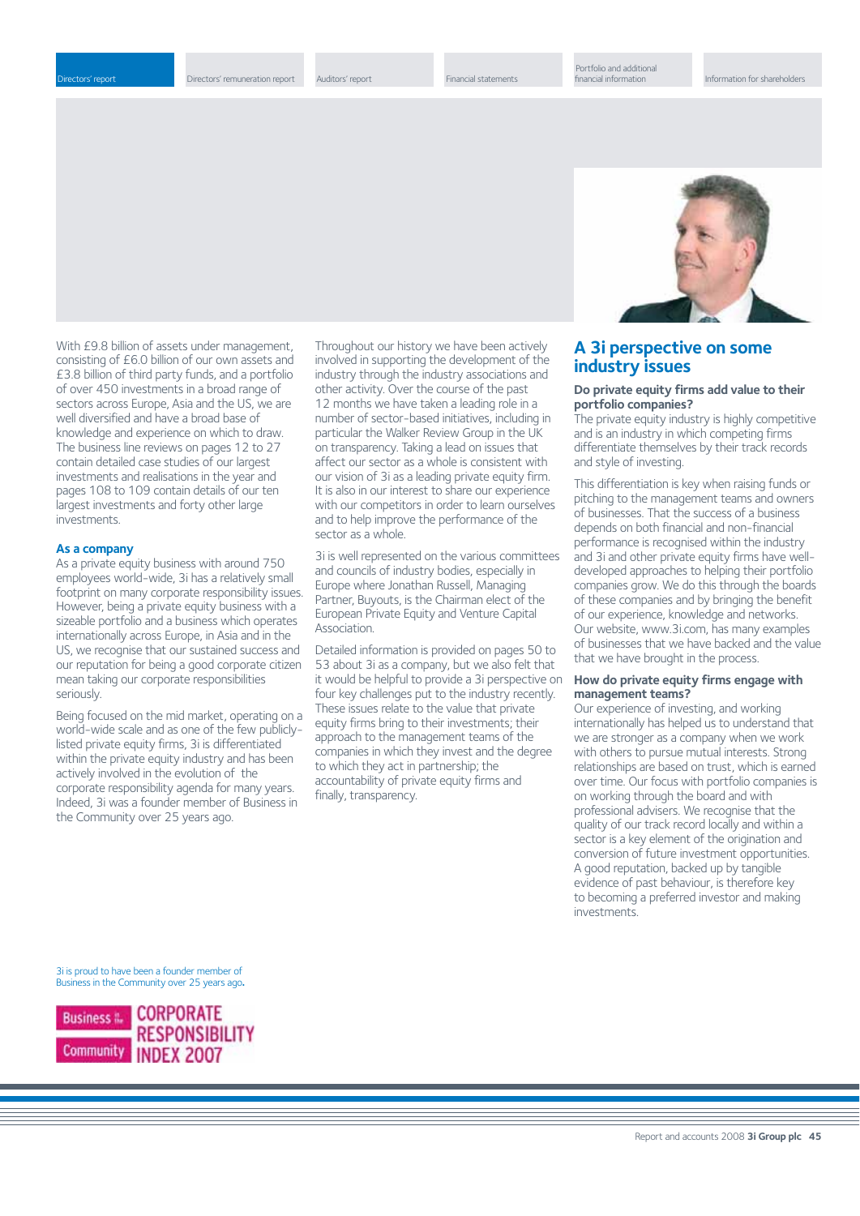With £9.8 billion of assets under management, consisting of £6.0 billion of our own assets and £3.8 billion of third party funds, and a portfolio of over 450 investments in a broad range of sectors across Europe, Asia and the US, we are well diversified and have a broad base of knowledge and experience on which to draw. The business line reviews on pages 12 to 27 contain detailed case studies of our largest investments and realisations in the year and pages 108 to 109 contain details of our ten largest investments and forty other large investments.

## As a company

As a private equity business with around 750 employees world-wide, 3i has a relatively small footprint on many corporate responsibility issues. However, being a private equity business with a sizeable portfolio and a business which operates internationally across Europe, in Asia and in the US, we recognise that our sustained success and our reputation for being a good corporate citizen mean taking our corporate responsibilities seriously.

Being focused on the mid market, operating on a world-wide scale and as one of the few publicly-listed private equity firms, 3i is differentiated within the private equity industry and has been actively involved in the evolution of the corporate responsibility agenda for many years. Indeed, 3i was a founder member of Business in the Community over 25 years ago.

Throughout our history we have been actively involved in supporting the development of the industry through the industry associations and other activity. Over the course of the past 12 months we have taken a leading role in a number of sector-based initiatives, including in particular the Walker Review Group in the UK on transparency. Taking a lead on issues that affect our sector as a whole is consistent with our vision of 3i as a leading private equity firm. It is also in our interest to share our experience with our competitors in order to learn ourselves and to help improve the performance of the sector as a whole.

3i is well represented on the various committees and councils of industry bodies, especially in Europe where Jonathan Russell, Managing Partner, Buyouts, is the Chairman elect of the European Private Equity and Venture Capital Association.

Detailed information is provided on pages 50 to 53 about 3i as a company, but we also felt that it would be helpful to provide a 3i perspective on four key challenges put to the industry recently. These issues relate to the value that private equity firms bring to their investments; their approach to the management teams of the companies in which they invest and the degree to which they act in partnership; the accountability of private equity firms and finally, transparency.

## A 3i perspective on some industry issues

### Do private equity firms add value to their portfolio companies?

The private equity industry is highly competitive and is an industry in which competing firms differentiate themselves by their track records and style of investing.

This differentiation is key when raising funds or pitching to the management teams and owners of businesses. That the success of a business depends on both financial and non-financial performance is recognised within the industry and 3i and other private equity firms have well-developed approaches to helping their portfolio companies grow. We do this through the boards of these companies and by bringing the benefit of our experience, knowledge and networks. Our website, www.3i.com, has many examples of businesses that we have backed and the value that we have brought in the process.

### How do private equity firms engage with management teams?

Our experience of investing, and working internationally has helped us to understand that we are stronger as a company when we work with others to pursue mutual interests. Strong relationships are based on trust, which is earned over time. Our focus with portfolio companies is on working through the board and with professional advisers. We recognise that the quality of our track record locally and within a sector is a key element of the origination and conversion of future investment opportunities. A good reputation, backed up by tangible evidence of past behaviour, is therefore key to becoming a preferred investor and making investments.

3i is proud to have been a founder member of Business in the Community over 25 years ago.

Business in the Community CORPORATE RESPONSIBILITY INDEX 2007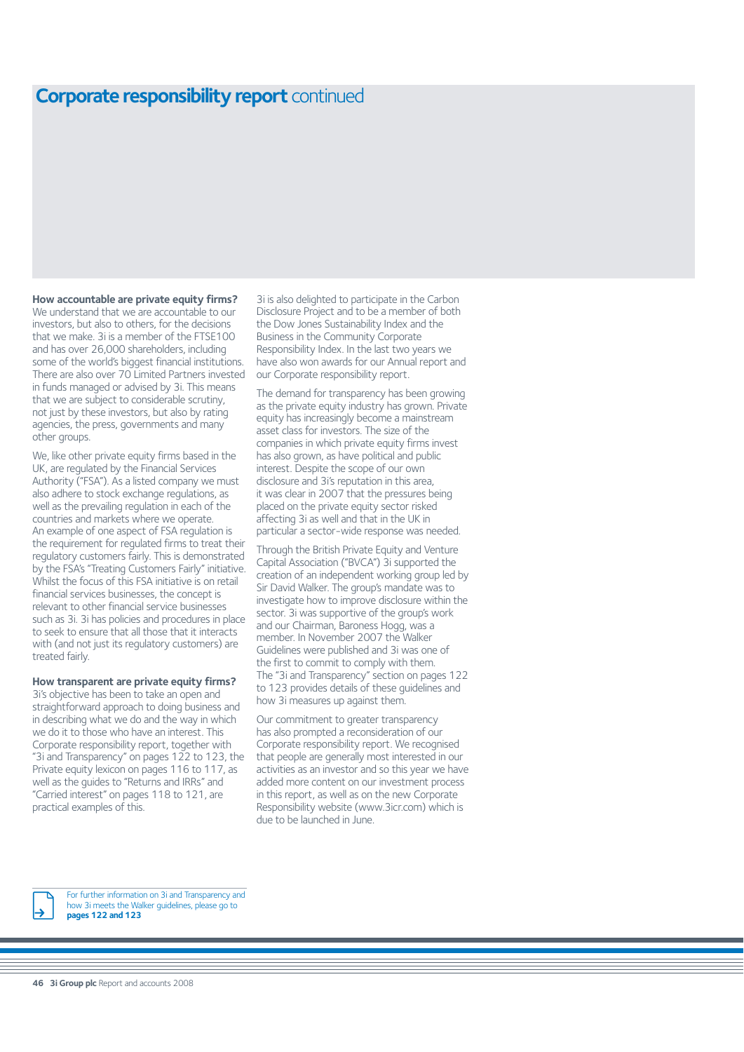# **Corporate responsibility report** continued

**How accountable are private equity firms?**
We understand that we are accountable to our investors, but also to others, for the decisions that we make. 3i is a member of the FTSE100 and has over 26,000 shareholders, including some of the world's biggest financial institutions. There are also over 70 Limited Partners invested in funds managed or advised by 3i. This means that we are subject to considerable scrutiny, not just by these investors, but also by rating agencies, the press, governments and many other groups.

We, like other private equity firms based in the UK, are regulated by the Financial Services Authority ("FSA"). As a listed company we must also adhere to stock exchange regulations, as well as the prevailing regulation in each of the countries and markets where we operate. An example of one aspect of FSA regulation is the requirement for regulated firms to treat their regulatory customers fairly. This is demonstrated by the FSA's "Treating Customers Fairly" initiative. Whilst the focus of this FSA initiative is on retail financial services businesses, the concept is relevant to other financial service businesses such as 3i. 3i has policies and procedures in place to seek to ensure that all those that it interacts with (and not just its regulatory customers) are treated fairly.

**How transparent are private equity firms?**
3i's objective has been to take an open and straightforward approach to doing business and in describing what we do and the way in which we do it to those who have an interest. This Corporate responsibility report, together with "3i and Transparency" on pages 122 to 123, the Private equity lexicon on pages 116 to 117, as well as the guides to "Returns and IRRs" and "Carried interest" on pages 118 to 121, are practical examples of this.

3i is also delighted to participate in the Carbon Disclosure Project and to be a member of both the Dow Jones Sustainability Index and the Business in the Community Corporate Responsibility Index. In the last two years we have also won awards for our Annual report and our Corporate responsibility report.

The demand for transparency has been growing as the private equity industry has grown. Private equity has increasingly become a mainstream asset class for investors. The size of the companies in which private equity firms invest has also grown, as have political and public interest. Despite the scope of our own disclosure and 3i's reputation in this area, it was clear in 2007 that the pressures being placed on the private equity sector risked affecting 3i as well and that in the UK in particular a sector-wide response was needed.

Through the British Private Equity and Venture Capital Association ("BVCA") 3i supported the creation of an independent working group led by Sir David Walker. The group's mandate was to investigate how to improve disclosure within the sector. 3i was supportive of the group's work and our Chairman, Baroness Hogg, was a member. In November 2007 the Walker Guidelines were published and 3i was one of the first to commit to comply with them. The "3i and Transparency" section on pages 122 to 123 provides details of these guidelines and how 3i measures up against them.

Our commitment to greater transparency has also prompted a reconsideration of our Corporate responsibility report. We recognised that people are generally most interested in our activities as an investor and so this year we have added more content on our investment process in this report, as well as on the new Corporate Responsibility website (www.3icr.com) which is due to be launched in June.

For further information on 3i and Transparency and how 3i meets the Walker guidelines, please go to **pages 122 and 123**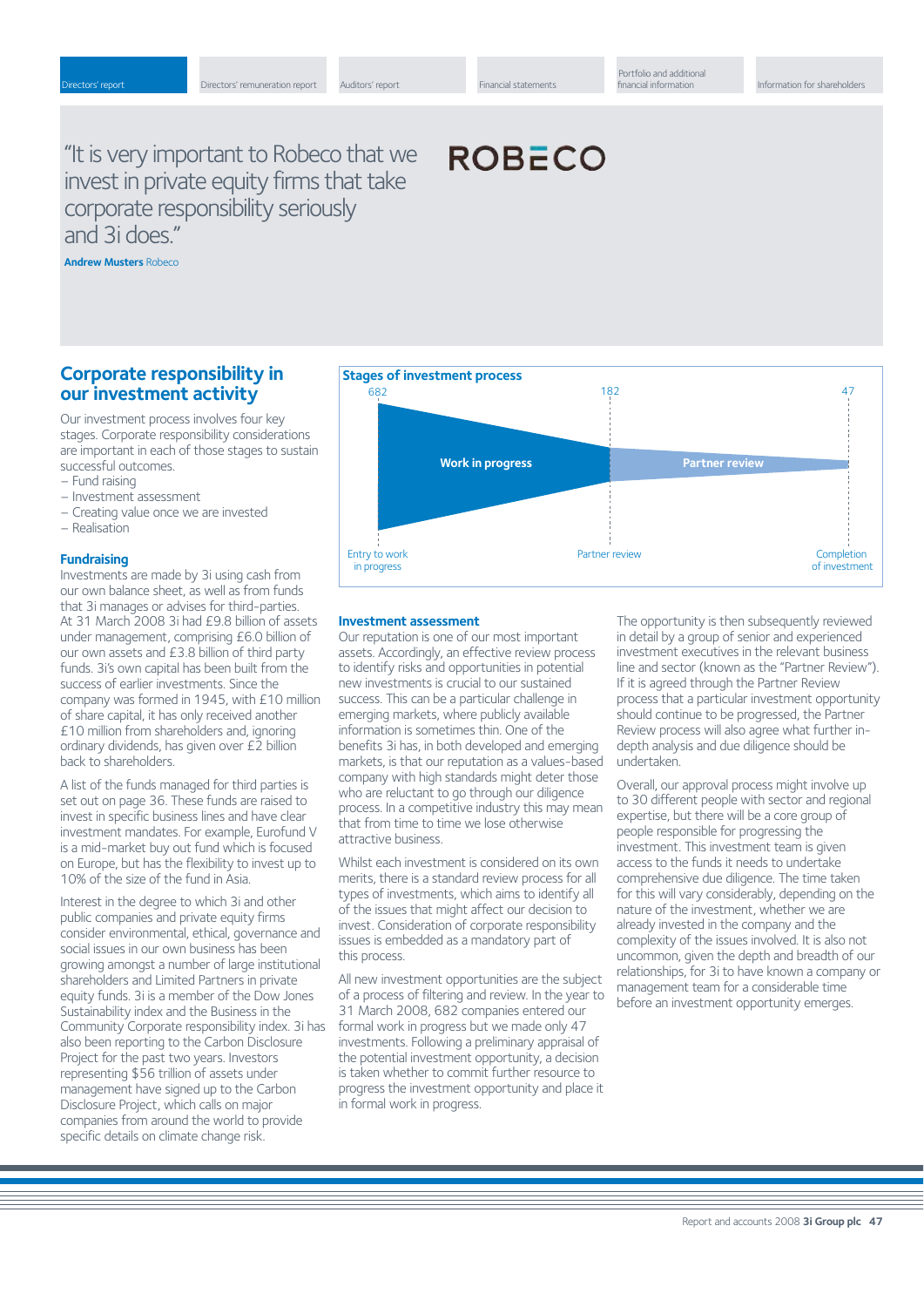"It is very important to Robeco that we invest in private equity firms that take corporate responsibility seriously and 3i does."

**Andrew Musters** Robeco

ROBECO

## Corporate responsibility in our investment activity

Our investment process involves four key stages. Corporate responsibility considerations are important in each of those stages to sustain successful outcomes.

- Fund raising
- Investment assessment
- Creating value once we are invested
- Realisation

### Fundraising

Investments are made by 3i using cash from our own balance sheet, as well as from funds that 3i manages or advises for third-parties. At 31 March 2008 3i had £9.8 billion of assets under management, comprising £6.0 billion of our own assets and £3.8 billion of third party funds. 3i's own capital has been built from the success of earlier investments. Since the company was formed in 1945, with £10 million of share capital, it has only received another £10 million from shareholders and, ignoring ordinary dividends, has given over £2 billion back to shareholders.

A list of the funds managed for third parties is set out on page 36. These funds are raised to invest in specific business lines and have clear investment mandates. For example, Eurofund V is a mid-market buy out fund which is focused on Europe, but has the flexibility to invest up to 10% of the size of the fund in Asia.

Interest in the degree to which 3i and other public companies and private equity firms consider environmental, ethical, governance and social issues in our own business has been growing amongst a number of large institutional shareholders and Limited Partners in private equity funds. 3i is a member of the Dow Jones Sustainability index and the Business in the Community Corporate responsibility index. 3i has also been reporting to the Carbon Disclosure Project for the past two years. Investors representing $56 trillion of assets under management have signed up to the Carbon Disclosure Project, which calls on major companies from around the world to provide specific details on climate change risk.

**Stages of investment process**

| Stage | Number |
|---|---|
| Entry to work in progress | 682 |
| Partner review | 182 |
| Completion of investment | 47 |

Work in progress → Partner review

### Investment assessment

Our reputation is one of our most important assets. Accordingly, an effective review process to identify risks and opportunities in potential new investments is crucial to our sustained success. This can be a particular challenge in emerging markets, where publicly available information is sometimes thin. One of the benefits 3i has, in both developed and emerging markets, is that our reputation as a values-based company with high standards might deter those who are reluctant to go through our diligence process. In a competitive industry this may mean that from time to time we lose otherwise attractive business.

Whilst each investment is considered on its own merits, there is a standard review process for all types of investments, which aims to identify all of the issues that might affect our decision to invest. Consideration of corporate responsibility issues is embedded as a mandatory part of this process.

All new investment opportunities are the subject of a process of filtering and review. In the year to 31 March 2008, 682 companies entered our formal work in progress but we made only 47 investments. Following a preliminary appraisal of the potential investment opportunity, a decision is taken whether to commit further resource to progress the investment opportunity and place it in formal work in progress.

The opportunity is then subsequently reviewed in detail by a group of senior and experienced investment executives in the relevant business line and sector (known as the "Partner Review"). If it is agreed through the Partner Review process that a particular investment opportunity should continue to be progressed, the Partner Review process will also agree what further in-depth analysis and due diligence should be undertaken.

Overall, our approval process might involve up to 30 different people with sector and regional expertise, but there will be a core group of people responsible for progressing the investment. This investment team is given access to the funds it needs to undertake comprehensive due diligence. The time taken for this will vary considerably, depending on the nature of the investment, whether we are already invested in the company and the complexity of the issues involved. It is also not uncommon, given the depth and breadth of our relationships, for 3i to have known a company or management team for a considerable time before an investment opportunity emerges.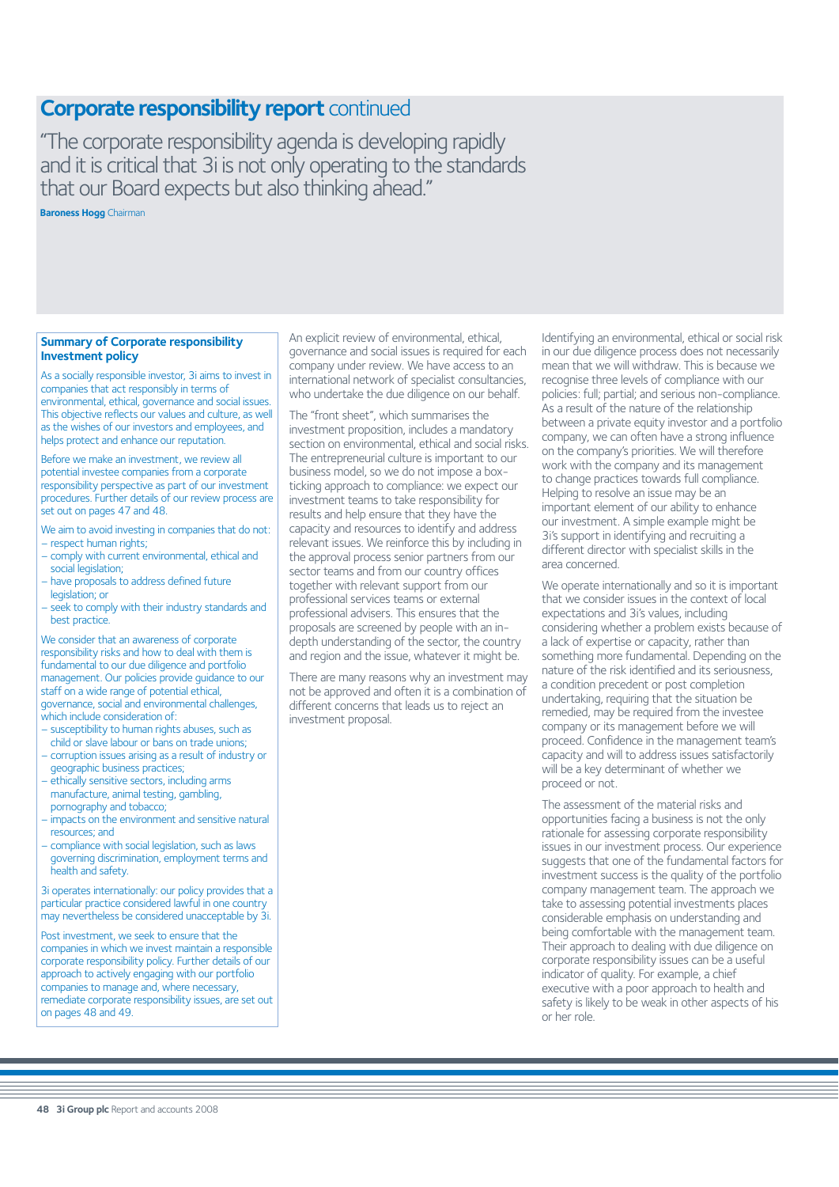# Corporate responsibility report continued

"The corporate responsibility agenda is developing rapidly and it is critical that 3i is not only operating to the standards that our Board expects but also thinking ahead."

**Baroness Hogg** Chairman

### Summary of Corporate responsibility Investment policy

As a socially responsible investor, 3i aims to invest in companies that act responsibly in terms of environmental, ethical, governance and social issues. This objective reflects our values and culture, as well as the wishes of our investors and employees, and helps protect and enhance our reputation.

Before we make an investment, we review all potential investee companies from a corporate responsibility perspective as part of our investment procedures. Further details of our review process are set out on pages 47 and 48.

We aim to avoid investing in companies that do not:

- respect human rights;
- comply with current environmental, ethical and social legislation;
- have proposals to address defined future legislation; or
- seek to comply with their industry standards and best practice.

We consider that an awareness of corporate responsibility risks and how to deal with them is fundamental to our due diligence and portfolio management. Our policies provide guidance to our staff on a wide range of potential ethical, governance, social and environmental challenges, which include consideration of:

- susceptibility to human rights abuses, such as child or slave labour or bans on trade unions;
- corruption issues arising as a result of industry or geographic business practices;
- ethically sensitive sectors, including arms manufacture, animal testing, gambling, pornography and tobacco;
- impacts on the environment and sensitive natural resources; and
- compliance with social legislation, such as laws governing discrimination, employment terms and health and safety.

3i operates internationally: our policy provides that a particular practice considered lawful in one country may nevertheless be considered unacceptable by 3i.

Post investment, we seek to ensure that the companies in which we invest maintain a responsible corporate responsibility policy. Further details of our approach to actively engaging with our portfolio companies to manage and, where necessary, remediate corporate responsibility issues, are set out on pages 48 and 49.

An explicit review of environmental, ethical, governance and social issues is required for each company under review. We have access to an international network of specialist consultancies, who undertake the due diligence on our behalf.

The "front sheet", which summarises the investment proposition, includes a mandatory section on environmental, ethical and social risks. The entrepreneurial culture is important to our business model, so we do not impose a box-ticking approach to compliance: we expect our investment teams to take responsibility for results and help ensure that they have the capacity and resources to identify and address relevant issues. We reinforce this by including in the approval process senior partners from our sector teams and from our country offices together with relevant support from our professional services teams or external professional advisers. This ensures that the proposals are screened by people with an in-depth understanding of the sector, the country and region and the issue, whatever it might be.

There are many reasons why an investment may not be approved and often it is a combination of different concerns that leads us to reject an investment proposal.

Identifying an environmental, ethical or social risk in our due diligence process does not necessarily mean that we will withdraw. This is because we recognise three levels of compliance with our policies: full; partial; and serious non-compliance. As a result of the nature of the relationship between a private equity investor and a portfolio company, we can often have a strong influence on the company's priorities. We will therefore work with the company and its management to change practices towards full compliance. Helping to resolve an issue may be an important element of our ability to enhance our investment. A simple example might be 3i's support in identifying and recruiting a different director with specialist skills in the area concerned.

We operate internationally and so it is important that we consider issues in the context of local expectations and 3i's values, including considering whether a problem exists because of a lack of expertise or capacity, rather than something more fundamental. Depending on the nature of the risk identified and its seriousness, a condition precedent or post completion undertaking, requiring that the situation be remedied, may be required from the investee company or its management before we will proceed. Confidence in the management team's capacity and will to address issues satisfactorily will be a key determinant of whether we proceed or not.

The assessment of the material risks and opportunities facing a business is not the only rationale for assessing corporate responsibility issues in our investment process. Our experience suggests that one of the fundamental factors for investment success is the quality of the portfolio company management team. The approach we take to assessing potential investments places considerable emphasis on understanding and being comfortable with the management team. Their approach to dealing with due diligence on corporate responsibility issues can be a useful indicator of quality. For example, a chief executive with a poor approach to health and safety is likely to be weak in other aspects of his or her role.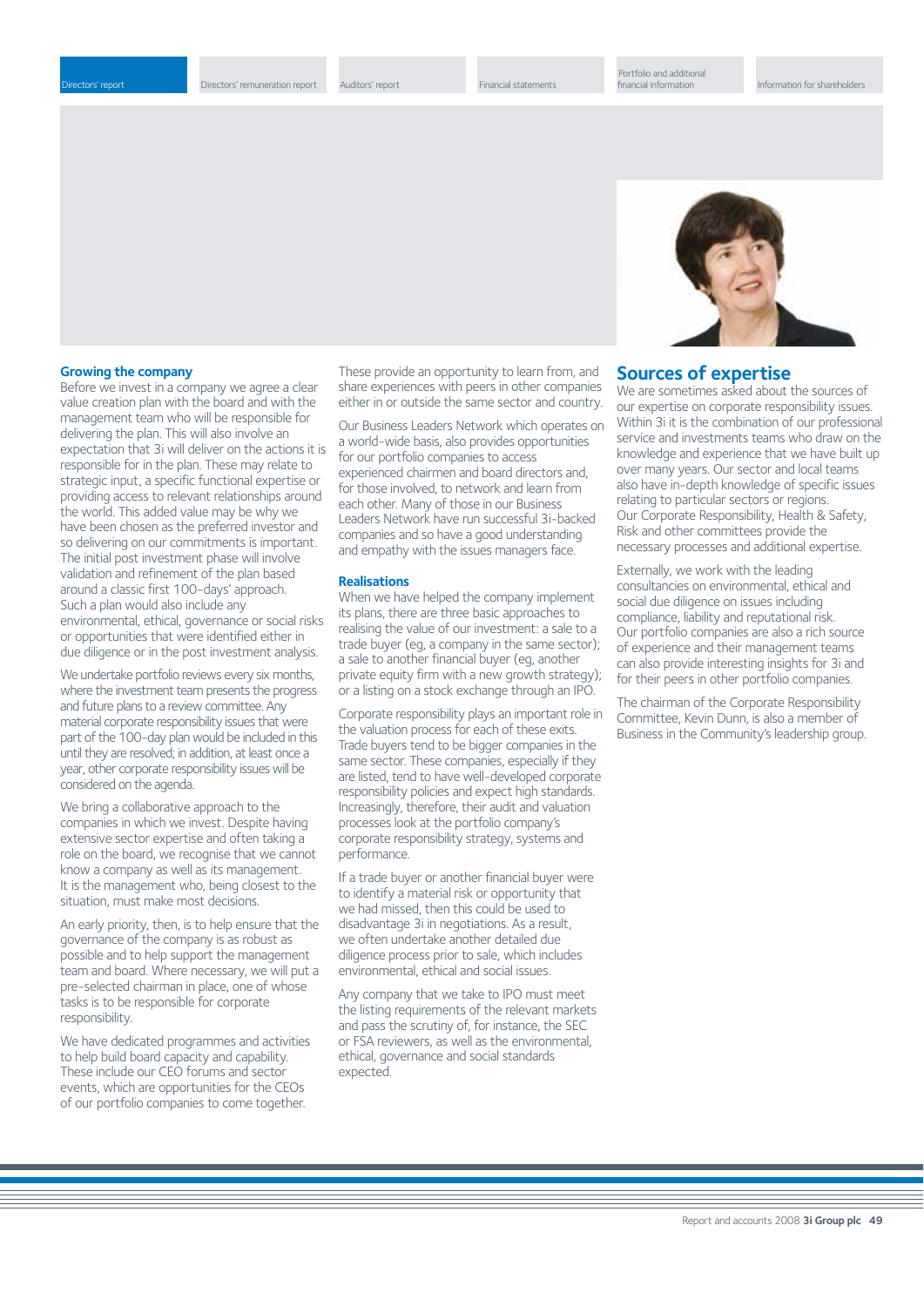## Growing the company

Before we invest in a company we agree a clear value creation plan with the board and with the management team who will be responsible for delivering the plan. This will also involve an expectation that 3i will deliver on the actions it is responsible for in the plan. These may relate to strategic input, a specific functional expertise or providing access to relevant relationships around the world. This added value may be why we have been chosen as the preferred investor and so delivering on our commitments is important. The initial post investment phase will involve validation and refinement of the plan based around a classic first 100-days' approach. Such a plan would also include any environmental, ethical, governance or social risks or opportunities that were identified either in due diligence or in the post investment analysis.

We undertake portfolio reviews every six months, where the investment team presents the progress and future plans to a review committee. Any material corporate responsibility issues that were part of the 100-day plan would be included in this until they are resolved; in addition, at least once a year, other corporate responsibility issues will be considered on the agenda.

We bring a collaborative approach to the companies in which we invest. Despite having extensive sector expertise and often taking a role on the board, we recognise that we cannot know a company as well as its management. It is the management who, being closest to the situation, must make most decisions.

An early priority, then, is to help ensure that the governance of the company is as robust as possible and to help support the management team and board. Where necessary, we will put a pre-selected chairman in place, one of whose tasks is to be responsible for corporate responsibility.

We have dedicated programmes and activities to help build board capacity and capability. These include our CEO forums and sector events, which are opportunities for the CEOs of our portfolio companies to come together. These provide an opportunity to learn from, and share experiences with peers in other companies either in or outside the same sector and country.

Our Business Leaders Network which operates on a world-wide basis, also provides opportunities for our portfolio companies to access experienced chairmen and board directors and, for those involved, to network and learn from each other. Many of those in our Business Leaders Network have run successful 3i-backed companies and so have a good understanding and empathy with the issues managers face.

## Realisations

When we have helped the company implement its plans, there are three basic approaches to realising the value of our investment: a sale to a trade buyer (eg, a company in the same sector); a sale to another financial buyer (eg, another private equity firm with a new growth strategy); or a listing on a stock exchange through an IPO.

Corporate responsibility plays an important role in the valuation process for each of these exits. Trade buyers tend to be bigger companies in the same sector. These companies, especially if they are listed, tend to have well-developed corporate responsibility policies and expect high standards. Increasingly, therefore, their audit and valuation processes look at the portfolio company's corporate responsibility strategy, systems and performance.

If a trade buyer or another financial buyer were to identify a material risk or opportunity that we had missed, then this could be used to disadvantage 3i in negotiations. As a result, we often undertake another detailed due diligence process prior to sale, which includes environmental, ethical and social issues.

Any company that we take to IPO must meet the listing requirements of the relevant markets and pass the scrutiny of, for instance, the SEC or FSA reviewers, as well as the environmental, ethical, governance and social standards expected.

## Sources of expertise

We are sometimes asked about the sources of our expertise on corporate responsibility issues. Within 3i it is the combination of our professional service and investments teams who draw on the knowledge and experience that we have built up over many years. Our sector and local teams also have in-depth knowledge of specific issues relating to particular sectors or regions. Our Corporate Responsibility, Health & Safety, Risk and other committees provide the necessary processes and additional expertise.

Externally, we work with the leading consultancies on environmental, ethical and social due diligence on issues including compliance, liability and reputational risk. Our portfolio companies are also a rich source of experience and their management teams can also provide interesting insights for 3i and for their peers in other portfolio companies.

The chairman of the Corporate Responsibility Committee, Kevin Dunn, is also a member of Business in the Community's leadership group.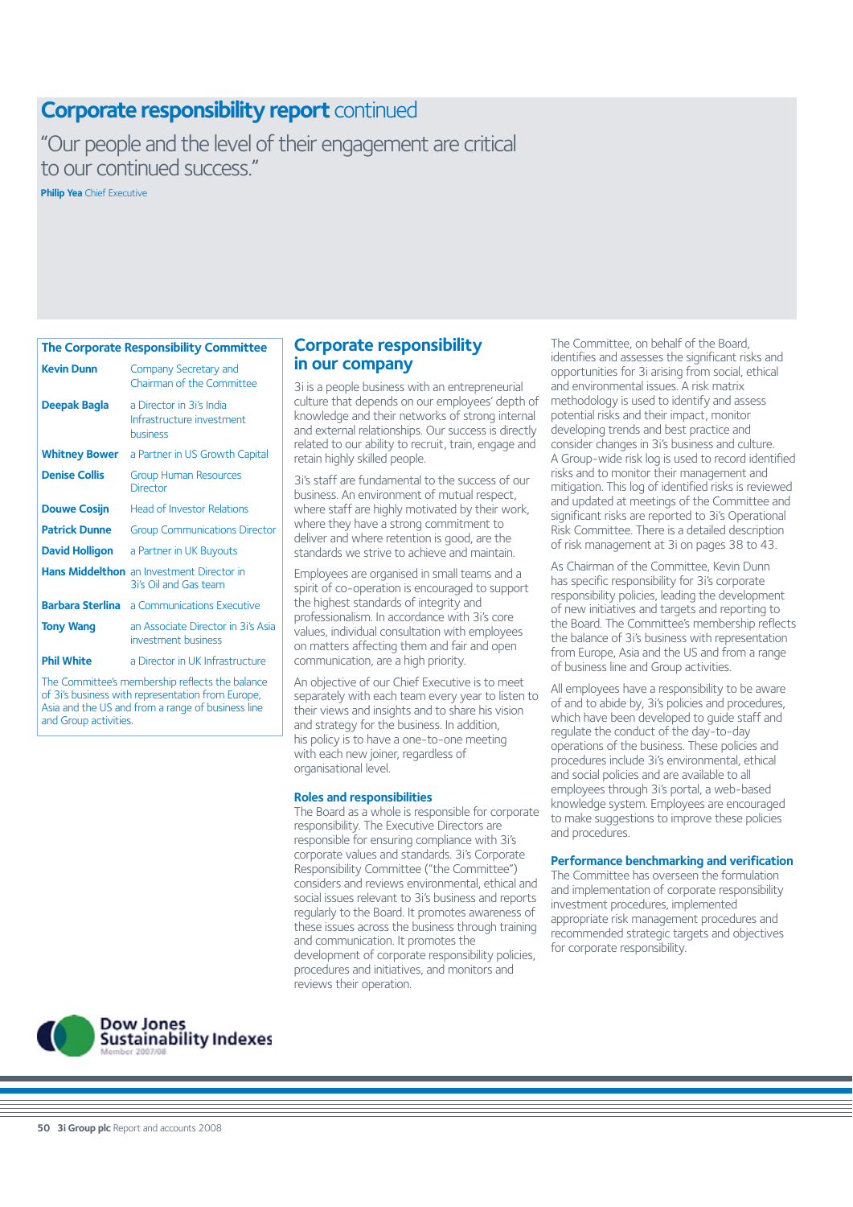# Corporate responsibility report continued

"Our people and the level of their engagement are critical to our continued success."

**Philip Yea** Chief Executive

### The Corporate Responsibility Committee

| | |
|---|---|
| **Kevin Dunn** | Company Secretary and Chairman of the Committee |
| **Deepak Bagla** | a Director in 3i's India Infrastructure investment business |
| **Whitney Bower** | a Partner in US Growth Capital |
| **Denise Collis** | Group Human Resources Director |
| **Douwe Cosijn** | Head of Investor Relations |
| **Patrick Dunne** | Group Communications Director |
| **David Holligon** | a Partner in UK Buyouts |
| **Hans Middelthon** | an Investment Director in 3i's Oil and Gas team |
| **Barbara Sterlina** | a Communications Executive |
| **Tony Wang** | an Associate Director in 3i's Asia investment business |
| **Phil White** | a Director in UK Infrastructure |

The Committee's membership reflects the balance of 3i's business with representation from Europe, Asia and the US and from a range of business line and Group activities.

## Corporate responsibility in our company

3i is a people business with an entrepreneurial culture that depends on our employees' depth of knowledge and their networks of strong internal and external relationships. Our success is directly related to our ability to recruit, train, engage and retain highly skilled people.

3i's staff are fundamental to the success of our business. An environment of mutual respect, where staff are highly motivated by their work, where they have a strong commitment to deliver and where retention is good, are the standards we strive to achieve and maintain.

Employees are organised in small teams and a spirit of co-operation is encouraged to support the highest standards of integrity and professionalism. In accordance with 3i's core values, individual consultation with employees on matters affecting them and fair and open communication, are a high priority.

An objective of our Chief Executive is to meet separately with each team every year to listen to their views and insights and to share his vision and strategy for the business. In addition, his policy is to have a one-to-one meeting with each new joiner, regardless of organisational level.

### Roles and responsibilities

The Board as a whole is responsible for corporate responsibility. The Executive Directors are responsible for ensuring compliance with 3i's corporate values and standards. 3i's Corporate Responsibility Committee ("the Committee") considers and reviews environmental, ethical and social issues relevant to 3i's business and reports regularly to the Board. It promotes awareness of these issues across the business through training and communication. It promotes the development of corporate responsibility policies, procedures and initiatives, and monitors and reviews their operation.

The Committee, on behalf of the Board, identifies and assesses the significant risks and opportunities for 3i arising from social, ethical and environmental issues. A risk matrix methodology is used to identify and assess potential risks and their impact, monitor developing trends and best practice and consider changes in 3i's business and culture. A Group-wide risk log is used to record identified risks and to monitor their management and mitigation. This log of identified risks is reviewed and updated at meetings of the Committee and significant risks are reported to 3i's Operational Risk Committee. There is a detailed description of risk management at 3i on pages 38 to 43.

As Chairman of the Committee, Kevin Dunn has specific responsibility for 3i's corporate responsibility policies, leading the development of new initiatives and targets and reporting to the Board. The Committee's membership reflects the balance of 3i's business with representation from Europe, Asia and the US and from a range of business line and Group activities.

All employees have a responsibility to be aware of and to abide by, 3i's policies and procedures, which have been developed to guide staff and regulate the conduct of the day-to-day operations of the business. These policies and procedures include 3i's environmental, ethical and social policies and are available to all employees through 3i's portal, a web-based knowledge system. Employees are encouraged to make suggestions to improve these policies and procedures.

### Performance benchmarking and verification

The Committee has overseen the formulation and implementation of corporate responsibility investment procedures, implemented appropriate risk management procedures and recommended strategic targets and objectives for corporate responsibility.

Dow Jones Sustainability Indexes
Member 2007/08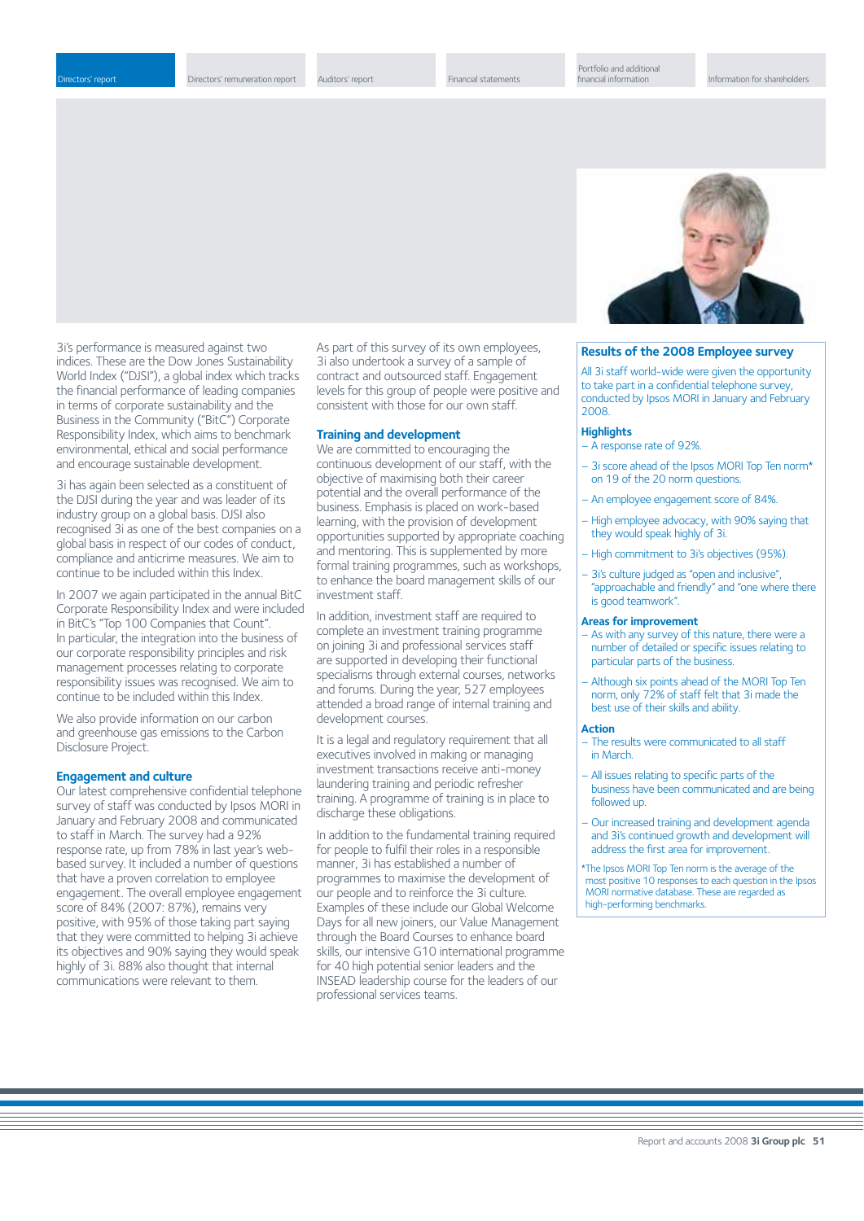3i's performance is measured against two indices. These are the Dow Jones Sustainability World Index ("DJSI"), a global index which tracks the financial performance of leading companies in terms of corporate sustainability and the Business in the Community ("BitC") Corporate Responsibility Index, which aims to benchmark environmental, ethical and social performance and encourage sustainable development.

3i has again been selected as a constituent of the DJSI during the year and was leader of its industry group on a global basis. DJSI also recognised 3i as one of the best companies on a global basis in respect of our codes of conduct, compliance and anticrime measures. We aim to continue to be included within this Index.

In 2007 we again participated in the annual BitC Corporate Responsibility Index and were included in BitC's "Top 100 Companies that Count". In particular, the integration into the business of our corporate responsibility principles and risk management processes relating to corporate responsibility issues was recognised. We aim to continue to be included within this Index.

We also provide information on our carbon and greenhouse gas emissions to the Carbon Disclosure Project.

## Engagement and culture

Our latest comprehensive confidential telephone survey of staff was conducted by Ipsos MORI in January and February 2008 and communicated to staff in March. The survey had a 92% response rate, up from 78% in last year's web-based survey. It included a number of questions that have a proven correlation to employee engagement. The overall employee engagement score of 84% (2007: 87%), remains very positive, with 95% of those taking part saying that they were committed to helping 3i achieve its objectives and 90% saying they would speak highly of 3i. 88% also thought that internal communications were relevant to them.

As part of this survey of its own employees, 3i also undertook a survey of a sample of contract and outsourced staff. Engagement levels for this group of people were positive and consistent with those for our own staff.

## Training and development

We are committed to encouraging the continuous development of our staff, with the objective of maximising both their career potential and the overall performance of the business. Emphasis is placed on work-based learning, with the provision of development opportunities supported by appropriate coaching and mentoring. This is supplemented by more formal training programmes, such as workshops, to enhance the board management skills of our investment staff.

In addition, investment staff are required to complete an investment training programme on joining 3i and professional services staff are supported in developing their functional specialisms through external courses, networks and forums. During the year, 527 employees attended a broad range of internal training and development courses.

It is a legal and regulatory requirement that all executives involved in making or managing investment transactions receive anti-money laundering training and periodic refresher training. A programme of training is in place to discharge these obligations.

In addition to the fundamental training required for people to fulfil their roles in a responsible manner, 3i has established a number of programmes to maximise the development of our people and to reinforce the 3i culture. Examples of these include our Global Welcome Days for all new joiners, our Value Management through the Board Courses to enhance board skills, our intensive G10 international programme for 40 high potential senior leaders and the INSEAD leadership course for the leaders of our professional services teams.

## Results of the 2008 Employee survey

All 3i staff world-wide were given the opportunity to take part in a confidential telephone survey, conducted by Ipsos MORI in January and February 2008.

### Highlights

- A response rate of 92%.
- 3i score ahead of the Ipsos MORI Top Ten norm* on 19 of the 20 norm questions.
- An employee engagement score of 84%.
- High employee advocacy, with 90% saying that they would speak highly of 3i.
- High commitment to 3i's objectives (95%).
- 3i's culture judged as "open and inclusive", "approachable and friendly" and "one where there is good teamwork".

### Areas for improvement

- As with any survey of this nature, there were a number of detailed or specific issues relating to particular parts of the business.
- Although six points ahead of the MORI Top Ten norm, only 72% of staff felt that 3i made the best use of their skills and ability.

### Action

- The results were communicated to all staff in March.
- All issues relating to specific parts of the business have been communicated and are being followed up.
- Our increased training and development agenda and 3i's continued growth and development will address the first area for improvement.

*The Ipsos MORI Top Ten norm is the average of the most positive 10 responses to each question in the Ipsos MORI normative database. These are regarded as high-performing benchmarks.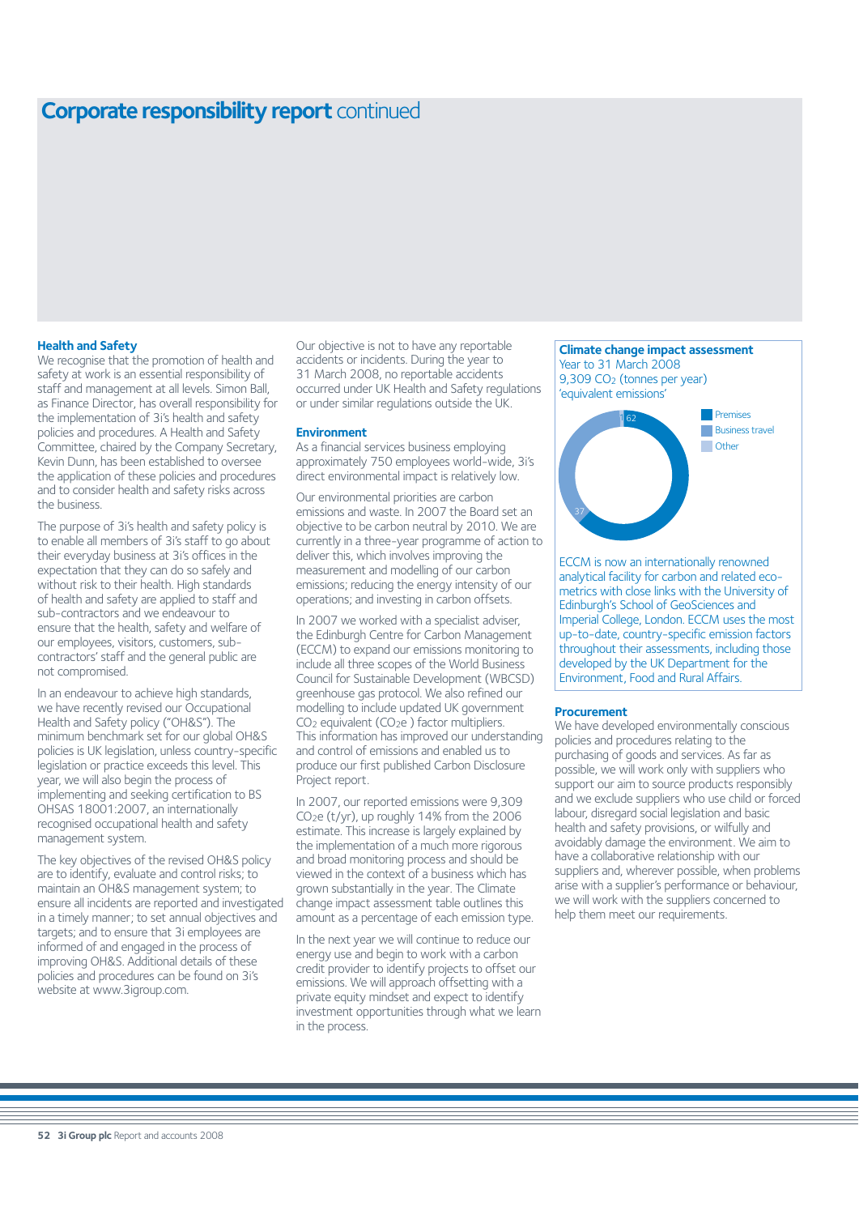# Corporate responsibility report continued

## Health and Safety

We recognise that the promotion of health and safety at work is an essential responsibility of staff and management at all levels. Simon Ball, as Finance Director, has overall responsibility for the implementation of 3i's health and safety policies and procedures. A Health and Safety Committee, chaired by the Company Secretary, Kevin Dunn, has been established to oversee the application of these policies and procedures and to consider health and safety risks across the business.

The purpose of 3i's health and safety policy is to enable all members of 3i's staff to go about their everyday business at 3i's offices in the expectation that they can do so safely and without risk to their health. High standards of health and safety are applied to staff and sub-contractors and we endeavour to ensure that the health, safety and welfare of our employees, visitors, customers, sub-contractors' staff and the general public are not compromised.

In an endeavour to achieve high standards, we have recently revised our Occupational Health and Safety policy ("OH&S"). The minimum benchmark set for our global OH&S policies is UK legislation, unless country-specific legislation or practice exceeds this level. This year, we will also begin the process of implementing and seeking certification to BS OHSAS 18001:2007, an internationally recognised occupational health and safety management system.

The key objectives of the revised OH&S policy are to identify, evaluate and control risks; to maintain an OH&S management system; to ensure all incidents are reported and investigated in a timely manner; to set annual objectives and targets; and to ensure that 3i employees are informed of and engaged in the process of improving OH&S. Additional details of these policies and procedures can be found on 3i's website at www.3igroup.com.

Our objective is not to have any reportable accidents or incidents. During the year to 31 March 2008, no reportable accidents occurred under UK Health and Safety regulations or under similar regulations outside the UK.

## Environment

As a financial services business employing approximately 750 employees world-wide, 3i's direct environmental impact is relatively low.

Our environmental priorities are carbon emissions and waste. In 2007 the Board set an objective to be carbon neutral by 2010. We are currently in a three-year programme of action to deliver this, which involves improving the measurement and modelling of our carbon emissions; reducing the energy intensity of our operations; and investing in carbon offsets.

In 2007 we worked with a specialist adviser, the Edinburgh Centre for Carbon Management (ECCM) to expand our emissions monitoring to include all three scopes of the World Business Council for Sustainable Development (WBCSD) greenhouse gas protocol. We also refined our modelling to include updated UK government $CO_2$ equivalent ($CO_2e$ ) factor multipliers. This information has improved our understanding and control of emissions and enabled us to produce our first published Carbon Disclosure Project report.

In 2007, our reported emissions were 9,309 $CO_2e$ (t/yr), up roughly 14% from the 2006 estimate. This increase is largely explained by the implementation of a much more rigorous and broad monitoring process and should be viewed in the context of a business which has grown substantially in the year. The Climate change impact assessment table outlines this amount as a percentage of each emission type.

In the next year we will continue to reduce our energy use and begin to work with a carbon credit provider to identify projects to offset our emissions. We will approach offsetting with a private equity mindset and expect to identify investment opportunities through what we learn in the process.

### Climate change impact assessment

Year to 31 March 2008
9,309 $CO_2$ (tonnes per year) 'equivalent emissions'

| Emission type | % |
|---|---|
| Premises | 62 |
| Business travel | 37 |
| Other | 1 |

ECCM is now an internationally renowned analytical facility for carbon and related eco-metrics with close links with the University of Edinburgh's School of GeoSciences and Imperial College, London. ECCM uses the most up-to-date, country-specific emission factors throughout their assessments, including those developed by the UK Department for the Environment, Food and Rural Affairs.

## Procurement

We have developed environmentally conscious policies and procedures relating to the purchasing of goods and services. As far as possible, we will work only with suppliers who support our aim to source products responsibly and we exclude suppliers who use child or forced labour, disregard social legislation and basic health and safety provisions, or wilfully and avoidably damage the environment. We aim to have a collaborative relationship with our suppliers and, wherever possible, when problems arise with a supplier's performance or behaviour, we will work with the suppliers concerned to help them meet our requirements.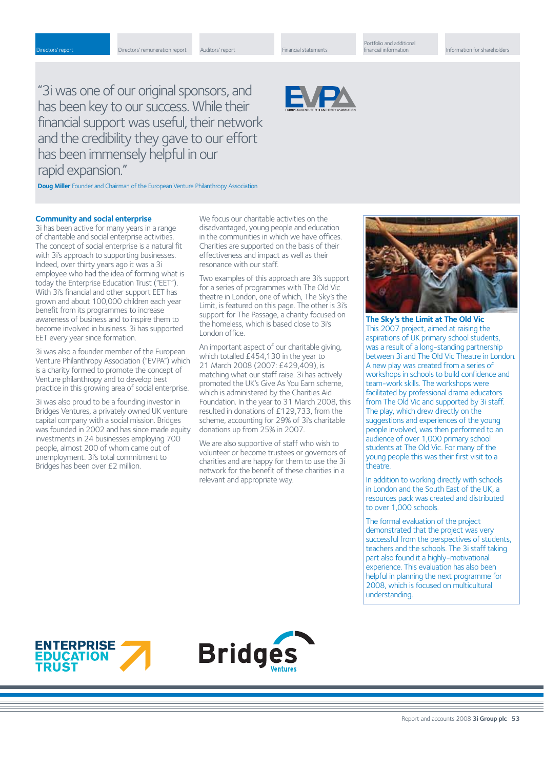> "3i was one of our original sponsors, and has been key to our success. While their financial support was useful, their network and the credibility they gave to our effort has been immensely helpful in our rapid expansion."

**Doug Miller** Founder and Chairman of the European Venture Philanthropy Association

### Community and social enterprise

3i has been active for many years in a range of charitable and social enterprise activities. The concept of social enterprise is a natural fit with 3i's approach to supporting businesses. Indeed, over thirty years ago it was a 3i employee who had the idea of forming what is today the Enterprise Education Trust ("EET"). With 3i's financial and other support EET has grown and about 100,000 children each year benefit from its programmes to increase awareness of business and to inspire them to become involved in business. 3i has supported EET every year since formation.

3i was also a founder member of the European Venture Philanthropy Association ("EVPA") which is a charity formed to promote the concept of Venture philanthropy and to develop best practice in this growing area of social enterprise.

3i was also proud to be a founding investor in Bridges Ventures, a privately owned UK venture capital company with a social mission. Bridges was founded in 2002 and has since made equity investments in 24 businesses employing 700 people, almost 200 of whom came out of unemployment. 3i's total commitment to Bridges has been over £2 million.

We focus our charitable activities on the disadvantaged, young people and education in the communities in which we have offices. Charities are supported on the basis of their effectiveness and impact as well as their resonance with our staff.

Two examples of this approach are 3i's support for a series of programmes with The Old Vic theatre in London, one of which, The Sky's the Limit, is featured on this page. The other is 3i's support for The Passage, a charity focused on the homeless, which is based close to 3i's London office.

An important aspect of our charitable giving, which totalled £454,130 in the year to 21 March 2008 (2007: £429,409), is matching what our staff raise. 3i has actively promoted the UK's Give As You Earn scheme, which is administered by the Charities Aid Foundation. In the year to 31 March 2008, this resulted in donations of £129,733, from the scheme, accounting for 29% of 3i's charitable donations up from 25% in 2007.

We are also supportive of staff who wish to volunteer or become trustees or governors of charities and are happy for them to use the 3i network for the benefit of these charities in a relevant and appropriate way.

### The Sky's the Limit at The Old Vic

This 2007 project, aimed at raising the aspirations of UK primary school students, was a result of a long-standing partnership between 3i and The Old Vic Theatre in London. A new play was created from a series of workshops in schools to build confidence and team-work skills. The workshops were facilitated by professional drama educators from The Old Vic and supported by 3i staff. The play, which drew directly on the suggestions and experiences of the young people involved, was then performed to an audience of over 1,000 primary school students at The Old Vic. For many of the young people this was their first visit to a theatre.

In addition to working directly with schools in London and the South East of the UK, a resources pack was created and distributed to over 1,000 schools.

The formal evaluation of the project demonstrated that the project was very successful from the perspectives of students, teachers and the schools. The 3i staff taking part also found it a highly-motivational experience. This evaluation has also been helpful in planning the next programme for 2008, which is focused on multicultural understanding.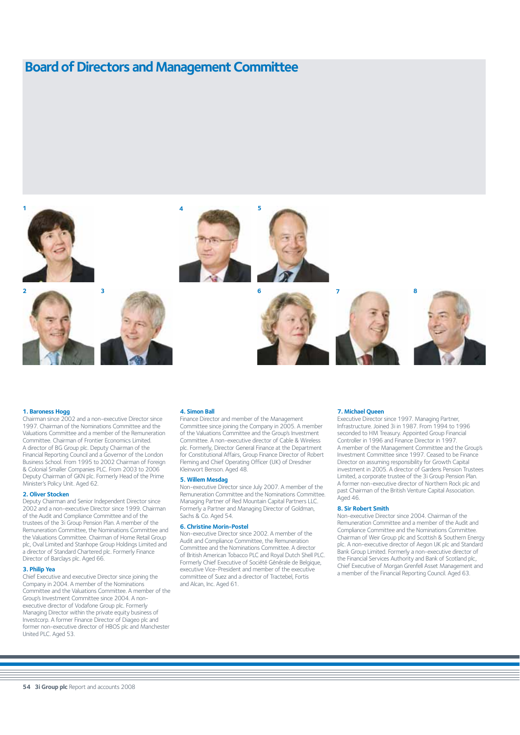# Board of Directors and Management Committee

**1. Baroness Hogg**
Chairman since 2002 and a non-executive Director since 1997. Chairman of the Nominations Committee and the Valuations Committee and a member of the Remuneration Committee. Chairman of Frontier Economics Limited. A director of BG Group plc. Deputy Chairman of the Financial Reporting Council and a Governor of the London Business School. From 1995 to 2002 Chairman of Foreign & Colonial Smaller Companies PLC. From 2003 to 2006 Deputy Chairman of GKN plc. Formerly Head of the Prime Minister's Policy Unit. Aged 62.

**2. Oliver Stocken**
Deputy Chairman and Senior Independent Director since 2002 and a non-executive Director since 1999. Chairman of the Audit and Compliance Committee and of the trustees of the 3i Group Pension Plan. A member of the Remuneration Committee, the Nominations Committee and the Valuations Committee. Chairman of Home Retail Group plc, Oval Limited and Stanhope Group Holdings Limited and a director of Standard Chartered plc. Formerly Finance Director of Barclays plc. Aged 66.

**3. Philip Yea**
Chief Executive and executive Director since joining the Company in 2004. A member of the Nominations Committee and the Valuations Committee. A member of the Group's Investment Committee since 2004. A non-executive director of Vodafone Group plc. Formerly Managing Director within the private equity business of Investcorp. A former Finance Director of Diageo plc and former non-executive director of HBOS plc and Manchester United PLC. Aged 53.

**4. Simon Ball**
Finance Director and member of the Management Committee since joining the Company in 2005. A member of the Valuations Committee and the Group's Investment Committee. A non-executive director of Cable & Wireless plc. Formerly, Director General Finance at the Department for Constitutional Affairs, Group Finance Director of Robert Fleming and Chief Operating Officer (UK) of Dresdner Kleinwort Benson. Aged 48.

**5. Willem Mesdag**
Non-executive Director since July 2007. A member of the Remuneration Committee and the Nominations Committee. Managing Partner of Red Mountain Capital Partners LLC. Formerly a Partner and Managing Director of Goldman, Sachs & Co. Aged 54.

**6. Christine Morin-Postel**
Non-executive Director since 2002. A member of the Audit and Compliance Committee, the Remuneration Committee and the Nominations Committee. A director of British American Tobacco PLC and Royal Dutch Shell PLC. Formerly Chief Executive of Société Générale de Belgique, executive Vice-President and member of the executive committee of Suez and a director of Tractebel, Fortis and Alcan, Inc. Aged 61.

**7. Michael Queen**
Executive Director since 1997. Managing Partner, Infrastructure. Joined 3i in 1987. From 1994 to 1996 seconded to HM Treasury. Appointed Group Financial Controller in 1996 and Finance Director in 1997. A member of the Management Committee and the Group's Investment Committee since 1997. Ceased to be Finance Director on assuming responsibility for Growth Capital investment in 2005. A director of Gardens Pension Trustees Limited, a corporate trustee of the 3i Group Pension Plan. A former non-executive director of Northern Rock plc and past Chairman of the British Venture Capital Association. Aged 46.

**8. Sir Robert Smith**
Non-executive Director since 2004. Chairman of the Remuneration Committee and a member of the Audit and Compliance Committee and the Nominations Committee. Chairman of Weir Group plc and Scottish & Southern Energy plc. A non-executive director of Aegon UK plc and Standard Bank Group Limited. Formerly a non-executive director of the Financial Services Authority and Bank of Scotland plc, Chief Executive of Morgan Grenfell Asset Management and a member of the Financial Reporting Council. Aged 63.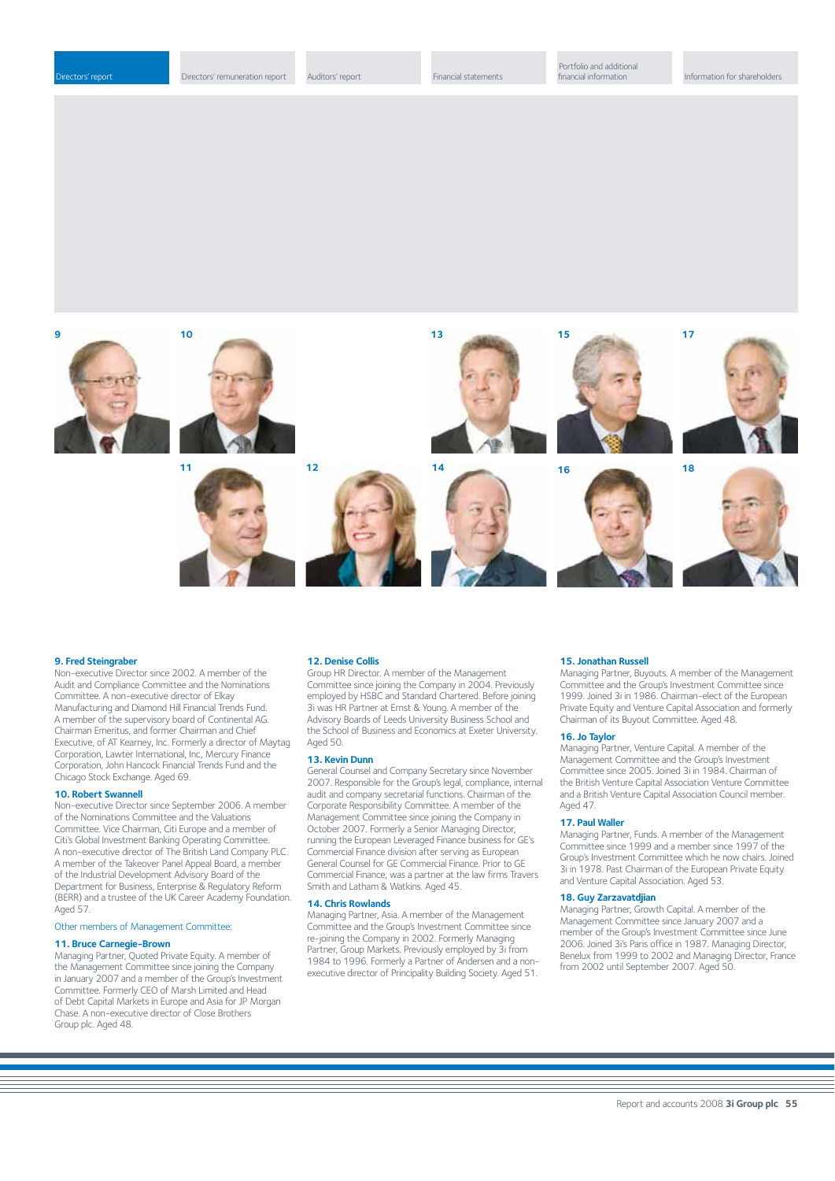**9. Fred Steingraber**
Non-executive Director since 2002. A member of the Audit and Compliance Committee and the Nominations Committee. A non-executive director of Elkay Manufacturing and Diamond Hill Financial Trends Fund. A member of the supervisory board of Continental AG. Chairman Emeritus, and former Chairman and Chief Executive, of AT Kearney, Inc. Formerly a director of Maytag Corporation, Lawter International, Inc, Mercury Finance Corporation, John Hancock Financial Trends Fund and the Chicago Stock Exchange. Aged 69.

**10. Robert Swannell**
Non-executive Director since September 2006. A member of the Nominations Committee and the Valuations Committee. Vice Chairman, Citi Europe and a member of Citi's Global Investment Banking Operating Committee. A non-executive director of The British Land Company PLC. A member of the Takeover Panel Appeal Board, a member of the Industrial Development Advisory Board of the Department for Business, Enterprise & Regulatory Reform (BERR) and a trustee of the UK Career Academy Foundation. Aged 57.

Other members of Management Committee:

**11. Bruce Carnegie-Brown**
Managing Partner, Quoted Private Equity. A member of the Management Committee since joining the Company in January 2007 and a member of the Group's Investment Committee. Formerly CEO of Marsh Limited and Head of Debt Capital Markets in Europe and Asia for JP Morgan Chase. A non-executive director of Close Brothers Group plc. Aged 48.

**12. Denise Collis**
Group HR Director. A member of the Management Committee since joining the Company in 2004. Previously employed by HSBC and Standard Chartered. Before joining 3i was HR Partner at Ernst & Young. A member of the Advisory Boards of Leeds University Business School and the School of Business and Economics at Exeter University. Aged 50.

**13. Kevin Dunn**
General Counsel and Company Secretary since November 2007. Responsible for the Group's legal, compliance, internal audit and company secretarial functions. Chairman of the Corporate Responsibility Committee. A member of the Management Committee since joining the Company in October 2007. Formerly a Senior Managing Director, running the European Leveraged Finance business for GE's Commercial Finance division after serving as European General Counsel for GE Commercial Finance. Prior to GE Commercial Finance, was a partner at the law firms Travers Smith and Latham & Watkins. Aged 45.

**14. Chris Rowlands**
Managing Partner, Asia. A member of the Management Committee and the Group's Investment Committee since re-joining the Company in 2002. Formerly Managing Partner, Group Markets. Previously employed by 3i from 1984 to 1996. Formerly a Partner of Andersen and a non-executive director of Principality Building Society. Aged 51.

**15. Jonathan Russell**
Managing Partner, Buyouts. A member of the Management Committee and the Group's Investment Committee since 1999. Joined 3i in 1986. Chairman-elect of the European Private Equity and Venture Capital Association and formerly Chairman of its Buyout Committee. Aged 48.

**16. Jo Taylor**
Managing Partner, Venture Capital. A member of the Management Committee and the Group's Investment Committee since 2005. Joined 3i in 1984. Chairman of the British Venture Capital Association Venture Committee and a British Venture Capital Association Council member. Aged 47.

**17. Paul Waller**
Managing Partner, Funds. A member of the Management Committee since 1999 and a member since 1997 of the Group's Investment Committee which he now chairs. Joined 3i in 1978. Past Chairman of the European Private Equity and Venture Capital Association. Aged 53.

**18. Guy Zarzavatdjian**
Managing Partner, Growth Capital. A member of the Management Committee since January 2007 and a member of the Group's Investment Committee since June 2006. Joined 3i's Paris office in 1987. Managing Director, Benelux from 1999 to 2002 and Managing Director, France from 2002 until September 2007. Aged 50.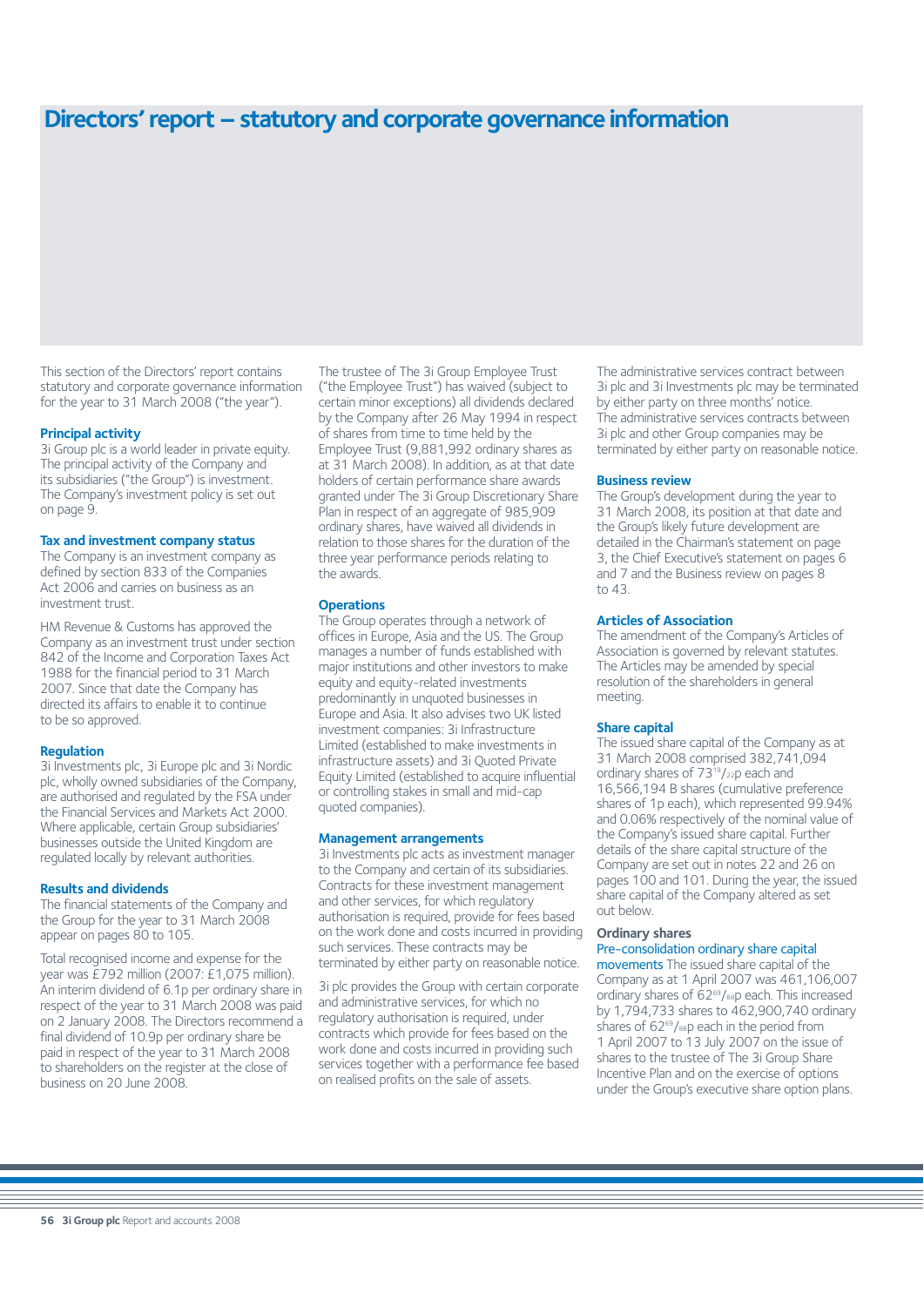# Directors' report – statutory and corporate governance information

This section of the Directors' report contains statutory and corporate governance information for the year to 31 March 2008 ("the year").

### Principal activity

3i Group plc is a world leader in private equity. The principal activity of the Company and its subsidiaries ("the Group") is investment. The Company's investment policy is set out on page 9.

### Tax and investment company status

The Company is an investment company as defined by section 833 of the Companies Act 2006 and carries on business as an investment trust.

HM Revenue & Customs has approved the Company as an investment trust under section 842 of the Income and Corporation Taxes Act 1988 for the financial period to 31 March 2007. Since that date the Company has directed its affairs to enable it to continue to be so approved.

### Regulation

3i Investments plc, 3i Europe plc and 3i Nordic plc, wholly owned subsidiaries of the Company, are authorised and regulated by the FSA under the Financial Services and Markets Act 2000. Where applicable, certain Group subsidiaries' businesses outside the United Kingdom are regulated locally by relevant authorities.

### Results and dividends

The financial statements of the Company and the Group for the year to 31 March 2008 appear on pages 80 to 105.

Total recognised income and expense for the year was £792 million (2007: £1,075 million). An interim dividend of 6.1p per ordinary share in respect of the year to 31 March 2008 was paid on 2 January 2008. The Directors recommend a final dividend of 10.9p per ordinary share be paid in respect of the year to 31 March 2008 to shareholders on the register at the close of business on 20 June 2008.

The trustee of The 3i Group Employee Trust ("the Employee Trust") has waived (subject to certain minor exceptions) all dividends declared by the Company after 26 May 1994 in respect of shares from time to time held by the Employee Trust (9,881,992 ordinary shares as at 31 March 2008). In addition, as at that date holders of certain performance share awards granted under The 3i Group Discretionary Share Plan in respect of an aggregate of 985,909 ordinary shares, have waived all dividends in relation to those shares for the duration of the three year performance periods relating to the awards.

### Operations

The Group operates through a network of offices in Europe, Asia and the US. The Group manages a number of funds established with major institutions and other investors to make equity and equity-related investments predominantly in unquoted businesses in Europe and Asia. It also advises two UK listed investment companies: 3i Infrastructure Limited (established to make investments in infrastructure assets) and 3i Quoted Private Equity Limited (established to acquire influential or controlling stakes in small and mid-cap quoted companies).

### Management arrangements

3i Investments plc acts as investment manager to the Company and certain of its subsidiaries. Contracts for these investment management and other services, for which regulatory authorisation is required, provide for fees based on the work done and costs incurred in providing such services. These contracts may be terminated by either party on reasonable notice.

3i plc provides the Group with certain corporate and administrative services, for which no regulatory authorisation is required, under contracts which provide for fees based on the work done and costs incurred in providing such services together with a performance fee based on realised profits on the sale of assets.

The administrative services contract between 3i plc and 3i Investments plc may be terminated by either party on three months' notice. The administrative services contracts between 3i plc and other Group companies may be terminated by either party on reasonable notice.

### Business review

The Group's development during the year to 31 March 2008, its position at that date and the Group's likely future development are detailed in the Chairman's statement on page 3, the Chief Executive's statement on pages 6 and 7 and the Business review on pages 8 to 43.

### Articles of Association

The amendment of the Company's Articles of Association is governed by relevant statutes. The Articles may be amended by special resolution of the shareholders in general meeting.

### Share capital

The issued share capital of the Company as at 31 March 2008 comprised 382,741,094 ordinary shares of $73^{19}/_{22}$p each and 16,566,194 B shares (cumulative preference shares of 1p each), which represented 99.94% and 0.06% respectively of the nominal value of the Company's issued share capital. Further details of the share capital structure of the Company are set out in notes 22 and 26 on pages 100 and 101. During the year, the issued share capital of the Company altered as set out below.

#### Ordinary shares

Pre-consolidation ordinary share capital movements The issued share capital of the Company as at 1 April 2007 was 461,106,007 ordinary shares of $62^{69}/_{88}$p each. This increased by 1,794,733 shares to 462,900,740 ordinary shares of $62^{69}/_{88}$p each in the period from 1 April 2007 to 13 July 2007 on the issue of shares to the trustee of The 3i Group Share Incentive Plan and on the exercise of options under the Group's executive share option plans.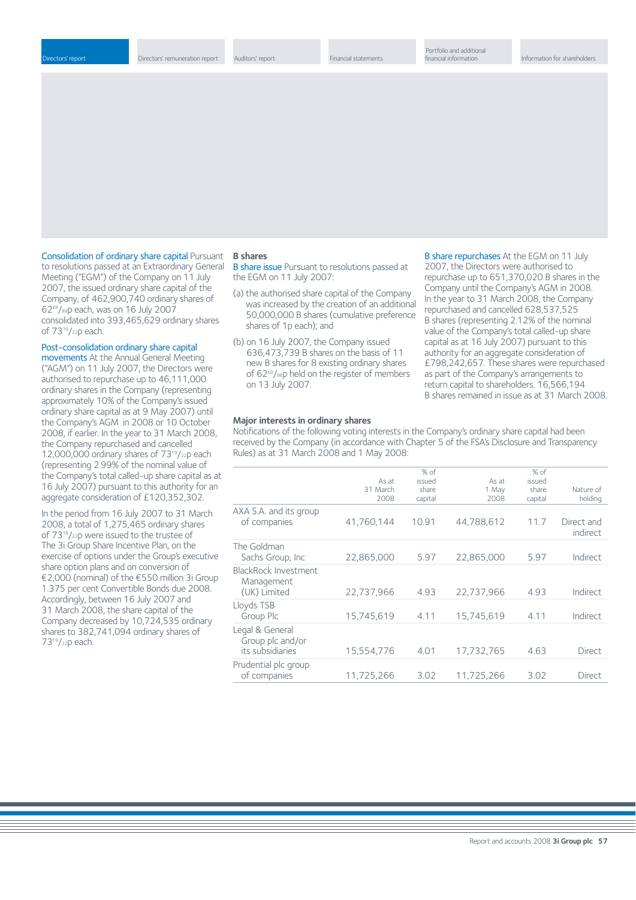**Consolidation of ordinary share capital** Pursuant to resolutions passed at an Extraordinary General Meeting ("EGM") of the Company on 11 July 2007, the issued ordinary share capital of the Company, of 462,900,740 ordinary shares of $62^{69}/_{88}$p each, was on 16 July 2007 consolidated into 393,465,629 ordinary shares of $73^{19}/_{22}$p each.

**Post-consolidation ordinary share capital movements** At the Annual General Meeting ("AGM") on 11 July 2007, the Directors were authorised to repurchase up to 46,111,000 ordinary shares in the Company (representing approximately 10% of the Company's issued ordinary share capital as at 9 May 2007) until the Company's AGM in 2008 or 10 October 2008, if earlier. In the year to 31 March 2008, the Company repurchased and cancelled 12,000,000 ordinary shares of $73^{19}/_{22}$p each (representing 2.99% of the nominal value of the Company's total called-up share capital as at 16 July 2007) pursuant to this authority for an aggregate consideration of £120,352,302.

In the period from 16 July 2007 to 31 March 2008, a total of 1,275,465 ordinary shares of $73^{19}/_{22}$p were issued to the trustee of The 3i Group Share Incentive Plan, on the exercise of options under the Group's executive share option plans and on conversion of €2,000 (nominal) of the €550 million 3i Group 1.375 per cent Convertible Bonds due 2008. Accordingly, between 16 July 2007 and 31 March 2008, the share capital of the Company decreased by 10,724,535 ordinary shares to 382,741,094 ordinary shares of $73^{19}/_{22}$p each.

## B shares

**B share issue** Pursuant to resolutions passed at the EGM on 11 July 2007:

(a) the authorised share capital of the Company was increased by the creation of an additional 50,000,000 B shares (cumulative preference shares of 1p each); and

(b) on 16 July 2007, the Company issued 636,473,739 B shares on the basis of 11 new B shares for 8 existing ordinary shares of $62^{69}/_{88}$p held on the register of members on 13 July 2007.

**B share repurchases** At the EGM on 11 July 2007, the Directors were authorised to repurchase up to 651,370,020 B shares in the Company until the Company's AGM in 2008. In the year to 31 March 2008, the Company repurchased and cancelled 628,537,525 B shares (representing 2.12% of the nominal value of the Company's total called-up share capital as at 16 July 2007) pursuant to this authority for an aggregate consideration of £798,242,657. These shares were repurchased as part of the Company's arrangements to return capital to shareholders. 16,566,194 B shares remained in issue as at 31 March 2008.

## Major interests in ordinary shares

Notifications of the following voting interests in the Company's ordinary share capital had been received by the Company (in accordance with Chapter 5 of the FSA's Disclosure and Transparency Rules) as at 31 March 2008 and 1 May 2008:

| | As at 31 March 2008 | % of issued share capital | As at 1 May 2008 | % of issued share capital | Nature of holding |
|---|---|---|---|---|---|
| AXA S.A. and its group of companies | 41,760,144 | 10.91 | 44,788,612 | 11.7 | Direct and indirect |
| The Goldman Sachs Group, Inc | 22,865,000 | 5.97 | 22,865,000 | 5.97 | Indirect |
| BlackRock Investment Management (UK) Limited | 22,737,966 | 4.93 | 22,737,966 | 4.93 | Indirect |
| Lloyds TSB Group Plc | 15,745,619 | 4.11 | 15,745,619 | 4.11 | Indirect |
| Legal & General Group plc and/or its subsidiaries | 15,554,776 | 4.01 | 17,732,765 | 4.63 | Direct |
| Prudential plc group of companies | 11,725,266 | 3.02 | 11,725,266 | 3.02 | Direct |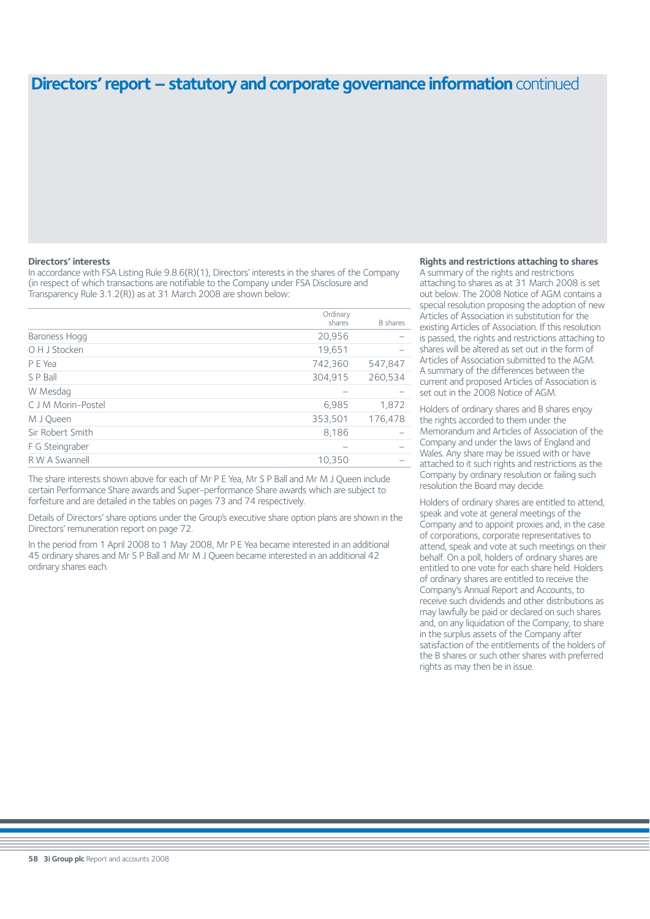# Directors' report – statutory and corporate governance information continued

### Directors' interests

In accordance with FSA Listing Rule 9.8.6(R)(1), Directors' interests in the shares of the Company (in respect of which transactions are notifiable to the Company under FSA Disclosure and Transparency Rule 3.1.2(R)) as at 31 March 2008 are shown below:

| | Ordinary shares | B shares |
|---|---|---|
| Baroness Hogg | 20,956 | – |
| O H J Stocken | 19,651 | – |
| P E Yea | 742,360 | 547,847 |
| S P Ball | 304,915 | 260,534 |
| W Mesdag | – | – |
| C J M Morin-Postel | 6,985 | 1,872 |
| M J Queen | 353,501 | 176,478 |
| Sir Robert Smith | 8,186 | – |
| F G Steingraber | – | – |
| R W A Swannell | 10,350 | – |

The share interests shown above for each of Mr P E Yea, Mr S P Ball and Mr M J Queen include certain Performance Share awards and Super-performance Share awards which are subject to forfeiture and are detailed in the tables on pages 73 and 74 respectively.

Details of Directors' share options under the Group's executive share option plans are shown in the Directors' remuneration report on page 72.

In the period from 1 April 2008 to 1 May 2008, Mr P E Yea became interested in an additional 45 ordinary shares and Mr S P Ball and Mr M J Queen became interested in an additional 42 ordinary shares each.

### Rights and restrictions attaching to shares

A summary of the rights and restrictions attaching to shares as at 31 March 2008 is set out below. The 2008 Notice of AGM contains a special resolution proposing the adoption of new Articles of Association in substitution for the existing Articles of Association. If this resolution is passed, the rights and restrictions attaching to shares will be altered as set out in the form of Articles of Association submitted to the AGM. A summary of the differences between the current and proposed Articles of Association is set out in the 2008 Notice of AGM.

Holders of ordinary shares and B shares enjoy the rights accorded to them under the Memorandum and Articles of Association of the Company and under the laws of England and Wales. Any share may be issued with or have attached to it such rights and restrictions as the Company by ordinary resolution or failing such resolution the Board may decide.

Holders of ordinary shares are entitled to attend, speak and vote at general meetings of the Company and to appoint proxies and, in the case of corporations, corporate representatives to attend, speak and vote at such meetings on their behalf. On a poll, holders of ordinary shares are entitled to one vote for each share held. Holders of ordinary shares are entitled to receive the Company's Annual Report and Accounts, to receive such dividends and other distributions as may lawfully be paid or declared on such shares and, on any liquidation of the Company, to share in the surplus assets of the Company after satisfaction of the entitlements of the holders of the B shares or such other shares with preferred rights as may then be in issue.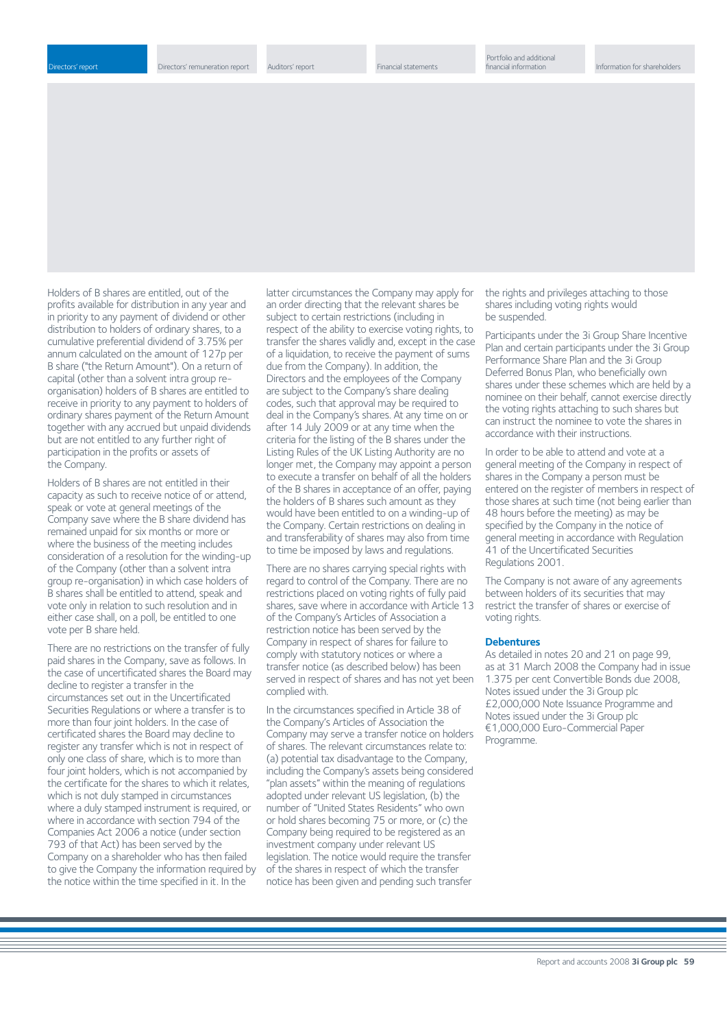Holders of B shares are entitled, out of the profits available for distribution in any year and in priority to any payment of dividend or other distribution to holders of ordinary shares, to a cumulative preferential dividend of 3.75% per annum calculated on the amount of 127p per B share ("the Return Amount"). On a return of capital (other than a solvent intra group re-organisation) holders of B shares are entitled to receive in priority to any payment to holders of ordinary shares payment of the Return Amount together with any accrued but unpaid dividends but are not entitled to any further right of participation in the profits or assets of the Company.

Holders of B shares are not entitled in their capacity as such to receive notice of or attend, speak or vote at general meetings of the Company save where the B share dividend has remained unpaid for six months or more or where the business of the meeting includes consideration of a resolution for the winding-up of the Company (other than a solvent intra group re-organisation) in which case holders of B shares shall be entitled to attend, speak and vote only in relation to such resolution and in either case shall, on a poll, be entitled to one vote per B share held.

There are no restrictions on the transfer of fully paid shares in the Company, save as follows. In the case of uncertificated shares the Board may decline to register a transfer in the circumstances set out in the Uncertificated Securities Regulations or where a transfer is to more than four joint holders. In the case of certificated shares the Board may decline to register any transfer which is not in respect of only one class of share, which is to more than four joint holders, which is not accompanied by the certificate for the shares to which it relates, which is not duly stamped in circumstances where a duly stamped instrument is required, or where in accordance with section 794 of the Companies Act 2006 a notice (under section 793 of that Act) has been served by the Company on a shareholder who has then failed to give the Company the information required by the notice within the time specified in it. In the latter circumstances the Company may apply for an order directing that the relevant shares be subject to certain restrictions (including in respect of the ability to exercise voting rights, to transfer the shares validly and, except in the case of a liquidation, to receive the payment of sums due from the Company). In addition, the Directors and the employees of the Company are subject to the Company's share dealing codes, such that approval may be required to deal in the Company's shares. At any time on or after 14 July 2009 or at any time when the criteria for the listing of the B shares under the Listing Rules of the UK Listing Authority are no longer met, the Company may appoint a person to execute a transfer on behalf of all the holders of the B shares in acceptance of an offer, paying the holders of B shares such amount as they would have been entitled to on a winding-up of the Company. Certain restrictions on dealing in and transferability of shares may also from time to time be imposed by laws and regulations.

There are no shares carrying special rights with regard to control of the Company. There are no restrictions placed on voting rights of fully paid shares, save where in accordance with Article 13 of the Company's Articles of Association a restriction notice has been served by the Company in respect of shares for failure to comply with statutory notices or where a transfer notice (as described below) has been served in respect of shares and has not yet been complied with.

In the circumstances specified in Article 38 of the Company's Articles of Association the Company may serve a transfer notice on holders of shares. The relevant circumstances relate to: (a) potential tax disadvantage to the Company, including the Company's assets being considered "plan assets" within the meaning of regulations adopted under relevant US legislation, (b) the number of "United States Residents" who own or hold shares becoming 75 or more, or (c) the Company being required to be registered as an investment company under relevant US legislation. The notice would require the transfer of the shares in respect of which the transfer notice has been given and pending such transfer the rights and privileges attaching to those shares including voting rights would be suspended.

Participants under the 3i Group Share Incentive Plan and certain participants under the 3i Group Performance Share Plan and the 3i Group Deferred Bonus Plan, who beneficially own shares under these schemes which are held by a nominee on their behalf, cannot exercise directly the voting rights attaching to such shares but can instruct the nominee to vote the shares in accordance with their instructions.

In order to be able to attend and vote at a general meeting of the Company in respect of shares in the Company a person must be entered on the register of members in respect of those shares at such time (not being earlier than 48 hours before the meeting) as may be specified by the Company in the notice of general meeting in accordance with Regulation 41 of the Uncertificated Securities Regulations 2001.

The Company is not aware of any agreements between holders of its securities that may restrict the transfer of shares or exercise of voting rights.

### Debentures

As detailed in notes 20 and 21 on page 99, as at 31 March 2008 the Company had in issue 1.375 per cent Convertible Bonds due 2008, Notes issued under the 3i Group plc £2,000,000 Note Issuance Programme and Notes issued under the 3i Group plc €1,000,000 Euro-Commercial Paper Programme.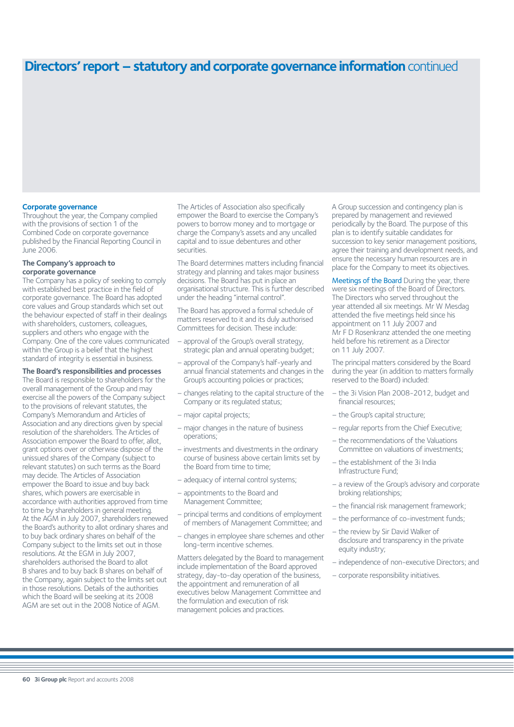# Directors' report – statutory and corporate governance information continued

### Corporate governance

Throughout the year, the Company complied with the provisions of section 1 of the Combined Code on corporate governance published by the Financial Reporting Council in June 2006.

**The Company's approach to corporate governance**

The Company has a policy of seeking to comply with established best practice in the field of corporate governance. The Board has adopted core values and Group standards which set out the behaviour expected of staff in their dealings with shareholders, customers, colleagues, suppliers and others who engage with the Company. One of the core values communicated within the Group is a belief that the highest standard of integrity is essential in business.

**The Board's responsibilities and processes**

The Board is responsible to shareholders for the overall management of the Group and may exercise all the powers of the Company subject to the provisions of relevant statutes, the Company's Memorandum and Articles of Association and any directions given by special resolution of the shareholders. The Articles of Association empower the Board to offer, allot, grant options over or otherwise dispose of the unissued shares of the Company (subject to relevant statutes) on such terms as the Board may decide. The Articles of Association empower the Board to issue and buy back shares, which powers are exercisable in accordance with authorities approved from time to time by shareholders in general meeting. At the AGM in July 2007, shareholders renewed the Board's authority to allot ordinary shares and to buy back ordinary shares on behalf of the Company subject to the limits set out in those resolutions. At the EGM in July 2007, shareholders authorised the Board to allot B shares and to buy back B shares on behalf of the Company, again subject to the limits set out in those resolutions. Details of the authorities which the Board will be seeking at its 2008 AGM are set out in the 2008 Notice of AGM.

The Articles of Association also specifically empower the Board to exercise the Company's powers to borrow money and to mortgage or charge the Company's assets and any uncalled capital and to issue debentures and other securities.

The Board determines matters including financial strategy and planning and takes major business decisions. The Board has put in place an organisational structure. This is further described under the heading "internal control".

The Board has approved a formal schedule of matters reserved to it and its duly authorised Committees for decision. These include:

- approval of the Group's overall strategy, strategic plan and annual operating budget;
- approval of the Company's half-yearly and annual financial statements and changes in the Group's accounting policies or practices;
- changes relating to the capital structure of the Company or its regulated status;
- major capital projects;
- major changes in the nature of business operations;
- investments and divestments in the ordinary course of business above certain limits set by the Board from time to time;
- adequacy of internal control systems;
- appointments to the Board and Management Committee;
- principal terms and conditions of employment of members of Management Committee; and
- changes in employee share schemes and other long-term incentive schemes.

Matters delegated by the Board to management include implementation of the Board approved strategy, day-to-day operation of the business, the appointment and remuneration of all executives below Management Committee and the formulation and execution of risk management policies and practices.

A Group succession and contingency plan is prepared by management and reviewed periodically by the Board. The purpose of this plan is to identify suitable candidates for succession to key senior management positions, agree their training and development needs, and ensure the necessary human resources are in place for the Company to meet its objectives.

**Meetings of the Board** During the year, there were six meetings of the Board of Directors. The Directors who served throughout the year attended all six meetings. Mr W Mesdag attended the five meetings held since his appointment on 11 July 2007 and Mr F D Rosenkranz attended the one meeting held before his retirement as a Director on 11 July 2007.

The principal matters considered by the Board during the year (in addition to matters formally reserved to the Board) included:

- the 3i Vision Plan 2008-2012, budget and financial resources;
- the Group's capital structure;
- regular reports from the Chief Executive;
- the recommendations of the Valuations Committee on valuations of investments;
- the establishment of the 3i India Infrastructure Fund;
- a review of the Group's advisory and corporate broking relationships;
- the financial risk management framework;
- the performance of co-investment funds;
- the review by Sir David Walker of disclosure and transparency in the private equity industry;
- independence of non-executive Directors; and
- corporate responsibility initiatives.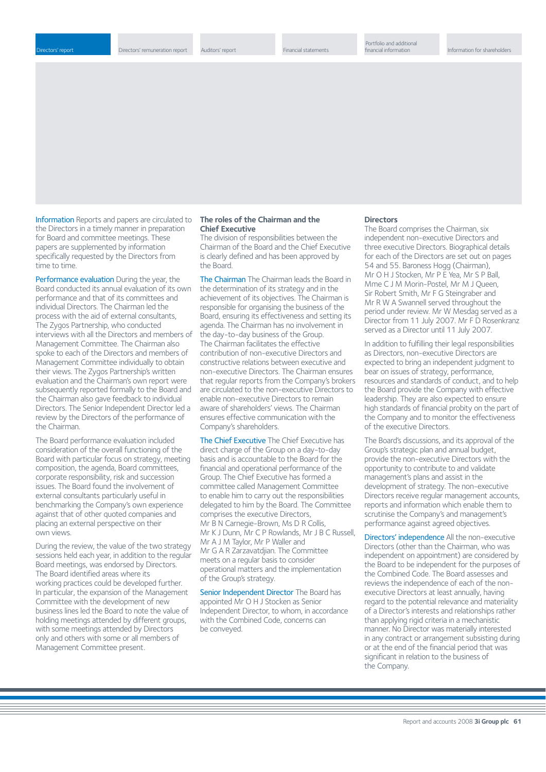**Information** Reports and papers are circulated to the Directors in a timely manner in preparation for Board and committee meetings. These papers are supplemented by information specifically requested by the Directors from time to time.

**Performance evaluation** During the year, the Board conducted its annual evaluation of its own performance and that of its committees and individual Directors. The Chairman led the process with the aid of external consultants, The Zygos Partnership, who conducted interviews with all the Directors and members of Management Committee. The Chairman also spoke to each of the Directors and members of Management Committee individually to obtain their views. The Zygos Partnership's written evaluation and the Chairman's own report were subsequently reported formally to the Board and the Chairman also gave feedback to individual Directors. The Senior Independent Director led a review by the Directors of the performance of the Chairman.

The Board performance evaluation included consideration of the overall functioning of the Board with particular focus on strategy, meeting composition, the agenda, Board committees, corporate responsibility, risk and succession issues. The Board found the involvement of external consultants particularly useful in benchmarking the Company's own experience against that of other quoted companies and placing an external perspective on their own views.

During the review, the value of the two strategy sessions held each year, in addition to the regular Board meetings, was endorsed by Directors. The Board identified areas where its working practices could be developed further. In particular, the expansion of the Management Committee with the development of new business lines led the Board to note the value of holding meetings attended by different groups, with some meetings attended by Directors only and others with some or all members of Management Committee present.

## The roles of the Chairman and the Chief Executive

The division of responsibilities between the Chairman of the Board and the Chief Executive is clearly defined and has been approved by the Board.

**The Chairman** The Chairman leads the Board in the determination of its strategy and in the achievement of its objectives. The Chairman is responsible for organising the business of the Board, ensuring its effectiveness and setting its agenda. The Chairman has no involvement in the day-to-day business of the Group. The Chairman facilitates the effective contribution of non-executive Directors and constructive relations between executive and non-executive Directors. The Chairman ensures that regular reports from the Company's brokers are circulated to the non-executive Directors to enable non-executive Directors to remain aware of shareholders' views. The Chairman ensures effective communication with the Company's shareholders.

**The Chief Executive** The Chief Executive has direct charge of the Group on a day-to-day basis and is accountable to the Board for the financial and operational performance of the Group. The Chief Executive has formed a committee called Management Committee to enable him to carry out the responsibilities delegated to him by the Board. The Committee comprises the executive Directors, Mr B N Carnegie-Brown, Ms D R Collis, Mr K J Dunn, Mr C P Rowlands, Mr J B C Russell, Mr A J M Taylor, Mr P Waller and Mr G A R Zarzavatdjian. The Committee meets on a regular basis to consider operational matters and the implementation of the Group's strategy.

**Senior Independent Director** The Board has appointed Mr O H J Stocken as Senior Independent Director, to whom, in accordance with the Combined Code, concerns can be conveyed.

## Directors

The Board comprises the Chairman, six independent non-executive Directors and three executive Directors. Biographical details for each of the Directors are set out on pages 54 and 55. Baroness Hogg (Chairman), Mr O H J Stocken, Mr P E Yea, Mr S P Ball, Mme C J M Morin-Postel, Mr M J Queen, Sir Robert Smith, Mr F G Steingraber and Mr R W A Swannell served throughout the period under review. Mr W Mesdag served as a Director from 11 July 2007. Mr F D Rosenkranz served as a Director until 11 July 2007.

In addition to fulfilling their legal responsibilities as Directors, non-executive Directors are expected to bring an independent judgment to bear on issues of strategy, performance, resources and standards of conduct, and to help the Board provide the Company with effective leadership. They are also expected to ensure high standards of financial probity on the part of the Company and to monitor the effectiveness of the executive Directors.

The Board's discussions, and its approval of the Group's strategic plan and annual budget, provide the non-executive Directors with the opportunity to contribute to and validate management's plans and assist in the development of strategy. The non-executive Directors receive regular management accounts, reports and information which enable them to scrutinise the Company's and management's performance against agreed objectives.

**Directors' independence** All the non-executive Directors (other than the Chairman, who was independent on appointment) are considered by the Board to be independent for the purposes of the Combined Code. The Board assesses and reviews the independence of each of the non-executive Directors at least annually, having regard to the potential relevance and materiality of a Director's interests and relationships rather than applying rigid criteria in a mechanistic manner. No Director was materially interested in any contract or arrangement subsisting during or at the end of the financial period that was significant in relation to the business of the Company.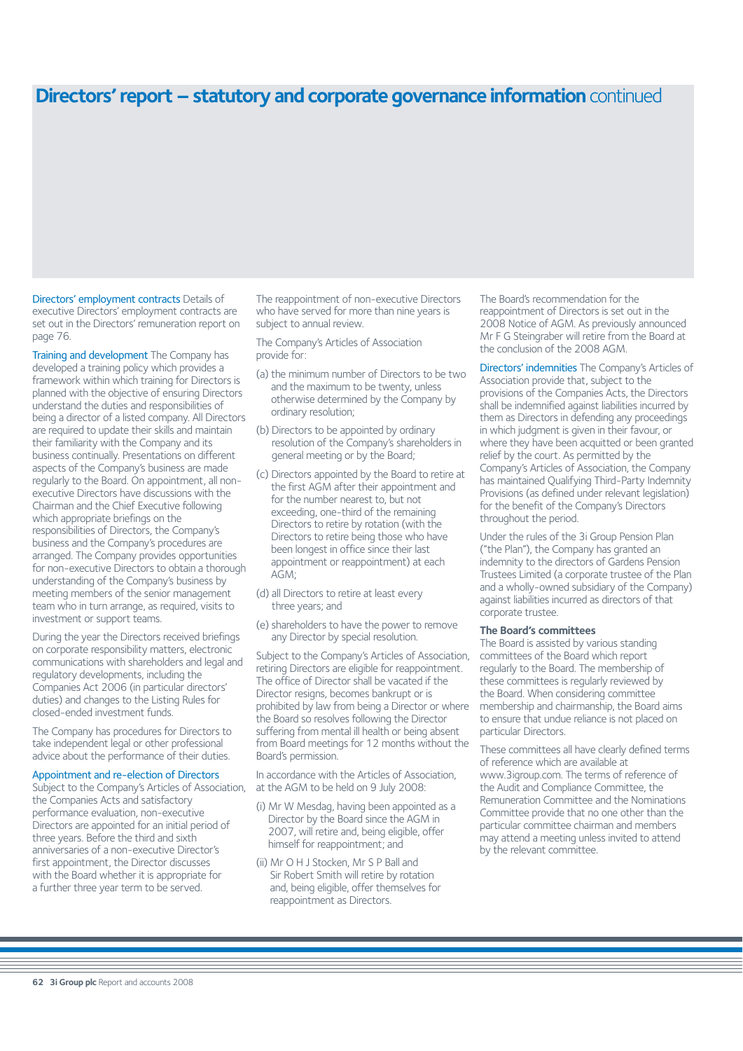# Directors' report – statutory and corporate governance information continued

**Directors' employment contracts** Details of executive Directors' employment contracts are set out in the Directors' remuneration report on page 76.

**Training and development** The Company has developed a training policy which provides a framework within which training for Directors is planned with the objective of ensuring Directors understand the duties and responsibilities of being a director of a listed company. All Directors are required to update their skills and maintain their familiarity with the Company and its business continually. Presentations on different aspects of the Company's business are made regularly to the Board. On appointment, all non-executive Directors have discussions with the Chairman and the Chief Executive following which appropriate briefings on the responsibilities of Directors, the Company's business and the Company's procedures are arranged. The Company provides opportunities for non-executive Directors to obtain a thorough understanding of the Company's business by meeting members of the senior management team who in turn arrange, as required, visits to investment or support teams.

During the year the Directors received briefings on corporate responsibility matters, electronic communications with shareholders and legal and regulatory developments, including the Companies Act 2006 (in particular directors' duties) and changes to the Listing Rules for closed-ended investment funds.

The Company has procedures for Directors to take independent legal or other professional advice about the performance of their duties.

**Appointment and re-election of Directors** Subject to the Company's Articles of Association, the Companies Acts and satisfactory performance evaluation, non-executive Directors are appointed for an initial period of three years. Before the third and sixth anniversaries of a non-executive Director's first appointment, the Director discusses with the Board whether it is appropriate for a further three year term to be served.

The reappointment of non-executive Directors who have served for more than nine years is subject to annual review.

The Company's Articles of Association provide for:

(a) the minimum number of Directors to be two and the maximum to be twenty, unless otherwise determined by the Company by ordinary resolution;

(b) Directors to be appointed by ordinary resolution of the Company's shareholders in general meeting or by the Board;

(c) Directors appointed by the Board to retire at the first AGM after their appointment and for the number nearest to, but not exceeding, one-third of the remaining Directors to retire by rotation (with the Directors to retire being those who have been longest in office since their last appointment or reappointment) at each AGM;

(d) all Directors to retire at least every three years; and

(e) shareholders to have the power to remove any Director by special resolution.

Subject to the Company's Articles of Association, retiring Directors are eligible for reappointment. The office of Director shall be vacated if the Director resigns, becomes bankrupt or is prohibited by law from being a Director or where the Board so resolves following the Director suffering from mental ill health or being absent from Board meetings for 12 months without the Board's permission.

In accordance with the Articles of Association, at the AGM to be held on 9 July 2008:

(i) Mr W Mesdag, having been appointed as a Director by the Board since the AGM in 2007, will retire and, being eligible, offer himself for reappointment; and

(ii) Mr O H J Stocken, Mr S P Ball and Sir Robert Smith will retire by rotation and, being eligible, offer themselves for reappointment as Directors.

The Board's recommendation for the reappointment of Directors is set out in the 2008 Notice of AGM. As previously announced Mr F G Steingraber will retire from the Board at the conclusion of the 2008 AGM.

**Directors' indemnities** The Company's Articles of Association provide that, subject to the provisions of the Companies Acts, the Directors shall be indemnified against liabilities incurred by them as Directors in defending any proceedings in which judgment is given in their favour, or where they have been acquitted or been granted relief by the court. As permitted by the Company's Articles of Association, the Company has maintained Qualifying Third-Party Indemnity Provisions (as defined under relevant legislation) for the benefit of the Company's Directors throughout the period.

Under the rules of the 3i Group Pension Plan ("the Plan"), the Company has granted an indemnity to the directors of Gardens Pension Trustees Limited (a corporate trustee of the Plan and a wholly-owned subsidiary of the Company) against liabilities incurred as directors of that corporate trustee.

**The Board's committees**

The Board is assisted by various standing committees of the Board which report regularly to the Board. The membership of these committees is regularly reviewed by the Board. When considering committee membership and chairmanship, the Board aims to ensure that undue reliance is not placed on particular Directors.

These committees all have clearly defined terms of reference which are available at www.3igroup.com. The terms of reference of the Audit and Compliance Committee, the Remuneration Committee and the Nominations Committee provide that no one other than the particular committee chairman and members may attend a meeting unless invited to attend by the relevant committee.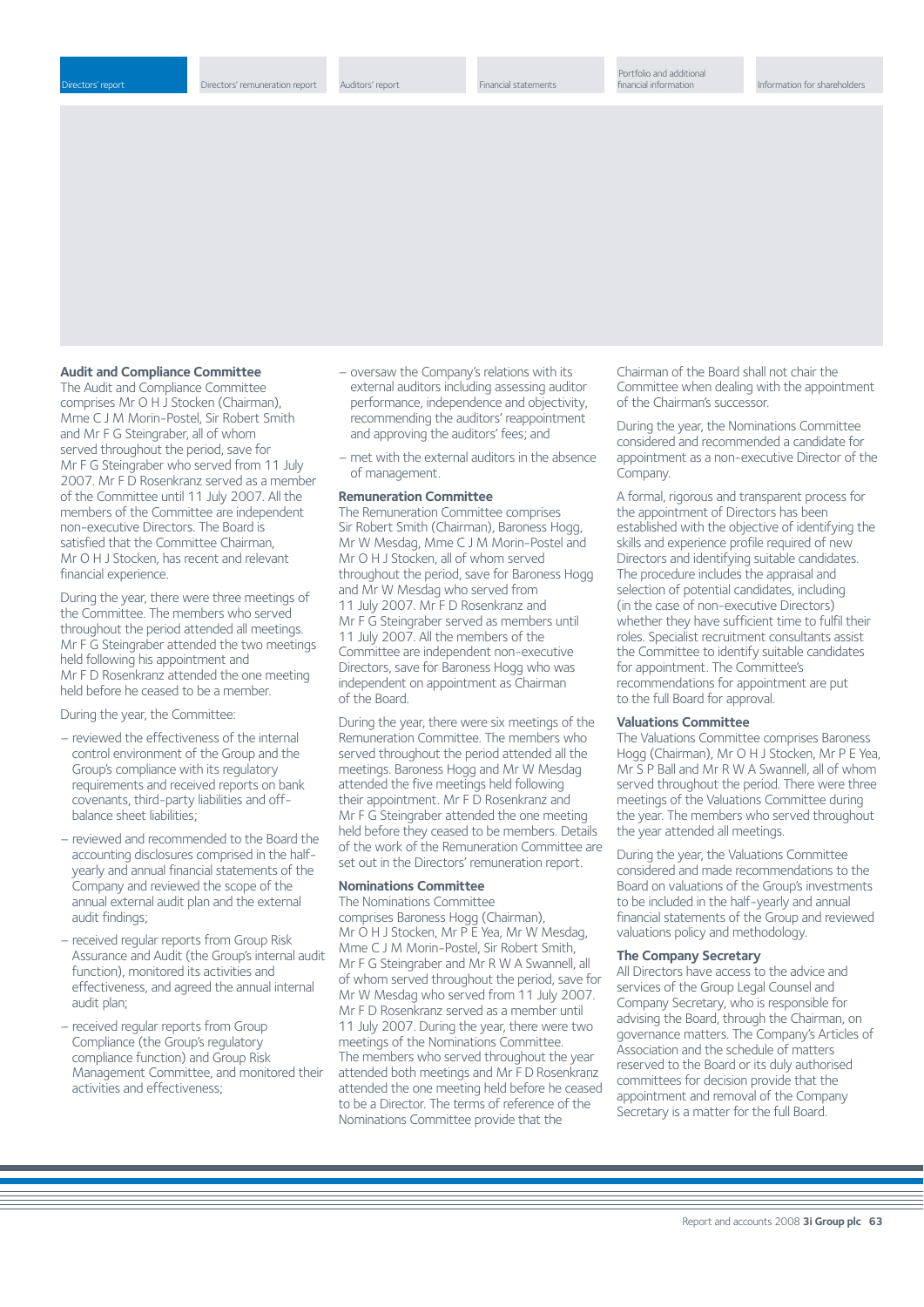## Audit and Compliance Committee

The Audit and Compliance Committee comprises Mr O H J Stocken (Chairman), Mme C J M Morin-Postel, Sir Robert Smith and Mr F G Steingraber, all of whom served throughout the period, save for Mr F G Steingraber who served from 11 July 2007. Mr F D Rosenkranz served as a member of the Committee until 11 July 2007. All the members of the Committee are independent non-executive Directors. The Board is satisfied that the Committee Chairman, Mr O H J Stocken, has recent and relevant financial experience.

During the year, there were three meetings of the Committee. The members who served throughout the period attended all meetings. Mr F G Steingraber attended the two meetings held following his appointment and Mr F D Rosenkranz attended the one meeting held before he ceased to be a member.

During the year, the Committee:

- reviewed the effectiveness of the internal control environment of the Group and the Group's compliance with its regulatory requirements and received reports on bank covenants, third-party liabilities and off-balance sheet liabilities;
- reviewed and recommended to the Board the accounting disclosures comprised in the half-yearly and annual financial statements of the Company and reviewed the scope of the annual external audit plan and the external audit findings;
- received regular reports from Group Risk Assurance and Audit (the Group's internal audit function), monitored its activities and effectiveness, and agreed the annual internal audit plan;
- received regular reports from Group Compliance (the Group's regulatory compliance function) and Group Risk Management Committee, and monitored their activities and effectiveness;
- oversaw the Company's relations with its external auditors including assessing auditor performance, independence and objectivity, recommending the auditors' reappointment and approving the auditors' fees; and
- met with the external auditors in the absence of management.

## Remuneration Committee

The Remuneration Committee comprises Sir Robert Smith (Chairman), Baroness Hogg, Mr W Mesdag, Mme C J M Morin-Postel and Mr O H J Stocken, all of whom served throughout the period, save for Baroness Hogg and Mr W Mesdag who served from 11 July 2007. Mr F D Rosenkranz and Mr F G Steingraber served as members until 11 July 2007. All the members of the Committee are independent non-executive Directors, save for Baroness Hogg who was independent on appointment as Chairman of the Board.

During the year, there were six meetings of the Remuneration Committee. The members who served throughout the period attended all the meetings. Baroness Hogg and Mr W Mesdag attended the five meetings held following their appointment. Mr F D Rosenkranz and Mr F G Steingraber attended the one meeting held before they ceased to be members. Details of the work of the Remuneration Committee are set out in the Directors' remuneration report.

## Nominations Committee

The Nominations Committee comprises Baroness Hogg (Chairman), Mr O H J Stocken, Mr P E Yea, Mr W Mesdag, Mme C J M Morin-Postel, Sir Robert Smith, Mr F G Steingraber and Mr R W A Swannell, all of whom served throughout the period, save for Mr W Mesdag who served from 11 July 2007. Mr F D Rosenkranz served as a member until 11 July 2007. During the year, there were two meetings of the Nominations Committee. The members who served throughout the year attended both meetings and Mr F D Rosenkranz attended the one meeting held before he ceased to be a Director. The terms of reference of the Nominations Committee provide that the Chairman of the Board shall not chair the Committee when dealing with the appointment of the Chairman's successor.

During the year, the Nominations Committee considered and recommended a candidate for appointment as a non-executive Director of the Company.

A formal, rigorous and transparent process for the appointment of Directors has been established with the objective of identifying the skills and experience profile required of new Directors and identifying suitable candidates. The procedure includes the appraisal and selection of potential candidates, including (in the case of non-executive Directors) whether they have sufficient time to fulfil their roles. Specialist recruitment consultants assist the Committee to identify suitable candidates for appointment. The Committee's recommendations for appointment are put to the full Board for approval.

## Valuations Committee

The Valuations Committee comprises Baroness Hogg (Chairman), Mr O H J Stocken, Mr P E Yea, Mr S P Ball and Mr R W A Swannell, all of whom served throughout the period. There were three meetings of the Valuations Committee during the year. The members who served throughout the year attended all meetings.

During the year, the Valuations Committee considered and made recommendations to the Board on valuations of the Group's investments to be included in the half-yearly and annual financial statements of the Group and reviewed valuations policy and methodology.

## The Company Secretary

All Directors have access to the advice and services of the Group Legal Counsel and Company Secretary, who is responsible for advising the Board, through the Chairman, on governance matters. The Company's Articles of Association and the schedule of matters reserved to the Board or its duly authorised committees for decision provide that the appointment and removal of the Company Secretary is a matter for the full Board.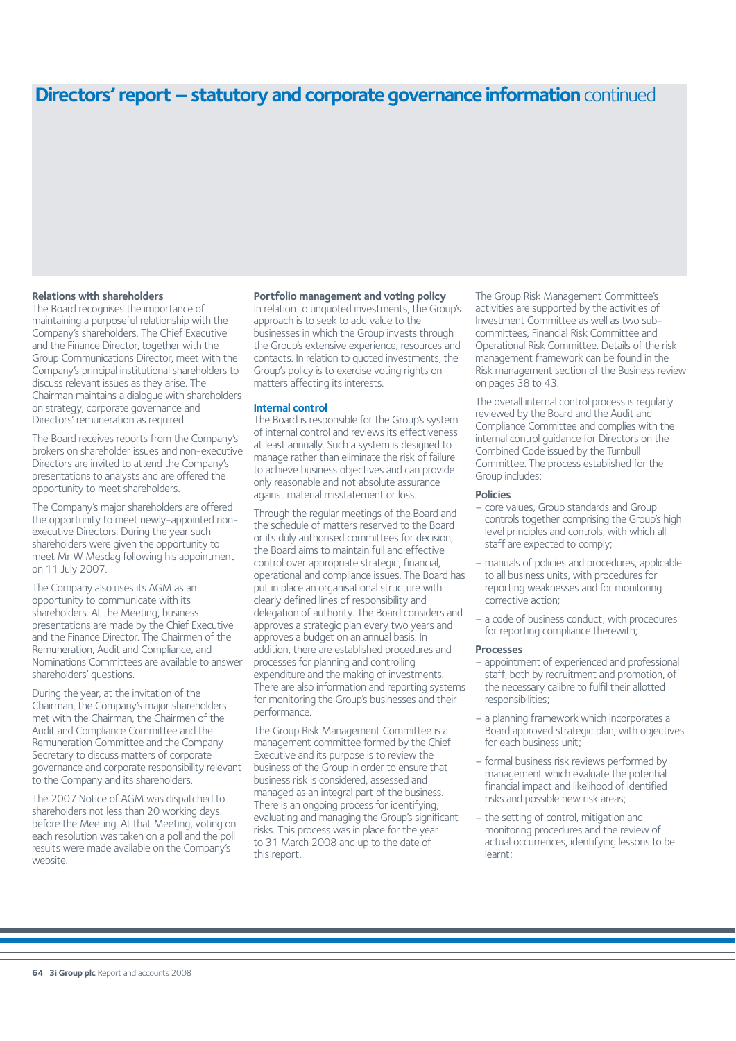# Directors' report – statutory and corporate governance information continued

### Relations with shareholders

The Board recognises the importance of maintaining a purposeful relationship with the Company's shareholders. The Chief Executive and the Finance Director, together with the Group Communications Director, meet with the Company's principal institutional shareholders to discuss relevant issues as they arise. The Chairman maintains a dialogue with shareholders on strategy, corporate governance and Directors' remuneration as required.

The Board receives reports from the Company's brokers on shareholder issues and non-executive Directors are invited to attend the Company's presentations to analysts and are offered the opportunity to meet shareholders.

The Company's major shareholders are offered the opportunity to meet newly-appointed non-executive Directors. During the year such shareholders were given the opportunity to meet Mr W Mesdag following his appointment on 11 July 2007.

The Company also uses its AGM as an opportunity to communicate with its shareholders. At the Meeting, business presentations are made by the Chief Executive and the Finance Director. The Chairmen of the Remuneration, Audit and Compliance, and Nominations Committees are available to answer shareholders' questions.

During the year, at the invitation of the Chairman, the Company's major shareholders met with the Chairman, the Chairmen of the Audit and Compliance Committee and the Remuneration Committee and the Company Secretary to discuss matters of corporate governance and corporate responsibility relevant to the Company and its shareholders.

The 2007 Notice of AGM was dispatched to shareholders not less than 20 working days before the Meeting. At that Meeting, voting on each resolution was taken on a poll and the poll results were made available on the Company's website.

### Portfolio management and voting policy

In relation to unquoted investments, the Group's approach is to seek to add value to the businesses in which the Group invests through the Group's extensive experience, resources and contacts. In relation to quoted investments, the Group's policy is to exercise voting rights on matters affecting its interests.

### Internal control

The Board is responsible for the Group's system of internal control and reviews its effectiveness at least annually. Such a system is designed to manage rather than eliminate the risk of failure to achieve business objectives and can provide only reasonable and not absolute assurance against material misstatement or loss.

Through the regular meetings of the Board and the schedule of matters reserved to the Board or its duly authorised committees for decision, the Board aims to maintain full and effective control over appropriate strategic, financial, operational and compliance issues. The Board has put in place an organisational structure with clearly defined lines of responsibility and delegation of authority. The Board considers and approves a strategic plan every two years and approves a budget on an annual basis. In addition, there are established procedures and processes for planning and controlling expenditure and the making of investments. There are also information and reporting systems for monitoring the Group's businesses and their performance.

The Group Risk Management Committee is a management committee formed by the Chief Executive and its purpose is to review the business of the Group in order to ensure that business risk is considered, assessed and managed as an integral part of the business. There is an ongoing process for identifying, evaluating and managing the Group's significant risks. This process was in place for the year to 31 March 2008 and up to the date of this report.

The Group Risk Management Committee's activities are supported by the activities of Investment Committee as well as two sub-committees, Financial Risk Committee and Operational Risk Committee. Details of the risk management framework can be found in the Risk management section of the Business review on pages 38 to 43.

The overall internal control process is regularly reviewed by the Board and the Audit and Compliance Committee and complies with the internal control guidance for Directors on the Combined Code issued by the Turnbull Committee. The process established for the Group includes:

#### Policies

- core values, Group standards and Group controls together comprising the Group's high level principles and controls, with which all staff are expected to comply;
- manuals of policies and procedures, applicable to all business units, with procedures for reporting weaknesses and for monitoring corrective action;
- a code of business conduct, with procedures for reporting compliance therewith;

#### Processes

- appointment of experienced and professional staff, both by recruitment and promotion, of the necessary calibre to fulfil their allotted responsibilities;
- a planning framework which incorporates a Board approved strategic plan, with objectives for each business unit;
- formal business risk reviews performed by management which evaluate the potential financial impact and likelihood of identified risks and possible new risk areas;
- the setting of control, mitigation and monitoring procedures and the review of actual occurrences, identifying lessons to be learnt;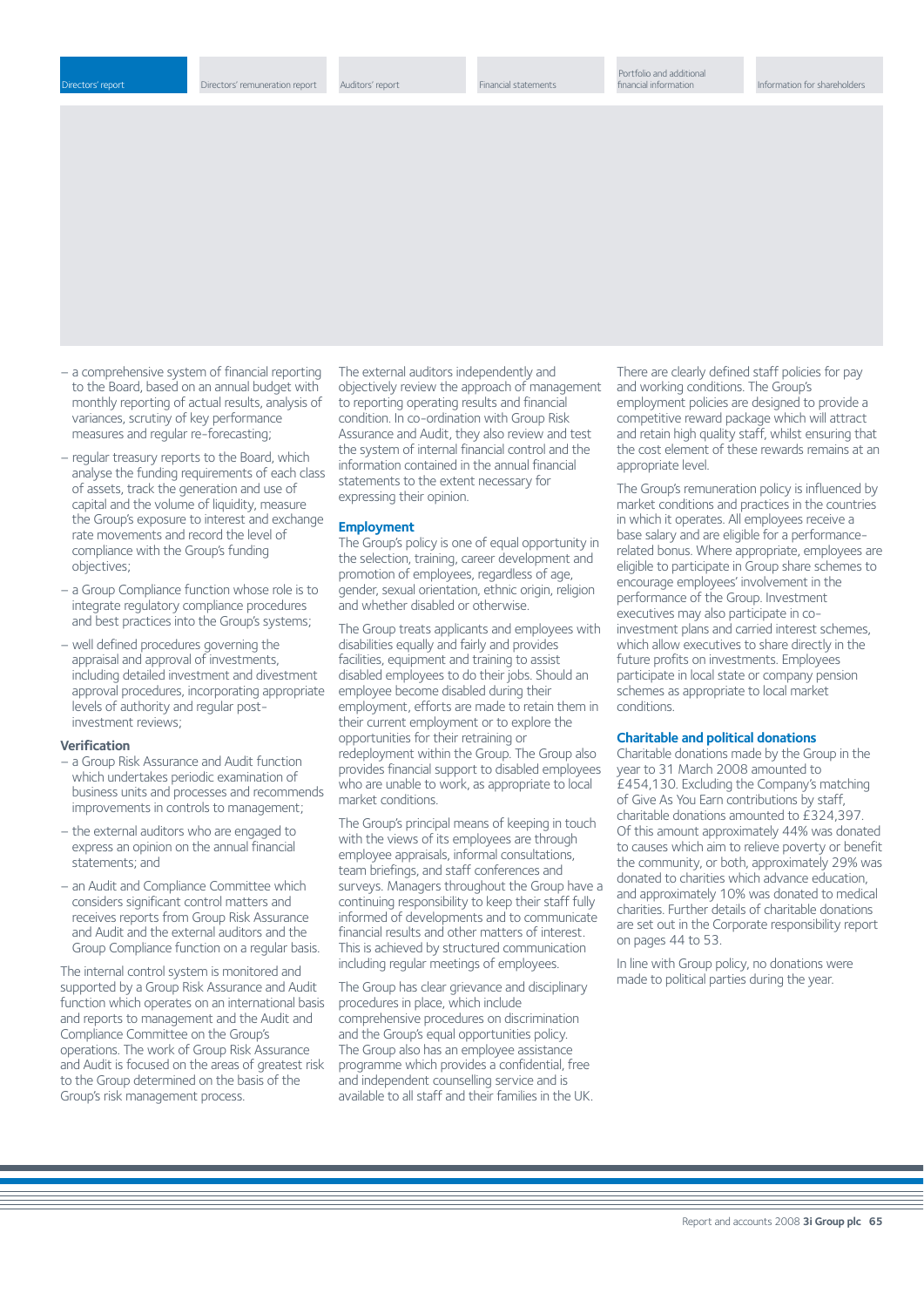- a comprehensive system of financial reporting to the Board, based on an annual budget with monthly reporting of actual results, analysis of variances, scrutiny of key performance measures and regular re-forecasting;
- regular treasury reports to the Board, which analyse the funding requirements of each class of assets, track the generation and use of capital and the volume of liquidity, measure the Group's exposure to interest and exchange rate movements and record the level of compliance with the Group's funding objectives;
- a Group Compliance function whose role is to integrate regulatory compliance procedures and best practices into the Group's systems;
- well defined procedures governing the appraisal and approval of investments, including detailed investment and divestment approval procedures, incorporating appropriate levels of authority and regular post-investment reviews;

**Verification**

- a Group Risk Assurance and Audit function which undertakes periodic examination of business units and processes and recommends improvements in controls to management;
- the external auditors who are engaged to express an opinion on the annual financial statements; and
- an Audit and Compliance Committee which considers significant control matters and receives reports from Group Risk Assurance and Audit and the external auditors and the Group Compliance function on a regular basis.

The internal control system is monitored and supported by a Group Risk Assurance and Audit function which operates on an international basis and reports to management and the Audit and Compliance Committee on the Group's operations. The work of Group Risk Assurance and Audit is focused on the areas of greatest risk to the Group determined on the basis of the Group's risk management process.

The external auditors independently and objectively review the approach of management to reporting operating results and financial condition. In co-ordination with Group Risk Assurance and Audit, they also review and test the system of internal financial control and the information contained in the annual financial statements to the extent necessary for expressing their opinion.

## Employment

The Group's policy is one of equal opportunity in the selection, training, career development and promotion of employees, regardless of age, gender, sexual orientation, ethnic origin, religion and whether disabled or otherwise.

The Group treats applicants and employees with disabilities equally and fairly and provides facilities, equipment and training to assist disabled employees to do their jobs. Should an employee become disabled during their employment, efforts are made to retain them in their current employment or to explore the opportunities for their retraining or redeployment within the Group. The Group also provides financial support to disabled employees who are unable to work, as appropriate to local market conditions.

The Group's principal means of keeping in touch with the views of its employees are through employee appraisals, informal consultations, team briefings, and staff conferences and surveys. Managers throughout the Group have a continuing responsibility to keep their staff fully informed of developments and to communicate financial results and other matters of interest. This is achieved by structured communication including regular meetings of employees.

The Group has clear grievance and disciplinary procedures in place, which include comprehensive procedures on discrimination and the Group's equal opportunities policy. The Group also has an employee assistance programme which provides a confidential, free and independent counselling service and is available to all staff and their families in the UK.

There are clearly defined staff policies for pay and working conditions. The Group's employment policies are designed to provide a competitive reward package which will attract and retain high quality staff, whilst ensuring that the cost element of these rewards remains at an appropriate level.

The Group's remuneration policy is influenced by market conditions and practices in the countries in which it operates. All employees receive a base salary and are eligible for a performance-related bonus. Where appropriate, employees are eligible to participate in Group share schemes to encourage employees' involvement in the performance of the Group. Investment executives may also participate in co-investment plans and carried interest schemes, which allow executives to share directly in the future profits on investments. Employees participate in local state or company pension schemes as appropriate to local market conditions.

## Charitable and political donations

Charitable donations made by the Group in the year to 31 March 2008 amounted to £454,130. Excluding the Company's matching of Give As You Earn contributions by staff, charitable donations amounted to £324,397. Of this amount approximately 44% was donated to causes which aim to relieve poverty or benefit the community, or both, approximately 29% was donated to charities which advance education, and approximately 10% was donated to medical charities. Further details of charitable donations are set out in the Corporate responsibility report on pages 44 to 53.

In line with Group policy, no donations were made to political parties during the year.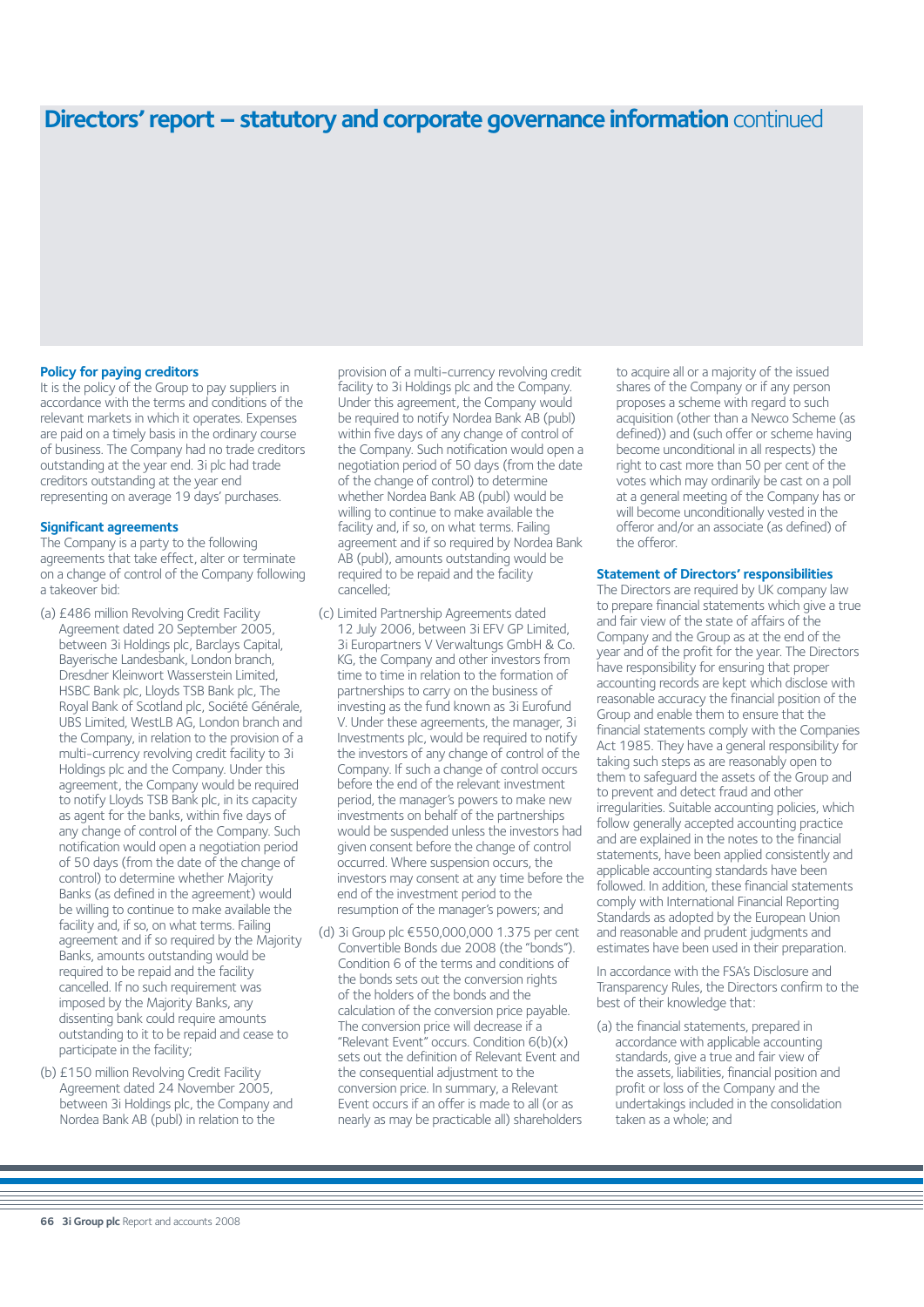# Directors' report – statutory and corporate governance information continued

### Policy for paying creditors

It is the policy of the Group to pay suppliers in accordance with the terms and conditions of the relevant markets in which it operates. Expenses are paid on a timely basis in the ordinary course of business. The Company had no trade creditors outstanding at the year end. 3i plc had trade creditors outstanding at the year end representing on average 19 days' purchases.

### Significant agreements

The Company is a party to the following agreements that take effect, alter or terminate on a change of control of the Company following a takeover bid:

(a) £486 million Revolving Credit Facility Agreement dated 20 September 2005, between 3i Holdings plc, Barclays Capital, Bayerische Landesbank, London branch, Dresdner Kleinwort Wasserstein Limited, HSBC Bank plc, Lloyds TSB Bank plc, The Royal Bank of Scotland plc, Société Générale, UBS Limited, WestLB AG, London branch and the Company, in relation to the provision of a multi-currency revolving credit facility to 3i Holdings plc and the Company. Under this agreement, the Company would be required to notify Lloyds TSB Bank plc, in its capacity as agent for the banks, within five days of any change of control of the Company. Such notification would open a negotiation period of 50 days (from the date of the change of control) to determine whether Majority Banks (as defined in the agreement) would be willing to continue to make available the facility and, if so, on what terms. Failing agreement and if so required by the Majority Banks, amounts outstanding would be required to be repaid and the facility cancelled. If no such requirement was imposed by the Majority Banks, any dissenting bank could require amounts outstanding to it to be repaid and cease to participate in the facility;

(b) £150 million Revolving Credit Facility Agreement dated 24 November 2005, between 3i Holdings plc, the Company and Nordea Bank AB (publ) in relation to the provision of a multi-currency revolving credit facility to 3i Holdings plc and the Company. Under this agreement, the Company would be required to notify Nordea Bank AB (publ) within five days of any change of control of the Company. Such notification would open a negotiation period of 50 days (from the date of the change of control) to determine whether Nordea Bank AB (publ) would be willing to continue to make available the facility and, if so, on what terms. Failing agreement and if so required by Nordea Bank AB (publ), amounts outstanding would be required to be repaid and the facility cancelled;

(c) Limited Partnership Agreements dated 12 July 2006, between 3i EFV GP Limited, 3i Europartners V Verwaltungs GmbH & Co. KG, the Company and other investors from time to time in relation to the formation of partnerships to carry on the business of investing as the fund known as 3i Eurofund V. Under these agreements, the manager, 3i Investments plc, would be required to notify the investors of any change of control of the Company. If such a change of control occurs before the end of the relevant investment period, the manager's powers to make new investments on behalf of the partnerships would be suspended unless the investors had given consent before the change of control occurred. Where suspension occurs, the investors may consent at any time before the end of the investment period to the resumption of the manager's powers; and

(d) 3i Group plc €550,000,000 1.375 per cent Convertible Bonds due 2008 (the "bonds"). Condition 6 of the terms and conditions of the bonds sets out the conversion rights of the holders of the bonds and the calculation of the conversion price payable. The conversion price will decrease if a "Relevant Event" occurs. Condition 6(b)(x) sets out the definition of Relevant Event and the consequential adjustment to the conversion price. In summary, a Relevant Event occurs if an offer is made to all (or as nearly as may be practicable all) shareholders to acquire all or a majority of the issued shares of the Company or if any person proposes a scheme with regard to such acquisition (other than a Newco Scheme (as defined)) and (such offer or scheme having become unconditional in all respects) the right to cast more than 50 per cent of the votes which may ordinarily be cast on a poll at a general meeting of the Company has or will become unconditionally vested in the offeror and/or an associate (as defined) of the offeror.

### Statement of Directors' responsibilities

The Directors are required by UK company law to prepare financial statements which give a true and fair view of the state of affairs of the Company and the Group as at the end of the year and of the profit for the year. The Directors have responsibility for ensuring that proper accounting records are kept which disclose with reasonable accuracy the financial position of the Group and enable them to ensure that the financial statements comply with the Companies Act 1985. They have a general responsibility for taking such steps as are reasonably open to them to safeguard the assets of the Group and to prevent and detect fraud and other irregularities. Suitable accounting policies, which follow generally accepted accounting practice and are explained in the notes to the financial statements, have been applied consistently and applicable accounting standards have been followed. In addition, these financial statements comply with International Financial Reporting Standards as adopted by the European Union and reasonable and prudent judgments and estimates have been used in their preparation.

In accordance with the FSA's Disclosure and Transparency Rules, the Directors confirm to the best of their knowledge that:

(a) the financial statements, prepared in accordance with applicable accounting standards, give a true and fair view of the assets, liabilities, financial position and profit or loss of the Company and the undertakings included in the consolidation taken as a whole; and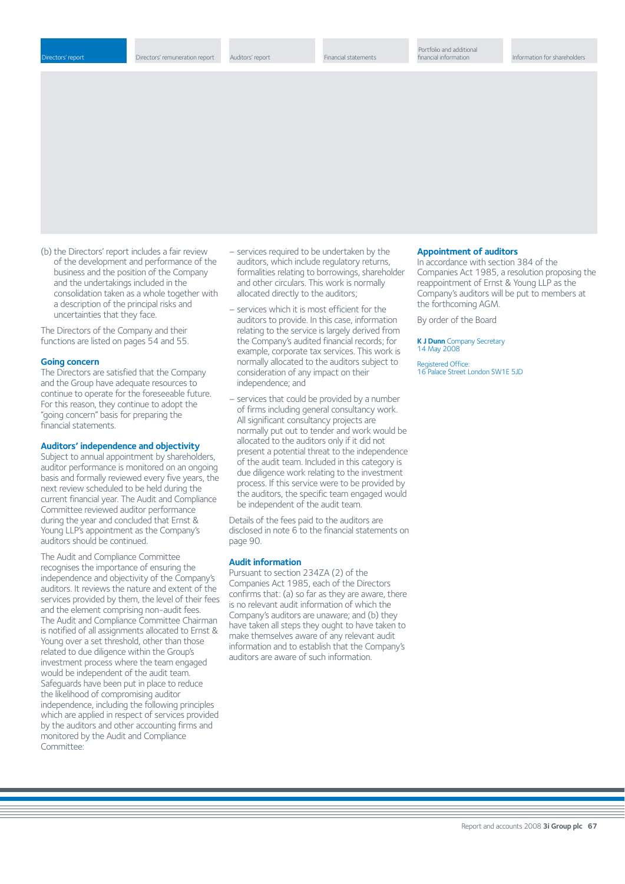(b) the Directors' report includes a fair review of the development and performance of the business and the position of the Company and the undertakings included in the consolidation taken as a whole together with a description of the principal risks and uncertainties that they face.

The Directors of the Company and their functions are listed on pages 54 and 55.

## Going concern

The Directors are satisfied that the Company and the Group have adequate resources to continue to operate for the foreseeable future. For this reason, they continue to adopt the "going concern" basis for preparing the financial statements.

## Auditors' independence and objectivity

Subject to annual appointment by shareholders, auditor performance is monitored on an ongoing basis and formally reviewed every five years, the next review scheduled to be held during the current financial year. The Audit and Compliance Committee reviewed auditor performance during the year and concluded that Ernst & Young LLP's appointment as the Company's auditors should be continued.

The Audit and Compliance Committee recognises the importance of ensuring the independence and objectivity of the Company's auditors. It reviews the nature and extent of the services provided by them, the level of their fees and the element comprising non-audit fees. The Audit and Compliance Committee Chairman is notified of all assignments allocated to Ernst & Young over a set threshold, other than those related to due diligence within the Group's investment process where the team engaged would be independent of the audit team. Safeguards have been put in place to reduce the likelihood of compromising auditor independence, including the following principles which are applied in respect of services provided by the auditors and other accounting firms and monitored by the Audit and Compliance Committee:

- services required to be undertaken by the auditors, which include regulatory returns, formalities relating to borrowings, shareholder and other circulars. This work is normally allocated directly to the auditors;
- services which it is most efficient for the auditors to provide. In this case, information relating to the service is largely derived from the Company's audited financial records; for example, corporate tax services. This work is normally allocated to the auditors subject to consideration of any impact on their independence; and
- services that could be provided by a number of firms including general consultancy work. All significant consultancy projects are normally put out to tender and work would be allocated to the auditors only if it did not present a potential threat to the independence of the audit team. Included in this category is due diligence work relating to the investment process. If this service were to be provided by the auditors, the specific team engaged would be independent of the audit team.

Details of the fees paid to the auditors are disclosed in note 6 to the financial statements on page 90.

## Audit information

Pursuant to section 234ZA (2) of the Companies Act 1985, each of the Directors confirms that: (a) so far as they are aware, there is no relevant audit information of which the Company's auditors are unaware; and (b) they have taken all steps they ought to have taken to make themselves aware of any relevant audit information and to establish that the Company's auditors are aware of such information.

## Appointment of auditors

In accordance with section 384 of the Companies Act 1985, a resolution proposing the reappointment of Ernst & Young LLP as the Company's auditors will be put to members at the forthcoming AGM.

By order of the Board

**K J Dunn** Company Secretary
14 May 2008

Registered Office:
16 Palace Street London SW1E 5JD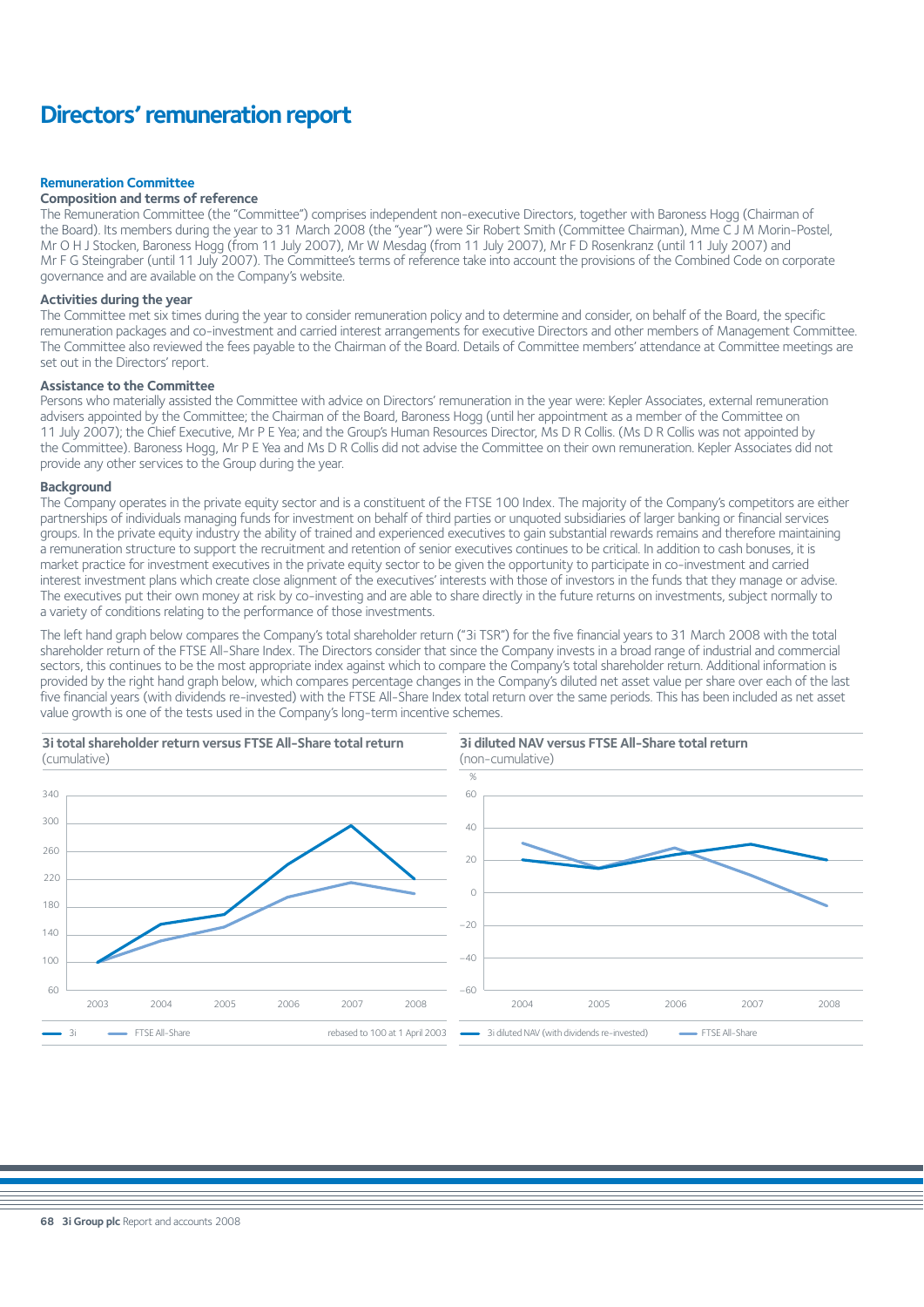# Directors' remuneration report

## Remuneration Committee

### Composition and terms of reference

The Remuneration Committee (the "Committee") comprises independent non-executive Directors, together with Baroness Hogg (Chairman of the Board). Its members during the year to 31 March 2008 (the "year") were Sir Robert Smith (Committee Chairman), Mme C J M Morin-Postel, Mr O H J Stocken, Baroness Hogg (from 11 July 2007), Mr W Mesdag (from 11 July 2007), Mr F D Rosenkranz (until 11 July 2007) and Mr F G Steingraber (until 11 July 2007). The Committee's terms of reference take into account the provisions of the Combined Code on corporate governance and are available on the Company's website.

### Activities during the year

The Committee met six times during the year to consider remuneration policy and to determine and consider, on behalf of the Board, the specific remuneration packages and co-investment and carried interest arrangements for executive Directors and other members of Management Committee. The Committee also reviewed the fees payable to the Chairman of the Board. Details of Committee members' attendance at Committee meetings are set out in the Directors' report.

### Assistance to the Committee

Persons who materially assisted the Committee with advice on Directors' remuneration in the year were: Kepler Associates, external remuneration advisers appointed by the Committee; the Chairman of the Board, Baroness Hogg (until her appointment as a member of the Committee on 11 July 2007); the Chief Executive, Mr P E Yea; and the Group's Human Resources Director, Ms D R Collis. (Ms D R Collis was not appointed by the Committee). Baroness Hogg, Mr P E Yea and Ms D R Collis did not advise the Committee on their own remuneration. Kepler Associates did not provide any other services to the Group during the year.

### Background

The Company operates in the private equity sector and is a constituent of the FTSE 100 Index. The majority of the Company's competitors are either partnerships of individuals managing funds for investment on behalf of third parties or unquoted subsidiaries of larger banking or financial services groups. In the private equity industry the ability of trained and experienced executives to gain substantial rewards remains and therefore maintaining a remuneration structure to support the recruitment and retention of senior executives continues to be critical. In addition to cash bonuses, it is market practice for investment executives in the private equity sector to be given the opportunity to participate in co-investment and carried interest investment plans which create close alignment of the executives' interests with those of investors in the funds that they manage or advise. The executives put their own money at risk by co-investing and are able to share directly in the future returns on investments, subject normally to a variety of conditions relating to the performance of those investments.

The left hand graph below compares the Company's total shareholder return ("3i TSR") for the five financial years to 31 March 2008 with the total shareholder return of the FTSE All-Share Index. The Directors consider that since the Company invests in a broad range of industrial and commercial sectors, this continues to be the most appropriate index against which to compare the Company's total shareholder return. Additional information is provided by the right hand graph below, which compares percentage changes in the Company's diluted net asset value per share over each of the last five financial years (with dividends re-invested) with the FTSE All-Share Index total return over the same periods. This has been included as net asset value growth is one of the tests used in the Company's long-term incentive schemes.

**3i total shareholder return versus FTSE All-Share total return** (cumulative)

Legend: 3i; FTSE All-Share — rebased to 100 at 1 April 2003

**3i diluted NAV versus FTSE All-Share total return** (non-cumulative)

Legend: 3i diluted NAV (with dividends re-invested); FTSE All-Share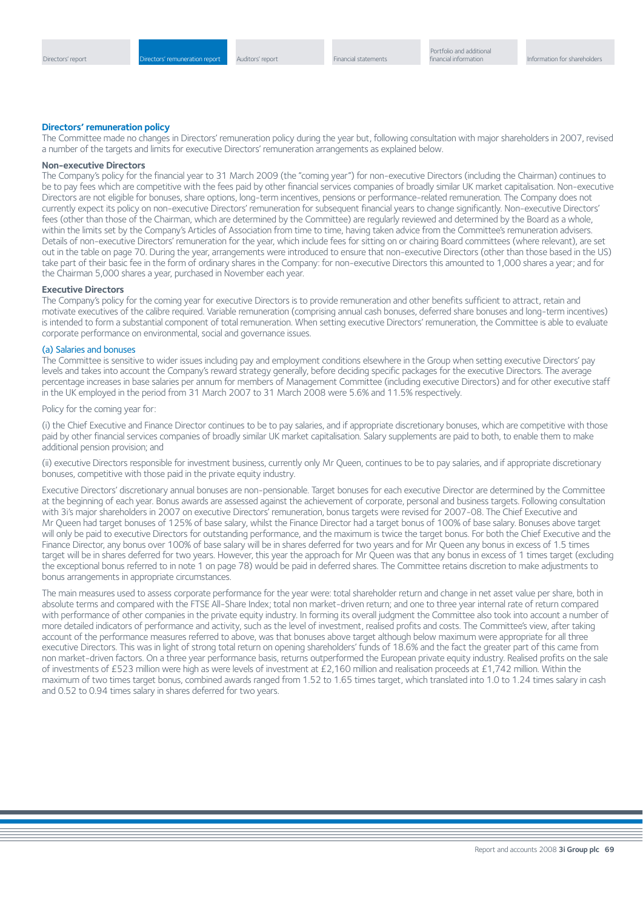## Directors' remuneration policy

The Committee made no changes in Directors' remuneration policy during the year but, following consultation with major shareholders in 2007, revised a number of the targets and limits for executive Directors' remuneration arrangements as explained below.

### Non-executive Directors

The Company's policy for the financial year to 31 March 2009 (the "coming year") for non-executive Directors (including the Chairman) continues to be to pay fees which are competitive with the fees paid by other financial services companies of broadly similar UK market capitalisation. Non-executive Directors are not eligible for bonuses, share options, long-term incentives, pensions or performance-related remuneration. The Company does not currently expect its policy on non-executive Directors' remuneration for subsequent financial years to change significantly. Non-executive Directors' fees (other than those of the Chairman, which are determined by the Committee) are regularly reviewed and determined by the Board as a whole, within the limits set by the Company's Articles of Association from time to time, having taken advice from the Committee's remuneration advisers. Details of non-executive Directors' remuneration for the year, which include fees for sitting on or chairing Board committees (where relevant), are set out in the table on page 70. During the year, arrangements were introduced to ensure that non-executive Directors (other than those based in the US) take part of their basic fee in the form of ordinary shares in the Company: for non-executive Directors this amounted to 1,000 shares a year; and for the Chairman 5,000 shares a year, purchased in November each year.

### Executive Directors

The Company's policy for the coming year for executive Directors is to provide remuneration and other benefits sufficient to attract, retain and motivate executives of the calibre required. Variable remuneration (comprising annual cash bonuses, deferred share bonuses and long-term incentives) is intended to form a substantial component of total remuneration. When setting executive Directors' remuneration, the Committee is able to evaluate corporate performance on environmental, social and governance issues.

#### (a) Salaries and bonuses

The Committee is sensitive to wider issues including pay and employment conditions elsewhere in the Group when setting executive Directors' pay levels and takes into account the Company's reward strategy generally, before deciding specific packages for the executive Directors. The average percentage increases in base salaries per annum for members of Management Committee (including executive Directors) and for other executive staff in the UK employed in the period from 31 March 2007 to 31 March 2008 were 5.6% and 11.5% respectively.

Policy for the coming year for:

(i) the Chief Executive and Finance Director continues to be to pay salaries, and if appropriate discretionary bonuses, which are competitive with those paid by other financial services companies of broadly similar UK market capitalisation. Salary supplements are paid to both, to enable them to make additional pension provision; and

(ii) executive Directors responsible for investment business, currently only Mr Queen, continues to be to pay salaries, and if appropriate discretionary bonuses, competitive with those paid in the private equity industry.

Executive Directors' discretionary annual bonuses are non-pensionable. Target bonuses for each executive Director are determined by the Committee at the beginning of each year. Bonus awards are assessed against the achievement of corporate, personal and business targets. Following consultation with 3i's major shareholders in 2007 on executive Directors' remuneration, bonus targets were revised for 2007-08. The Chief Executive and Mr Queen had target bonuses of 125% of base salary, whilst the Finance Director had a target bonus of 100% of base salary. Bonuses above target will only be paid to executive Directors for outstanding performance, and the maximum is twice the target bonus. For both the Chief Executive and the Finance Director, any bonus over 100% of base salary will be in shares deferred for two years and for Mr Queen any bonus in excess of 1.5 times target will be in shares deferred for two years. However, this year the approach for Mr Queen was that any bonus in excess of 1 times target (excluding the exceptional bonus referred to in note 1 on page 78) would be paid in deferred shares. The Committee retains discretion to make adjustments to bonus arrangements in appropriate circumstances.

The main measures used to assess corporate performance for the year were: total shareholder return and change in net asset value per share, both in absolute terms and compared with the FTSE All-Share Index; total non market-driven return; and one to three year internal rate of return compared with performance of other companies in the private equity industry. In forming its overall judgment the Committee also took into account a number of more detailed indicators of performance and activity, such as the level of investment, realised profits and costs. The Committee's view, after taking account of the performance measures referred to above, was that bonuses above target although below maximum were appropriate for all three executive Directors. This was in light of strong total return on opening shareholders' funds of 18.6% and the fact the greater part of this came from non market-driven factors. On a three year performance basis, returns outperformed the European private equity industry. Realised profits on the sale of investments of £523 million were high as were levels of investment at £2,160 million and realisation proceeds at £1,742 million. Within the maximum of two times target bonus, combined awards ranged from 1.52 to 1.65 times target, which translated into 1.0 to 1.24 times salary in cash and 0.52 to 0.94 times salary in shares deferred for two years.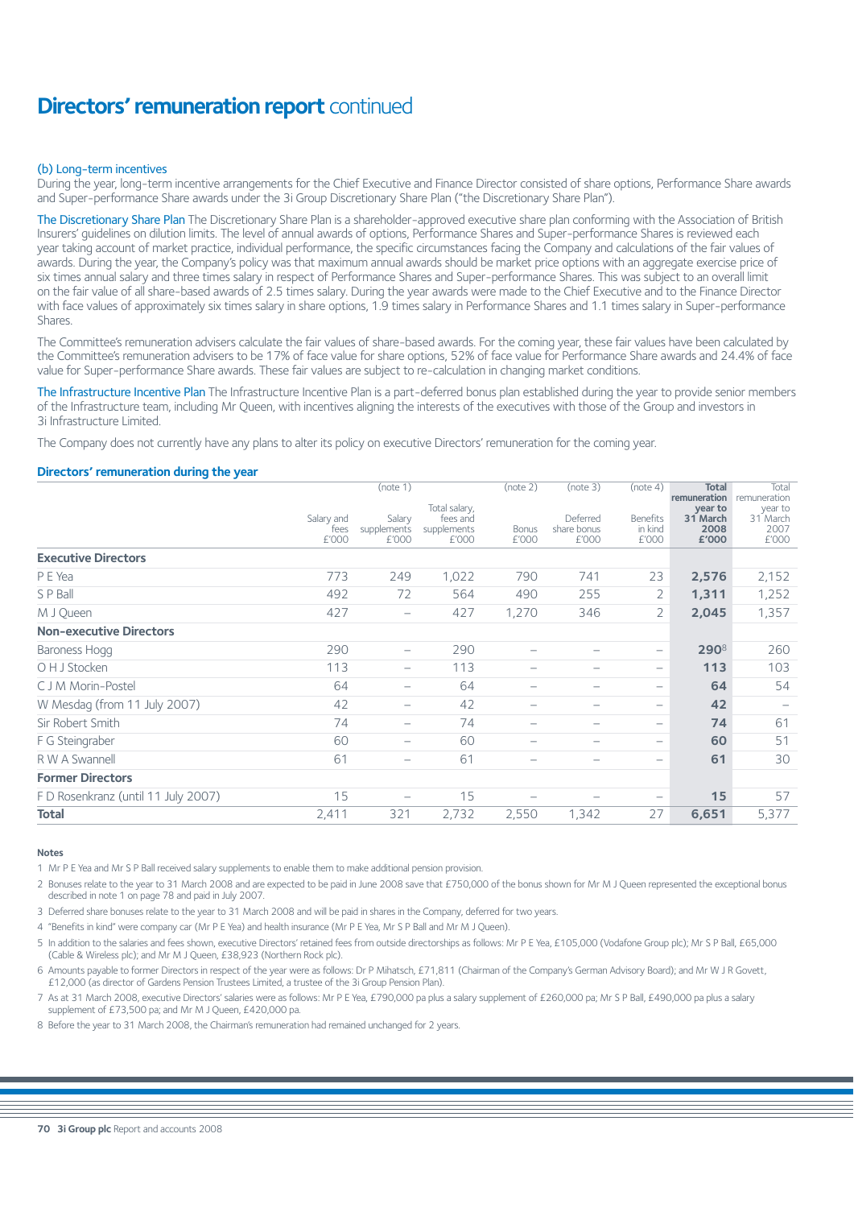# Directors' remuneration report continued

### (b) Long-term incentives

During the year, long-term incentive arrangements for the Chief Executive and Finance Director consisted of share options, Performance Share awards and Super-performance Share awards under the 3i Group Discretionary Share Plan ("the Discretionary Share Plan").

**The Discretionary Share Plan** The Discretionary Share Plan is a shareholder-approved executive share plan conforming with the Association of British Insurers' guidelines on dilution limits. The level of annual awards of options, Performance Shares and Super-performance Shares is reviewed each year taking account of market practice, individual performance, the specific circumstances facing the Company and calculations of the fair values of awards. During the year, the Company's policy was that maximum annual awards should be market price options with an aggregate exercise price of six times annual salary and three times salary in respect of Performance Shares and Super-performance Shares. This was subject to an overall limit on the fair value of all share-based awards of 2.5 times salary. During the year awards were made to the Chief Executive and to the Finance Director with face values of approximately six times salary in share options, 1.9 times salary in Performance Shares and 1.1 times salary in Super-performance Shares.

The Committee's remuneration advisers calculate the fair values of share-based awards. For the coming year, these fair values have been calculated by the Committee's remuneration advisers to be 17% of face value for share options, 52% of face value for Performance Share awards and 24.4% of face value for Super-performance Share awards. These fair values are subject to re-calculation in changing market conditions.

**The Infrastructure Incentive Plan** The Infrastructure Incentive Plan is a part-deferred bonus plan established during the year to provide senior members of the Infrastructure team, including Mr Queen, with incentives aligning the interests of the executives with those of the Group and investors in 3i Infrastructure Limited.

The Company does not currently have any plans to alter its policy on executive Directors' remuneration for the coming year.

### Directors' remuneration during the year

| | Salary and fees £'000 | (note 1) Salary supplements £'000 | Total salary, fees and supplements £'000 | (note 2) Bonus £'000 | (note 3) Deferred share bonus £'000 | (note 4) Benefits in kind £'000 | **Total remuneration year to 31 March 2008 £'000** | Total remuneration year to 31 March 2007 £'000 |
|---|---|---|---|---|---|---|---|---|
| **Executive Directors** | | | | | | | | |
| P E Yea | 773 | 249 | 1,022 | 790 | 741 | 23 | **2,576** | 2,152 |
| S P Ball | 492 | 72 | 564 | 490 | 255 | 2 | **1,311** | 1,252 |
| M J Queen | 427 | – | 427 | 1,270 | 346 | 2 | **2,045** | 1,357 |
| **Non-executive Directors** | | | | | | | | |
| Baroness Hogg | 290 | – | 290 | – | – | – | **290**[8] | 260 |
| O H J Stocken | 113 | – | 113 | – | – | – | **113** | 103 |
| C J M Morin-Postel | 64 | – | 64 | – | – | – | **64** | 54 |
| W Mesdag (from 11 July 2007) | 42 | – | 42 | – | – | – | **42** | – |
| Sir Robert Smith | 74 | – | 74 | – | – | – | **74** | 61 |
| F G Steingraber | 60 | – | 60 | – | – | – | **60** | 51 |
| R W A Swannell | 61 | – | 61 | – | – | – | **61** | 30 |
| **Former Directors** | | | | | | | | |
| F D Rosenkranz (until 11 July 2007) | 15 | – | 15 | – | – | – | **15** | 57 |
| **Total** | 2,411 | 321 | 2,732 | 2,550 | 1,342 | 27 | **6,651** | 5,377 |

**Notes**

1 Mr P E Yea and Mr S P Ball received salary supplements to enable them to make additional pension provision.

2 Bonuses relate to the year to 31 March 2008 and are expected to be paid in June 2008 save that £750,000 of the bonus shown for Mr M J Queen represented the exceptional bonus described in note 1 on page 78 and paid in July 2007.

3 Deferred share bonuses relate to the year to 31 March 2008 and will be paid in shares in the Company, deferred for two years.

4 "Benefits in kind" were company car (Mr P E Yea) and health insurance (Mr P E Yea, Mr S P Ball and Mr M J Queen).

5 In addition to the salaries and fees shown, executive Directors' retained fees from outside directorships as follows: Mr P E Yea, £105,000 (Vodafone Group plc); Mr S P Ball, £65,000 (Cable & Wireless plc); and Mr M J Queen, £38,923 (Northern Rock plc).

6 Amounts payable to former Directors in respect of the year were as follows: Dr P Mihatsch, £71,811 (Chairman of the Company's German Advisory Board); and Mr W J R Govett, £12,000 (as director of Gardens Pension Trustees Limited, a trustee of the 3i Group Pension Plan).

7 As at 31 March 2008, executive Directors' salaries were as follows: Mr P E Yea, £790,000 pa plus a salary supplement of £260,000 pa; Mr S P Ball, £490,000 pa plus a salary supplement of £73,500 pa; and Mr M J Queen, £420,000 pa.

8 Before the year to 31 March 2008, the Chairman's remuneration had remained unchanged for 2 years.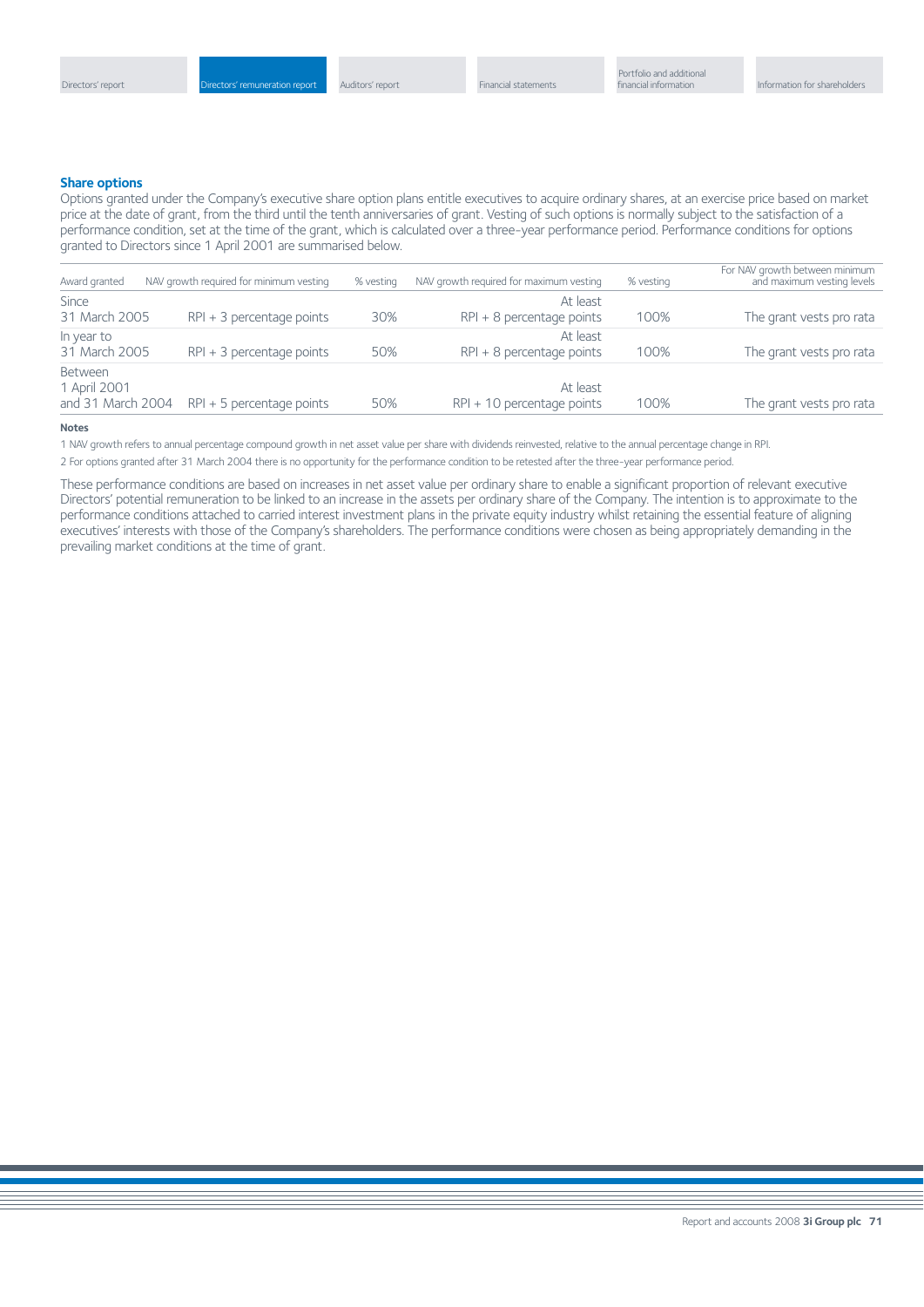## Share options

Options granted under the Company's executive share option plans entitle executives to acquire ordinary shares, at an exercise price based on market price at the date of grant, from the third until the tenth anniversaries of grant. Vesting of such options is normally subject to the satisfaction of a performance condition, set at the time of the grant, which is calculated over a three-year performance period. Performance conditions for options granted to Directors since 1 April 2001 are summarised below.

| Award granted | NAV growth required for minimum vesting | % vesting | NAV growth required for maximum vesting | % vesting | For NAV growth between minimum and maximum vesting levels |
|---|---|---|---|---|---|
| Since 31 March 2005 | RPI + 3 percentage points | 30% | At least RPI + 8 percentage points | 100% | The grant vests pro rata |
| In year to 31 March 2005 | RPI + 3 percentage points | 50% | At least RPI + 8 percentage points | 100% | The grant vests pro rata |
| Between 1 April 2001 and 31 March 2004 | RPI + 5 percentage points | 50% | At least RPI + 10 percentage points | 100% | The grant vests pro rata |

**Notes**

1 NAV growth refers to annual percentage compound growth in net asset value per share with dividends reinvested, relative to the annual percentage change in RPI.

2 For options granted after 31 March 2004 there is no opportunity for the performance condition to be retested after the three-year performance period.

These performance conditions are based on increases in net asset value per ordinary share to enable a significant proportion of relevant executive Directors' potential remuneration to be linked to an increase in the assets per ordinary share of the Company. The intention is to approximate to the performance conditions attached to carried interest investment plans in the private equity industry whilst retaining the essential feature of aligning executives' interests with those of the Company's shareholders. The performance conditions were chosen as being appropriately demanding in the prevailing market conditions at the time of grant.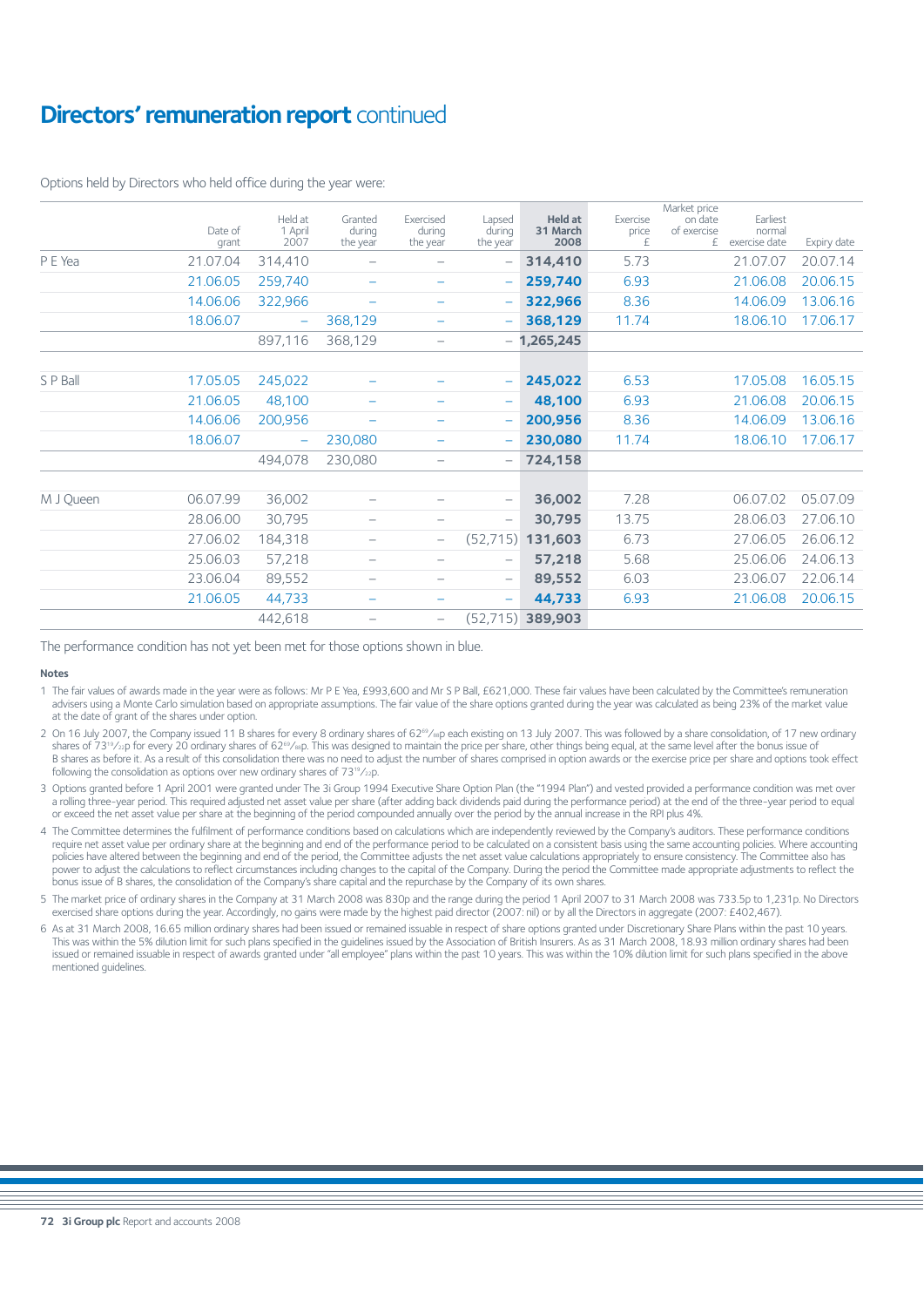# Directors' remuneration report continued

Options held by Directors who held office during the year were:

| | Date of grant | Held at 1 April 2007 | Granted during the year | Exercised during the year | Lapsed during the year | **Held at 31 March 2008** | Exercise price £ | Market price on date of exercise £ | Earliest normal exercise date | Expiry date |
|---|---|---|---|---|---|---|---|---|---|---|
| P E Yea | 21.07.04 | 314,410 | – | – | – | **314,410** | 5.73 | | 21.07.07 | 20.07.14 |
| | 21.06.05 | 259,740 | – | – | – | **259,740** | 6.93 | | 21.06.08 | 20.06.15 |
| | 14.06.06 | 322,966 | – | – | – | **322,966** | 8.36 | | 14.06.09 | 13.06.16 |
| | 18.06.07 | – | 368,129 | – | – | **368,129** | 11.74 | | 18.06.10 | 17.06.17 |
| | | 897,116 | 368,129 | – | – | **1,265,245** | | | | |
| S P Ball | 17.05.05 | 245,022 | – | – | – | **245,022** | 6.53 | | 17.05.08 | 16.05.15 |
| | 21.06.05 | 48,100 | – | – | – | **48,100** | 6.93 | | 21.06.08 | 20.06.15 |
| | 14.06.06 | 200,956 | – | – | – | **200,956** | 8.36 | | 14.06.09 | 13.06.16 |
| | 18.06.07 | – | 230,080 | – | – | **230,080** | 11.74 | | 18.06.10 | 17.06.17 |
| | | 494,078 | 230,080 | – | – | **724,158** | | | | |
| M J Queen | 06.07.99 | 36,002 | – | – | – | **36,002** | 7.28 | | 06.07.02 | 05.07.09 |
| | 28.06.00 | 30,795 | – | – | – | **30,795** | 13.75 | | 28.06.03 | 27.06.10 |
| | 27.06.02 | 184,318 | – | – | (52,715) | **131,603** | 6.73 | | 27.06.05 | 26.06.12 |
| | 25.06.03 | 57,218 | – | – | – | **57,218** | 5.68 | | 25.06.06 | 24.06.13 |
| | 23.06.04 | 89,552 | – | – | – | **89,552** | 6.03 | | 23.06.07 | 22.06.14 |
| | 21.06.05 | 44,733 | – | – | – | **44,733** | 6.93 | | 21.06.08 | 20.06.15 |
| | | 442,618 | – | – | (52,715) | **389,903** | | | | |

The performance condition has not yet been met for those options shown in blue.

**Notes**

1 The fair values of awards made in the year were as follows: Mr P E Yea, £993,600 and Mr S P Ball, £621,000. These fair values have been calculated by the Committee's remuneration advisers using a Monte Carlo simulation based on appropriate assumptions. The fair value of the share options granted during the year was calculated as being 23% of the market value at the date of grant of the shares under option.

2 On 16 July 2007, the Company issued 11 B shares for every 8 ordinary shares of 62⁶⁹⁄₈₈p each existing on 13 July 2007. This was followed by a share consolidation, of 17 new ordinary shares of 73¹⁹⁄₂₂p for every 20 ordinary shares of 62⁶⁹⁄₈₈p. This was designed to maintain the price per share, other things being equal, at the same level after the bonus issue of B shares as before it. As a result of this consolidation there was no need to adjust the number of shares comprised in option awards or the exercise price per share and options took effect following the consolidation as options over new ordinary shares of 73¹⁹⁄₂₂p.

3 Options granted before 1 April 2001 were granted under The 3i Group 1994 Executive Share Option Plan (the "1994 Plan") and vested provided a performance condition was met over a rolling three-year period. This required adjusted net asset value per share (after adding back dividends paid during the performance period) at the end of the three-year period to equal or exceed the net asset value per share at the beginning of the period compounded annually over the period by the annual increase in the RPI plus 4%.

4 The Committee determines the fulfilment of performance conditions based on calculations which are independently reviewed by the Company's auditors. These performance conditions require net asset value per ordinary share at the beginning and end of the performance period to be calculated on a consistent basis using the same accounting policies. Where accounting policies have altered between the beginning and end of the period, the Committee adjusts the net asset value calculations appropriately to ensure consistency. The Committee also has power to adjust the calculations to reflect circumstances including changes to the capital of the Company. During the period the Committee made appropriate adjustments to reflect the bonus issue of B shares, the consolidation of the Company's share capital and the repurchase by the Company of its own shares.

5 The market price of ordinary shares in the Company at 31 March 2008 was 830p and the range during the period 1 April 2007 to 31 March 2008 was 733.5p to 1,231p. No Directors exercised share options during the year. Accordingly, no gains were made by the highest paid director (2007: nil) or by all the Directors in aggregate (2007: £402,467).

6 As at 31 March 2008, 16.65 million ordinary shares had been issued or remained issuable in respect of share options granted under Discretionary Share Plans within the past 10 years. This was within the 5% dilution limit for such plans specified in the guidelines issued by the Association of British Insurers. As as 31 March 2008, 18.93 million ordinary shares had been issued or remained issuable in respect of awards granted under "all employee" plans within the past 10 years. This was within the 10% dilution limit for such plans specified in the above mentioned guidelines.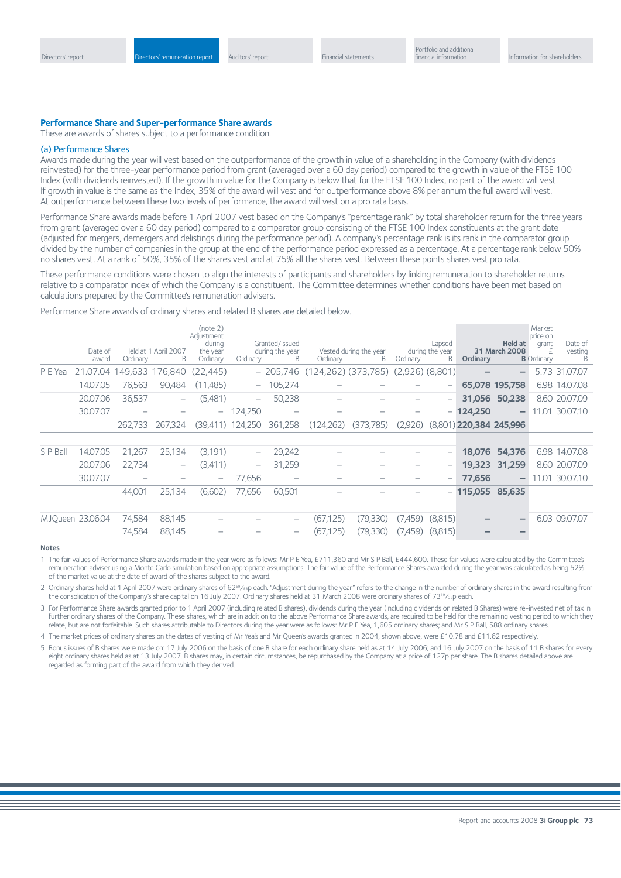## Performance Share and Super-performance Share awards

These are awards of shares subject to a performance condition.

### (a) Performance Shares

Awards made during the year will vest based on the outperformance of the growth in value of a shareholding in the Company (with dividends reinvested) for the three-year performance period from grant (averaged over a 60 day period) compared to the growth in value of the FTSE 100 Index (with dividends reinvested). If the growth in value for the Company is below that for the FTSE 100 Index, no part of the award will vest. If growth in value is the same as the Index, 35% of the award will vest and for outperformance above 8% per annum the full award will vest. At outperformance between these two levels of performance, the award will vest on a pro rata basis.

Performance Share awards made before 1 April 2007 vest based on the Company's "percentage rank" by total shareholder return for the three years from grant (averaged over a 60 day period) compared to a comparator group consisting of the FTSE 100 Index constituents at the grant date (adjusted for mergers, demergers and delistings during the performance period). A company's percentage rank is its rank in the comparator group divided by the number of companies in the group at the end of the performance period expressed as a percentage. At a percentage rank below 50% no shares vest. At a rank of 50%, 35% of the shares vest and at 75% all the shares vest. Between these points shares vest pro rata.

These performance conditions were chosen to align the interests of participants and shareholders by linking remuneration to shareholder returns relative to a comparator index of which the Company is a constituent. The Committee determines whether conditions have been met based on calculations prepared by the Committee's remuneration advisers.

Performance Share awards of ordinary shares and related B shares are detailed below.

| | Date of award | Held at 1 April 2007 Ordinary | Held at 1 April 2007 B | (note 2) Adjustment during the year Ordinary | Granted/issued during the year Ordinary | Granted/issued during the year B | Vested during the year Ordinary | Vested during the year B | Lapsed during the year Ordinary | Lapsed during the year B | **Held at 31 March 2008 Ordinary** | **Held at 31 March 2008 B** | Market price on grant £ Ordinary | Date of vesting B |
|---|---|---|---|---|---|---|---|---|---|---|---|---|---|---|
| P E Yea | 21.07.04 | 149,633 | 176,840 | (22,445) | – | 205,746 | (124,262) | (373,785) | (2,926) | (8,801) | **–** | **–** | 5.73 | 31.07.07 |
| | 14.07.05 | 76,563 | 90,484 | (11,485) | – | 105,274 | – | – | – | – | **65,078** | **195,758** | 6.98 | 14.07.08 |
| | 20.07.06 | 36,537 | – | (5,481) | – | 50,238 | – | – | – | – | **31,056** | **50,238** | 8.60 | 20.07.09 |
| | 30.07.07 | – | – | – | 124,250 | – | – | – | – | – | **124,250** | **–** | 11.01 | 30.07.10 |
| | | 262,733 | 267,324 | (39,411) | 124,250 | 361,258 | (124,262) | (373,785) | (2,926) | (8,801) | **220,384** | **245,996** | | |
| S P Ball | 14.07.05 | 21,267 | 25,134 | (3,191) | – | 29,242 | – | – | – | – | **18,076** | **54,376** | 6.98 | 14.07.08 |
| | 20.07.06 | 22,734 | – | (3,411) | – | 31,259 | – | – | – | – | **19,323** | **31,259** | 8.60 | 20.07.09 |
| | 30.07.07 | – | – | – | 77,656 | – | – | – | – | – | **77,656** | **–** | 11.01 | 30.07.10 |
| | | 44,001 | 25,134 | (6,602) | 77,656 | 60,501 | – | – | – | – | **115,055** | **85,635** | | |
| M J Queen | 23.06.04 | 74,584 | 88,145 | – | – | – | (67,125) | (79,330) | (7,459) | (8,815) | **–** | **–** | 6.03 | 09.07.07 |
| | | 74,584 | 88,145 | – | – | – | (67,125) | (79,330) | (7,459) | (8,815) | **–** | **–** | | |

**Notes**

1 The fair values of Performance Share awards made in the year were as follows: Mr P E Yea, £711,360 and Mr S P Ball, £444,600. These fair values were calculated by the Committee's remuneration adviser using a Monte Carlo simulation based on appropriate assumptions. The fair value of the Performance Shares awarded during the year was calculated as being 52% of the market value at the date of award of the shares subject to the award.

2 Ordinary shares held at 1 April 2007 were ordinary shares of 62$^{69}/_{88}$p each. "Adjustment during the year" refers to the change in the number of ordinary shares in the award resulting from the consolidation of the Company's share capital on 16 July 2007. Ordinary shares held at 31 March 2008 were ordinary shares of 73$^{19}/_{22}$p each.

3 For Performance Share awards granted prior to 1 April 2007 (including related B shares), dividends during the year (including dividends on related B Shares) were re-invested net of tax in further ordinary shares of the Company. These shares, which are in addition to the above Performance Share awards, are required to be held for the remaining vesting period to which they relate, but are not forfeitable. Such shares attributable to Directors during the year were as follows: Mr P E Yea, 1,605 ordinary shares; and Mr S P Ball, 588 ordinary shares.

4 The market prices of ordinary shares on the dates of vesting of Mr Yea's and Mr Queen's awards granted in 2004, shown above, were £10.78 and £11.62 respectively.

5 Bonus issues of B shares were made on: 17 July 2006 on the basis of one B share for each ordinary share held as at 14 July 2006; and 16 July 2007 on the basis of 11 B shares for every eight ordinary shares held as at 13 July 2007. B shares may, in certain circumstances, be repurchased by the Company at a price of 127p per share. The B shares detailed above are regarded as forming part of the award from which they derived.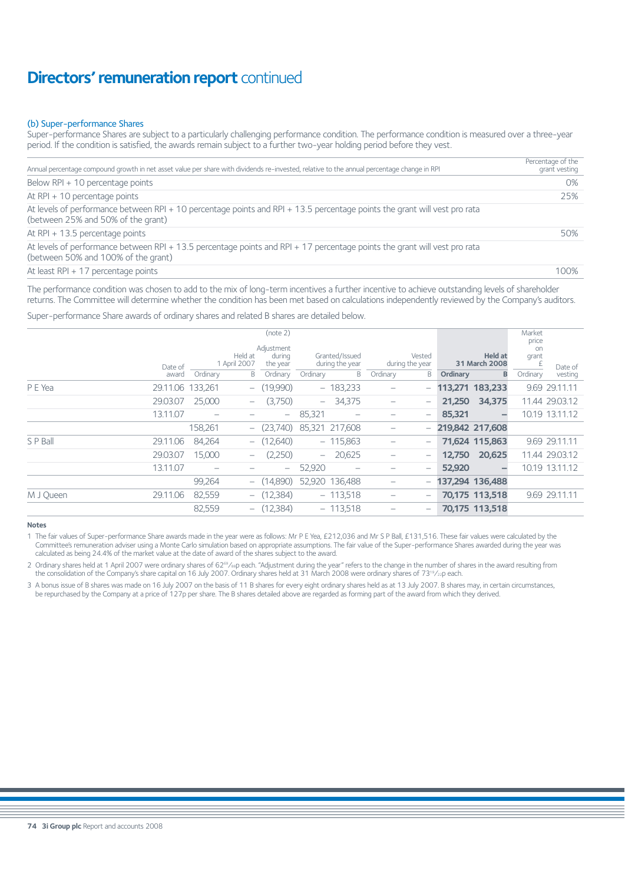# Directors' remuneration report continued

### (b) Super-performance Shares

Super-performance Shares are subject to a particularly challenging performance condition. The performance condition is measured over a three-year period. If the condition is satisfied, the awards remain subject to a further two-year holding period before they vest.

| Annual percentage compound growth in net asset value per share with dividends re-invested, relative to the annual percentage change in RPI | Percentage of the grant vesting |
|---|---|
| Below RPI + 10 percentage points | 0% |
| At RPI + 10 percentage points | 25% |
| At levels of performance between RPI + 10 percentage points and RPI + 13.5 percentage points the grant will vest pro rata (between 25% and 50% of the grant) | |
| At RPI + 13.5 percentage points | 50% |
| At levels of performance between RPI + 13.5 percentage points and RPI + 17 percentage points the grant will vest pro rata (between 50% and 100% of the grant) | |
| At least RPI + 17 percentage points | 100% |

The performance condition was chosen to add to the mix of long-term incentives a further incentive to achieve outstanding levels of shareholder returns. The Committee will determine whether the condition has been met based on calculations independently reviewed by the Company's auditors.

Super-performance Share awards of ordinary shares and related B shares are detailed below.

| | Date of award | Held at 1 April 2007 | | (note 2) Adjustment during the year | Granted/Issued during the year | | Vested during the year | | Held at 31 March 2008 | | Market price on grant £ | Date of vesting |
|---|---|---|---|---|---|---|---|---|---|---|---|---|
| | | Ordinary | B | Ordinary | Ordinary | B | Ordinary | B | **Ordinary** | **B** | Ordinary | |
| P E Yea | 29.11.06 | 133,261 | – | (19,990) | – | 183,233 | – | – | **113,271** | **183,233** | 9.69 | 29.11.11 |
| | 29.03.07 | 25,000 | – | (3,750) | – | 34,375 | – | – | **21,250** | **34,375** | 11.44 | 29.03.12 |
| | 13.11.07 | – | – | – | 85,321 | – | – | – | **85,321** | **–** | 10.19 | 13.11.12 |
| | | 158,261 | – | (23,740) | 85,321 | 217,608 | – | – | **219,842** | **217,608** | | |
| S P Ball | 29.11.06 | 84,264 | – | (12,640) | – | 115,863 | – | – | **71,624** | **115,863** | 9.69 | 29.11.11 |
| | 29.03.07 | 15,000 | – | (2,250) | – | 20,625 | – | – | **12,750** | **20,625** | 11.44 | 29.03.12 |
| | 13.11.07 | – | – | – | 52,920 | – | – | – | **52,920** | **–** | 10.19 | 13.11.12 |
| | | 99,264 | – | (14,890) | 52,920 | 136,488 | – | – | **137,294** | **136,488** | | |
| M J Queen | 29.11.06 | 82,559 | – | (12,384) | – | 113,518 | – | – | **70,175** | **113,518** | 9.69 | 29.11.11 |
| | | 82,559 | – | (12,384) | – | 113,518 | – | – | **70,175** | **113,518** | | |

**Notes**

1 The fair values of Super-performance Share awards made in the year were as follows: Mr P E Yea, £212,036 and Mr S P Ball, £131,516. These fair values were calculated by the Committee's remuneration adviser using a Monte Carlo simulation based on appropriate assumptions. The fair value of the Super-performance Shares awarded during the year was calculated as being 24.4% of the market value at the date of award of the shares subject to the award.

2 Ordinary shares held at 1 April 2007 were ordinary shares of 62$^{69}/_{88}$p each. "Adjustment during the year" refers to the change in the number of shares in the award resulting from the consolidation of the Company's share capital on 16 July 2007. Ordinary shares held at 31 March 2008 were ordinary shares of 73$^{19}/_{22}$p each.

3 A bonus issue of B shares was made on 16 July 2007 on the basis of 11 B shares for every eight ordinary shares held as at 13 July 2007. B shares may, in certain circumstances, be repurchased by the Company at a price of 127p per share. The B shares detailed above are regarded as forming part of the award from which they derived.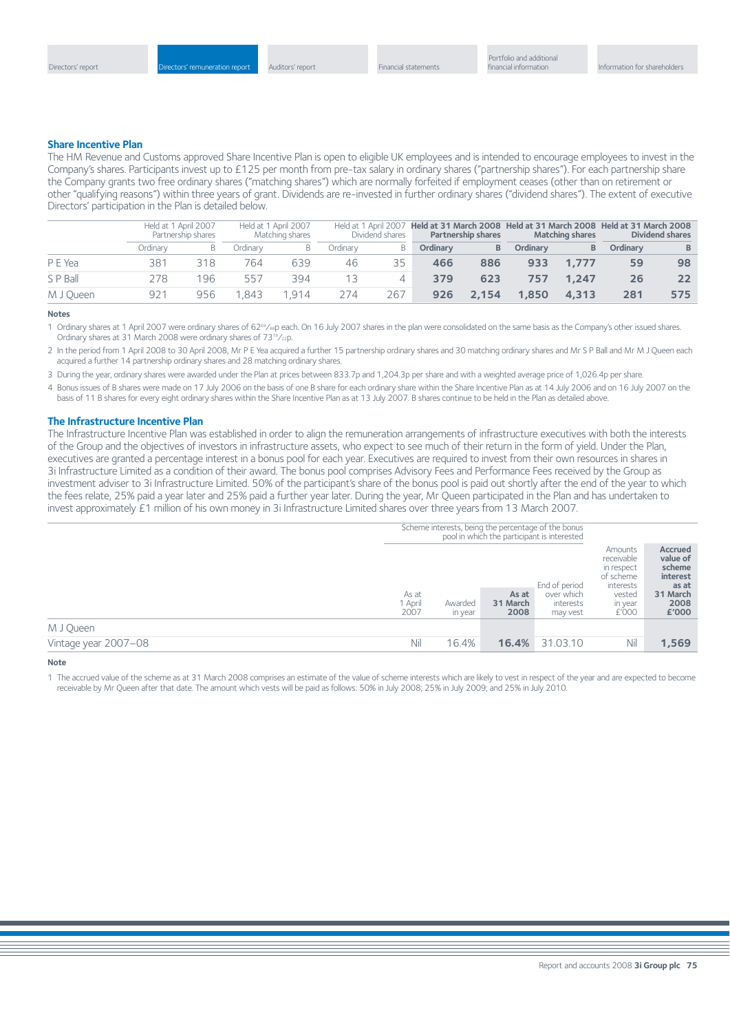## Share Incentive Plan

The HM Revenue and Customs approved Share Incentive Plan is open to eligible UK employees and is intended to encourage employees to invest in the Company's shares. Participants invest up to £125 per month from pre-tax salary in ordinary shares ("partnership shares"). For each partnership share the Company grants two free ordinary shares ("matching shares") which are normally forfeited if employment ceases (other than on retirement or other "qualifying reasons") within three years of grant. Dividends are re-invested in further ordinary shares ("dividend shares"). The extent of executive Directors' participation in the Plan is detailed below.

| | Held at 1 April 2007 Partnership shares | | Held at 1 April 2007 Matching shares | | Held at 1 April 2007 Dividend shares | | **Held at 31 March 2008 Partnership shares** | | **Held at 31 March 2008 Matching shares** | | **Held at 31 March 2008 Dividend shares** | |
|---|---|---|---|---|---|---|---|---|---|---|---|---|
| | Ordinary | B | Ordinary | B | Ordinary | B | **Ordinary** | **B** | **Ordinary** | **B** | **Ordinary** | **B** |
| P E Yea | 381 | 318 | 764 | 639 | 46 | 35 | **466** | **886** | **933** | **1,777** | **59** | **98** |
| S P Ball | 278 | 196 | 557 | 394 | 13 | 4 | **379** | **623** | **757** | **1,247** | **26** | **22** |
| M J Queen | 921 | 956 | 1,843 | 1,914 | 274 | 267 | **926** | **2,154** | **1,850** | **4,313** | **281** | **575** |

**Notes**

1 Ordinary shares at 1 April 2007 were ordinary shares of 62⁶⁹/₈₈p each. On 16 July 2007 shares in the plan were consolidated on the same basis as the Company's other issued shares. Ordinary shares at 31 March 2008 were ordinary shares of 73¹⁹/₂₂p.

2 In the period from 1 April 2008 to 30 April 2008, Mr P E Yea acquired a further 15 partnership ordinary shares and 30 matching ordinary shares and Mr S P Ball and Mr M J Queen each acquired a further 14 partnership ordinary shares and 28 matching ordinary shares.

3 During the year, ordinary shares were awarded under the Plan at prices between 833.7p and 1,204.3p per share and with a weighted average price of 1,026.4p per share.

4 Bonus issues of B shares were made on 17 July 2006 on the basis of one B share for each ordinary share within the Share Incentive Plan as at 14 July 2006 and on 16 July 2007 on the basis of 11 B shares for every eight ordinary shares within the Share Incentive Plan as at 13 July 2007. B shares continue to be held in the Plan as detailed above.

## The Infrastructure Incentive Plan

The Infrastructure Incentive Plan was established in order to align the remuneration arrangements of infrastructure executives with both the interests of the Group and the objectives of investors in infrastructure assets, who expect to see much of their return in the form of yield. Under the Plan, executives are granted a percentage interest in a bonus pool for each year. Executives are required to invest from their own resources in shares in 3i Infrastructure Limited as a condition of their award. The bonus pool comprises Advisory Fees and Performance Fees received by the Group as investment adviser to 3i Infrastructure Limited. 50% of the participant's share of the bonus pool is paid out shortly after the end of the year to which the fees relate, 25% paid a year later and 25% paid a further year later. During the year, Mr Queen participated in the Plan and has undertaken to invest approximately £1 million of his own money in 3i Infrastructure Limited shares over three years from 13 March 2007.

| | Scheme interests, being the percentage of the bonus pool in which the participant is interested | | | | | |
|---|---|---|---|---|---|---|
| | As at 1 April 2007 | Awarded in year | **As at 31 March 2008** | End of period over which interests may vest | Amounts receivable in respect of scheme interests vested in year £'000 | **Accrued value of scheme interest as at 31 March 2008 £'000** |
| M J Queen | | | | | | |
| Vintage year 2007–08 | Nil | 16.4% | **16.4%** | 31.03.10 | Nil | **1,569** |

**Note**

1 The accrued value of the scheme as at 31 March 2008 comprises an estimate of the value of scheme interests which are likely to vest in respect of the year and are expected to become receivable by Mr Queen after that date. The amount which vests will be paid as follows: 50% in July 2008; 25% in July 2009; and 25% in July 2010.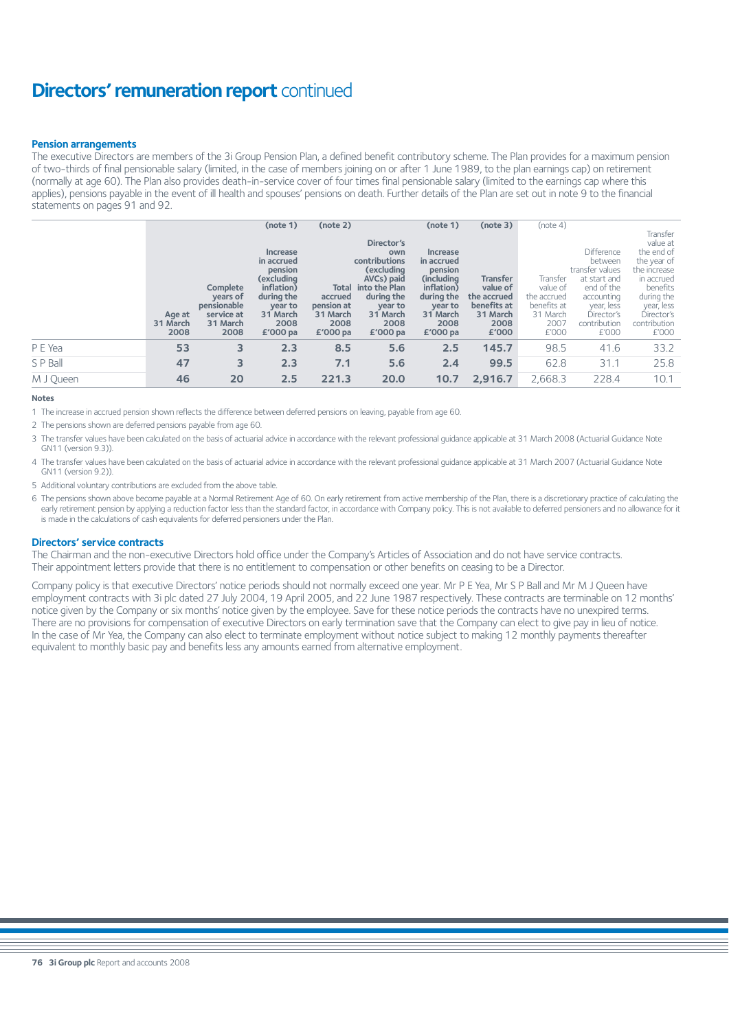# Directors' remuneration report continued

## Pension arrangements

The executive Directors are members of the 3i Group Pension Plan, a defined benefit contributory scheme. The Plan provides for a maximum pension of two-thirds of final pensionable salary (limited, in the case of members joining on or after 1 June 1989, to the plan earnings cap) on retirement (normally at age 60). The Plan also provides death-in-service cover of four times final pensionable salary (limited to the earnings cap where this applies), pensions payable in the event of ill health and spouses' pensions on death. Further details of the Plan are set out in note 9 to the financial statements on pages 91 and 92.

| | Age at 31 March 2008 | Complete years of pensionable service at 31 March 2008 | (note 1) Increase in accrued pension (excluding inflation) during the year to 31 March 2008 £'000 pa | (note 2) Total accrued pension at 31 March 2008 £'000 pa | Director's own contributions (excluding AVCs) paid into the Plan during the year to 31 March 2008 £'000 pa | (note 1) Increase in accrued pension (including inflation) during the year to 31 March 2008 £'000 pa | (note 3) Transfer value of the accrued benefits at 31 March 2008 £'000 | (note 4) Transfer value of the accrued benefits at 31 March 2007 £'000 | Difference between transfer values at start and end of the accounting year, less Director's contribution £'000 | Transfer value at the end of the year of the increase in accrued benefits during the year, less Director's contribution £'000 |
|---|---|---|---|---|---|---|---|---|---|---|
| P E Yea | 53 | 3 | 2.3 | 8.5 | 5.6 | 2.5 | 145.7 | 98.5 | 41.6 | 33.2 |
| S P Ball | 47 | 3 | 2.3 | 7.1 | 5.6 | 2.4 | 99.5 | 62.8 | 31.1 | 25.8 |
| M J Queen | 46 | 20 | 2.5 | 221.3 | 20.0 | 10.7 | 2,916.7 | 2,668.3 | 228.4 | 10.1 |

**Notes**

1 The increase in accrued pension shown reflects the difference between deferred pensions on leaving, payable from age 60.

2 The pensions shown are deferred pensions payable from age 60.

3 The transfer values have been calculated on the basis of actuarial advice in accordance with the relevant professional guidance applicable at 31 March 2008 (Actuarial Guidance Note GN11 (version 9.3)).

4 The transfer values have been calculated on the basis of actuarial advice in accordance with the relevant professional guidance applicable at 31 March 2007 (Actuarial Guidance Note GN11 (version 9.2)).

5 Additional voluntary contributions are excluded from the above table.

6 The pensions shown above become payable at a Normal Retirement Age of 60. On early retirement from active membership of the Plan, there is a discretionary practice of calculating the early retirement pension by applying a reduction factor less than the standard factor, in accordance with Company policy. This is not available to deferred pensioners and no allowance for it is made in the calculations of cash equivalents for deferred pensioners under the Plan.

## Directors' service contracts

The Chairman and the non-executive Directors hold office under the Company's Articles of Association and do not have service contracts. Their appointment letters provide that there is no entitlement to compensation or other benefits on ceasing to be a Director.

Company policy is that executive Directors' notice periods should not normally exceed one year. Mr P E Yea, Mr S P Ball and Mr M J Queen have employment contracts with 3i plc dated 27 July 2004, 19 April 2005, and 22 June 1987 respectively. These contracts are terminable on 12 months' notice given by the Company or six months' notice given by the employee. Save for these notice periods the contracts have no unexpired terms. There are no provisions for compensation of executive Directors on early termination save that the Company can elect to give pay in lieu of notice. In the case of Mr Yea, the Company can also elect to terminate employment without notice subject to making 12 monthly payments thereafter equivalent to monthly basic pay and benefits less any amounts earned from alternative employment.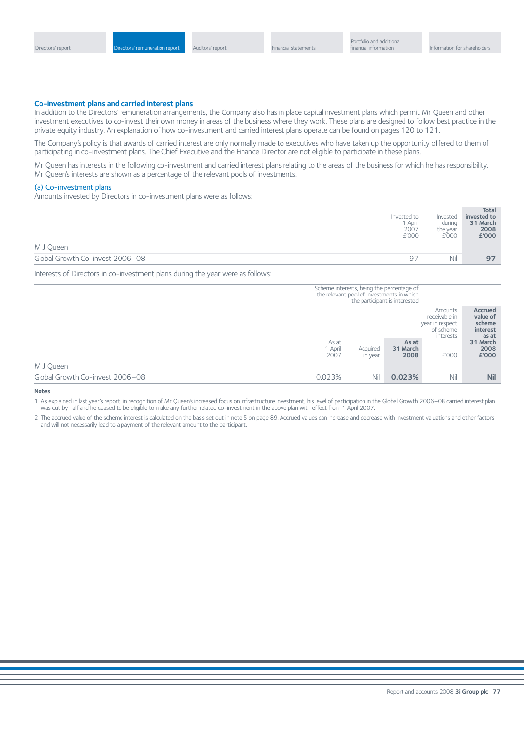## Co-investment plans and carried interest plans

In addition to the Directors' remuneration arrangements, the Company also has in place capital investment plans which permit Mr Queen and other investment executives to co-invest their own money in areas of the business where they work. These plans are designed to follow best practice in the private equity industry. An explanation of how co-investment and carried interest plans operate can be found on pages 120 to 121.

The Company's policy is that awards of carried interest are only normally made to executives who have taken up the opportunity offered to them of participating in co-investment plans. The Chief Executive and the Finance Director are not eligible to participate in these plans.

Mr Queen has interests in the following co-investment and carried interest plans relating to the areas of the business for which he has responsibility. Mr Queen's interests are shown as a percentage of the relevant pools of investments.

### (a) Co-investment plans

Amounts invested by Directors in co-investment plans were as follows:

| | Invested to 1 April 2007 £'000 | Invested during the year £'000 | **Total invested to 31 March 2008 £'000** |
|---|---|---|---|
| M J Queen | | | |
| Global Growth Co-invest 2006–08 | 97 | Nil | **97** |

Interests of Directors in co-investment plans during the year were as follows:

| | Scheme interests, being the percentage of the relevant pool of investments in which the participant is interested | | | | |
|---|---|---|---|---|---|
| | As at 1 April 2007 | Acquired in year | **As at 31 March 2008** | Amounts receivable in year in respect of scheme interests £'000 | **Accrued value of scheme interest as at 31 March 2008 £'000** |
| M J Queen | | | | | |
| Global Growth Co-invest 2006–08 | 0.023% | Nil | **0.023%** | Nil | **Nil** |

**Notes**

1 As explained in last year's report, in recognition of Mr Queen's increased focus on infrastructure investment, his level of participation in the Global Growth 2006–08 carried interest plan was cut by half and he ceased to be eligible to make any further related co-investment in the above plan with effect from 1 April 2007.

2 The accrued value of the scheme interest is calculated on the basis set out in note 5 on page 89. Accrued values can increase and decrease with investment valuations and other factors and will not necessarily lead to a payment of the relevant amount to the participant.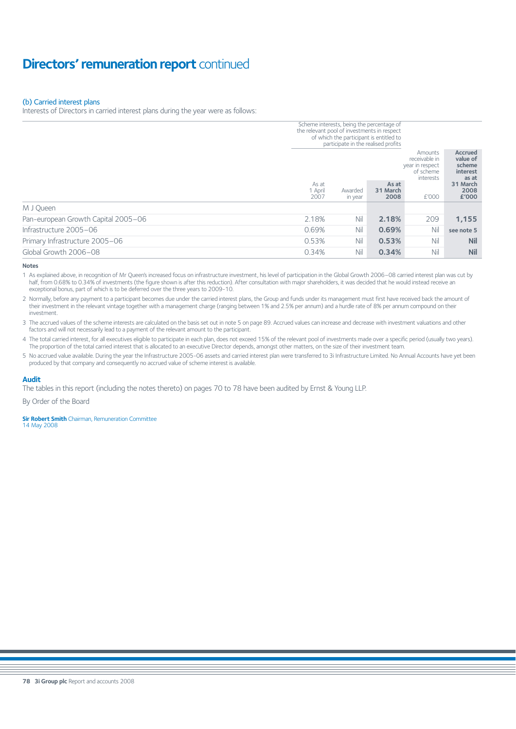# Directors' remuneration report continued

### (b) Carried interest plans

Interests of Directors in carried interest plans during the year were as follows:

| | Scheme interests, being the percentage of the relevant pool of investments in respect of which the participant is entitled to participate in the realised profits | | | | |
|---|---|---|---|---|---|
| | As at 1 April 2007 | Awarded in year | **As at 31 March 2008** | Amounts receivable in year in respect of scheme interests £'000 | **Accrued value of scheme interest as at 31 March 2008 £'000** |
| M J Queen | | | | | |
| Pan-european Growth Capital 2005–06 | 2.18% | Nil | **2.18%** | 209 | **1,155** |
| Infrastructure 2005–06 | 0.69% | Nil | **0.69%** | Nil | **see note 5** |
| Primary Infrastructure 2005–06 | 0.53% | Nil | **0.53%** | Nil | **Nil** |
| Global Growth 2006–08 | 0.34% | Nil | **0.34%** | Nil | **Nil** |

**Notes**

1 As explained above, in recognition of Mr Queen's increased focus on infrastructure investment, his level of participation in the Global Growth 2006–08 carried interest plan was cut by half, from 0.68% to 0.34% of investments (the figure shown is after this reduction). After consultation with major shareholders, it was decided that he would instead receive an exceptional bonus, part of which is to be deferred over the three years to 2009-10.

2 Normally, before any payment to a participant becomes due under the carried interest plans, the Group and funds under its management must first have received back the amount of their investment in the relevant vintage together with a management charge (ranging between 1% and 2.5% per annum) and a hurdle rate of 8% per annum compound on their investment.

3 The accrued values of the scheme interests are calculated on the basis set out in note 5 on page 89. Accrued values can increase and decrease with investment valuations and other factors and will not necessarily lead to a payment of the relevant amount to the participant.

4 The total carried interest, for all executives eligible to participate in each plan, does not exceed 15% of the relevant pool of investments made over a specific period (usually two years). The proportion of the total carried interest that is allocated to an executive Director depends, amongst other matters, on the size of their investment team.

5 No accrued value available. During the year the Infrastructure 2005-06 assets and carried interest plan were transferred to 3i Infrastructure Limited. No Annual Accounts have yet been produced by that company and consequently no accrued value of scheme interest is available.

## Audit

The tables in this report (including the notes thereto) on pages 70 to 78 have been audited by Ernst & Young LLP.

By Order of the Board

**Sir Robert Smith** Chairman, Remuneration Committee
14 May 2008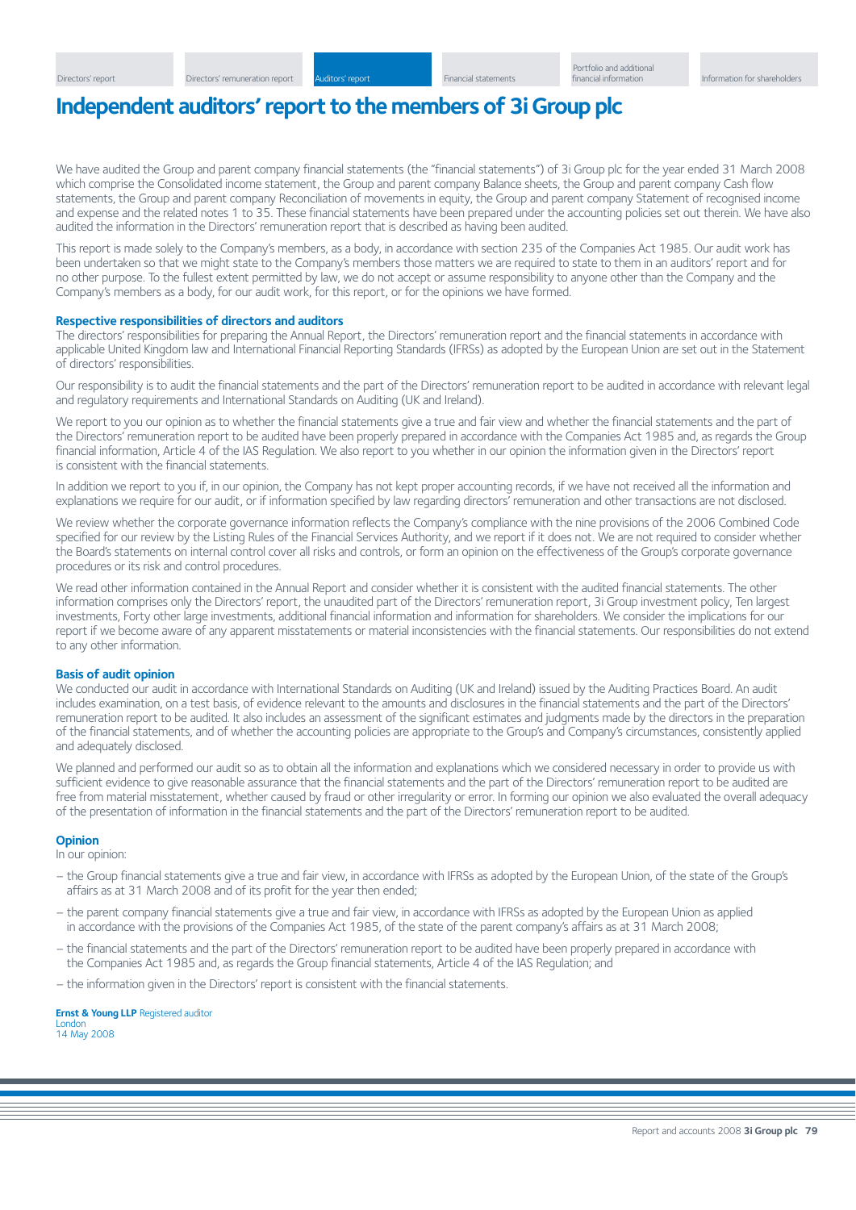# Independent auditors' report to the members of 3i Group plc

We have audited the Group and parent company financial statements (the "financial statements") of 3i Group plc for the year ended 31 March 2008 which comprise the Consolidated income statement, the Group and parent company Balance sheets, the Group and parent company Cash flow statements, the Group and parent company Reconciliation of movements in equity, the Group and parent company Statement of recognised income and expense and the related notes 1 to 35. These financial statements have been prepared under the accounting policies set out therein. We have also audited the information in the Directors' remuneration report that is described as having been audited.

This report is made solely to the Company's members, as a body, in accordance with section 235 of the Companies Act 1985. Our audit work has been undertaken so that we might state to the Company's members those matters we are required to state to them in an auditors' report and for no other purpose. To the fullest extent permitted by law, we do not accept or assume responsibility to anyone other than the Company and the Company's members as a body, for our audit work, for this report, or for the opinions we have formed.

### Respective responsibilities of directors and auditors

The directors' responsibilities for preparing the Annual Report, the Directors' remuneration report and the financial statements in accordance with applicable United Kingdom law and International Financial Reporting Standards (IFRSs) as adopted by the European Union are set out in the Statement of directors' responsibilities.

Our responsibility is to audit the financial statements and the part of the Directors' remuneration report to be audited in accordance with relevant legal and regulatory requirements and International Standards on Auditing (UK and Ireland).

We report to you our opinion as to whether the financial statements give a true and fair view and whether the financial statements and the part of the Directors' remuneration report to be audited have been properly prepared in accordance with the Companies Act 1985 and, as regards the Group financial information, Article 4 of the IAS Regulation. We also report to you whether in our opinion the information given in the Directors' report is consistent with the financial statements.

In addition we report to you if, in our opinion, the Company has not kept proper accounting records, if we have not received all the information and explanations we require for our audit, or if information specified by law regarding directors' remuneration and other transactions are not disclosed.

We review whether the corporate governance information reflects the Company's compliance with the nine provisions of the 2006 Combined Code specified for our review by the Listing Rules of the Financial Services Authority, and we report if it does not. We are not required to consider whether the Board's statements on internal control cover all risks and controls, or form an opinion on the effectiveness of the Group's corporate governance procedures or its risk and control procedures.

We read other information contained in the Annual Report and consider whether it is consistent with the audited financial statements. The other information comprises only the Directors' report, the unaudited part of the Directors' remuneration report, 3i Group investment policy, Ten largest investments, Forty other large investments, additional financial information and information for shareholders. We consider the implications for our report if we become aware of any apparent misstatements or material inconsistencies with the financial statements. Our responsibilities do not extend to any other information.

### Basis of audit opinion

We conducted our audit in accordance with International Standards on Auditing (UK and Ireland) issued by the Auditing Practices Board. An audit includes examination, on a test basis, of evidence relevant to the amounts and disclosures in the financial statements and the part of the Directors' remuneration report to be audited. It also includes an assessment of the significant estimates and judgments made by the directors in the preparation of the financial statements, and of whether the accounting policies are appropriate to the Group's and Company's circumstances, consistently applied and adequately disclosed.

We planned and performed our audit so as to obtain all the information and explanations which we considered necessary in order to provide us with sufficient evidence to give reasonable assurance that the financial statements and the part of the Directors' remuneration report to be audited are free from material misstatement, whether caused by fraud or other irregularity or error. In forming our opinion we also evaluated the overall adequacy of the presentation of information in the financial statements and the part of the Directors' remuneration report to be audited.

### Opinion

In our opinion:

- the Group financial statements give a true and fair view, in accordance with IFRSs as adopted by the European Union, of the state of the Group's affairs as at 31 March 2008 and of its profit for the year then ended;
- the parent company financial statements give a true and fair view, in accordance with IFRSs as adopted by the European Union as applied in accordance with the provisions of the Companies Act 1985, of the state of the parent company's affairs as at 31 March 2008;
- the financial statements and the part of the Directors' remuneration report to be audited have been properly prepared in accordance with the Companies Act 1985 and, as regards the Group financial statements, Article 4 of the IAS Regulation; and
- the information given in the Directors' report is consistent with the financial statements.

**Ernst & Young LLP** Registered auditor
London
14 May 2008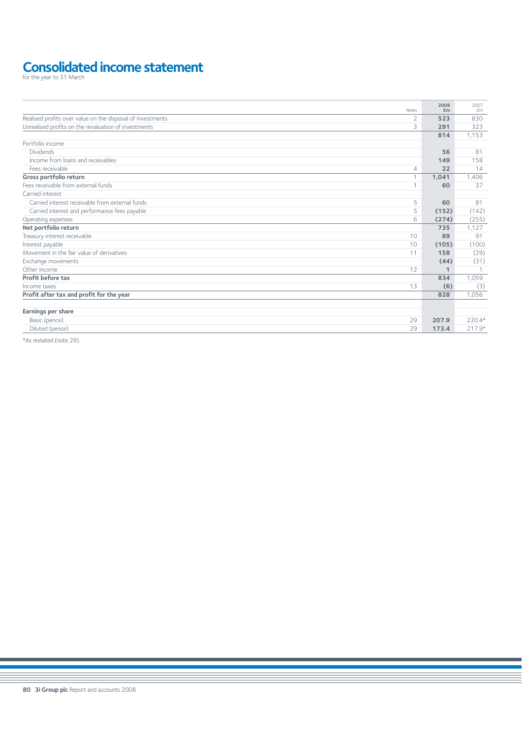# Consolidated income statement

for the year to 31 March

| | Notes | 2008 £m | 2007 £m |
|---|---|---|---|
| Realised profits over value on the disposal of investments | 2 | **523** | 830 |
| Unrealised profits on the revaluation of investments | 3 | **291** | 323 |
| | | **814** | 1,153 |
| Portfolio income | | | |
| Dividends | | **56** | 81 |
| Income from loans and receivables | | **149** | 158 |
| Fees receivable | 4 | **22** | 14 |
| **Gross portfolio return** | 1 | **1,041** | 1,406 |
| Fees receivable from external funds | 1 | **60** | 37 |
| Carried interest | | | |
| Carried interest receivable from external funds | 5 | **60** | 81 |
| Carried interest and performance fees payable | 5 | **(152)** | (142) |
| Operating expenses | 6 | **(274)** | (255) |
| **Net portfolio return** | | **735** | 1,127 |
| Treasury interest receivable | 10 | **89** | 91 |
| Interest payable | 10 | **(105)** | (100) |
| Movement in the fair value of derivatives | 11 | **158** | (29) |
| Exchange movements | | **(44)** | (31) |
| Other income | 12 | **1** | 1 |
| **Profit before tax** | | **834** | 1,059 |
| Income taxes | 13 | **(6)** | (3) |
| **Profit after tax and profit for the year** | | **828** | 1,056 |
| | | | |
| **Earnings per share** | | | |
| Basic (pence) | 29 | **207.9** | 220.4* |
| Diluted (pence) | 29 | **173.4** | 217.9* |

*As restated (note 29).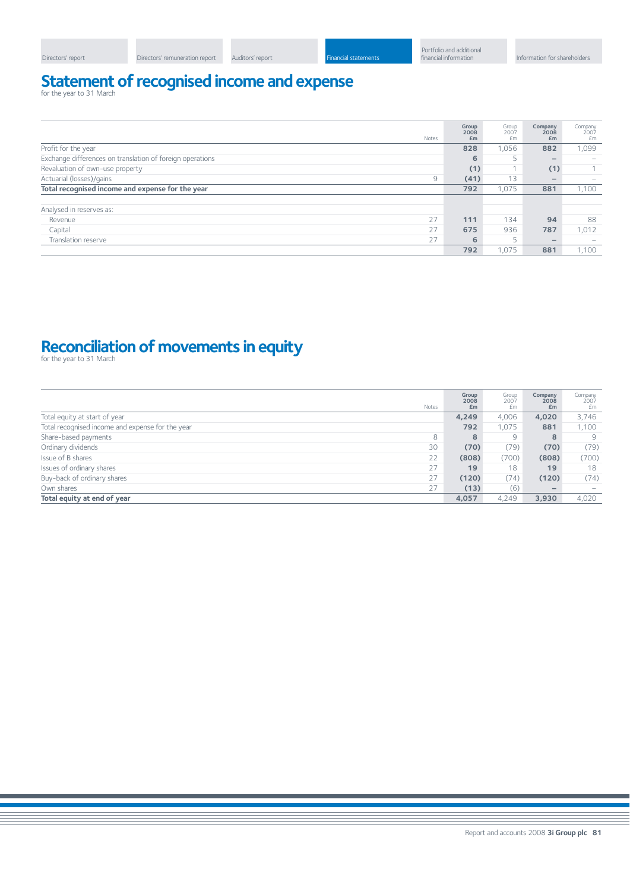# Statement of recognised income and expense

for the year to 31 March

| | Notes | Group 2008 £m | Group 2007 £m | Company 2008 £m | Company 2007 £m |
|---|---|---|---|---|---|
| Profit for the year | | **828** | 1,056 | **882** | 1,099 |
| Exchange differences on translation of foreign operations | | **6** | 5 | **–** | – |
| Revaluation of own-use property | | **(1)** | 1 | **(1)** | 1 |
| Actuarial (losses)/gains | 9 | **(41)** | 13 | **–** | – |
| **Total recognised income and expense for the year** | | **792** | 1,075 | **881** | 1,100 |
| | | | | | |
| Analysed in reserves as: | | | | | |
| Revenue | 27 | **111** | 134 | **94** | 88 |
| Capital | 27 | **675** | 936 | **787** | 1,012 |
| Translation reserve | 27 | **6** | 5 | **–** | – |
| | | **792** | 1,075 | **881** | 1,100 |

# Reconciliation of movements in equity

for the year to 31 March

| | Notes | Group 2008 £m | Group 2007 £m | Company 2008 £m | Company 2007 £m |
|---|---|---|---|---|---|
| Total equity at start of year | | **4,249** | 4,006 | **4,020** | 3,746 |
| Total recognised income and expense for the year | | **792** | 1,075 | **881** | 1,100 |
| Share-based payments | 8 | **8** | 9 | **8** | 9 |
| Ordinary dividends | 30 | **(70)** | (79) | **(70)** | (79) |
| Issue of B shares | 22 | **(808)** | (700) | **(808)** | (700) |
| Issues of ordinary shares | 27 | **19** | 18 | **19** | 18 |
| Buy-back of ordinary shares | 27 | **(120)** | (74) | **(120)** | (74) |
| Own shares | 27 | **(13)** | (6) | **–** | – |
| **Total equity at end of year** | | **4,057** | 4,249 | **3,930** | 4,020 |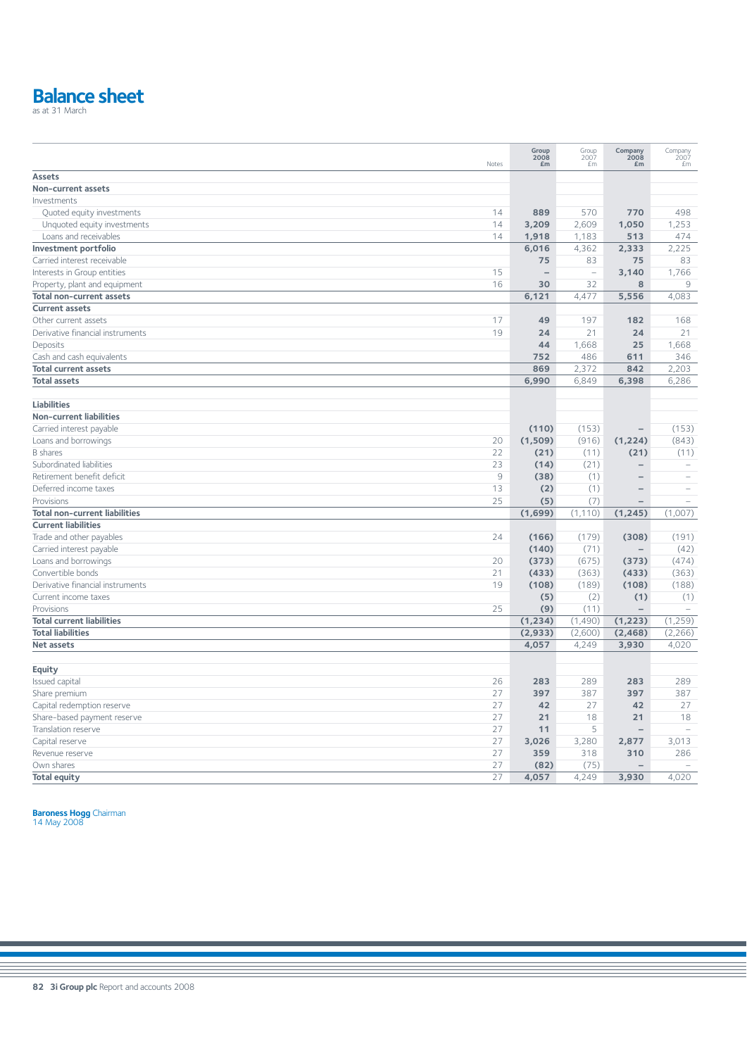# Balance sheet

as at 31 March

| | Notes | Group 2008 £m | Group 2007 £m | Company 2008 £m | Company 2007 £m |
|---|---|---|---|---|---|
| **Assets** | | | | | |
| **Non-current assets** | | | | | |
| Investments | | | | | |
| Quoted equity investments | 14 | **889** | 570 | **770** | 498 |
| Unquoted equity investments | 14 | **3,209** | 2,609 | **1,050** | 1,253 |
| Loans and receivables | 14 | **1,918** | 1,183 | **513** | 474 |
| **Investment portfolio** | | **6,016** | 4,362 | **2,333** | 2,225 |
| Carried interest receivable | | **75** | 83 | **75** | 83 |
| Interests in Group entities | 15 | **–** | – | **3,140** | 1,766 |
| Property, plant and equipment | 16 | **30** | 32 | **8** | 9 |
| **Total non-current assets** | | **6,121** | 4,477 | **5,556** | 4,083 |
| **Current assets** | | | | | |
| Other current assets | 17 | **49** | 197 | **182** | 168 |
| Derivative financial instruments | 19 | **24** | 21 | **24** | 21 |
| Deposits | | **44** | 1,668 | **25** | 1,668 |
| Cash and cash equivalents | | **752** | 486 | **611** | 346 |
| **Total current assets** | | **869** | 2,372 | **842** | 2,203 |
| **Total assets** | | **6,990** | 6,849 | **6,398** | 6,286 |
| | | | | | |
| **Liabilities** | | | | | |
| **Non-current liabilities** | | | | | |
| Carried interest payable | | **(110)** | (153) | **–** | (153) |
| Loans and borrowings | 20 | **(1,509)** | (916) | **(1,224)** | (843) |
| B shares | 22 | **(21)** | (11) | **(21)** | (11) |
| Subordinated liabilities | 23 | **(14)** | (21) | **–** | – |
| Retirement benefit deficit | 9 | **(38)** | (1) | **–** | – |
| Deferred income taxes | 13 | **(2)** | (1) | **–** | – |
| Provisions | 25 | **(5)** | (7) | **–** | – |
| **Total non-current liabilities** | | **(1,699)** | (1,110) | **(1,245)** | (1,007) |
| **Current liabilities** | | | | | |
| Trade and other payables | 24 | **(166)** | (179) | **(308)** | (191) |
| Carried interest payable | | **(140)** | (71) | **–** | (42) |
| Loans and borrowings | 20 | **(373)** | (675) | **(373)** | (474) |
| Convertible bonds | 21 | **(433)** | (363) | **(433)** | (363) |
| Derivative financial instruments | 19 | **(108)** | (189) | **(108)** | (188) |
| Current income taxes | | **(5)** | (2) | **(1)** | (1) |
| Provisions | 25 | **(9)** | (11) | **–** | – |
| **Total current liabilities** | | **(1,234)** | (1,490) | **(1,223)** | (1,259) |
| **Total liabilities** | | **(2,933)** | (2,600) | **(2,468)** | (2,266) |
| **Net assets** | | **4,057** | 4,249 | **3,930** | 4,020 |
| | | | | | |
| **Equity** | | | | | |
| Issued capital | 26 | **283** | 289 | **283** | 289 |
| Share premium | 27 | **397** | 387 | **397** | 387 |
| Capital redemption reserve | 27 | **42** | 27 | **42** | 27 |
| Share-based payment reserve | 27 | **21** | 18 | **21** | 18 |
| Translation reserve | 27 | **11** | 5 | **–** | – |
| Capital reserve | 27 | **3,026** | 3,280 | **2,877** | 3,013 |
| Revenue reserve | 27 | **359** | 318 | **310** | 286 |
| Own shares | 27 | **(82)** | (75) | **–** | – |
| **Total equity** | 27 | **4,057** | 4,249 | **3,930** | 4,020 |

**Baroness Hogg** Chairman
14 May 2008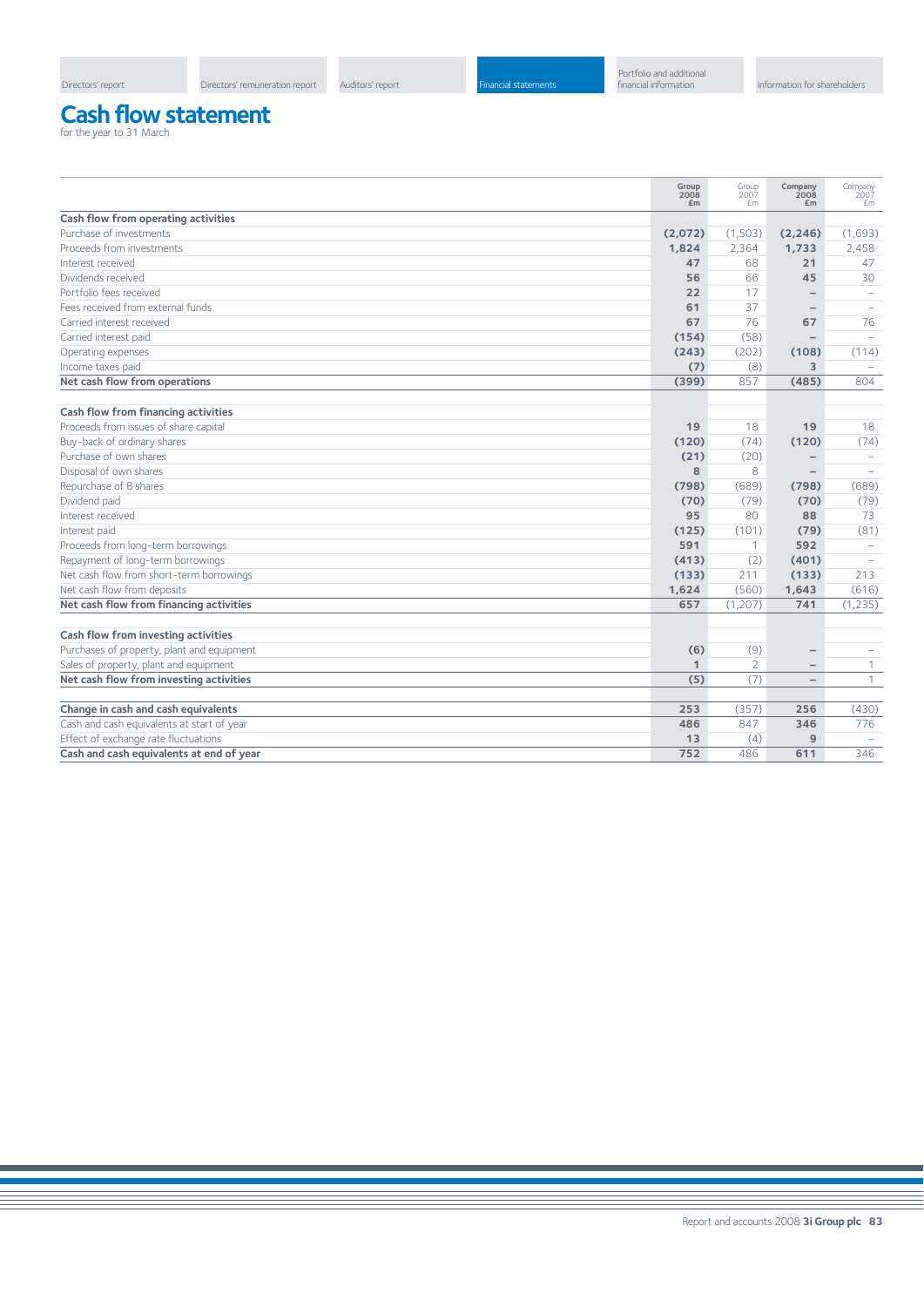# Cash flow statement

for the year to 31 March

| | Group 2008 £m | Group 2007 £m | Company 2008 £m | Company 2007 £m |
|---|---|---|---|---|
| **Cash flow from operating activities** | | | | |
| Purchase of investments | **(2,072)** | (1,503) | **(2,246)** | (1,693) |
| Proceeds from investments | **1,824** | 2,364 | **1,733** | 2,458 |
| Interest received | **47** | 68 | **21** | 47 |
| Dividends received | **56** | 66 | **45** | 30 |
| Portfolio fees received | **22** | 17 | **–** | – |
| Fees received from external funds | **61** | 37 | **–** | – |
| Carried interest received | **67** | 76 | **67** | 76 |
| Carried interest paid | **(154)** | (58) | **–** | – |
| Operating expenses | **(243)** | (202) | **(108)** | (114) |
| Income taxes paid | **(7)** | (8) | **3** | – |
| **Net cash flow from operations** | **(399)** | 857 | **(485)** | 804 |
| | | | | |
| **Cash flow from financing activities** | | | | |
| Proceeds from issues of share capital | **19** | 18 | **19** | 18 |
| Buy-back of ordinary shares | **(120)** | (74) | **(120)** | (74) |
| Purchase of own shares | **(21)** | (20) | **–** | – |
| Disposal of own shares | **8** | 8 | **–** | – |
| Repurchase of B shares | **(798)** | (689) | **(798)** | (689) |
| Dividend paid | **(70)** | (79) | **(70)** | (79) |
| Interest received | **95** | 80 | **88** | 73 |
| Interest paid | **(125)** | (101) | **(79)** | (81) |
| Proceeds from long-term borrowings | **591** | 1 | **592** | – |
| Repayment of long-term borrowings | **(413)** | (2) | **(401)** | – |
| Net cash flow from short-term borrowings | **(133)** | 211 | **(133)** | 213 |
| Net cash flow from deposits | **1,624** | (560) | **1,643** | (616) |
| **Net cash flow from financing activities** | **657** | (1,207) | **741** | (1,235) |
| | | | | |
| **Cash flow from investing activities** | | | | |
| Purchases of property, plant and equipment | **(6)** | (9) | **–** | – |
| Sales of property, plant and equipment | **1** | 2 | **–** | 1 |
| **Net cash flow from investing activities** | **(5)** | (7) | **–** | 1 |
| | | | | |
| **Change in cash and cash equivalents** | **253** | (357) | **256** | (430) |
| Cash and cash equivalents at start of year | **486** | 847 | **346** | 776 |
| Effect of exchange rate fluctuations | **13** | (4) | **9** | – |
| **Cash and cash equivalents at end of year** | **752** | 486 | **611** | 346 |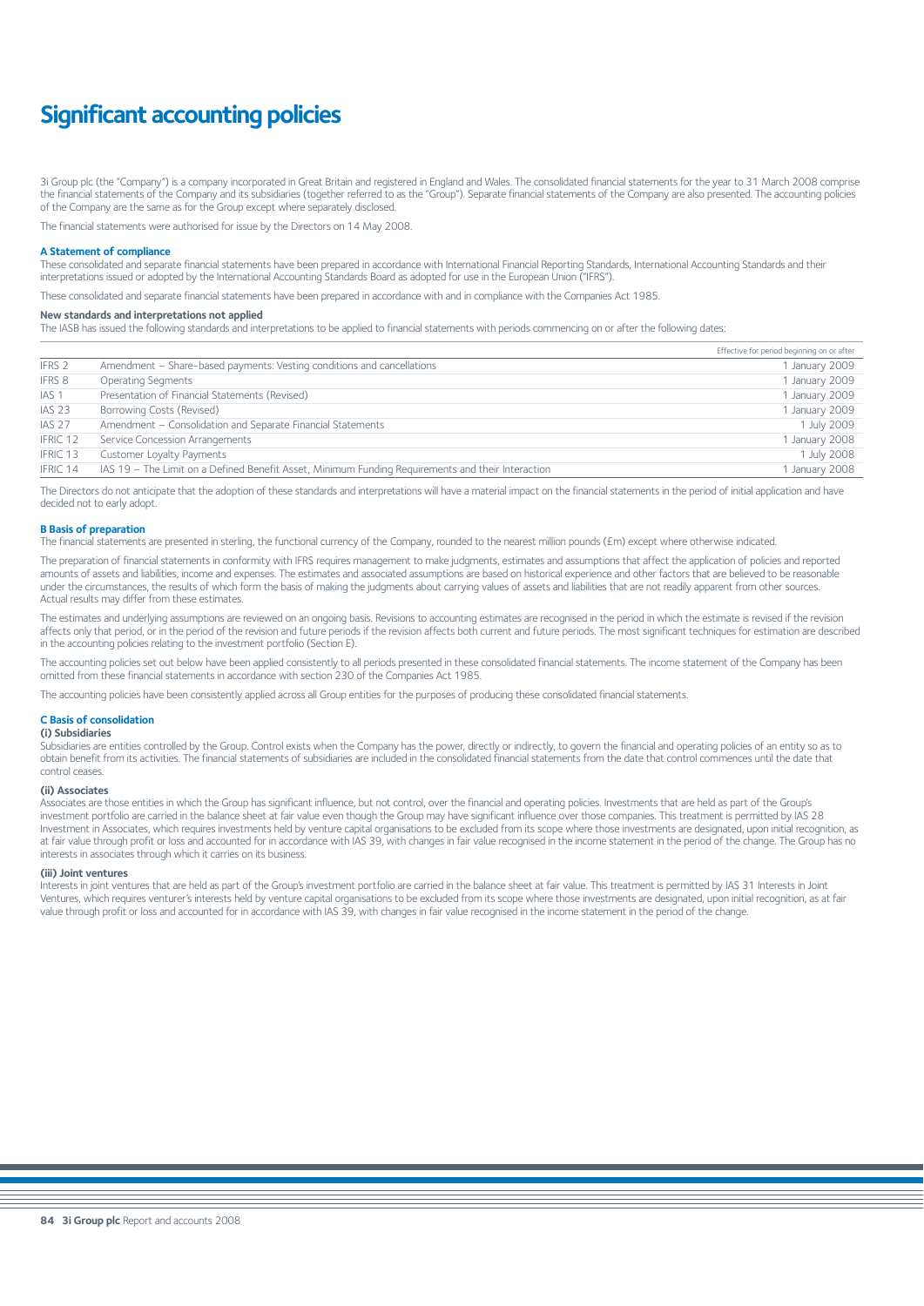# Significant accounting policies

3i Group plc (the "Company") is a company incorporated in Great Britain and registered in England and Wales. The consolidated financial statements for the year to 31 March 2008 comprise the financial statements of the Company and its subsidiaries (together referred to as the "Group"). Separate financial statements of the Company are also presented. The accounting policies of the Company are the same as for the Group except where separately disclosed.

The financial statements were authorised for issue by the Directors on 14 May 2008.

## A Statement of compliance

These consolidated and separate financial statements have been prepared in accordance with International Financial Reporting Standards, International Accounting Standards and their interpretations issued or adopted by the International Accounting Standards Board as adopted for use in the European Union ("IFRS").

These consolidated and separate financial statements have been prepared in accordance with and in compliance with the Companies Act 1985.

**New standards and interpretations not applied**

The IASB has issued the following standards and interpretations to be applied to financial statements with periods commencing on or after the following dates:

| | | Effective for period beginning on or after |
|---|---|---|
| IFRS 2 | Amendment – Share-based payments: Vesting conditions and cancellations | 1 January 2009 |
| IFRS 8 | Operating Segments | 1 January 2009 |
| IAS 1 | Presentation of Financial Statements (Revised) | 1 January 2009 |
| IAS 23 | Borrowing Costs (Revised) | 1 January 2009 |
| IAS 27 | Amendment – Consolidation and Separate Financial Statements | 1 July 2009 |
| IFRIC 12 | Service Concession Arrangements | 1 January 2008 |
| IFRIC 13 | Customer Loyalty Payments | 1 July 2008 |
| IFRIC 14 | IAS 19 – The Limit on a Defined Benefit Asset, Minimum Funding Requirements and their Interaction | 1 January 2008 |

The Directors do not anticipate that the adoption of these standards and interpretations will have a material impact on the financial statements in the period of initial application and have decided not to early adopt.

## B Basis of preparation

The financial statements are presented in sterling, the functional currency of the Company, rounded to the nearest million pounds (£m) except where otherwise indicated.

The preparation of financial statements in conformity with IFRS requires management to make judgments, estimates and assumptions that affect the application of policies and reported amounts of assets and liabilities, income and expenses. The estimates and associated assumptions are based on historical experience and other factors that are believed to be reasonable under the circumstances, the results of which form the basis of making the judgments about carrying values of assets and liabilities that are not readily apparent from other sources. Actual results may differ from these estimates.

The estimates and underlying assumptions are reviewed on an ongoing basis. Revisions to accounting estimates are recognised in the period in which the estimate is revised if the revision affects only that period, or in the period of the revision and future periods if the revision affects both current and future periods. The most significant techniques for estimation are described in the accounting policies relating to the investment portfolio (Section E).

The accounting policies set out below have been applied consistently to all periods presented in these consolidated financial statements. The income statement of the Company has been omitted from these financial statements in accordance with section 230 of the Companies Act 1985.

The accounting policies have been consistently applied across all Group entities for the purposes of producing these consolidated financial statements.

## C Basis of consolidation

**(i) Subsidiaries**

Subsidiaries are entities controlled by the Group. Control exists when the Company has the power, directly or indirectly, to govern the financial and operating policies of an entity so as to obtain benefit from its activities. The financial statements of subsidiaries are included in the consolidated financial statements from the date that control commences until the date that control ceases.

**(ii) Associates**

Associates are those entities in which the Group has significant influence, but not control, over the financial and operating policies. Investments that are held as part of the Group's investment portfolio are carried in the balance sheet at fair value even though the Group may have significant influence over those companies. This treatment is permitted by IAS 28 Investment in Associates, which requires investments held by venture capital organisations to be excluded from its scope where those investments are designated, upon initial recognition, as at fair value through profit or loss and accounted for in accordance with IAS 39, with changes in fair value recognised in the income statement in the period of the change. The Group has no interests in associates through which it carries on its business.

**(iii) Joint ventures**

Interests in joint ventures that are held as part of the Group's investment portfolio are carried in the balance sheet at fair value. This treatment is permitted by IAS 31 Interests in Joint Ventures, which requires venturer's interests held by venture capital organisations to be excluded from its scope where those investments are designated, upon initial recognition, as at fair value through profit or loss and accounted for in accordance with IAS 39, with changes in fair value recognised in the income statement in the period of the change.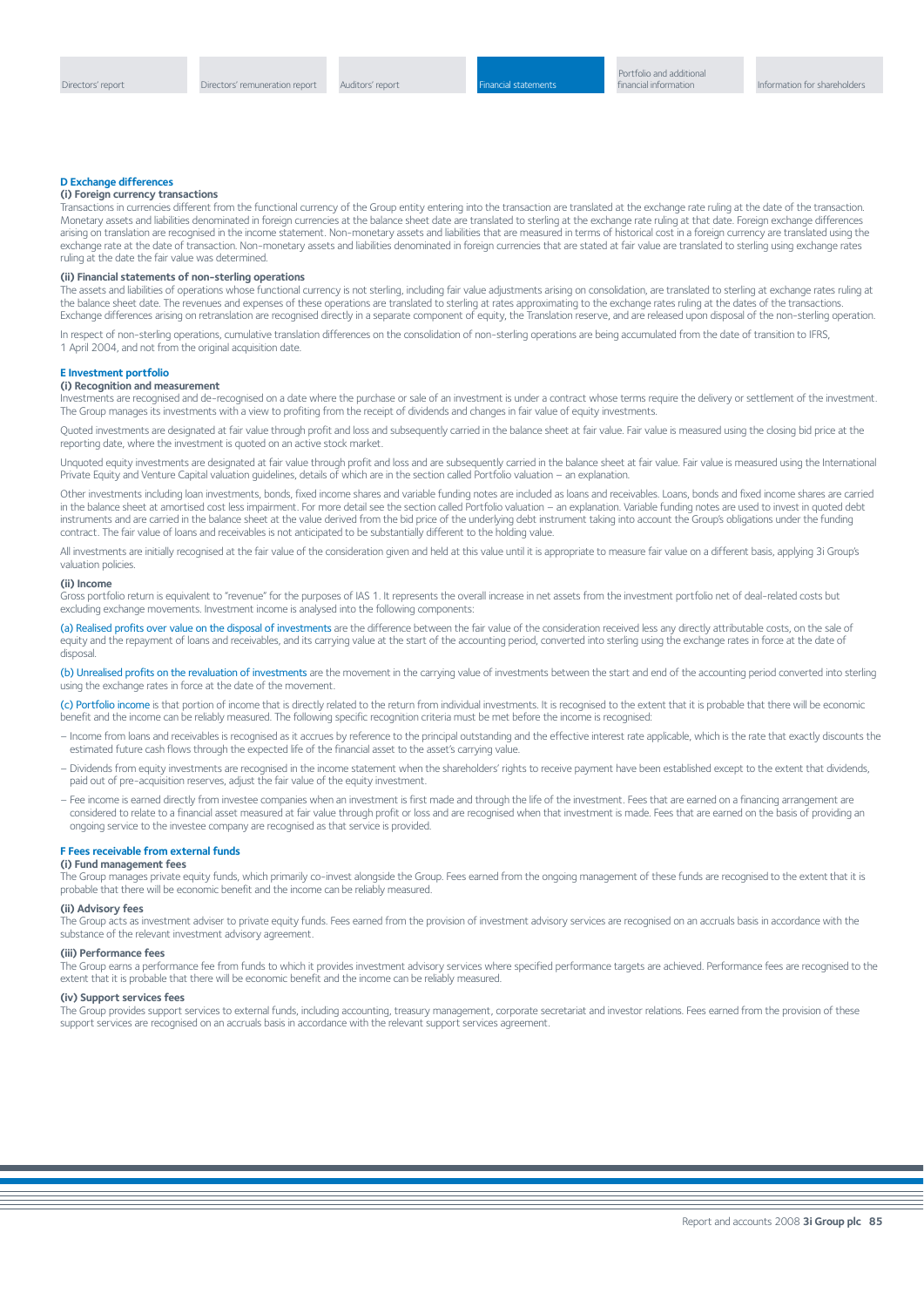### D Exchange differences

#### (i) Foreign currency transactions

Transactions in currencies different from the functional currency of the Group entity entering into the transaction are translated at the exchange rate ruling at the date of the transaction. Monetary assets and liabilities denominated in foreign currencies at the balance sheet date are translated to sterling at the exchange rate ruling at that date. Foreign exchange differences arising on translation are recognised in the income statement. Non-monetary assets and liabilities that are measured in terms of historical cost in a foreign currency are translated using the exchange rate at the date of transaction. Non-monetary assets and liabilities denominated in foreign currencies that are stated at fair value are translated to sterling using exchange rates ruling at the date the fair value was determined.

#### (ii) Financial statements of non-sterling operations

The assets and liabilities of operations whose functional currency is not sterling, including fair value adjustments arising on consolidation, are translated to sterling at exchange rates ruling at the balance sheet date. The revenues and expenses of these operations are translated to sterling at rates approximating to the exchange rates ruling at the dates of the transactions. Exchange differences arising on retranslation are recognised directly in a separate component of equity, the Translation reserve, and are released upon disposal of the non-sterling operation.

In respect of non-sterling operations, cumulative translation differences on the consolidation of non-sterling operations are being accumulated from the date of transition to IFRS, 1 April 2004, and not from the original acquisition date.

### E Investment portfolio

#### (i) Recognition and measurement

Investments are recognised and de-recognised on a date where the purchase or sale of an investment is under a contract whose terms require the delivery or settlement of the investment. The Group manages its investments with a view to profiting from the receipt of dividends and changes in fair value of equity investments.

Quoted investments are designated at fair value through profit and loss and subsequently carried in the balance sheet at fair value. Fair value is measured using the closing bid price at the reporting date, where the investment is quoted on an active stock market.

Unquoted equity investments are designated at fair value through profit and loss and are subsequently carried in the balance sheet at fair value. Fair value is measured using the International Private Equity and Venture Capital valuation guidelines, details of which are in the section called Portfolio valuation – an explanation.

Other investments including loan investments, bonds, fixed income shares and variable funding notes are included as loans and receivables. Loans, bonds and fixed income shares are carried in the balance sheet at amortised cost less impairment. For more detail see the section called Portfolio valuation – an explanation. Variable funding notes are used to invest in quoted debt instruments and are carried in the balance sheet at the value derived from the bid price of the underlying debt instrument taking into account the Group's obligations under the funding contract. The fair value of loans and receivables is not anticipated to be substantially different to the holding value.

All investments are initially recognised at the fair value of the consideration given and held at this value until it is appropriate to measure fair value on a different basis, applying 3i Group's valuation policies.

#### (ii) Income

Gross portfolio return is equivalent to "revenue" for the purposes of IAS 1. It represents the overall increase in net assets from the investment portfolio net of deal-related costs but excluding exchange movements. Investment income is analysed into the following components:

(a) Realised profits over value on the disposal of investments are the difference between the fair value of the consideration received less any directly attributable costs, on the sale of equity and the repayment of loans and receivables, and its carrying value at the start of the accounting period, converted into sterling using the exchange rates in force at the date of disposal.

(b) Unrealised profits on the revaluation of investments are the movement in the carrying value of investments between the start and end of the accounting period converted into sterling using the exchange rates in force at the date of the movement.

(c) Portfolio income is that portion of income that is directly related to the return from individual investments. It is recognised to the extent that it is probable that there will be economic benefit and the income can be reliably measured. The following specific recognition criteria must be met before the income is recognised:

- Income from loans and receivables is recognised as it accrues by reference to the principal outstanding and the effective interest rate applicable, which is the rate that exactly discounts the estimated future cash flows through the expected life of the financial asset to the asset's carrying value.
- Dividends from equity investments are recognised in the income statement when the shareholders' rights to receive payment have been established except to the extent that dividends, paid out of pre-acquisition reserves, adjust the fair value of the equity investment.
- Fee income is earned directly from investee companies when an investment is first made and through the life of the investment. Fees that are earned on a financing arrangement are considered to relate to a financial asset measured at fair value through profit or loss and are recognised when that investment is made. Fees that are earned on the basis of providing an ongoing service to the investee company are recognised as that service is provided.

### F Fees receivable from external funds

#### (i) Fund management fees

The Group manages private equity funds, which primarily co-invest alongside the Group. Fees earned from the ongoing management of these funds are recognised to the extent that it is probable that there will be economic benefit and the income can be reliably measured.

#### (ii) Advisory fees

The Group acts as investment adviser to private equity funds. Fees earned from the provision of investment advisory services are recognised on an accruals basis in accordance with the substance of the relevant investment advisory agreement.

#### (iii) Performance fees

The Group earns a performance fee from funds to which it provides investment advisory services where specified performance targets are achieved. Performance fees are recognised to the extent that it is probable that there will be economic benefit and the income can be reliably measured.

#### (iv) Support services fees

The Group provides support services to external funds, including accounting, treasury management, corporate secretariat and investor relations. Fees earned from the provision of these support services are recognised on an accruals basis in accordance with the relevant support services agreement.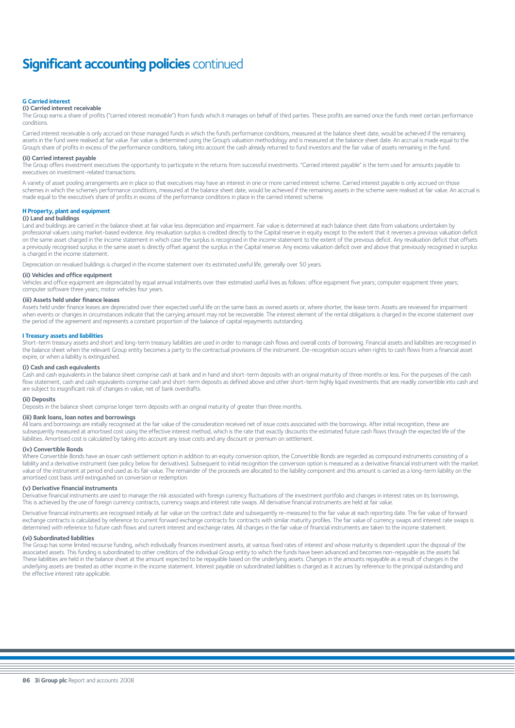# Significant accounting policies continued

## G Carried interest

### (i) Carried interest receivable

The Group earns a share of profits ("carried interest receivable") from funds which it manages on behalf of third parties. These profits are earned once the funds meet certain performance conditions.

Carried interest receivable is only accrued on those managed funds in which the fund's performance conditions, measured at the balance sheet date, would be achieved if the remaining assets in the fund were realised at fair value. Fair value is determined using the Group's valuation methodology and is measured at the balance sheet date. An accrual is made equal to the Group's share of profits in excess of the performance conditions, taking into account the cash already returned to fund investors and the fair value of assets remaining in the fund.

### (ii) Carried interest payable

The Group offers investment executives the opportunity to participate in the returns from successful investments. "Carried interest payable" is the term used for amounts payable to executives on investment-related transactions.

A variety of asset pooling arrangements are in place so that executives may have an interest in one or more carried interest scheme. Carried interest payable is only accrued on those schemes in which the scheme's performance conditions, measured at the balance sheet date, would be achieved if the remaining assets in the scheme were realised at fair value. An accrual is made equal to the executive's share of profits in excess of the performance conditions in place in the carried interest scheme.

## H Property, plant and equipment

### (i) Land and buildings

Land and buildings are carried in the balance sheet at fair value less depreciation and impairment. Fair value is determined at each balance sheet date from valuations undertaken by professional valuers using market-based evidence. Any revaluation surplus is credited directly to the Capital reserve in equity except to the extent that it reverses a previous valuation deficit on the same asset charged in the income statement in which case the surplus is recognised in the income statement to the extent of the previous deficit. Any revaluation deficit that offsets a previously recognised surplus in the same asset is directly offset against the surplus in the Capital reserve. Any excess valuation deficit over and above that previously recognised in surplus is charged in the income statement.

Depreciation on revalued buildings is charged in the income statement over its estimated useful life, generally over 50 years.

### (ii) Vehicles and office equipment

Vehicles and office equipment are depreciated by equal annual instalments over their estimated useful lives as follows: office equipment five years; computer equipment three years; computer software three years; motor vehicles four years.

### (iii) Assets held under finance leases

Assets held under finance leases are depreciated over their expected useful life on the same basis as owned assets or, where shorter, the lease term. Assets are reviewed for impairment when events or changes in circumstances indicate that the carrying amount may not be recoverable. The interest element of the rental obligations is charged in the income statement over the period of the agreement and represents a constant proportion of the balance of capital repayments outstanding.

## I Treasury assets and liabilities

Short-term treasury assets and short and long-term treasury liabilities are used in order to manage cash flows and overall costs of borrowing. Financial assets and liabilities are recognised in the balance sheet when the relevant Group entity becomes a party to the contractual provisions of the instrument. De-recognition occurs when rights to cash flows from a financial asset expire, or when a liability is extinguished.

### (i) Cash and cash equivalents

Cash and cash equivalents in the balance sheet comprise cash at bank and in hand and short-term deposits with an original maturity of three months or less. For the purposes of the cash flow statement, cash and cash equivalents comprise cash and short-term deposits as defined above and other short-term highly liquid investments that are readily convertible into cash and are subject to insignificant risk of changes in value, net of bank overdrafts.

### (ii) Deposits

Deposits in the balance sheet comprise longer term deposits with an original maturity of greater than three months.

### (iii) Bank loans, loan notes and borrowings

All loans and borrowings are initially recognised at the fair value of the consideration received net of issue costs associated with the borrowings. After initial recognition, these are subsequently measured at amortised cost using the effective interest method, which is the rate that exactly discounts the estimated future cash flows through the expected life of the liabilities. Amortised cost is calculated by taking into account any issue costs and any discount or premium on settlement.

### (iv) Convertible Bonds

Where Convertible Bonds have an issuer cash settlement option in addition to an equity conversion option, the Convertible Bonds are regarded as compound instruments consisting of a liability and a derivative instrument (see policy below for derivatives). Subsequent to initial recognition the conversion option is measured as a derivative financial instrument with the market value of the instrument at period end used as its fair value. The remainder of the proceeds are allocated to the liability component and this amount is carried as a long-term liability on the amortised cost basis until extinguished on conversion or redemption.

### (v) Derivative financial instruments

Derivative financial instruments are used to manage the risk associated with foreign currency fluctuations of the investment portfolio and changes in interest rates on its borrowings. This is achieved by the use of foreign currency contracts, currency swaps and interest rate swaps. All derivative financial instruments are held at fair value.

Derivative financial instruments are recognised initially at fair value on the contract date and subsequently re-measured to the fair value at each reporting date. The fair value of forward exchange contracts is calculated by reference to current forward exchange contracts for contracts with similar maturity profiles. The fair value of currency swaps and interest rate swaps is determined with reference to future cash flows and current interest and exchange rates. All changes in the fair value of financial instruments are taken to the income statement.

### (vi) Subordinated liabilities

The Group has some limited recourse funding, which individually finances investment assets, at various fixed rates of interest and whose maturity is dependent upon the disposal of the associated assets. This funding is subordinated to other creditors of the individual Group entity to which the funds have been advanced and becomes non-repayable as the assets fail. These liabilities are held in the balance sheet at the amount expected to be repayable based on the underlying assets. Changes in the amounts repayable as a result of changes in the underlying assets are treated as other income in the income statement. Interest payable on subordinated liabilities is charged as it accrues by reference to the principal outstanding and the effective interest rate applicable.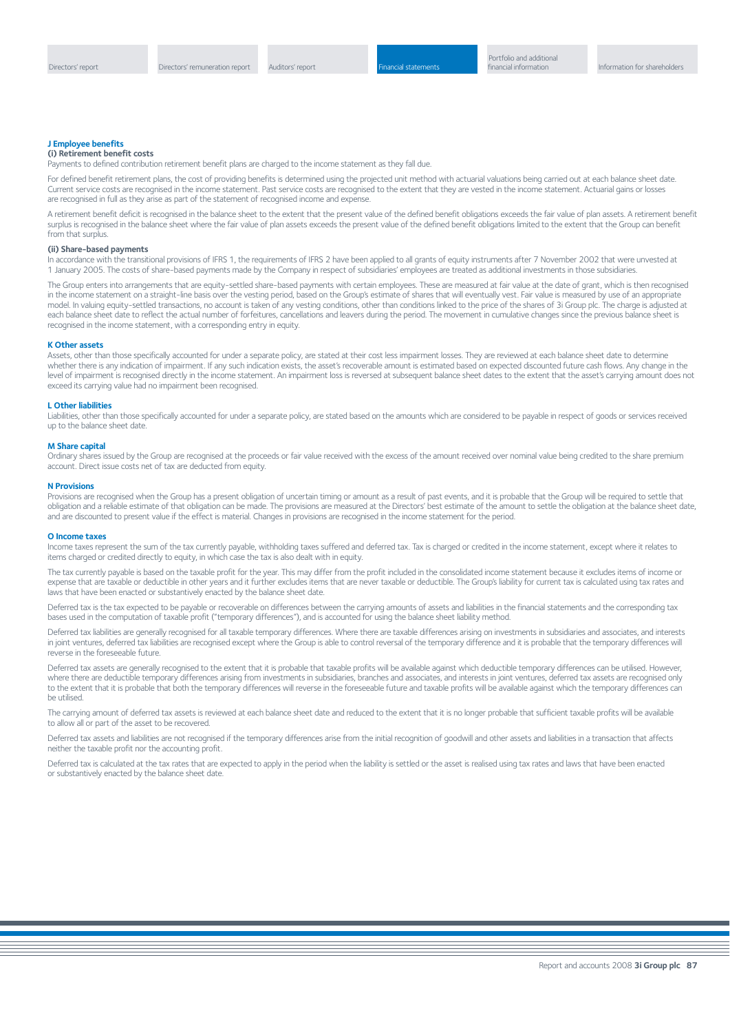## J Employee benefits

### (i) Retirement benefit costs

Payments to defined contribution retirement benefit plans are charged to the income statement as they fall due.

For defined benefit retirement plans, the cost of providing benefits is determined using the projected unit method with actuarial valuations being carried out at each balance sheet date. Current service costs are recognised in the income statement. Past service costs are recognised to the extent that they are vested in the income statement. Actuarial gains or losses are recognised in full as they arise as part of the statement of recognised income and expense.

A retirement benefit deficit is recognised in the balance sheet to the extent that the present value of the defined benefit obligations exceeds the fair value of plan assets. A retirement benefit surplus is recognised in the balance sheet where the fair value of plan assets exceeds the present value of the defined benefit obligations limited to the extent that the Group can benefit from that surplus.

### (ii) Share-based payments

In accordance with the transitional provisions of IFRS 1, the requirements of IFRS 2 have been applied to all grants of equity instruments after 7 November 2002 that were unvested at 1 January 2005. The costs of share-based payments made by the Company in respect of subsidiaries' employees are treated as additional investments in those subsidiaries.

The Group enters into arrangements that are equity-settled share-based payments with certain employees. These are measured at fair value at the date of grant, which is then recognised in the income statement on a straight-line basis over the vesting period, based on the Group's estimate of shares that will eventually vest. Fair value is measured by use of an appropriate model. In valuing equity-settled transactions, no account is taken of any vesting conditions, other than conditions linked to the price of the shares of 3i Group plc. The charge is adjusted at each balance sheet date to reflect the actual number of forfeitures, cancellations and leavers during the period. The movement in cumulative changes since the previous balance sheet is recognised in the income statement, with a corresponding entry in equity.

## K Other assets

Assets, other than those specifically accounted for under a separate policy, are stated at their cost less impairment losses. They are reviewed at each balance sheet date to determine whether there is any indication of impairment. If any such indication exists, the asset's recoverable amount is estimated based on expected discounted future cash flows. Any change in the level of impairment is recognised directly in the income statement. An impairment loss is reversed at subsequent balance sheet dates to the extent that the asset's carrying amount does not exceed its carrying value had no impairment been recognised.

## L Other liabilities

Liabilities, other than those specifically accounted for under a separate policy, are stated based on the amounts which are considered to be payable in respect of goods or services received up to the balance sheet date.

## M Share capital

Ordinary shares issued by the Group are recognised at the proceeds or fair value received with the excess of the amount received over nominal value being credited to the share premium account. Direct issue costs net of tax are deducted from equity.

## N Provisions

Provisions are recognised when the Group has a present obligation of uncertain timing or amount as a result of past events, and it is probable that the Group will be required to settle that obligation and a reliable estimate of that obligation can be made. The provisions are measured at the Directors' best estimate of the amount to settle the obligation at the balance sheet date, and are discounted to present value if the effect is material. Changes in provisions are recognised in the income statement for the period.

## O Income taxes

Income taxes represent the sum of the tax currently payable, withholding taxes suffered and deferred tax. Tax is charged or credited in the income statement, except where it relates to items charged or credited directly to equity, in which case the tax is also dealt with in equity.

The tax currently payable is based on the taxable profit for the year. This may differ from the profit included in the consolidated income statement because it excludes items of income or expense that are taxable or deductible in other years and it further excludes items that are never taxable or deductible. The Group's liability for current tax is calculated using tax rates and laws that have been enacted or substantively enacted by the balance sheet date.

Deferred tax is the tax expected to be payable or recoverable on differences between the carrying amounts of assets and liabilities in the financial statements and the corresponding tax bases used in the computation of taxable profit ("temporary differences"), and is accounted for using the balance sheet liability method.

Deferred tax liabilities are generally recognised for all taxable temporary differences. Where there are taxable differences arising on investments in subsidiaries and associates, and interests in joint ventures, deferred tax liabilities are recognised except where the Group is able to control reversal of the temporary difference and it is probable that the temporary differences will reverse in the foreseeable future.

Deferred tax assets are generally recognised to the extent that it is probable that taxable profits will be available against which deductible temporary differences can be utilised. However, where there are deductible temporary differences arising from investments in subsidiaries, branches and associates, and interests in joint ventures, deferred tax assets are recognised only to the extent that it is probable that both the temporary differences will reverse in the foreseeable future and taxable profits will be available against which the temporary differences can be utilised.

The carrying amount of deferred tax assets is reviewed at each balance sheet date and reduced to the extent that it is no longer probable that sufficient taxable profits will be available to allow all or part of the asset to be recovered.

Deferred tax assets and liabilities are not recognised if the temporary differences arise from the initial recognition of goodwill and other assets and liabilities in a transaction that affects neither the taxable profit nor the accounting profit.

Deferred tax is calculated at the tax rates that are expected to apply in the period when the liability is settled or the asset is realised using tax rates and laws that have been enacted or substantively enacted by the balance sheet date.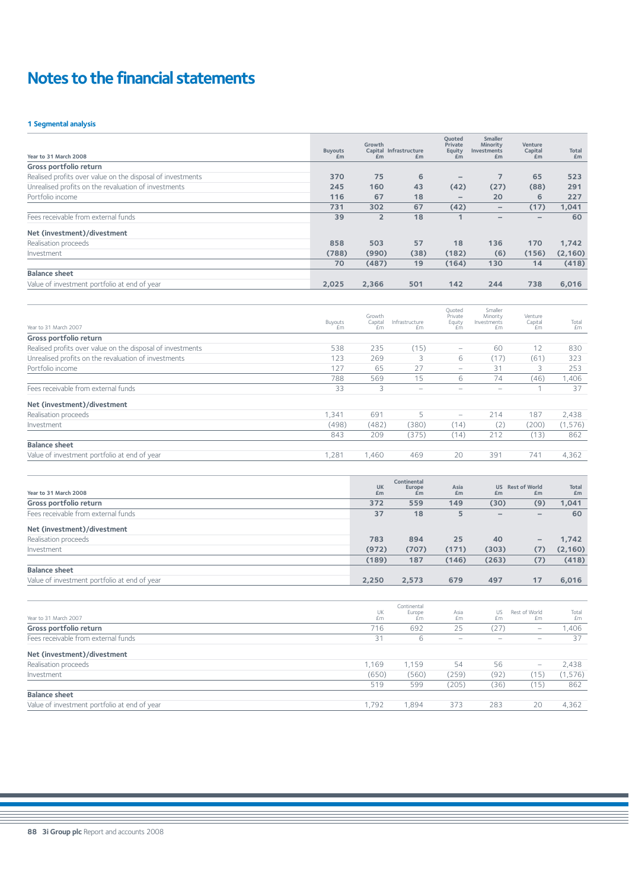# Notes to the financial statements

### 1 Segmental analysis

| Year to 31 March 2008 | Buyouts £m | Growth Capital £m | Infrastructure £m | Quoted Private Equity £m | Smaller Minority Investments £m | Venture Capital £m | Total £m |
|---|---|---|---|---|---|---|---|
| **Gross portfolio return** | | | | | | | |
| Realised profits over value on the disposal of investments | 370 | 75 | 6 | – | 7 | 65 | 523 |
| Unrealised profits on the revaluation of investments | 245 | 160 | 43 | (42) | (27) | (88) | 291 |
| Portfolio income | 116 | 67 | 18 | – | 20 | 6 | 227 |
| | 731 | 302 | 67 | (42) | – | (17) | 1,041 |
| Fees receivable from external funds | 39 | 2 | 18 | 1 | – | – | 60 |
| **Net (investment)/divestment** | | | | | | | |
| Realisation proceeds | 858 | 503 | 57 | 18 | 136 | 170 | 1,742 |
| Investment | (788) | (990) | (38) | (182) | (6) | (156) | (2,160) |
| | 70 | (487) | 19 | (164) | 130 | 14 | (418) |
| **Balance sheet** | | | | | | | |
| Value of investment portfolio at end of year | 2,025 | 2,366 | 501 | 142 | 244 | 738 | 6,016 |

| Year to 31 March 2007 | Buyouts £m | Growth Capital £m | Infrastructure £m | Quoted Private Equity £m | Smaller Minority Investments £m | Venture Capital £m | Total £m |
|---|---|---|---|---|---|---|---|
| **Gross portfolio return** | | | | | | | |
| Realised profits over value on the disposal of investments | 538 | 235 | (15) | – | 60 | 12 | 830 |
| Unrealised profits on the revaluation of investments | 123 | 269 | 3 | 6 | (17) | (61) | 323 |
| Portfolio income | 127 | 65 | 27 | – | 31 | 3 | 253 |
| | 788 | 569 | 15 | 6 | 74 | (46) | 1,406 |
| Fees receivable from external funds | 33 | 3 | – | – | – | 1 | 37 |
| **Net (investment)/divestment** | | | | | | | |
| Realisation proceeds | 1,341 | 691 | 5 | – | 214 | 187 | 2,438 |
| Investment | (498) | (482) | (380) | (14) | (2) | (200) | (1,576) |
| | 843 | 209 | (375) | (14) | 212 | (13) | 862 |
| **Balance sheet** | | | | | | | |
| Value of investment portfolio at end of year | 1,281 | 1,460 | 469 | 20 | 391 | 741 | 4,362 |

| Year to 31 March 2008 | UK £m | Continental Europe £m | Asia £m | US £m | Rest of World £m | Total £m |
|---|---|---|---|---|---|---|
| **Gross portfolio return** | 372 | 559 | 149 | (30) | (9) | 1,041 |
| Fees receivable from external funds | 37 | 18 | 5 | – | – | 60 |
| **Net (investment)/divestment** | | | | | | |
| Realisation proceeds | 783 | 894 | 25 | 40 | – | 1,742 |
| Investment | (972) | (707) | (171) | (303) | (7) | (2,160) |
| | (189) | 187 | (146) | (263) | (7) | (418) |
| **Balance sheet** | | | | | | |
| Value of investment portfolio at end of year | 2,250 | 2,573 | 679 | 497 | 17 | 6,016 |

| Year to 31 March 2007 | UK £m | Continental Europe £m | Asia £m | US £m | Rest of World £m | Total £m |
|---|---|---|---|---|---|---|
| **Gross portfolio return** | 716 | 692 | 25 | (27) | – | 1,406 |
| Fees receivable from external funds | 31 | 6 | – | – | – | 37 |
| **Net (investment)/divestment** | | | | | | |
| Realisation proceeds | 1,169 | 1,159 | 54 | 56 | – | 2,438 |
| Investment | (650) | (560) | (259) | (92) | (15) | (1,576) |
| | 519 | 599 | (205) | (36) | (15) | 862 |
| **Balance sheet** | | | | | | |
| Value of investment portfolio at end of year | 1,792 | 1,894 | 373 | 283 | 20 | 4,362 |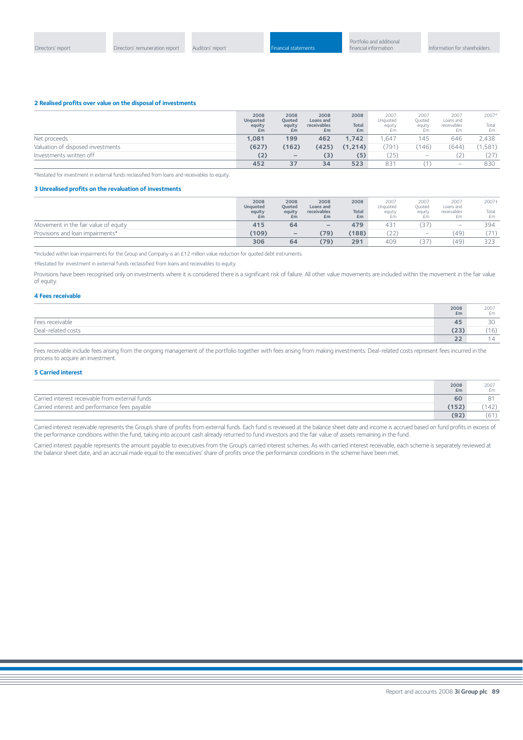### 2 Realised profits over value on the disposal of investments

| | 2008 Unquoted equity £m | 2008 Quoted equity £m | 2008 Loans and receivables £m | 2008 Total £m | 2007 Unquoted equity £m | 2007 Quoted equity £m | 2007 Loans and receivables £m | 2007* Total £m |
|---|---|---|---|---|---|---|---|---|
| Net proceeds | **1,081** | **199** | **462** | **1,742** | 1,647 | 145 | 646 | 2,438 |
| Valuation of disposed investments | **(627)** | **(162)** | **(425)** | **(1,214)** | (791) | (146) | (644) | (1,581) |
| Investments written off | **(2)** | **–** | **(3)** | **(5)** | (25) | – | (2) | (27) |
| | **452** | **37** | **34** | **523** | 831 | (1) | – | 830 |

*Restated for investment in external funds reclassified from loans and receivables to equity.

### 3 Unrealised profits on the revaluation of investments

| | 2008 Unquoted equity £m | 2008 Quoted equity £m | 2008 Loans and receivables £m | 2008 Total £m | 2007 Unquoted equity £m | 2007 Quoted equity £m | 2007 Loans and receivables £m | 2007† Total £m |
|---|---|---|---|---|---|---|---|---|
| Movement in the fair value of equity | **415** | **64** | **–** | **479** | 431 | (37) | – | 394 |
| Provisions and loan impairments* | **(109)** | **–** | **(79)** | **(188)** | (22) | – | (49) | (71) |
| | **306** | **64** | **(79)** | **291** | 409 | (37) | (49) | 323 |

*Included within loan impairments for the Group and Company is an £12 million value reduction for quoted debt instruments.

†Restated for investment in external funds reclassified from loans and receivables to equity.

Provisions have been recognised only on investments where it is considered there is a significant risk of failure. All other value movements are included within the movement in the fair value of equity.

### 4 Fees receivable

| | 2008 £m | 2007 £m |
|---|---|---|
| Fees receivable | **45** | 30 |
| Deal-related costs | **(23)** | (16) |
| | **22** | 14 |

Fees receivable include fees arising from the ongoing management of the portfolio together with fees arising from making investments. Deal-related costs represent fees incurred in the process to acquire an investment.

### 5 Carried interest

| | 2008 £m | 2007 £m |
|---|---|---|
| Carried interest receivable from external funds | **60** | 81 |
| Carried interest and performance fees payable | **(152)** | (142) |
| | **(92)** | (61) |

Carried interest receivable represents the Group's share of profits from external funds. Each fund is reviewed at the balance sheet date and income is accrued based on fund profits in excess of the performance conditions within the fund, taking into account cash already returned to fund investors and the fair value of assets remaining in the fund.

Carried interest payable represents the amount payable to executives from the Group's carried interest schemes. As with carried interest receivable, each scheme is separately reviewed at the balance sheet date, and an accrual made equal to the executives' share of profits once the performance conditions in the scheme have been met.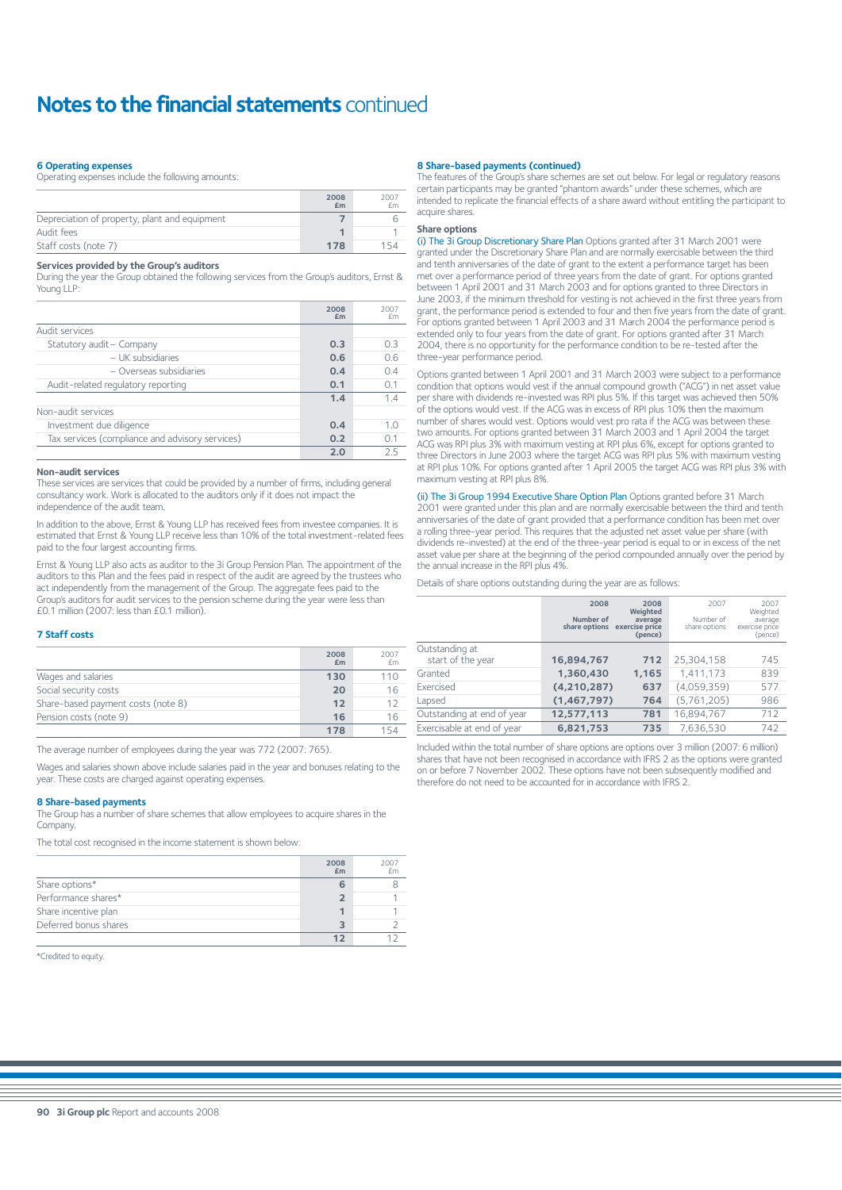# Notes to the financial statements continued

## 6 Operating expenses

Operating expenses include the following amounts:

| | 2008 £m | 2007 £m |
|---|---|---|
| Depreciation of property, plant and equipment | 7 | 6 |
| Audit fees | 1 | 1 |
| Staff costs (note 7) | 178 | 154 |

### Services provided by the Group's auditors

During the year the Group obtained the following services from the Group's auditors, Ernst & Young LLP:

| | 2008 £m | 2007 £m |
|---|---|---|
| Audit services | | |
| Statutory audit – Company | 0.3 | 0.3 |
| – UK subsidiaries | 0.6 | 0.6 |
| – Overseas subsidiaries | 0.4 | 0.4 |
| Audit-related regulatory reporting | 0.1 | 0.1 |
| | 1.4 | 1.4 |
| Non-audit services | | |
| Investment due diligence | 0.4 | 1.0 |
| Tax services (compliance and advisory services) | 0.2 | 0.1 |
| | 2.0 | 2.5 |

### Non-audit services

These services are services that could be provided by a number of firms, including general consultancy work. Work is allocated to the auditors only if it does not impact the independence of the audit team.

In addition to the above, Ernst & Young LLP has received fees from investee companies. It is estimated that Ernst & Young LLP receive less than 10% of the total investment-related fees paid to the four largest accounting firms.

Ernst & Young LLP also acts as auditor to the 3i Group Pension Plan. The appointment of the auditors to this Plan and the fees paid in respect of the audit are agreed by the trustees who act independently from the management of the Group. The aggregate fees paid to the Group's auditors for audit services to the pension scheme during the year were less than £0.1 million (2007: less than £0.1 million).

## 7 Staff costs

| | 2008 £m | 2007 £m |
|---|---|---|
| Wages and salaries | 130 | 110 |
| Social security costs | 20 | 16 |
| Share-based payment costs (note 8) | 12 | 12 |
| Pension costs (note 9) | 16 | 16 |
| | 178 | 154 |

The average number of employees during the year was 772 (2007: 765).

Wages and salaries shown above include salaries paid in the year and bonuses relating to the year. These costs are charged against operating expenses.

## 8 Share-based payments

The Group has a number of share schemes that allow employees to acquire shares in the Company.

The total cost recognised in the income statement is shown below:

| | 2008 £m | 2007 £m |
|---|---|---|
| Share options* | 6 | 8 |
| Performance shares* | 2 | 1 |
| Share incentive plan | 1 | 1 |
| Deferred bonus shares | 3 | 2 |
| | 12 | 12 |

*Credited to equity.

## 8 Share-based payments (continued)

The features of the Group's share schemes are set out below. For legal or regulatory reasons certain participants may be granted "phantom awards" under these schemes, which are intended to replicate the financial effects of a share award without entitling the participant to acquire shares.

### Share options

(i) The 3i Group Discretionary Share Plan Options granted after 31 March 2001 were granted under the Discretionary Share Plan and are normally exercisable between the third and tenth anniversaries of the date of grant to the extent a performance target has been met over a performance period of three years from the date of grant. For options granted between 1 April 2001 and 31 March 2003 and for options granted to three Directors in June 2003, if the minimum threshold for vesting is not achieved in the first three years from grant, the performance period is extended to four and then five years from the date of grant. For options granted between 1 April 2003 and 31 March 2004 the performance period is extended only to four years from the date of grant. For options granted after 31 March 2004, there is no opportunity for the performance condition to be re-tested after the three-year performance period.

Options granted between 1 April 2001 and 31 March 2003 were subject to a performance condition that options would vest if the annual compound growth ("ACG") in net asset value per share with dividends re-invested was RPI plus 5%. If this target was achieved then 50% of the options would vest. If the ACG was in excess of RPI plus 10% then the maximum number of shares would vest. Options would vest pro rata if the ACG was between these two amounts. For options granted between 31 March 2003 and 1 April 2004 the target ACG was RPI plus 3% with maximum vesting at RPI plus 6%, except for options granted to three Directors in June 2003 where the target ACG was RPI plus 5% with maximum vesting at RPI plus 10%. For options granted after 1 April 2005 the target ACG was RPI plus 3% with maximum vesting at RPI plus 8%.

(ii) The 3i Group 1994 Executive Share Option Plan Options granted before 31 March 2001 were granted under this plan and are normally exercisable between the third and tenth anniversaries of the date of grant provided that a performance condition has been met over a rolling three-year period. This requires that the adjusted net asset value per share (with dividends re-invested) at the end of the three-year period is equal to or in excess of the net asset value per share at the beginning of the period compounded annually over the period by the annual increase in the RPI plus 4%.

Details of share options outstanding during the year are as follows:

| | 2008 Number of share options | 2008 Weighted average exercise price (pence) | 2007 Number of share options | 2007 Weighted average exercise price (pence) |
|---|---|---|---|---|
| Outstanding at start of the year | 16,894,767 | 712 | 25,304,158 | 745 |
| Granted | 1,360,430 | 1,165 | 1,411,173 | 839 |
| Exercised | (4,210,287) | 637 | (4,059,359) | 577 |
| Lapsed | (1,467,797) | 764 | (5,761,205) | 986 |
| Outstanding at end of year | 12,577,113 | 781 | 16,894,767 | 712 |
| Exercisable at end of year | 6,821,753 | 735 | 7,636,530 | 742 |

Included within the total number of share options are options over 3 million (2007: 6 million) shares that have not been recognised in accordance with IFRS 2 as the options were granted on or before 7 November 2002. These options have not been subsequently modified and therefore do not need to be accounted for in accordance with IFRS 2.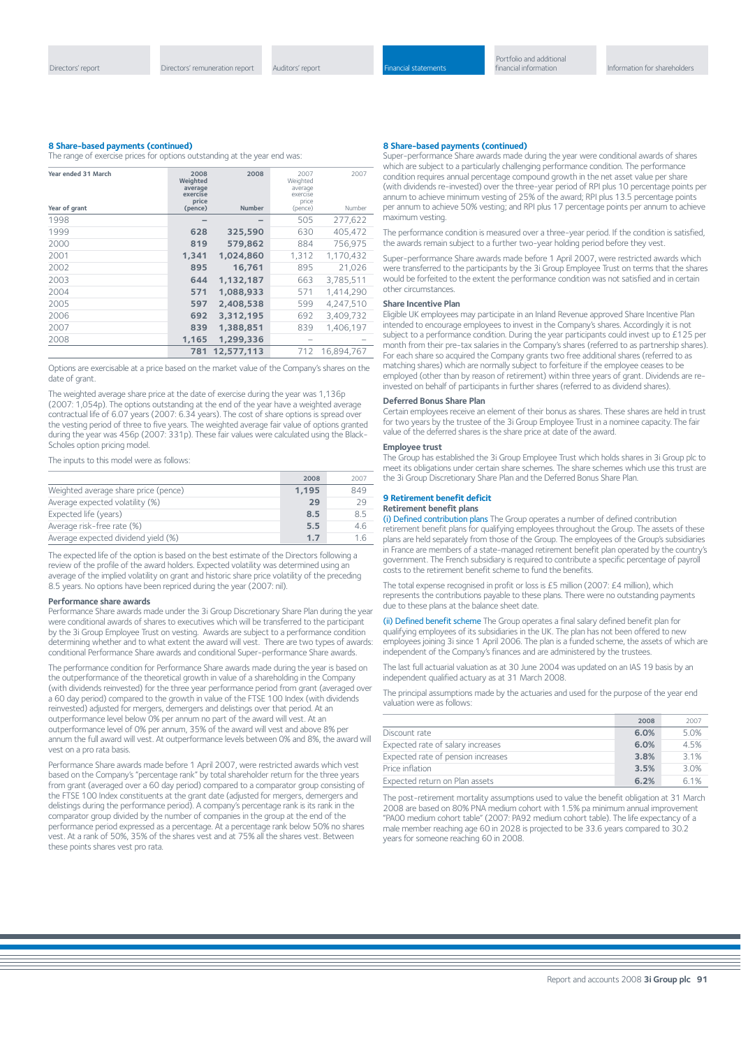## 8 Share-based payments (continued)

The range of exercise prices for options outstanding at the year end was:

| Year ended 31 March<br>Year of grant | 2008 Weighted average exercise price (pence) | 2008 Number | 2007 Weighted average exercise price (pence) | 2007 Number |
|---|---|---|---|---|
| 1998 | – | – | 505 | 277,622 |
| 1999 | 628 | 325,590 | 630 | 405,472 |
| 2000 | 819 | 579,862 | 884 | 756,975 |
| 2001 | 1,341 | 1,024,860 | 1,312 | 1,170,432 |
| 2002 | 895 | 16,761 | 895 | 21,026 |
| 2003 | 644 | 1,132,187 | 663 | 3,785,511 |
| 2004 | 571 | 1,088,933 | 571 | 1,414,290 |
| 2005 | 597 | 2,408,538 | 599 | 4,247,510 |
| 2006 | 692 | 3,312,195 | 692 | 3,409,732 |
| 2007 | 839 | 1,388,851 | 839 | 1,406,197 |
| 2008 | 1,165 | 1,299,336 | – | – |
| | 781 | 12,577,113 | 712 | 16,894,767 |

Options are exercisable at a price based on the market value of the Company's shares on the date of grant.

The weighted average share price at the date of exercise during the year was 1,136p (2007: 1,054p). The options outstanding at the end of the year have a weighted average contractual life of 6.07 years (2007: 6.34 years). The cost of share options is spread over the vesting period of three to five years. The weighted average fair value of options granted during the year was 456p (2007: 331p). These fair values were calculated using the Black-Scholes option pricing model.

The inputs to this model were as follows:

| | 2008 | 2007 |
|---|---|---|
| Weighted average share price (pence) | 1,195 | 849 |
| Average expected volatility (%) | 29 | 29 |
| Expected life (years) | 8.5 | 8.5 |
| Average risk-free rate (%) | 5.5 | 4.6 |
| Average expected dividend yield (%) | 1.7 | 1.6 |

The expected life of the option is based on the best estimate of the Directors following a review of the profile of the award holders. Expected volatility was determined using an average of the implied volatility on grant and historic share price volatility of the preceding 8.5 years. No options have been repriced during the year (2007: nil).

### Performance share awards

Performance Share awards made under the 3i Group Discretionary Share Plan during the year were conditional awards of shares to executives which will be transferred to the participant by the 3i Group Employee Trust on vesting. Awards are subject to a performance condition determining whether and to what extent the award will vest. There are two types of awards: conditional Performance Share awards and conditional Super-performance Share awards.

The performance condition for Performance Share awards made during the year is based on the outperformance of the theoretical growth in value of a shareholding in the Company (with dividends reinvested) for the three year performance period from grant (averaged over a 60 day period) compared to the growth in value of the FTSE 100 Index (with dividends reinvested) adjusted for mergers, demergers and delistings over that period. At an outperformance level below 0% per annum no part of the award will vest. At an outperformance level of 0% per annum, 35% of the award will vest and above 8% per annum the full award will vest. At outperformance levels between 0% and 8%, the award will vest on a pro rata basis.

Performance Share awards made before 1 April 2007, were restricted awards which vest based on the Company's "percentage rank" by total shareholder return for the three years from grant (averaged over a 60 day period) compared to a comparator group consisting of the FTSE 100 Index constituents at the grant date (adjusted for mergers, demergers and delistings during the performance period). A company's percentage rank is its rank in the comparator group divided by the number of companies in the group at the end of the performance period expressed as a percentage. At a percentage rank below 50% no shares vest. At a rank of 50%, 35% of the shares vest and at 75% all the shares vest. Between these points shares vest pro rata.

## 8 Share-based payments (continued)

Super-performance Share awards made during the year were conditional awards of shares which are subject to a particularly challenging performance condition. The performance condition requires annual percentage compound growth in the net asset value per share (with dividends re-invested) over the three-year period of RPI plus 10 percentage points per annum to achieve minimum vesting of 25% of the award; RPI plus 13.5 percentage points per annum to achieve 50% vesting; and RPI plus 17 percentage points per annum to achieve maximum vesting.

The performance condition is measured over a three-year period. If the condition is satisfied, the awards remain subject to a further two-year holding period before they vest.

Super-performance Share awards made before 1 April 2007, were restricted awards which were transferred to the participants by the 3i Group Employee Trust on terms that the shares would be forfeited to the extent the performance condition was not satisfied and in certain other circumstances.

### Share Incentive Plan

Eligible UK employees may participate in an Inland Revenue approved Share Incentive Plan intended to encourage employees to invest in the Company's shares. Accordingly it is not subject to a performance condition. During the year participants could invest up to £125 per month from their pre-tax salaries in the Company's shares (referred to as partnership shares). For each share so acquired the Company grants two free additional shares (referred to as matching shares) which are normally subject to forfeiture if the employee ceases to be employed (other than by reason of retirement) within three years of grant. Dividends are re-invested on behalf of participants in further shares (referred to as dividend shares).

### Deferred Bonus Share Plan

Certain employees receive an element of their bonus as shares. These shares are held in trust for two years by the trustee of the 3i Group Employee Trust in a nominee capacity. The fair value of the deferred shares is the share price at date of the award.

### Employee trust

The Group has established the 3i Group Employee Trust which holds shares in 3i Group plc to meet its obligations under certain share schemes. The share schemes which use this trust are the 3i Group Discretionary Share Plan and the Deferred Bonus Share Plan.

## 9 Retirement benefit deficit

### Retirement benefit plans

(i) Defined contribution plans The Group operates a number of defined contribution retirement benefit plans for qualifying employees throughout the Group. The assets of these plans are held separately from those of the Group. The employees of the Group's subsidiaries in France are members of a state-managed retirement benefit plan operated by the country's government. The French subsidiary is required to contribute a specific percentage of payroll costs to the retirement benefit scheme to fund the benefits.

The total expense recognised in profit or loss is £5 million (2007: £4 million), which represents the contributions payable to these plans. There were no outstanding payments due to these plans at the balance sheet date.

(ii) Defined benefit scheme The Group operates a final salary defined benefit plan for qualifying employees of its subsidiaries in the UK. The plan has not been offered to new employees joining 3i since 1 April 2006. The plan is a funded scheme, the assets of which are independent of the Company's finances and are administered by the trustees.

The last full actuarial valuation as at 30 June 2004 was updated on an IAS 19 basis by an independent qualified actuary as at 31 March 2008.

The principal assumptions made by the actuaries and used for the purpose of the year end valuation were as follows:

| | 2008 | 2007 |
|---|---|---|
| Discount rate | 6.0% | 5.0% |
| Expected rate of salary increases | 6.0% | 4.5% |
| Expected rate of pension increases | 3.8% | 3.1% |
| Price inflation | 3.5% | 3.0% |
| Expected return on Plan assets | 6.2% | 6.1% |

The post-retirement mortality assumptions used to value the benefit obligation at 31 March 2008 are based on 80% PNA medium cohort with 1.5% pa minimum annual improvement "PA00 medium cohort table" (2007: PA92 medium cohort table). The life expectancy of a male member reaching age 60 in 2028 is projected to be 33.6 years compared to 30.2 years for someone reaching 60 in 2008.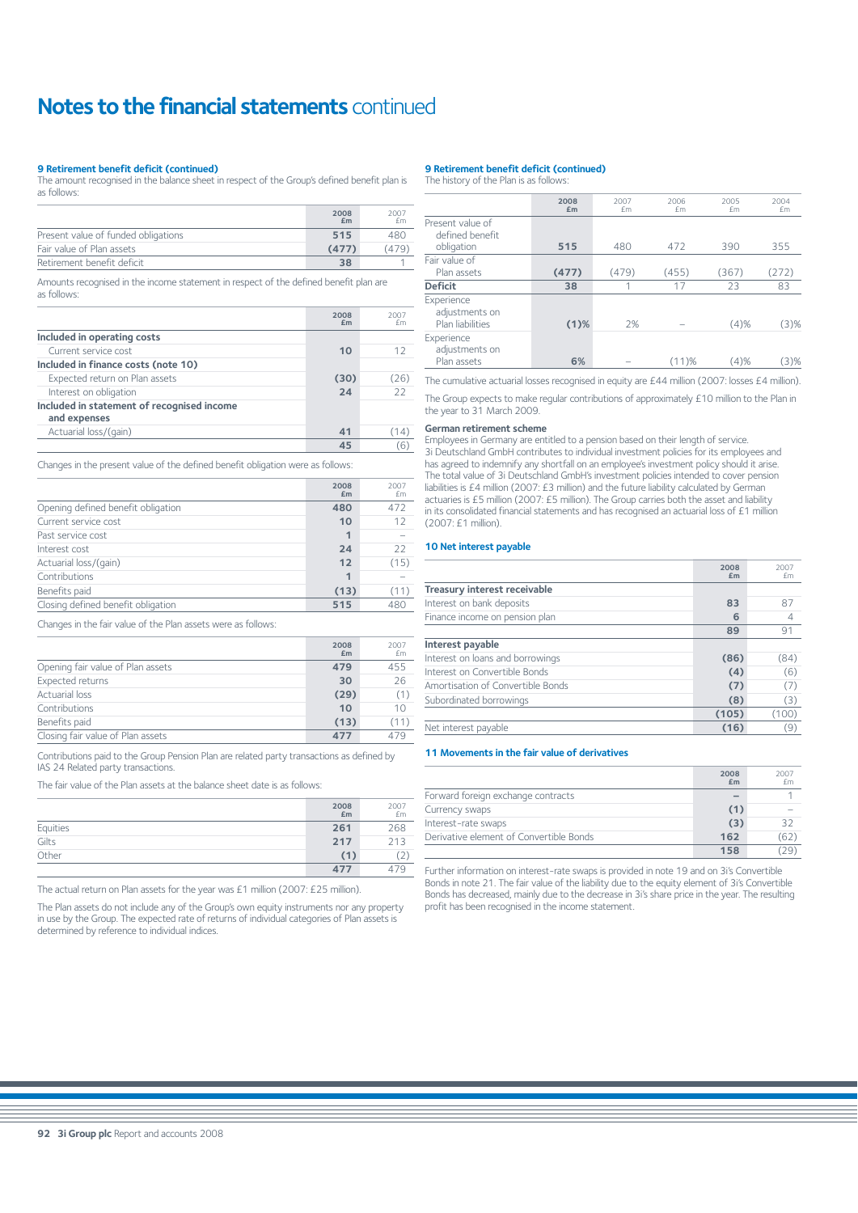# Notes to the financial statements continued

### 9 Retirement benefit deficit (continued)

The amount recognised in the balance sheet in respect of the Group's defined benefit plan is as follows:

| | 2008 £m | 2007 £m |
|---|---|---|
| Present value of funded obligations | **515** | 480 |
| Fair value of Plan assets | **(477)** | (479) |
| Retirement benefit deficit | **38** | 1 |

Amounts recognised in the income statement in respect of the defined benefit plan are as follows:

| | 2008 £m | 2007 £m |
|---|---|---|
| **Included in operating costs** | | |
| Current service cost | **10** | 12 |
| **Included in finance costs (note 10)** | | |
| Expected return on Plan assets | **(30)** | (26) |
| Interest on obligation | **24** | 22 |
| **Included in statement of recognised income and expenses** | | |
| Actuarial loss/(gain) | **41** | (14) |
| | **45** | (6) |

Changes in the present value of the defined benefit obligation were as follows:

| | 2008 £m | 2007 £m |
|---|---|---|
| Opening defined benefit obligation | **480** | 472 |
| Current service cost | **10** | 12 |
| Past service cost | **1** | – |
| Interest cost | **24** | 22 |
| Actuarial loss/(gain) | **12** | (15) |
| Contributions | **1** | – |
| Benefits paid | **(13)** | (11) |
| Closing defined benefit obligation | **515** | 480 |

Changes in the fair value of the Plan assets were as follows:

| | 2008 £m | 2007 £m |
|---|---|---|
| Opening fair value of Plan assets | **479** | 455 |
| Expected returns | **30** | 26 |
| Actuarial loss | **(29)** | (1) |
| Contributions | **10** | 10 |
| Benefits paid | **(13)** | (11) |
| Closing fair value of Plan assets | **477** | 479 |

Contributions paid to the Group Pension Plan are related party transactions as defined by IAS 24 Related party transactions.

The fair value of the Plan assets at the balance sheet date is as follows:

| | 2008 £m | 2007 £m |
|---|---|---|
| Equities | **261** | 268 |
| Gilts | **217** | 213 |
| Other | **(1)** | (2) |
| | **477** | 479 |

The actual return on Plan assets for the year was £1 million (2007: £25 million).

The Plan assets do not include any of the Group's own equity instruments nor any property in use by the Group. The expected rate of returns of individual categories of Plan assets is determined by reference to individual indices.

### 9 Retirement benefit deficit (continued)

The history of the Plan is as follows:

| | 2008 £m | 2007 £m | 2006 £m | 2005 £m | 2004 £m |
|---|---|---|---|---|---|
| Present value of defined benefit obligation | **515** | 480 | 472 | 390 | 355 |
| Fair value of Plan assets | **(477)** | (479) | (455) | (367) | (272) |
| **Deficit** | **38** | 1 | 17 | 23 | 83 |
| Experience adjustments on Plan liabilities | **(1)%** | 2% | – | (4)% | (3)% |
| Experience adjustments on Plan assets | **6%** | – | (11)% | (4)% | (3)% |

The cumulative actuarial losses recognised in equity are £44 million (2007: losses £4 million).

The Group expects to make regular contributions of approximately £10 million to the Plan in the year to 31 March 2009.

**German retirement scheme**

Employees in Germany are entitled to a pension based on their length of service. 3i Deutschland GmbH contributes to individual investment policies for its employees and has agreed to indemnify any shortfall on an employee's investment policy should it arise. The total value of 3i Deutschland GmbH's investment policies intended to cover pension liabilities is £4 million (2007: £3 million) and the future liability calculated by German actuaries is £5 million (2007: £5 million). The Group carries both the asset and liability in its consolidated financial statements and has recognised an actuarial loss of £1 million (2007: £1 million).

### 10 Net interest payable

| | 2008 £m | 2007 £m |
|---|---|---|
| **Treasury interest receivable** | | |
| Interest on bank deposits | **83** | 87 |
| Finance income on pension plan | **6** | 4 |
| | **89** | 91 |
| **Interest payable** | | |
| Interest on loans and borrowings | **(86)** | (84) |
| Interest on Convertible Bonds | **(4)** | (6) |
| Amortisation of Convertible Bonds | **(7)** | (7) |
| Subordinated borrowings | **(8)** | (3) |
| | **(105)** | (100) |
| Net interest payable | **(16)** | (9) |

### 11 Movements in the fair value of derivatives

| | 2008 £m | 2007 £m |
|---|---|---|
| Forward foreign exchange contracts | **–** | 1 |
| Currency swaps | **(1)** | – |
| Interest-rate swaps | **(3)** | 32 |
| Derivative element of Convertible Bonds | **162** | (62) |
| | **158** | (29) |

Further information on interest-rate swaps is provided in note 19 and on 3i's Convertible Bonds in note 21. The fair value of the liability due to the equity element of 3i's Convertible Bonds has decreased, mainly due to the decrease in 3i's share price in the year. The resulting profit has been recognised in the income statement.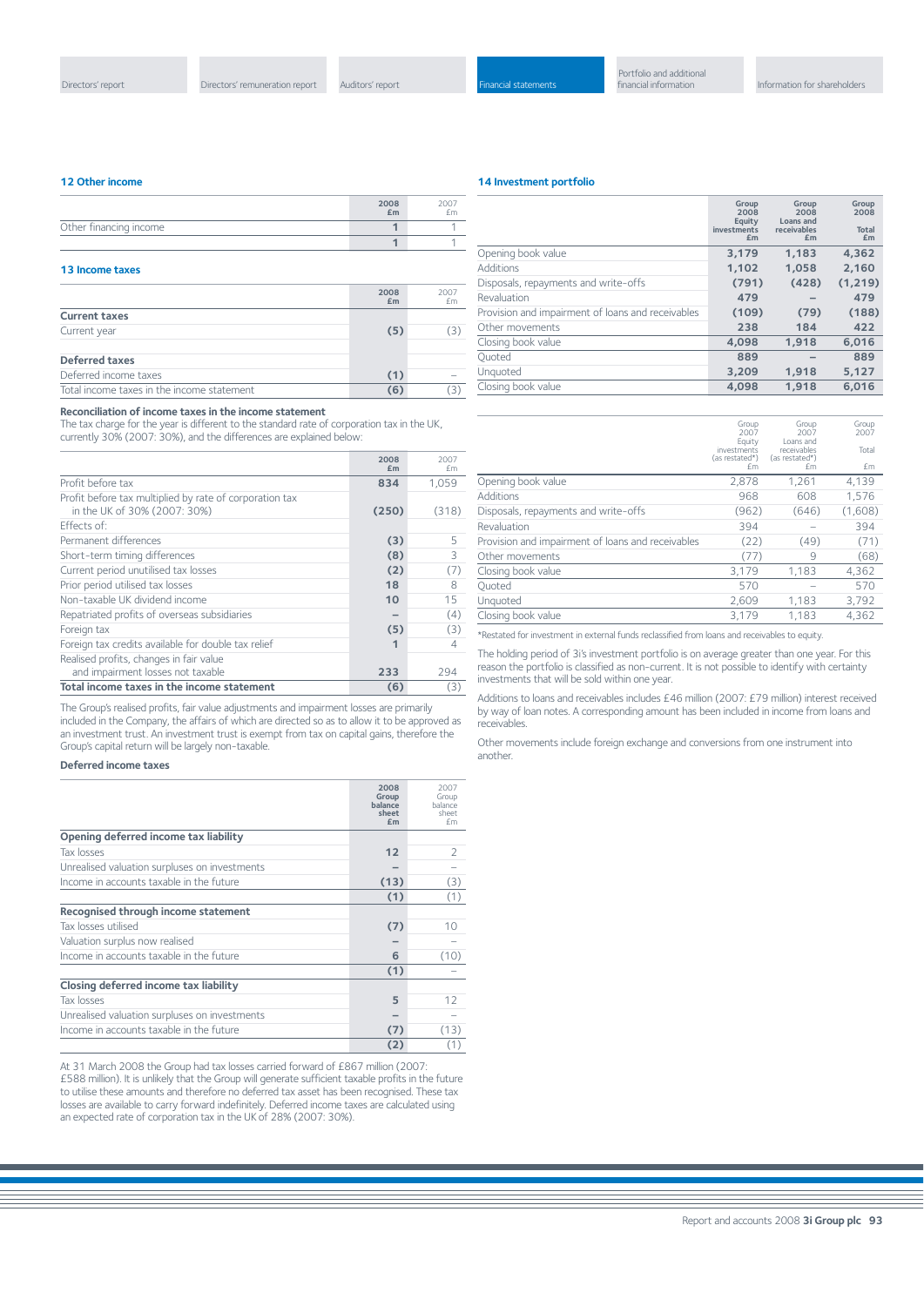## 12 Other income

| | 2008 £m | 2007 £m |
|---|---|---|
| Other financing income | **1** | 1 |
| | **1** | 1 |

## 13 Income taxes

| | 2008 £m | 2007 £m |
|---|---|---|
| **Current taxes** | | |
| Current year | **(5)** | (3) |
| **Deferred taxes** | | |
| Deferred income taxes | **(1)** | – |
| Total income taxes in the income statement | **(6)** | (3) |

### Reconciliation of income taxes in the income statement

The tax charge for the year is different to the standard rate of corporation tax in the UK, currently 30% (2007: 30%), and the differences are explained below:

| | 2008 £m | 2007 £m |
|---|---|---|
| Profit before tax | **834** | 1,059 |
| Profit before tax multiplied by rate of corporation tax in the UK of 30% (2007: 30%) | **(250)** | (318) |
| Effects of: | | |
| Permanent differences | **(3)** | 5 |
| Short-term timing differences | **(8)** | 3 |
| Current period unutilised tax losses | **(2)** | (7) |
| Prior period utilised tax losses | **18** | 8 |
| Non-taxable UK dividend income | **10** | 15 |
| Repatriated profits of overseas subsidiaries | **–** | (4) |
| Foreign tax | **(5)** | (3) |
| Foreign tax credits available for double tax relief | **1** | 4 |
| Realised profits, changes in fair value and impairment losses not taxable | **233** | 294 |
| **Total income taxes in the income statement** | **(6)** | (3) |

The Group's realised profits, fair value adjustments and impairment losses are primarily included in the Company, the affairs of which are directed so as to allow it to be approved as an investment trust. An investment trust is exempt from tax on capital gains, therefore the Group's capital return will be largely non-taxable.

### Deferred income taxes

| | 2008 Group balance sheet £m | 2007 Group balance sheet £m |
|---|---|---|
| **Opening deferred income tax liability** | | |
| Tax losses | **12** | 2 |
| Unrealised valuation surpluses on investments | **–** | – |
| Income in accounts taxable in the future | **(13)** | (3) |
| | **(1)** | (1) |
| **Recognised through income statement** | | |
| Tax losses utilised | **(7)** | 10 |
| Valuation surplus now realised | **–** | – |
| Income in accounts taxable in the future | **6** | (10) |
| | **(1)** | – |
| **Closing deferred income tax liability** | | |
| Tax losses | **5** | 12 |
| Unrealised valuation surpluses on investments | **–** | – |
| Income in accounts taxable in the future | **(7)** | (13) |
| | **(2)** | (1) |

At 31 March 2008 the Group had tax losses carried forward of £867 million (2007: £588 million). It is unlikely that the Group will generate sufficient taxable profits in the future to utilise these amounts and therefore no deferred tax asset has been recognised. These tax losses are available to carry forward indefinitely. Deferred income taxes are calculated using an expected rate of corporation tax in the UK of 28% (2007: 30%).

## 14 Investment portfolio

| | Group 2008 Equity investments £m | Group 2008 Loans and receivables £m | Group 2008 Total £m |
|---|---|---|---|
| Opening book value | **3,179** | **1,183** | **4,362** |
| Additions | **1,102** | **1,058** | **2,160** |
| Disposals, repayments and write-offs | **(791)** | **(428)** | **(1,219)** |
| Revaluation | **479** | **–** | **479** |
| Provision and impairment of loans and receivables | **(109)** | **(79)** | **(188)** |
| Other movements | **238** | **184** | **422** |
| Closing book value | **4,098** | **1,918** | **6,016** |
| Quoted | **889** | **–** | **889** |
| Unquoted | **3,209** | **1,918** | **5,127** |
| Closing book value | **4,098** | **1,918** | **6,016** |

| | Group 2007 Equity investments (as restated*) £m | Group 2007 Loans and receivables (as restated*) £m | Group 2007 Total £m |
|---|---|---|---|
| Opening book value | 2,878 | 1,261 | 4,139 |
| Additions | 968 | 608 | 1,576 |
| Disposals, repayments and write-offs | (962) | (646) | (1,608) |
| Revaluation | 394 | – | 394 |
| Provision and impairment of loans and receivables | (22) | (49) | (71) |
| Other movements | (77) | 9 | (68) |
| Closing book value | 3,179 | 1,183 | 4,362 |
| Quoted | 570 | – | 570 |
| Unquoted | 2,609 | 1,183 | 3,792 |
| Closing book value | 3,179 | 1,183 | 4,362 |

*Restated for investment in external funds reclassified from loans and receivables to equity.

The holding period of 3i's investment portfolio is on average greater than one year. For this reason the portfolio is classified as non-current. It is not possible to identify with certainty investments that will be sold within one year.

Additions to loans and receivables includes £46 million (2007: £79 million) interest received by way of loan notes. A corresponding amount has been included in income from loans and receivables.

Other movements include foreign exchange and conversions from one instrument into another.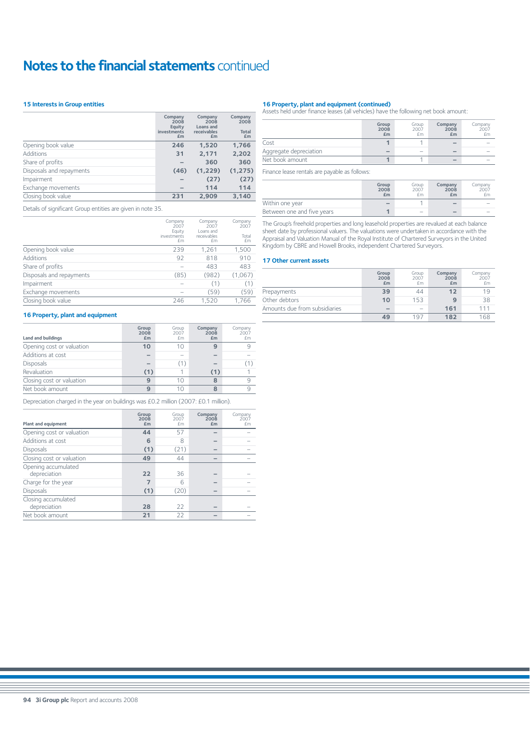# Notes to the financial statements continued

### 15 Interests in Group entities

| | Company 2008 Equity investments £m | Company 2008 Loans and receivables £m | Company 2008 Total £m |
|---|---|---|---|
| Opening book value | **246** | **1,520** | **1,766** |
| Additions | **31** | **2,171** | **2,202** |
| Share of profits | **–** | **360** | **360** |
| Disposals and repayments | **(46)** | **(1,229)** | **(1,275)** |
| Impairment | **–** | **(27)** | **(27)** |
| Exchange movements | **–** | **114** | **114** |
| Closing book value | **231** | **2,909** | **3,140** |

Details of significant Group entities are given in note 35.

| | Company 2007 Equity investments £m | Company 2007 Loans and receivables £m | Company 2007 Total £m |
|---|---|---|---|
| Opening book value | 239 | 1,261 | 1,500 |
| Additions | 92 | 818 | 910 |
| Share of profits | – | 483 | 483 |
| Disposals and repayments | (85) | (982) | (1,067) |
| Impairment | – | (1) | (1) |
| Exchange movements | – | (59) | (59) |
| Closing book value | 246 | 1,520 | 1,766 |

### 16 Property, plant and equipment

| Land and buildings | Group 2008 £m | Group 2007 £m | Company 2008 £m | Company 2007 £m |
|---|---|---|---|---|
| Opening cost or valuation | **10** | 10 | **9** | 9 |
| Additions at cost | **–** | – | **–** | – |
| Disposals | **–** | (1) | **–** | (1) |
| Revaluation | **(1)** | 1 | **(1)** | 1 |
| Closing cost or valuation | **9** | 10 | **8** | 9 |
| Net book amount | **9** | 10 | **8** | 9 |

Depreciation charged in the year on buildings was £0.2 million (2007: £0.1 million).

| Plant and equipment | Group 2008 £m | Group 2007 £m | Company 2008 £m | Company 2007 £m |
|---|---|---|---|---|
| Opening cost or valuation | **44** | 57 | **–** | – |
| Additions at cost | **6** | 8 | **–** | – |
| Disposals | **(1)** | (21) | **–** | – |
| Closing cost or valuation | **49** | 44 | **–** | – |
| Opening accumulated depreciation | **22** | 36 | **–** | – |
| Charge for the year | **7** | 6 | **–** | – |
| Disposals | **(1)** | (20) | **–** | – |
| Closing accumulated depreciation | **28** | 22 | **–** | – |
| Net book amount | **21** | 22 | **–** | – |

### 16 Property, plant and equipment (continued)

Assets held under finance leases (all vehicles) have the following net book amount:

| | Group 2008 £m | Group 2007 £m | Company 2008 £m | Company 2007 £m |
|---|---|---|---|---|
| Cost | **1** | 1 | **–** | – |
| Aggregate depreciation | **–** | – | **–** | – |
| Net book amount | **1** | 1 | **–** | – |

Finance lease rentals are payable as follows:

| | Group 2008 £m | Group 2007 £m | Company 2008 £m | Company 2007 £m |
|---|---|---|---|---|
| Within one year | **–** | 1 | **–** | – |
| Between one and five years | **1** | – | **–** | – |

The Group's freehold properties and long leasehold properties are revalued at each balance sheet date by professional valuers. The valuations were undertaken in accordance with the Appraisal and Valuation Manual of the Royal Institute of Chartered Surveyors in the United Kingdom by CBRE and Howell Brooks, independent Chartered Surveyors.

### 17 Other current assets

| | Group 2008 £m | Group 2007 £m | Company 2008 £m | Company 2007 £m |
|---|---|---|---|---|
| Prepayments | **39** | 44 | **12** | 19 |
| Other debtors | **10** | 153 | **9** | 38 |
| Amounts due from subsidiaries | **–** | – | **161** | 111 |
| | **49** | 197 | **182** | 168 |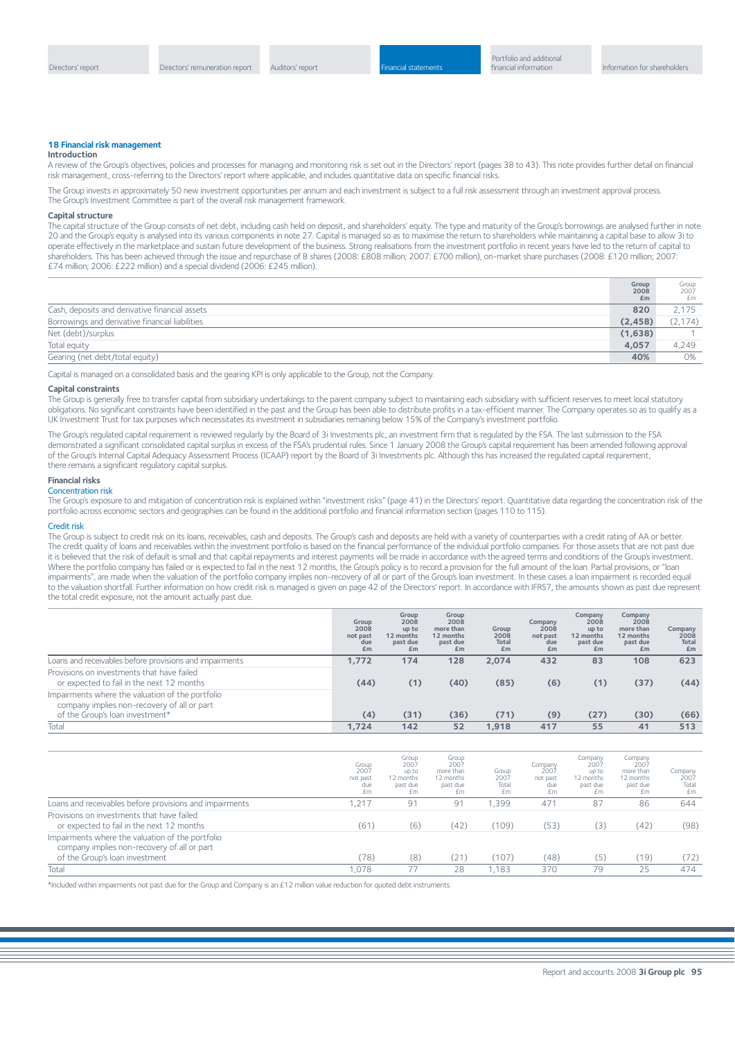## 18 Financial risk management

### Introduction

A review of the Group's objectives, policies and processes for managing and monitoring risk is set out in the Directors' report (pages 38 to 43). This note provides further detail on financial risk management, cross-referring to the Directors' report where applicable, and includes quantitative data on specific financial risks.

The Group invests in approximately 50 new investment opportunities per annum and each investment is subject to a full risk assessment through an investment approval process. The Group's Investment Committee is part of the overall risk management framework.

### Capital structure

The capital structure of the Group consists of net debt, including cash held on deposit, and shareholders' equity. The type and maturity of the Group's borrowings are analysed further in note 20 and the Group's equity is analysed into its various components in note 27. Capital is managed so as to maximise the return to shareholders while maintaining a capital base to allow 3i to operate effectively in the marketplace and sustain future development of the business. Strong realisations from the investment portfolio in recent years have led to the return of capital to shareholders. This has been achieved through the issue and repurchase of B shares (2008: £808 million; 2007: £700 million), on-market share purchases (2008: £120 million; 2007: £74 million; 2006: £222 million) and a special dividend (2006: £245 million).

| | Group 2008 £m | Group 2007 £m |
|---|---|---|
| Cash, deposits and derivative financial assets | **820** | 2,175 |
| Borrowings and derivative financial liabilities | **(2,458)** | (2,174) |
| Net (debt)/surplus | **(1,638)** | 1 |
| Total equity | **4,057** | 4,249 |
| Gearing (net debt/total equity) | **40%** | 0% |

Capital is managed on a consolidated basis and the gearing KPI is only applicable to the Group, not the Company.

### Capital constraints

The Group is generally free to transfer capital from subsidiary undertakings to the parent company subject to maintaining each subsidiary with sufficient reserves to meet local statutory obligations. No significant constraints have been identified in the past and the Group has been able to distribute profits in a tax-efficient manner. The Company operates so as to qualify as a UK Investment Trust for tax purposes which necessitates its investment in subsidiaries remaining below 15% of the Company's investment portfolio.

The Group's regulated capital requirement is reviewed regularly by the Board of 3i Investments plc, an investment firm that is regulated by the FSA. The last submission to the FSA demonstrated a significant consolidated capital surplus in excess of the FSA's prudential rules. Since 1 January 2008 the Group's capital requirement has been amended following approval of the Group's Internal Capital Adequacy Assessment Process (ICAAP) report by the Board of 3i Investments plc. Although this has increased the regulated capital requirement, there remains a significant regulatory capital surplus.

### Financial risks

#### Concentration risk

The Group's exposure to and mitigation of concentration risk is explained within "investment risks" (page 41) in the Directors' report. Quantitative data regarding the concentration risk of the portfolio across economic sectors and geographies can be found in the additional portfolio and financial information section (pages 110 to 115).

#### Credit risk

The Group is subject to credit risk on its loans, receivables, cash and deposits. The Group's cash and deposits are held with a variety of counterparties with a credit rating of AA or better. The credit quality of loans and receivables within the investment portfolio is based on the financial performance of the individual portfolio companies. For those assets that are not past due it is believed that the risk of default is small and that capital repayments and interest payments will be made in accordance with the agreed terms and conditions of the Group's investment. Where the portfolio company has failed or is expected to fail in the next 12 months, the Group's policy is to record a provision for the full amount of the loan. Partial provisions, or "loan impairments", are made when the valuation of the portfolio company implies non-recovery of all or part of the Group's loan investment. In these cases a loan impairment is recorded equal to the valuation shortfall. Further information on how credit risk is managed is given on page 42 of the Directors' report. In accordance with IFRS7, the amounts shown as past due represent the total credit exposure, not the amount actually past due.

| | Group 2008 not past due £m | Group 2008 up to 12 months past due £m | Group 2008 more than 12 months past due £m | Group 2008 Total £m | Company 2008 not past due £m | Company 2008 up to 12 months past due £m | Company 2008 more than 12 months past due £m | Company 2008 Total £m |
|---|---|---|---|---|---|---|---|---|
| Loans and receivables before provisions and impairments | **1,772** | **174** | **128** | **2,074** | **432** | **83** | **108** | **623** |
| Provisions on investments that have failed or expected to fail in the next 12 months | **(44)** | **(1)** | **(40)** | **(85)** | **(6)** | **(1)** | **(37)** | **(44)** |
| Impairments where the valuation of the portfolio company implies non-recovery of all or part of the Group's loan investment* | **(4)** | **(31)** | **(36)** | **(71)** | **(9)** | **(27)** | **(30)** | **(66)** |
| Total | **1,724** | **142** | **52** | **1,918** | **417** | **55** | **41** | **513** |

| | Group 2007 not past due £m | Group 2007 up to 12 months past due £m | Group 2007 more than 12 months past due £m | Group 2007 Total £m | Company 2007 not past due £m | Company 2007 up to 12 months past due £m | Company 2007 more than 12 months past due £m | Company 2007 Total £m |
|---|---|---|---|---|---|---|---|---|
| Loans and receivables before provisions and impairments | 1,217 | 91 | 91 | 1,399 | 471 | 87 | 86 | 644 |
| Provisions on investments that have failed or expected to fail in the next 12 months | (61) | (6) | (42) | (109) | (53) | (3) | (42) | (98) |
| Impairments where the valuation of the portfolio company implies non-recovery of all or part of the Group's loan investment | (78) | (8) | (21) | (107) | (48) | (5) | (19) | (72) |
| Total | 1,078 | 77 | 28 | 1,183 | 370 | 79 | 25 | 474 |

*Included within impairments not past due for the Group and Company is an £12 million value reduction for quoted debt instruments.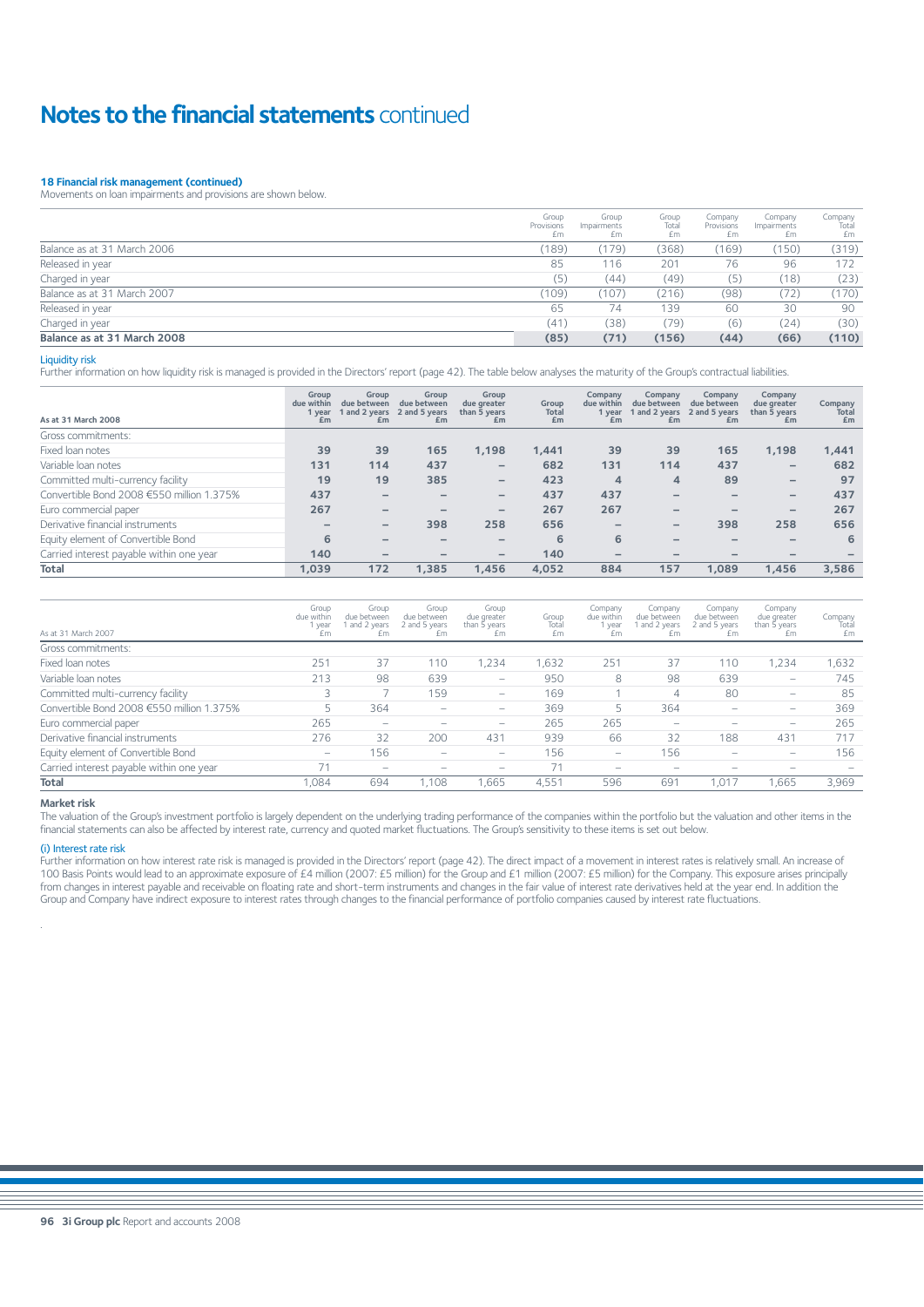# Notes to the financial statements continued

### 18 Financial risk management (continued)

Movements on loan impairments and provisions are shown below.

| | Group Provisions £m | Group Impairments £m | Group Total £m | Company Provisions £m | Company Impairments £m | Company Total £m |
|---|---|---|---|---|---|---|
| Balance as at 31 March 2006 | (189) | (179) | (368) | (169) | (150) | (319) |
| Released in year | 85 | 116 | 201 | 76 | 96 | 172 |
| Charged in year | (5) | (44) | (49) | (5) | (18) | (23) |
| Balance as at 31 March 2007 | (109) | (107) | (216) | (98) | (72) | (170) |
| Released in year | 65 | 74 | 139 | 60 | 30 | 90 |
| Charged in year | (41) | (38) | (79) | (6) | (24) | (30) |
| **Balance as at 31 March 2008** | **(85)** | **(71)** | **(156)** | **(44)** | **(66)** | **(110)** |

#### Liquidity risk

Further information on how liquidity risk is managed is provided in the Directors' report (page 42). The table below analyses the maturity of the Group's contractual liabilities.

| As at 31 March 2008 | Group due within 1 year £m | Group due between 1 and 2 years £m | Group due between 2 and 5 years £m | Group due greater than 5 years £m | Group Total £m | Company due within 1 year £m | Company due between 1 and 2 years £m | Company due between 2 and 5 years £m | Company due greater than 5 years £m | Company Total £m |
|---|---|---|---|---|---|---|---|---|---|---|
| Gross commitments: | | | | | | | | | | |
| Fixed loan notes | **39** | **39** | **165** | **1,198** | **1,441** | **39** | **39** | **165** | **1,198** | **1,441** |
| Variable loan notes | **131** | **114** | **437** | **–** | **682** | **131** | **114** | **437** | **–** | **682** |
| Committed multi-currency facility | **19** | **19** | **385** | **–** | **423** | **4** | **4** | **89** | **–** | **97** |
| Convertible Bond 2008 €550 million 1.375% | **437** | **–** | **–** | **–** | **437** | **437** | **–** | **–** | **–** | **437** |
| Euro commercial paper | **267** | **–** | **–** | **–** | **267** | **267** | **–** | **–** | **–** | **267** |
| Derivative financial instruments | **–** | **–** | **398** | **258** | **656** | **–** | **–** | **398** | **258** | **656** |
| Equity element of Convertible Bond | **6** | **–** | **–** | **–** | **6** | **6** | **–** | **–** | **–** | **6** |
| Carried interest payable within one year | **140** | **–** | **–** | **–** | **140** | **–** | **–** | **–** | **–** | **–** |
| **Total** | **1,039** | **172** | **1,385** | **1,456** | **4,052** | **884** | **157** | **1,089** | **1,456** | **3,586** |

| As at 31 March 2007 | Group due within 1 year £m | Group due between 1 and 2 years £m | Group due between 2 and 5 years £m | Group due greater than 5 years £m | Group Total £m | Company due within 1 year £m | Company due between 1 and 2 years £m | Company due between 2 and 5 years £m | Company due greater than 5 years £m | Company Total £m |
|---|---|---|---|---|---|---|---|---|---|---|
| Gross commitments: | | | | | | | | | | |
| Fixed loan notes | 251 | 37 | 110 | 1,234 | 1,632 | 251 | 37 | 110 | 1,234 | 1,632 |
| Variable loan notes | 213 | 98 | 639 | – | 950 | 8 | 98 | 639 | – | 745 |
| Committed multi-currency facility | 3 | 7 | 159 | – | 169 | 1 | 4 | 80 | – | 85 |
| Convertible Bond 2008 €550 million 1.375% | 5 | 364 | – | – | 369 | 5 | 364 | – | – | 369 |
| Euro commercial paper | 265 | – | – | – | 265 | 265 | – | – | – | 265 |
| Derivative financial instruments | 276 | 32 | 200 | 431 | 939 | 66 | 32 | 188 | 431 | 717 |
| Equity element of Convertible Bond | – | 156 | – | – | 156 | – | 156 | – | – | 156 |
| Carried interest payable within one year | 71 | – | – | – | 71 | – | – | – | – | – |
| **Total** | 1,084 | 694 | 1,108 | 1,665 | 4,551 | 596 | 691 | 1,017 | 1,665 | 3,969 |

#### Market risk

The valuation of the Group's investment portfolio is largely dependent on the underlying trading performance of the companies within the portfolio but the valuation and other items in the financial statements can also be affected by interest rate, currency and quoted market fluctuations. The Group's sensitivity to these items is set out below.

#### (i) Interest rate risk

Further information on how interest rate risk is managed is provided in the Directors' report (page 42). The direct impact of a movement in interest rates is relatively small. An increase of 100 Basis Points would lead to an approximate exposure of £4 million (2007: £5 million) for the Group and £1 million (2007: £5 million) for the Company. This exposure arises principally from changes in interest payable and receivable on floating rate and short-term instruments and changes in the fair value of interest rate derivatives held at the year end. In addition the Group and Company have indirect exposure to interest rates through changes to the financial performance of portfolio companies caused by interest rate fluctuations.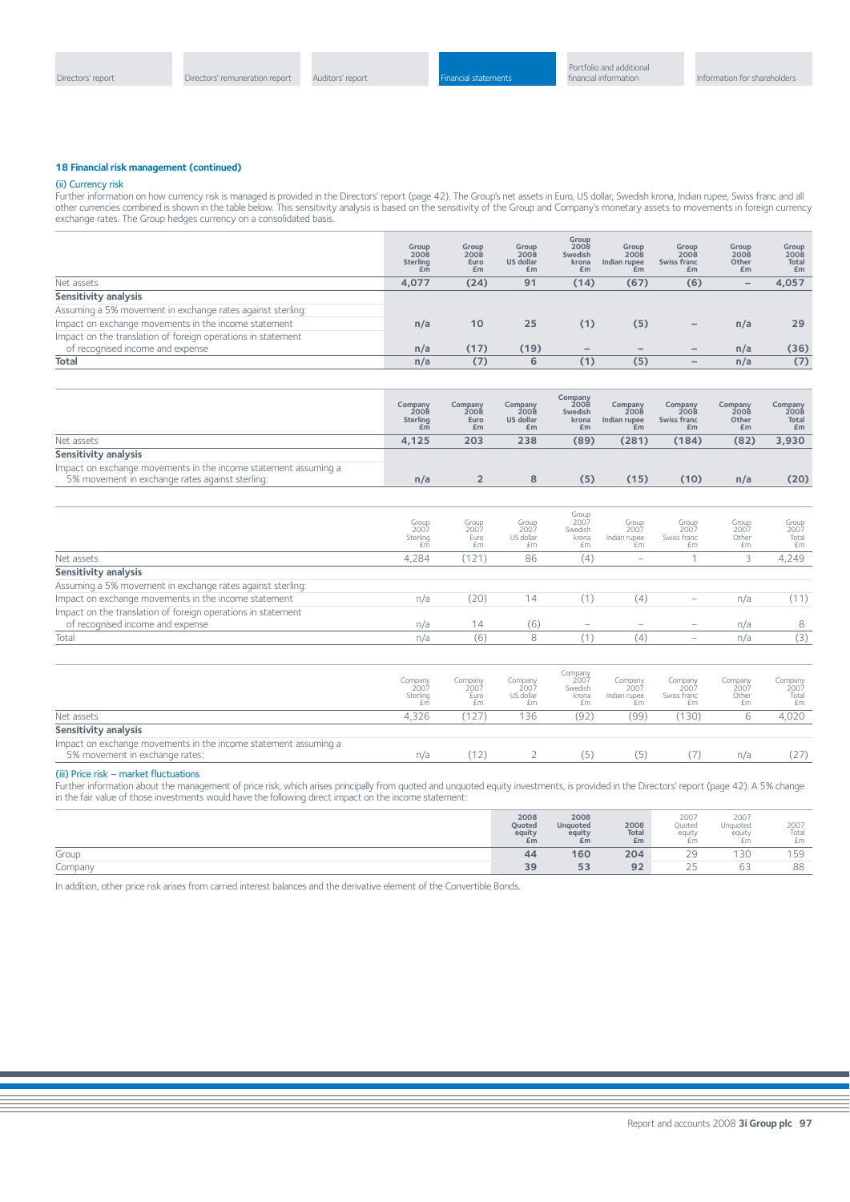## 18 Financial risk management (continued)

### (ii) Currency risk

Further information on how currency risk is managed is provided in the Directors' report (page 42). The Group's net assets in Euro, US dollar, Swedish krona, Indian rupee, Swiss franc and all other currencies combined is shown in the table below. This sensitivity analysis is based on the sensitivity of the Group and Company's monetary assets to movements in foreign currency exchange rates. The Group hedges currency on a consolidated basis.

| | Group 2008 Sterling £m | Group 2008 Euro £m | Group 2008 US dollar £m | Group 2008 Swedish krona £m | Group 2008 Indian rupee £m | Group 2008 Swiss franc £m | Group 2008 Other £m | Group 2008 Total £m |
|---|---|---|---|---|---|---|---|---|
| Net assets | 4,077 | (24) | 91 | (14) | (67) | (6) | – | 4,057 |
| **Sensitivity analysis** | | | | | | | | |
| Assuming a 5% movement in exchange rates against sterling: | | | | | | | | |
| Impact on exchange movements in the income statement | n/a | 10 | 25 | (1) | (5) | – | n/a | 29 |
| Impact on the translation of foreign operations in statement of recognised income and expense | n/a | (17) | (19) | – | – | – | n/a | (36) |
| **Total** | n/a | (7) | 6 | (1) | (5) | – | n/a | (7) |

| | Company 2008 Sterling £m | Company 2008 Euro £m | Company 2008 US dollar £m | Company 2008 Swedish krona £m | Company 2008 Indian rupee £m | Company 2008 Swiss franc £m | Company 2008 Other £m | Company 2008 Total £m |
|---|---|---|---|---|---|---|---|---|
| Net assets | 4,125 | 203 | 238 | (89) | (281) | (184) | (82) | 3,930 |
| **Sensitivity analysis** | | | | | | | | |
| Impact on exchange movements in the income statement assuming a 5% movement in exchange rates against sterling: | n/a | 2 | 8 | (5) | (15) | (10) | n/a | (20) |

| | Group 2007 Sterling £m | Group 2007 Euro £m | Group 2007 US dollar £m | Group 2007 Swedish krona £m | Group 2007 Indian rupee £m | Group 2007 Swiss franc £m | Group 2007 Other £m | Group 2007 Total £m |
|---|---|---|---|---|---|---|---|---|
| Net assets | 4,284 | (121) | 86 | (4) | – | 1 | 3 | 4,249 |
| **Sensitivity analysis** | | | | | | | | |
| Assuming a 5% movement in exchange rates against sterling: | | | | | | | | |
| Impact on exchange movements in the income statement | n/a | (20) | 14 | (1) | (4) | – | n/a | (11) |
| Impact on the translation of foreign operations in statement of recognised income and expense | n/a | 14 | (6) | – | – | – | n/a | 8 |
| Total | n/a | (6) | 8 | (1) | (4) | – | n/a | (3) |

| | Company 2007 Sterling £m | Company 2007 Euro £m | Company 2007 US dollar £m | Company 2007 Swedish krona £m | Company 2007 Indian rupee £m | Company 2007 Swiss franc £m | Company 2007 Other £m | Company 2007 Total £m |
|---|---|---|---|---|---|---|---|---|
| Net assets | 4,326 | (127) | 136 | (92) | (99) | (130) | 6 | 4,020 |
| **Sensitivity analysis** | | | | | | | | |
| Impact on exchange movements in the income statement assuming a 5% movement in exchange rates: | n/a | (12) | 2 | (5) | (5) | (7) | n/a | (27) |

### (iii) Price risk – market fluctuations

Further information about the management of price risk, which arises principally from quoted and unquoted equity investments, is provided in the Directors' report (page 42). A 5% change in the fair value of those investments would have the following direct impact on the income statement:

| | 2008 Quoted equity £m | 2008 Unquoted equity £m | 2008 Total £m | 2007 Quoted equity £m | 2007 Unquoted equity £m | 2007 Total £m |
|---|---|---|---|---|---|---|
| Group | 44 | 160 | 204 | 29 | 130 | 159 |
| Company | 39 | 53 | 92 | 25 | 63 | 88 |

In addition, other price risk arises from carried interest balances and the derivative element of the Convertible Bonds.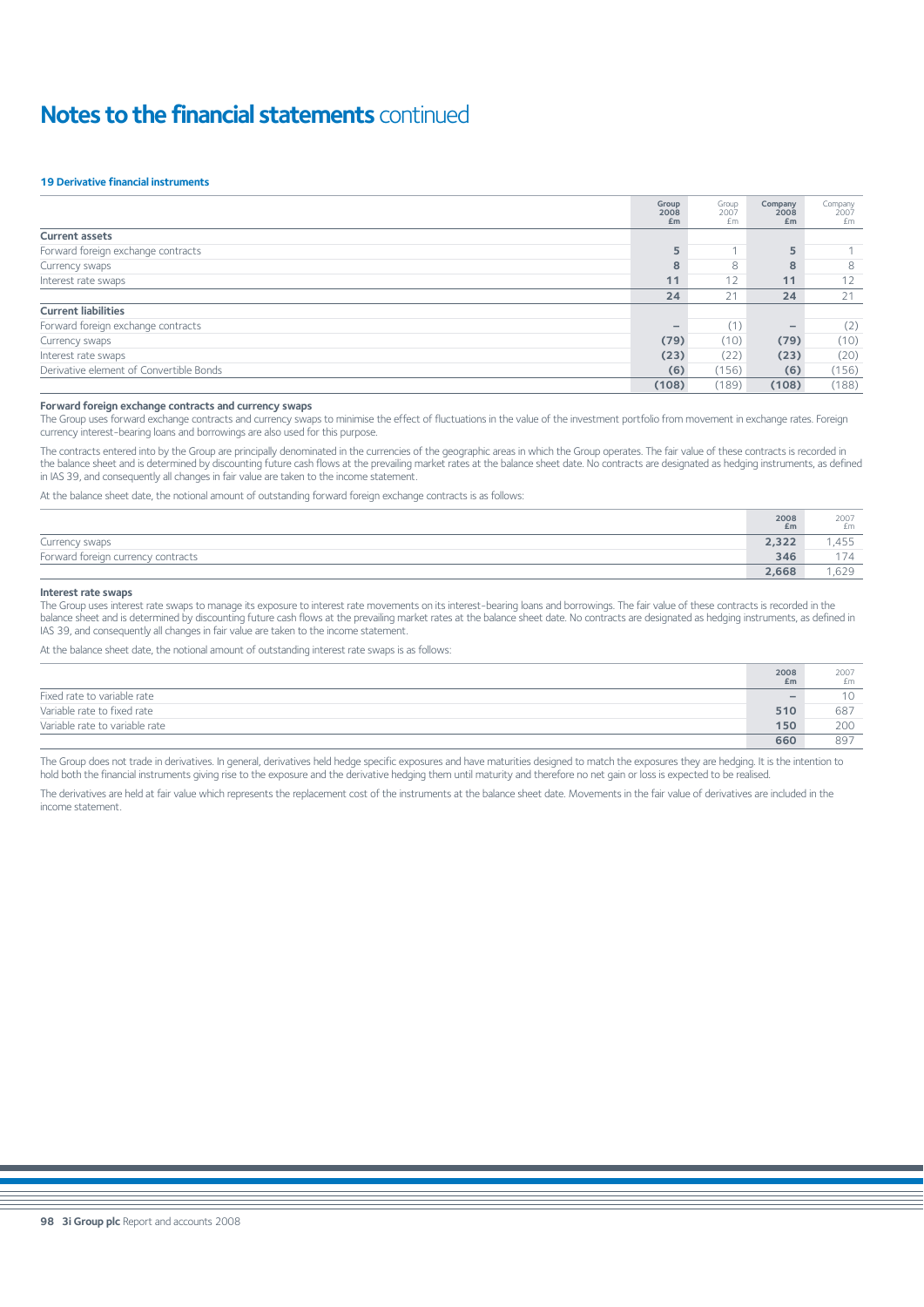# Notes to the financial statements continued

### 19 Derivative financial instruments

| | Group 2008 £m | Group 2007 £m | Company 2008 £m | Company 2007 £m |
|---|---|---|---|---|
| **Current assets** | | | | |
| Forward foreign exchange contracts | 5 | 1 | 5 | 1 |
| Currency swaps | 8 | 8 | 8 | 8 |
| Interest rate swaps | 11 | 12 | 11 | 12 |
| | 24 | 21 | 24 | 21 |
| **Current liabilities** | | | | |
| Forward foreign exchange contracts | – | (1) | – | (2) |
| Currency swaps | (79) | (10) | (79) | (10) |
| Interest rate swaps | (23) | (22) | (23) | (20) |
| Derivative element of Convertible Bonds | (6) | (156) | (6) | (156) |
| | (108) | (189) | (108) | (188) |

**Forward foreign exchange contracts and currency swaps**

The Group uses forward exchange contracts and currency swaps to minimise the effect of fluctuations in the value of the investment portfolio from movement in exchange rates. Foreign currency interest-bearing loans and borrowings are also used for this purpose.

The contracts entered into by the Group are principally denominated in the currencies of the geographic areas in which the Group operates. The fair value of these contracts is recorded in the balance sheet and is determined by discounting future cash flows at the prevailing market rates at the balance sheet date. No contracts are designated as hedging instruments, as defined in IAS 39, and consequently all changes in fair value are taken to the income statement.

At the balance sheet date, the notional amount of outstanding forward foreign exchange contracts is as follows:

| | 2008 £m | 2007 £m |
|---|---|---|
| Currency swaps | 2,322 | 1,455 |
| Forward foreign currency contracts | 346 | 174 |
| | 2,668 | 1,629 |

**Interest rate swaps**

The Group uses interest rate swaps to manage its exposure to interest rate movements on its interest-bearing loans and borrowings. The fair value of these contracts is recorded in the balance sheet and is determined by discounting future cash flows at the prevailing market rates at the balance sheet date. No contracts are designated as hedging instruments, as defined in IAS 39, and consequently all changes in fair value are taken to the income statement.

At the balance sheet date, the notional amount of outstanding interest rate swaps is as follows:

| | 2008 £m | 2007 £m |
|---|---|---|
| Fixed rate to variable rate | – | 10 |
| Variable rate to fixed rate | 510 | 687 |
| Variable rate to variable rate | 150 | 200 |
| | 660 | 897 |

The Group does not trade in derivatives. In general, derivatives held hedge specific exposures and have maturities designed to match the exposures they are hedging. It is the intention to hold both the financial instruments giving rise to the exposure and the derivative hedging them until maturity and therefore no net gain or loss is expected to be realised.

The derivatives are held at fair value which represents the replacement cost of the instruments at the balance sheet date. Movements in the fair value of derivatives are included in the income statement.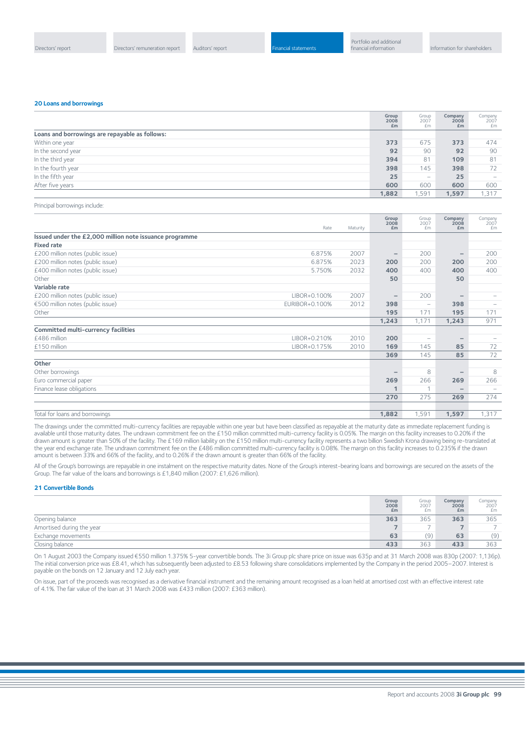## 20 Loans and borrowings

| | Group 2008 £m | Group 2007 £m | Company 2008 £m | Company 2007 £m |
|---|---|---|---|---|
| **Loans and borrowings are repayable as follows:** | | | | |
| Within one year | **373** | 675 | **373** | 474 |
| In the second year | **92** | 90 | **92** | 90 |
| In the third year | **394** | 81 | **109** | 81 |
| In the fourth year | **398** | 145 | **398** | 72 |
| In the fifth year | **25** | – | **25** | – |
| After five years | **600** | 600 | **600** | 600 |
| | **1,882** | 1,591 | **1,597** | 1,317 |

Principal borrowings include:

| | Rate | Maturity | Group 2008 £m | Group 2007 £m | Company 2008 £m | Company 2007 £m |
|---|---|---|---|---|---|---|
| **Issued under the £2,000 million note issuance programme** | | | | | | |
| **Fixed rate** | | | | | | |
| £200 million notes (public issue) | 6.875% | 2007 | **–** | 200 | **–** | 200 |
| £200 million notes (public issue) | 6.875% | 2023 | **200** | 200 | **200** | 200 |
| £400 million notes (public issue) | 5.750% | 2032 | **400** | 400 | **400** | 400 |
| Other | | | **50** | | **50** | |
| **Variable rate** | | | | | | |
| £200 million notes (public issue) | LIBOR+0.100% | 2007 | **–** | 200 | **–** | – |
| €500 million notes (public issue) | EURIBOR+0.100% | 2012 | **398** | – | **398** | – |
| Other | | | **195** | 171 | **195** | 171 |
| | | | **1,243** | 1,171 | **1,243** | 971 |
| **Committed multi-currency facilities** | | | | | | |
| £486 million | LIBOR+0.210% | 2010 | **200** | – | **–** | – |
| £150 million | LIBOR+0.175% | 2010 | **169** | 145 | **85** | 72 |
| | | | **369** | 145 | **85** | 72 |
| **Other** | | | | | | |
| Other borrowings | | | **–** | 8 | **–** | 8 |
| Euro commercial paper | | | **269** | 266 | **269** | 266 |
| Finance lease obligations | | | **1** | 1 | **–** | – |
| | | | **270** | 275 | **269** | 274 |
| Total for loans and borrowings | | | **1,882** | 1,591 | **1,597** | 1,317 |

The drawings under the committed multi-currency facilities are repayable within one year but have been classified as repayable at the maturity date as immediate replacement funding is available until those maturity dates. The undrawn commitment fee on the £150 million committed multi-currency facility is 0.05%. The margin on this facility increases to 0.20% if the drawn amount is greater than 50% of the facility. The £169 million liability on the £150 million multi-currency facility represents a two billion Swedish Krona drawing being re-translated at the year end exchange rate. The undrawn commitment fee on the £486 million committed multi-currency facility is 0.08%. The margin on this facility increases to 0.235% if the drawn amount is between 33% and 66% of the facility, and to 0.26% if the drawn amount is greater than 66% of the facility.

All of the Group's borrowings are repayable in one instalment on the respective maturity dates. None of the Group's interest-bearing loans and borrowings are secured on the assets of the Group. The fair value of the loans and borrowings is £1,840 million (2007: £1,626 million).

## 21 Convertible Bonds

| | Group 2008 £m | Group 2007 £m | Company 2008 £m | Company 2007 £m |
|---|---|---|---|---|
| Opening balance | **363** | 365 | **363** | 365 |
| Amortised during the year | **7** | 7 | **7** | 7 |
| Exchange movements | **63** | (9) | **63** | (9) |
| Closing balance | **433** | 363 | **433** | 363 |

On 1 August 2003 the Company issued €550 million 1.375% 5-year convertible bonds. The 3i Group plc share price on issue was 635p and at 31 March 2008 was 830p (2007: 1,136p). The initial conversion price was £8.41, which has subsequently been adjusted to £8.53 following share consolidations implemented by the Company in the period 2005–2007. Interest is payable on the bonds on 12 January and 12 July each year.

On issue, part of the proceeds was recognised as a derivative financial instrument and the remaining amount recognised as a loan held at amortised cost with an effective interest rate of 4.1%. The fair value of the loan at 31 March 2008 was £433 million (2007: £363 million).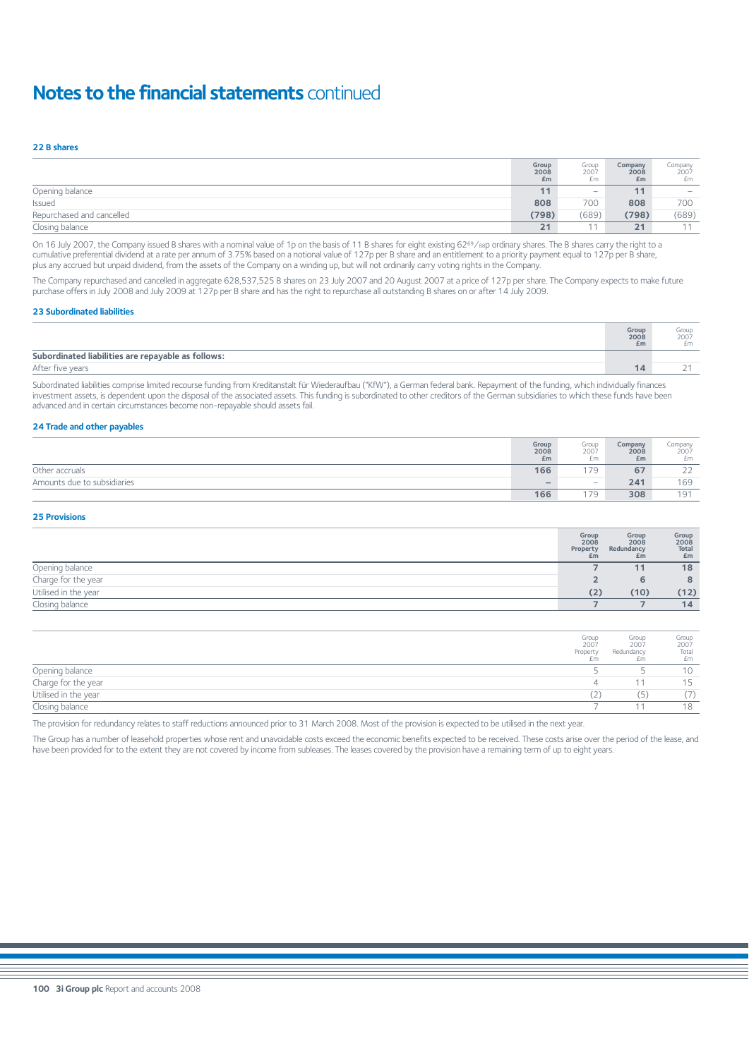# Notes to the financial statements continued

### 22 B shares

| | Group 2008 £m | Group 2007 £m | Company 2008 £m | Company 2007 £m |
|---|---|---|---|---|
| Opening balance | 11 | – | 11 | – |
| Issued | 808 | 700 | 808 | 700 |
| Repurchased and cancelled | (798) | (689) | (798) | (689) |
| Closing balance | 21 | 11 | 21 | 11 |

On 16 July 2007, the Company issued B shares with a nominal value of 1p on the basis of 11 B shares for eight existing 62$^{69}/_{88}$p ordinary shares. The B shares carry the right to a cumulative preferential dividend at a rate per annum of 3.75% based on a notional value of 127p per B share and an entitlement to a priority payment equal to 127p per B share, plus any accrued but unpaid dividend, from the assets of the Company on a winding up, but will not ordinarily carry voting rights in the Company.

The Company repurchased and cancelled in aggregate 628,537,525 B shares on 23 July 2007 and 20 August 2007 at a price of 127p per share. The Company expects to make future purchase offers in July 2008 and July 2009 at 127p per B share and has the right to repurchase all outstanding B shares on or after 14 July 2009.

### 23 Subordinated liabilities

| | Group 2008 £m | Group 2007 £m |
|---|---|---|
| **Subordinated liabilities are repayable as follows:** | | |
| After five years | 14 | 21 |

Subordinated liabilities comprise limited recourse funding from Kreditanstalt für Wiederaufbau ("KfW"), a German federal bank. Repayment of the funding, which individually finances investment assets, is dependent upon the disposal of the associated assets. This funding is subordinated to other creditors of the German subsidiaries to which these funds have been advanced and in certain circumstances become non-repayable should assets fail.

### 24 Trade and other payables

| | Group 2008 £m | Group 2007 £m | Company 2008 £m | Company 2007 £m |
|---|---|---|---|---|
| Other accruals | 166 | 179 | 67 | 22 |
| Amounts due to subsidiaries | – | – | 241 | 169 |
| | 166 | 179 | 308 | 191 |

### 25 Provisions

| | Group 2008 Property £m | Group 2008 Redundancy £m | Group 2008 Total £m |
|---|---|---|---|
| Opening balance | 7 | 11 | 18 |
| Charge for the year | 2 | 6 | 8 |
| Utilised in the year | (2) | (10) | (12) |
| Closing balance | 7 | 7 | 14 |

| | Group 2007 Property £m | Group 2007 Redundancy £m | Group 2007 Total £m |
|---|---|---|---|
| Opening balance | 5 | 5 | 10 |
| Charge for the year | 4 | 11 | 15 |
| Utilised in the year | (2) | (5) | (7) |
| Closing balance | 7 | 11 | 18 |

The provision for redundancy relates to staff reductions announced prior to 31 March 2008. Most of the provision is expected to be utilised in the next year.

The Group has a number of leasehold properties whose rent and unavoidable costs exceed the economic benefits expected to be received. These costs arise over the period of the lease, and have been provided for to the extent they are not covered by income from subleases. The leases covered by the provision have a remaining term of up to eight years.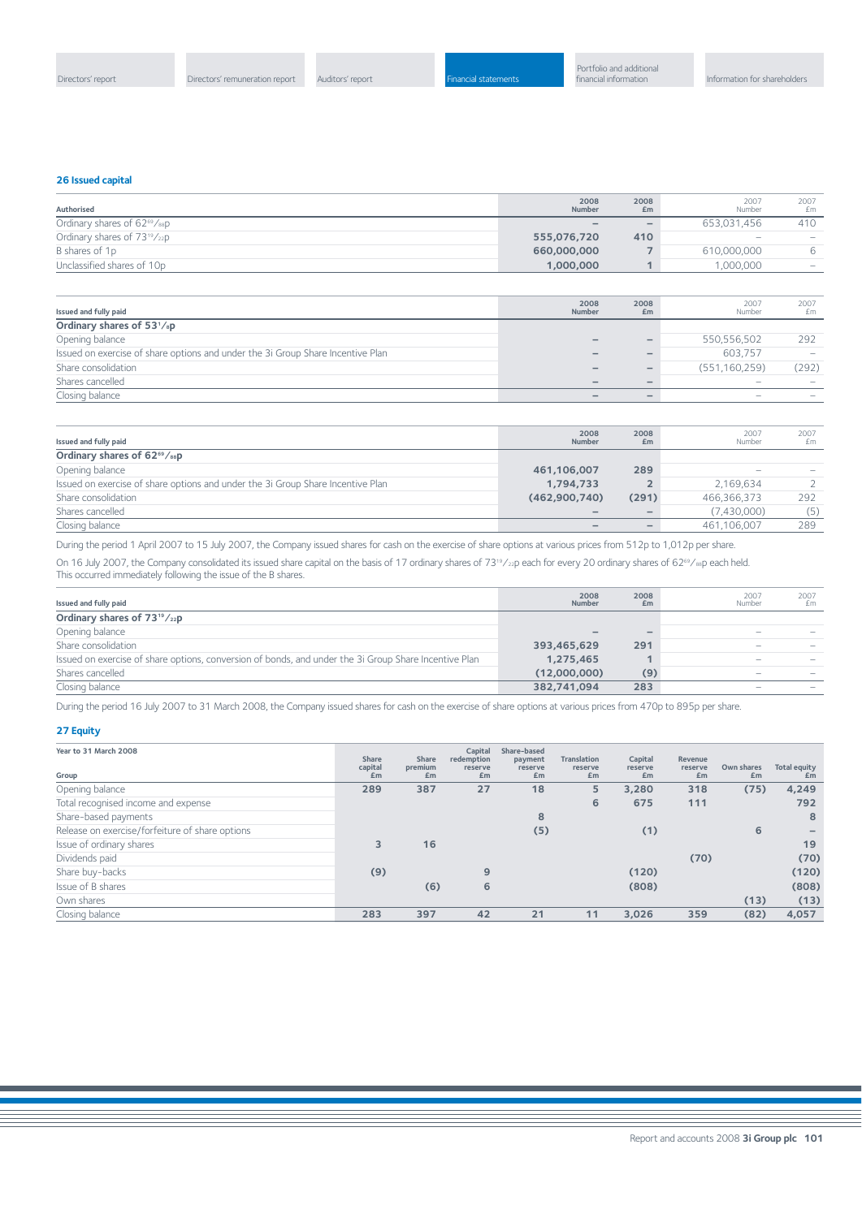## 26 Issued capital

| Authorised | 2008 Number | 2008 £m | 2007 Number | 2007 £m |
|---|---|---|---|---|
| Ordinary shares of 62$^{69}/_{88}$p | – | – | 653,031,456 | 410 |
| Ordinary shares of 73$^{19}/_{22}$p | 555,076,720 | 410 | – | – |
| B shares of 1p | 660,000,000 | 7 | 610,000,000 | 6 |
| Unclassified shares of 10p | 1,000,000 | 1 | 1,000,000 | – |

| Issued and fully paid | 2008 Number | 2008 £m | 2007 Number | 2007 £m |
|---|---|---|---|---|
| **Ordinary shares of 53$^{1}/_{8}$p** | | | | |
| Opening balance | – | – | 550,556,502 | 292 |
| Issued on exercise of share options and under the 3i Group Share Incentive Plan | – | – | 603,757 | – |
| Share consolidation | – | – | (551,160,259) | (292) |
| Shares cancelled | – | – | – | – |
| Closing balance | – | – | – | – |

| Issued and fully paid | 2008 Number | 2008 £m | 2007 Number | 2007 £m |
|---|---|---|---|---|
| **Ordinary shares of 62$^{69}/_{88}$p** | | | | |
| Opening balance | 461,106,007 | 289 | – | – |
| Issued on exercise of share options and under the 3i Group Share Incentive Plan | 1,794,733 | 2 | 2,169,634 | 2 |
| Share consolidation | (462,900,740) | (291) | 466,366,373 | 292 |
| Shares cancelled | – | – | (7,430,000) | (5) |
| Closing balance | – | – | 461,106,007 | 289 |

During the period 1 April 2007 to 15 July 2007, the Company issued shares for cash on the exercise of share options at various prices from 512p to 1,012p per share.

On 16 July 2007, the Company consolidated its issued share capital on the basis of 17 ordinary shares of 73$^{19}/_{22}$p each for every 20 ordinary shares of 62$^{69}/_{88}$p each held. This occurred immediately following the issue of the B shares.

| Issued and fully paid | 2008 Number | 2008 £m | 2007 Number | 2007 £m |
|---|---|---|---|---|
| **Ordinary shares of 73$^{19}/_{22}$p** | | | | |
| Opening balance | – | – | – | – |
| Share consolidation | 393,465,629 | 291 | – | – |
| Issued on exercise of share options, conversion of bonds, and under the 3i Group Share Incentive Plan | 1,275,465 | 1 | – | – |
| Shares cancelled | (12,000,000) | (9) | – | – |
| Closing balance | 382,741,094 | 283 | – | – |

During the period 16 July 2007 to 31 March 2008, the Company issued shares for cash on the exercise of share options at various prices from 470p to 895p per share.

## 27 Equity

| Year to 31 March 2008<br>Group | Share capital £m | Share premium £m | Capital redemption reserve £m | Share-based payment reserve £m | Translation reserve £m | Capital reserve £m | Revenue reserve £m | Own shares £m | Total equity £m |
|---|---|---|---|---|---|---|---|---|---|
| Opening balance | 289 | 387 | 27 | 18 | 5 | 3,280 | 318 | (75) | 4,249 |
| Total recognised income and expense | | | | | 6 | 675 | 111 | | 792 |
| Share-based payments | | | | 8 | | | | | 8 |
| Release on exercise/forfeiture of share options | | | | (5) | | (1) | | 6 | – |
| Issue of ordinary shares | 3 | 16 | | | | | | | 19 |
| Dividends paid | | | | | | | (70) | | (70) |
| Share buy-backs | (9) | | 9 | | | (120) | | | (120) |
| Issue of B shares | | (6) | 6 | | | (808) | | | (808) |
| Own shares | | | | | | | | (13) | (13) |
| Closing balance | 283 | 397 | 42 | 21 | 11 | 3,026 | 359 | (82) | 4,057 |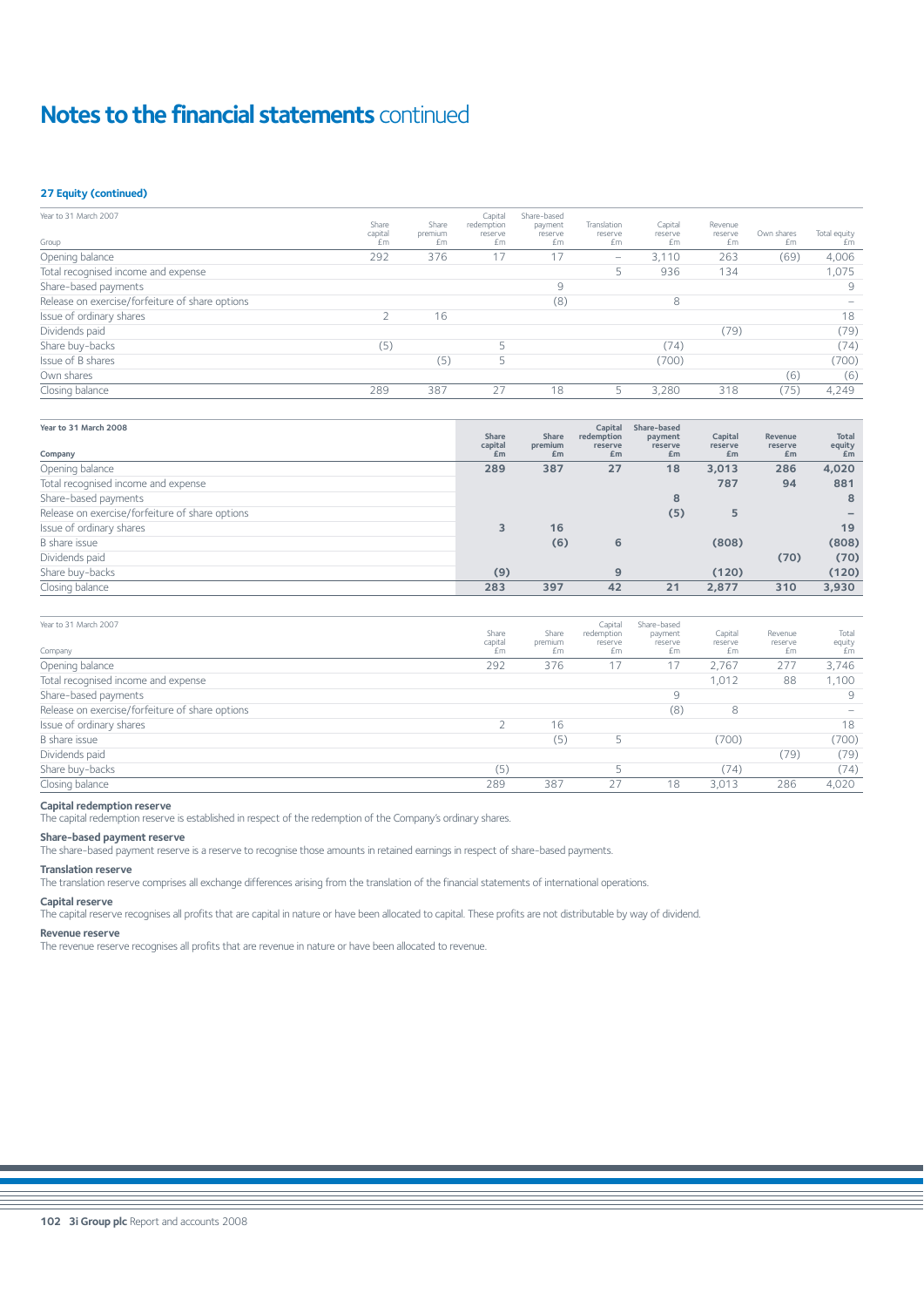# Notes to the financial statements continued

### 27 Equity (continued)

| Year to 31 March 2007<br>Group | Share capital £m | Share premium £m | Capital redemption reserve £m | Share-based payment reserve £m | Translation reserve £m | Capital reserve £m | Revenue reserve £m | Own shares £m | Total equity £m |
|---|---|---|---|---|---|---|---|---|---|
| Opening balance | 292 | 376 | 17 | 17 | – | 3,110 | 263 | (69) | 4,006 |
| Total recognised income and expense | | | | | 5 | 936 | 134 | | 1,075 |
| Share-based payments | | | | 9 | | | | | 9 |
| Release on exercise/forfeiture of share options | | | | (8) | | 8 | | | – |
| Issue of ordinary shares | 2 | 16 | | | | | | | 18 |
| Dividends paid | | | | | | | (79) | | (79) |
| Share buy-backs | (5) | | 5 | | | (74) | | | (74) |
| Issue of B shares | | (5) | 5 | | | (700) | | | (700) |
| Own shares | | | | | | | | (6) | (6) |
| Closing balance | 289 | 387 | 27 | 18 | 5 | 3,280 | 318 | (75) | 4,249 |

| **Year to 31 March 2008**<br>**Company** | **Share capital £m** | **Share premium £m** | **Capital redemption reserve £m** | **Share-based payment reserve £m** | **Capital reserve £m** | **Revenue reserve £m** | **Total equity £m** |
|---|---|---|---|---|---|---|---|
| Opening balance | **289** | **387** | **27** | **18** | **3,013** | **286** | **4,020** |
| Total recognised income and expense | | | | | **787** | **94** | **881** |
| Share-based payments | | | | **8** | | | **8** |
| Release on exercise/forfeiture of share options | | | | **(5)** | **5** | | **–** |
| Issue of ordinary shares | **3** | **16** | | | | | **19** |
| B share issue | | **(6)** | **6** | | **(808)** | | **(808)** |
| Dividends paid | | | | | | **(70)** | **(70)** |
| Share buy-backs | **(9)** | | **9** | | **(120)** | | **(120)** |
| Closing balance | **283** | **397** | **42** | **21** | **2,877** | **310** | **3,930** |

| Year to 31 March 2007<br>Company | Share capital £m | Share premium £m | Capital redemption reserve £m | Share-based payment reserve £m | Capital reserve £m | Revenue reserve £m | Total equity £m |
|---|---|---|---|---|---|---|---|
| Opening balance | 292 | 376 | 17 | 17 | 2,767 | 277 | 3,746 |
| Total recognised income and expense | | | | | 1,012 | 88 | 1,100 |
| Share-based payments | | | | 9 | | | 9 |
| Release on exercise/forfeiture of share options | | | | (8) | 8 | | – |
| Issue of ordinary shares | 2 | 16 | | | | | 18 |
| B share issue | | (5) | 5 | | (700) | | (700) |
| Dividends paid | | | | | | (79) | (79) |
| Share buy-backs | (5) | | 5 | | (74) | | (74) |
| Closing balance | 289 | 387 | 27 | 18 | 3,013 | 286 | 4,020 |

**Capital redemption reserve**
The capital redemption reserve is established in respect of the redemption of the Company's ordinary shares.

**Share-based payment reserve**
The share-based payment reserve is a reserve to recognise those amounts in retained earnings in respect of share-based payments.

**Translation reserve**
The translation reserve comprises all exchange differences arising from the translation of the financial statements of international operations.

**Capital reserve**
The capital reserve recognises all profits that are capital in nature or have been allocated to capital. These profits are not distributable by way of dividend.

**Revenue reserve**
The revenue reserve recognises all profits that are revenue in nature or have been allocated to revenue.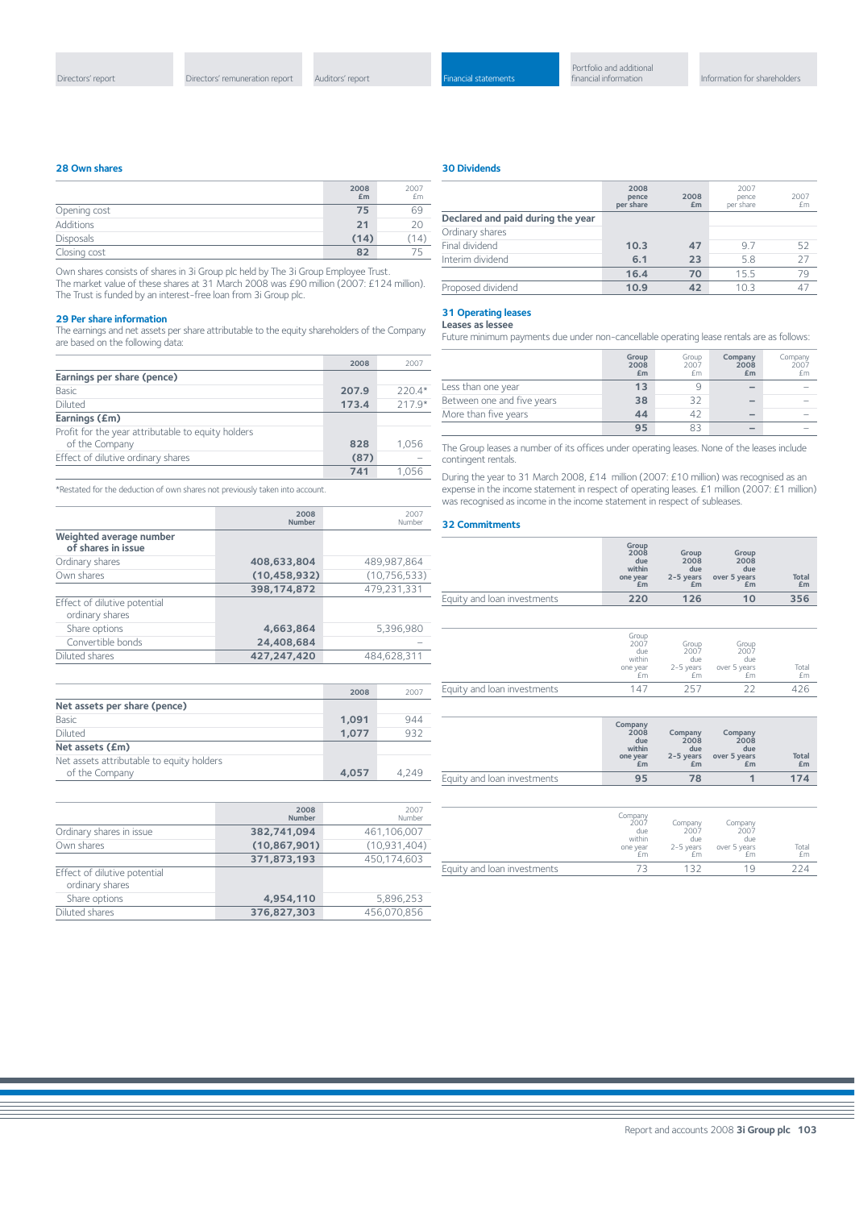## 28 Own shares

| | 2008 £m | 2007 £m |
|---|---|---|
| Opening cost | 75 | 69 |
| Additions | 21 | 20 |
| Disposals | (14) | (14) |
| Closing cost | 82 | 75 |

Own shares consists of shares in 3i Group plc held by The 3i Group Employee Trust. The market value of these shares at 31 March 2008 was £90 million (2007: £124 million). The Trust is funded by an interest-free loan from 3i Group plc.

## 29 Per share information

The earnings and net assets per share attributable to the equity shareholders of the Company are based on the following data:

| | 2008 | 2007 |
|---|---|---|
| **Earnings per share (pence)** | | |
| Basic | 207.9 | 220.4* |
| Diluted | 173.4 | 217.9* |
| **Earnings (£m)** | | |
| Profit for the year attributable to equity holders of the Company | 828 | 1,056 |
| Effect of dilutive ordinary shares | (87) | – |
| | 741 | 1,056 |

*Restated for the deduction of own shares not previously taken into account.

| | 2008 Number | 2007 Number |
|---|---|---|
| **Weighted average number of shares in issue** | | |
| Ordinary shares | 408,633,804 | 489,987,864 |
| Own shares | (10,458,932) | (10,756,533) |
| | 398,174,872 | 479,231,331 |
| Effect of dilutive potential ordinary shares | | |
| Share options | 4,663,864 | 5,396,980 |
| Convertible bonds | 24,408,684 | – |
| Diluted shares | 427,247,420 | 484,628,311 |

| | 2008 | 2007 |
|---|---|---|
| **Net assets per share (pence)** | | |
| Basic | 1,091 | 944 |
| Diluted | 1,077 | 932 |
| **Net assets (£m)** | | |
| Net assets attributable to equity holders of the Company | 4,057 | 4,249 |

| | 2008 Number | 2007 Number |
|---|---|---|
| Ordinary shares in issue | 382,741,094 | 461,106,007 |
| Own shares | (10,867,901) | (10,931,404) |
| | 371,873,193 | 450,174,603 |
| Effect of dilutive potential ordinary shares | | |
| Share options | 4,954,110 | 5,896,253 |
| Diluted shares | 376,827,303 | 456,070,856 |

## 30 Dividends

| | 2008 pence per share | 2008 £m | 2007 pence per share | 2007 £m |
|---|---|---|---|---|
| **Declared and paid during the year** | | | | |
| Ordinary shares | | | | |
| Final dividend | 10.3 | 47 | 9.7 | 52 |
| Interim dividend | 6.1 | 23 | 5.8 | 27 |
| | 16.4 | 70 | 15.5 | 79 |
| Proposed dividend | 10.9 | 42 | 10.3 | 47 |

## 31 Operating leases

**Leases as lessee**

Future minimum payments due under non-cancellable operating lease rentals are as follows:

| | Group 2008 £m | Group 2007 £m | Company 2008 £m | Company 2007 £m |
|---|---|---|---|---|
| Less than one year | 13 | 9 | – | – |
| Between one and five years | 38 | 32 | – | – |
| More than five years | 44 | 42 | – | – |
| | 95 | 83 | – | – |

The Group leases a number of its offices under operating leases. None of the leases include contingent rentals.

During the year to 31 March 2008, £14 million (2007: £10 million) was recognised as an expense in the income statement in respect of operating leases. £1 million (2007: £1 million) was recognised as income in the income statement in respect of subleases.

## 32 Commitments

| | Group 2008 due within one year £m | Group 2008 due 2-5 years £m | Group 2008 due over 5 years £m | Total £m |
|---|---|---|---|---|
| Equity and loan investments | 220 | 126 | 10 | 356 |

| | Group 2007 due within one year £m | Group 2007 due 2-5 years £m | Group 2007 due over 5 years £m | Total £m |
|---|---|---|---|---|
| Equity and loan investments | 147 | 257 | 22 | 426 |

| | Company 2008 due within one year £m | Company 2008 due 2-5 years £m | Company 2008 due over 5 years £m | Total £m |
|---|---|---|---|---|
| Equity and loan investments | 95 | 78 | 1 | 174 |

| | Company 2007 due within one year £m | Company 2007 due 2-5 years £m | Company 2007 due over 5 years £m | Total £m |
|---|---|---|---|---|
| Equity and loan investments | 73 | 132 | 19 | 224 |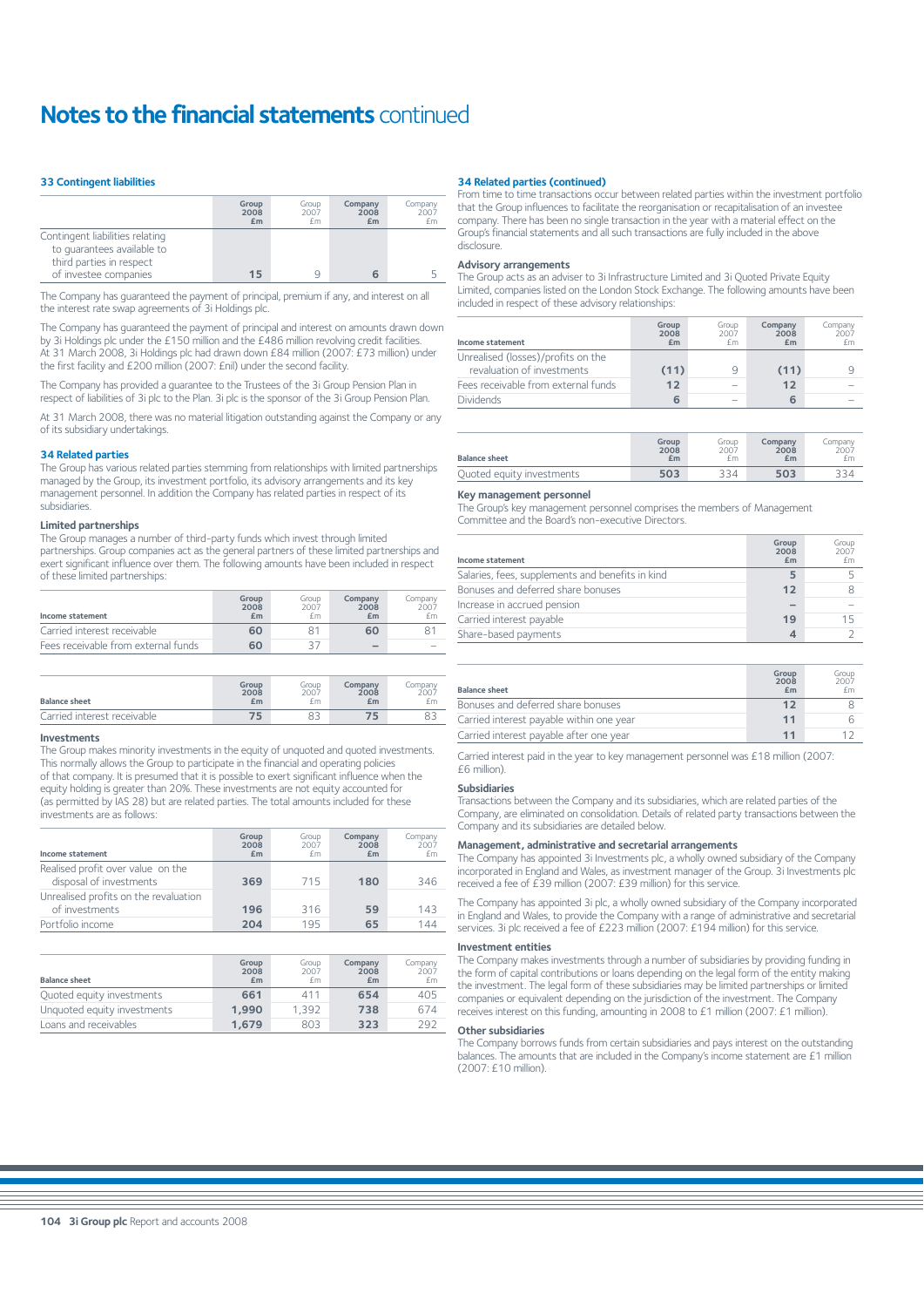# Notes to the financial statements continued

### 33 Contingent liabilities

| | Group 2008 £m | Group 2007 £m | Company 2008 £m | Company 2007 £m |
|---|---|---|---|---|
| Contingent liabilities relating to guarantees available to third parties in respect of investee companies | 15 | 9 | 6 | 5 |

The Company has guaranteed the payment of principal, premium if any, and interest on all the interest rate swap agreements of 3i Holdings plc.

The Company has guaranteed the payment of principal and interest on amounts drawn down by 3i Holdings plc under the £150 million and the £486 million revolving credit facilities. At 31 March 2008, 3i Holdings plc had drawn down £84 million (2007: £73 million) under the first facility and £200 million (2007: £nil) under the second facility.

The Company has provided a guarantee to the Trustees of the 3i Group Pension Plan in respect of liabilities of 3i plc to the Plan. 3i plc is the sponsor of the 3i Group Pension Plan.

At 31 March 2008, there was no material litigation outstanding against the Company or any of its subsidiary undertakings.

### 34 Related parties

The Group has various related parties stemming from relationships with limited partnerships managed by the Group, its investment portfolio, its advisory arrangements and its key management personnel. In addition the Company has related parties in respect of its subsidiaries.

#### Limited partnerships

The Group manages a number of third-party funds which invest through limited partnerships. Group companies act as the general partners of these limited partnerships and exert significant influence over them. The following amounts have been included in respect of these limited partnerships:

| Income statement | Group 2008 £m | Group 2007 £m | Company 2008 £m | Company 2007 £m |
|---|---|---|---|---|
| Carried interest receivable | 60 | 81 | 60 | 81 |
| Fees receivable from external funds | 60 | 37 | – | – |

| Balance sheet | Group 2008 £m | Group 2007 £m | Company 2008 £m | Company 2007 £m |
|---|---|---|---|---|
| Carried interest receivable | 75 | 83 | 75 | 83 |

#### Investments

The Group makes minority investments in the equity of unquoted and quoted investments. This normally allows the Group to participate in the financial and operating policies of that company. It is presumed that it is possible to exert significant influence when the equity holding is greater than 20%. These investments are not equity accounted for (as permitted by IAS 28) but are related parties. The total amounts included for these investments are as follows:

| Income statement | Group 2008 £m | Group 2007 £m | Company 2008 £m | Company 2007 £m |
|---|---|---|---|---|
| Realised profit over value on the disposal of investments | 369 | 715 | 180 | 346 |
| Unrealised profits on the revaluation of investments | 196 | 316 | 59 | 143 |
| Portfolio income | 204 | 195 | 65 | 144 |

| Balance sheet | Group 2008 £m | Group 2007 £m | Company 2008 £m | Company 2007 £m |
|---|---|---|---|---|
| Quoted equity investments | 661 | 411 | 654 | 405 |
| Unquoted equity investments | 1,990 | 1,392 | 738 | 674 |
| Loans and receivables | 1,679 | 803 | 323 | 292 |

### 34 Related parties (continued)

From time to time transactions occur between related parties within the investment portfolio that the Group influences to facilitate the reorganisation or recapitalisation of an investee company. There has been no single transaction in the year with a material effect on the Group's financial statements and all such transactions are fully included in the above disclosure.

#### Advisory arrangements

The Group acts as an adviser to 3i Infrastructure Limited and 3i Quoted Private Equity Limited, companies listed on the London Stock Exchange. The following amounts have been included in respect of these advisory relationships:

| Income statement | Group 2008 £m | Group 2007 £m | Company 2008 £m | Company 2007 £m |
|---|---|---|---|---|
| Unrealised (losses)/profits on the revaluation of investments | (11) | 9 | (11) | 9 |
| Fees receivable from external funds | 12 | – | 12 | – |
| Dividends | 6 | – | 6 | – |

| Balance sheet | Group 2008 £m | Group 2007 £m | Company 2008 £m | Company 2007 £m |
|---|---|---|---|---|
| Quoted equity investments | 503 | 334 | 503 | 334 |

#### Key management personnel

The Group's key management personnel comprises the members of Management Committee and the Board's non-executive Directors.

| Income statement | Group 2008 £m | Group 2007 £m |
|---|---|---|
| Salaries, fees, supplements and benefits in kind | 5 | 5 |
| Bonuses and deferred share bonuses | 12 | 8 |
| Increase in accrued pension | – | – |
| Carried interest payable | 19 | 15 |
| Share-based payments | 4 | 2 |

| Balance sheet | Group 2008 £m | Group 2007 £m |
|---|---|---|
| Bonuses and deferred share bonuses | 12 | 8 |
| Carried interest payable within one year | 11 | 6 |
| Carried interest payable after one year | 11 | 12 |

Carried interest paid in the year to key management personnel was £18 million (2007: £6 million).

#### Subsidiaries

Transactions between the Company and its subsidiaries, which are related parties of the Company, are eliminated on consolidation. Details of related party transactions between the Company and its subsidiaries are detailed below.

#### Management, administrative and secretarial arrangements

The Company has appointed 3i Investments plc, a wholly owned subsidiary of the Company incorporated in England and Wales, as investment manager of the Group. 3i Investments plc received a fee of £39 million (2007: £39 million) for this service.

The Company has appointed 3i plc, a wholly owned subsidiary of the Company incorporated in England and Wales, to provide the Company with a range of administrative and secretarial services. 3i plc received a fee of £223 million (2007: £194 million) for this service.

#### Investment entities

The Company makes investments through a number of subsidiaries by providing funding in the form of capital contributions or loans depending on the legal form of the entity making the investment. The legal form of these subsidiaries may be limited partnerships or limited companies or equivalent depending on the jurisdiction of the investment. The Company receives interest on this funding, amounting in 2008 to £1 million (2007: £1 million).

#### Other subsidiaries

The Company borrows funds from certain subsidiaries and pays interest on the outstanding balances. The amounts that are included in the Company's income statement are £1 million (2007: £10 million).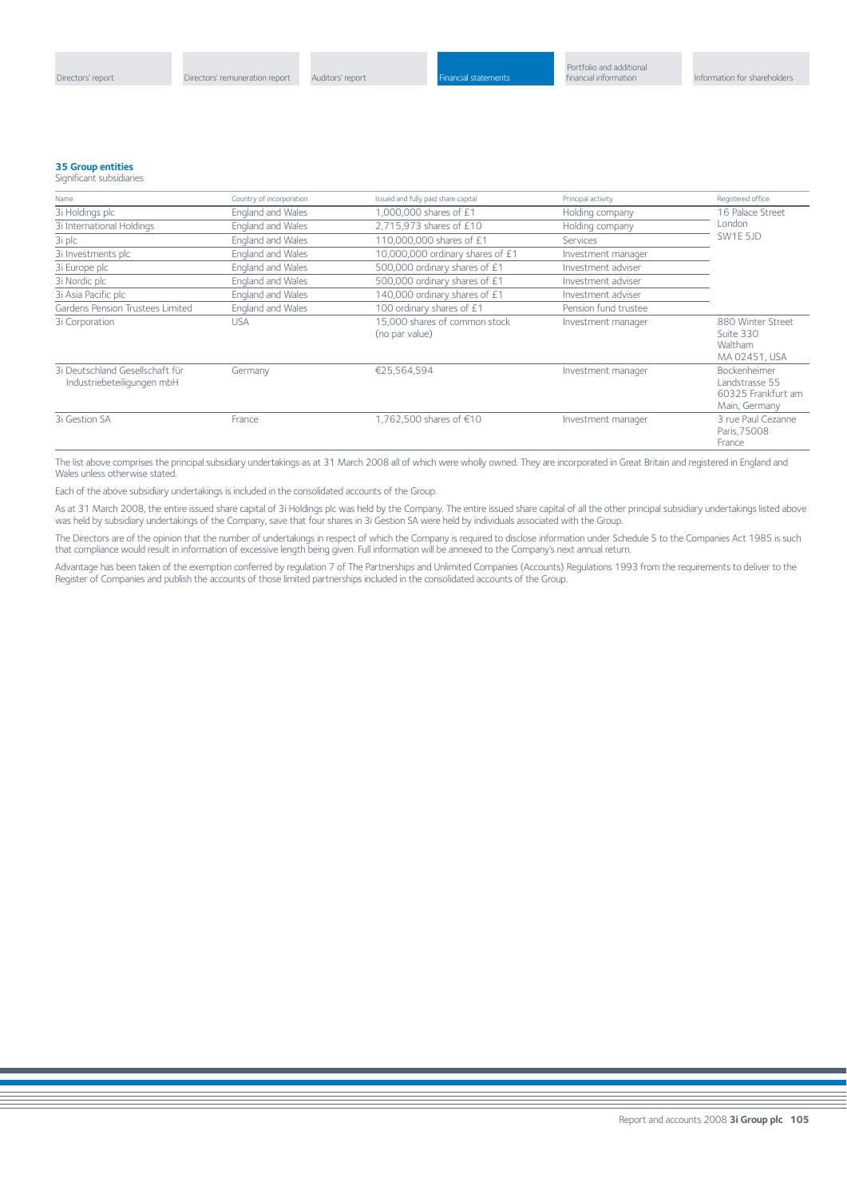### 35 Group entities

Significant subsidiaries

| Name | Country of incorporation | Issued and fully paid share capital | Principal activity | Registered office |
|---|---|---|---|---|
| 3i Holdings plc | England and Wales | 1,000,000 shares of £1 | Holding company | 16 Palace Street London SW1E 5JD |
| 3i International Holdings | England and Wales | 2,715,973 shares of £10 | Holding company | |
| 3i plc | England and Wales | 110,000,000 shares of £1 | Services | |
| 3i Investments plc | England and Wales | 10,000,000 ordinary shares of £1 | Investment manager | |
| 3i Europe plc | England and Wales | 500,000 ordinary shares of £1 | Investment adviser | |
| 3i Nordic plc | England and Wales | 500,000 ordinary shares of £1 | Investment adviser | |
| 3i Asia Pacific plc | England and Wales | 140,000 ordinary shares of £1 | Investment adviser | |
| Gardens Pension Trustees Limited | England and Wales | 100 ordinary shares of £1 | Pension fund trustee | |
| 3i Corporation | USA | 15,000 shares of common stock (no par value) | Investment manager | 880 Winter Street Suite 330 Waltham MA 02451, USA |
| 3i Deutschland Gesellschaft für Industriebeteiligungen mbH | Germany | €25,564,594 | Investment manager | Bockenheimer Landstrasse 55 60325 Frankfurt am Main, Germany |
| 3i Gestion SA | France | 1,762,500 shares of €10 | Investment manager | 3 rue Paul Cezanne Paris,75008 France |

The list above comprises the principal subsidiary undertakings as at 31 March 2008 all of which were wholly owned. They are incorporated in Great Britain and registered in England and Wales unless otherwise stated.

Each of the above subsidiary undertakings is included in the consolidated accounts of the Group.

As at 31 March 2008, the entire issued share capital of 3i Holdings plc was held by the Company. The entire issued share capital of all the other principal subsidiary undertakings listed above was held by subsidiary undertakings of the Company, save that four shares in 3i Gestion SA were held by individuals associated with the Group.

The Directors are of the opinion that the number of undertakings in respect of which the Company is required to disclose information under Schedule 5 to the Companies Act 1985 is such that compliance would result in information of excessive length being given. Full information will be annexed to the Company's next annual return.

Advantage has been taken of the exemption conferred by regulation 7 of The Partnerships and Unlimited Companies (Accounts) Regulations 1993 from the requirements to deliver to the Register of Companies and publish the accounts of those limited partnerships included in the consolidated accounts of the Group.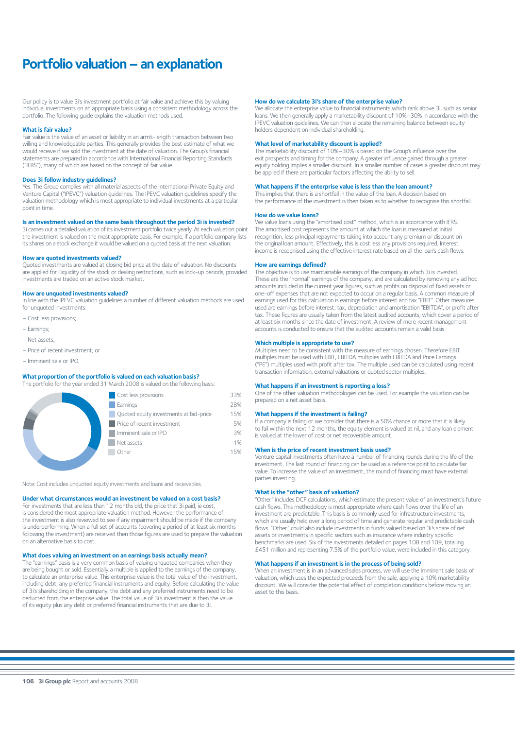# Portfolio valuation – an explanation

Our policy is to value 3i's investment portfolio at fair value and achieve this by valuing individual investments on an appropriate basis using a consistent methodology across the portfolio. The following guide explains the valuation methods used.

### What is fair value?

Fair value is the value of an asset or liability in an arm's-length transaction between two willing and knowledgeable parties. This generally provides the best estimate of what we would receive if we sold the investment at the date of valuation. The Group's financial statements are prepared in accordance with International Financial Reporting Standards ("IFRS"), many of which are based on the concept of fair value.

### Does 3i follow industry guidelines?

Yes. The Group complies with all material aspects of the International Private Equity and Venture Capital ("IPEVC") valuation guidelines. The IPEVC valuation guidelines specify the valuation methodology which is most appropriate to individual investments at a particular point in time.

### Is an investment valued on the same basis throughout the period 3i is invested?

3i carries out a detailed valuation of its investment portfolio twice yearly. At each valuation point the investment is valued on the most appropriate basis. For example, if a portfolio company lists its shares on a stock exchange it would be valued on a quoted basis at the next valuation.

### How are quoted investments valued?

Quoted investments are valued at closing bid price at the date of valuation. No discounts are applied for illiquidity of the stock or dealing restrictions, such as lock-up periods, provided investments are traded on an active stock market.

### How are unquoted investments valued?

In line with the IPEVC valuation guidelines a number of different valuation methods are used for unquoted investments:

– Cost less provisions;

– Earnings;

– Net assets;

– Price of recent investment; or

– Imminent sale or IPO.

### What proportion of the portfolio is valued on each valuation basis?

The portfolio for the year ended 31 March 2008 is valued on the following basis:

| Basis | % |
|---|---|
| Cost less provisions | 33% |
| Earnings | 28% |
| Quoted equity investments at bid-price | 15% |
| Price of recent investment | 5% |
| Imminent sale or IPO | 3% |
| Net assets | 1% |
| Other | 15% |

Note: Cost includes unquoted equity investments and loans and receivables.

### Under what circumstances would an investment be valued on a cost basis?

For investments that are less than 12 months old, the price that 3i paid, ie cost, is considered the most appropriate valuation method. However the performance of the investment is also reviewed to see if any impairment should be made if the company is underperforming. When a full set of accounts (covering a period of at least six months following the investment) are received then those figures are used to prepare the valuation on an alternative basis to cost.

### What does valuing an investment on an earnings basis actually mean?

The "earnings" basis is a very common basis of valuing unquoted companies when they are being bought or sold. Essentially a multiple is applied to the earnings of the company, to calculate an enterprise value. This enterprise value is the total value of the investment, including debt, any preferred financial instruments and equity. Before calculating the value of 3i's shareholding in the company, the debt and any preferred instruments need to be deducted from the enterprise value. The total value of 3i's investment is then the value of its equity plus any debt or preferred financial instruments that are due to 3i.

### How do we calculate 3i's share of the enterprise value?

We allocate the enterprise value to financial instruments which rank above 3i, such as senior loans. We then generally apply a marketability discount of 10%–30% in accordance with the IPEVC valuation guidelines. We can then allocate the remaining balance between equity holders dependent on individual shareholding.

### What level of marketability discount is applied?

The marketability discount of 10%–30% is based on the Group's influence over the exit prospects and timing for the company. A greater influence gained through a greater equity holding implies a smaller discount. In a smaller number of cases a greater discount may be applied if there are particular factors affecting the ability to sell.

### What happens if the enterprise value is less than the loan amount?

This implies that there is a shortfall in the value of the loan. A decision based on the performance of the investment is then taken as to whether to recognise this shortfall.

### How do we value loans?

We value loans using the "amortised cost" method, which is in accordance with IFRS. The amortised cost represents the amount at which the loan is measured at initial recognition, less principal repayments taking into account any premium or discount on the original loan amount. Effectively, this is cost less any provisions required. Interest income is recognised using the effective interest rate based on all the loan's cash flows.

### How are earnings defined?

The objective is to use maintainable earnings of the company in which 3i is invested. These are the "normal" earnings of the company, and are calculated by removing any ad hoc amounts included in the current year figures, such as profits on disposal of fixed assets or one-off expenses that are not expected to occur on a regular basis. A common measure of earnings used for this calculation is earnings before interest and tax "EBIT". Other measures used are earnings before interest, tax, depreciation and amortisation "EBITDA", or profit after tax. These figures are usually taken from the latest audited accounts, which cover a period of at least six months since the date of investment. A review of more recent management accounts is conducted to ensure that the audited accounts remain a valid basis.

### Which multiple is appropriate to use?

Multiples need to be consistent with the measure of earnings chosen. Therefore EBIT multiples must be used with EBIT, EBITDA multiples with EBITDA and Price Earnings ("PE") multiples used with profit after tax. The multiple used can be calculated using recent transaction information, external valuations or quoted sector multiples.

### What happens if an investment is reporting a loss?

One of the other valuation methodologies can be used. For example the valuation can be prepared on a net asset basis.

### What happens if the investment is failing?

If a company is failing or we consider that there is a 50% chance or more that it is likely to fail within the next 12 months, the equity element is valued at nil, and any loan element is valued at the lower of cost or net recoverable amount.

### When is the price of recent investment basis used?

Venture capital investments often have a number of financing rounds during the life of the investment. The last round of financing can be used as a reference point to calculate fair value. To increase the value of an investment, the round of financing must have external parties investing.

### What is the "other" basis of valuation?

"Other" includes DCF calculations, which estimate the present value of an investment's future cash flows. This methodology is most appropriate where cash flows over the life of an investment are predictable. This basis is commonly used for infrastructure investments, which are usually held over a long period of time and generate regular and predictable cash flows. "Other" could also include investments in funds valued based on 3i's share of net assets or investments in specific sectors such as insurance where industry specific benchmarks are used. Six of the investments detailed on pages 108 and 109, totalling £451 million and representing 7.5% of the portfolio value, were included in this category.

### What happens if an investment is in the process of being sold?

When an investment is in an advanced sales process, we will use the imminent sale basis of valuation, which uses the expected proceeds from the sale, applying a 10% marketability discount. We will consider the potential effect of completion conditions before moving an asset to this basis.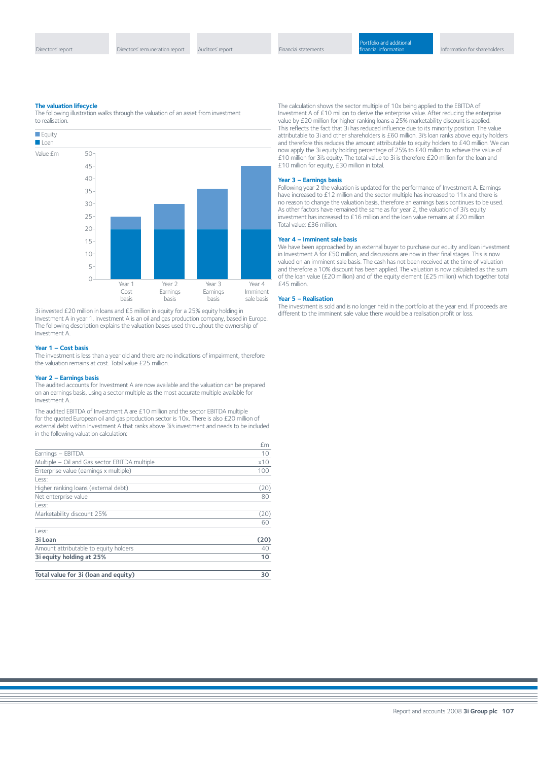## The valuation lifecycle

The following illustration walks through the valuation of an asset from investment to realisation.

■ Equity
■ Loan

Value £m

| | Year 1 Cost basis | Year 2 Earnings basis | Year 3 Earnings basis | Year 4 Imminent sale basis |
|---|---|---|---|---|
| Loan | 20 | 20 | 20 | 20 |
| Equity | 5 | 10 | 16 | 25 |

3i invested £20 million in loans and £5 million in equity for a 25% equity holding in Investment A in year 1. Investment A is an oil and gas production company, based in Europe. The following description explains the valuation bases used throughout the ownership of Investment A.

### Year 1 – Cost basis

The investment is less than a year old and there are no indications of impairment, therefore the valuation remains at cost. Total value £25 million.

### Year 2 – Earnings basis

The audited accounts for Investment A are now available and the valuation can be prepared on an earnings basis, using a sector multiple as the most accurate multiple available for Investment A.

The audited EBITDA of Investment A are £10 million and the sector EBITDA multiple for the quoted European oil and gas production sector is 10x. There is also £20 million of external debt within Investment A that ranks above 3i's investment and needs to be included in the following valuation calculation:

| | £m |
|---|---|
| Earnings – EBITDA | 10 |
| Multiple – Oil and Gas sector EBITDA multiple | x10 |
| Enterprise value (earnings x multiple) | 100 |
| Less: | |
| Higher ranking loans (external debt) | (20) |
| Net enterprise value | 80 |
| Less: | |
| Marketability discount 25% | (20) |
| | 60 |
| Less: | |
| **3i Loan** | **(20)** |
| Amount attributable to equity holders | 40 |
| **3i equity holding at 25%** | **10** |
| | |
| **Total value for 3i (loan and equity)** | **30** |

The calculation shows the sector multiple of 10x being applied to the EBITDA of Investment A of £10 million to derive the enterprise value. After reducing the enterprise value by £20 million for higher ranking loans a 25% marketability discount is applied. This reflects the fact that 3i has reduced influence due to its minority position. The value attributable to 3i and other shareholders is £60 million. 3i's loan ranks above equity holders and therefore this reduces the amount attributable to equity holders to £40 million. We can now apply the 3i equity holding percentage of 25% to £40 million to achieve the value of £10 million for 3i's equity. The total value to 3i is therefore £20 million for the loan and £10 million for equity, £30 million in total.

### Year 3 – Earnings basis

Following year 2 the valuation is updated for the performance of Investment A. Earnings have increased to £12 million and the sector multiple has increased to 11x and there is no reason to change the valuation basis, therefore an earnings basis continues to be used. As other factors have remained the same as for year 2, the valuation of 3i's equity investment has increased to £16 million and the loan value remains at £20 million. Total value: £36 million.

### Year 4 – Imminent sale basis

We have been approached by an external buyer to purchase our equity and loan investment in Investment A for £50 million, and discussions are now in their final stages. This is now valued on an imminent sale basis. The cash has not been received at the time of valuation and therefore a 10% discount has been applied. The valuation is now calculated as the sum of the loan value (£20 million) and of the equity element (£25 million) which together total £45 million.

### Year 5 – Realisation

The investment is sold and is no longer held in the portfolio at the year end. If proceeds are different to the imminent sale value there would be a realisation profit or loss.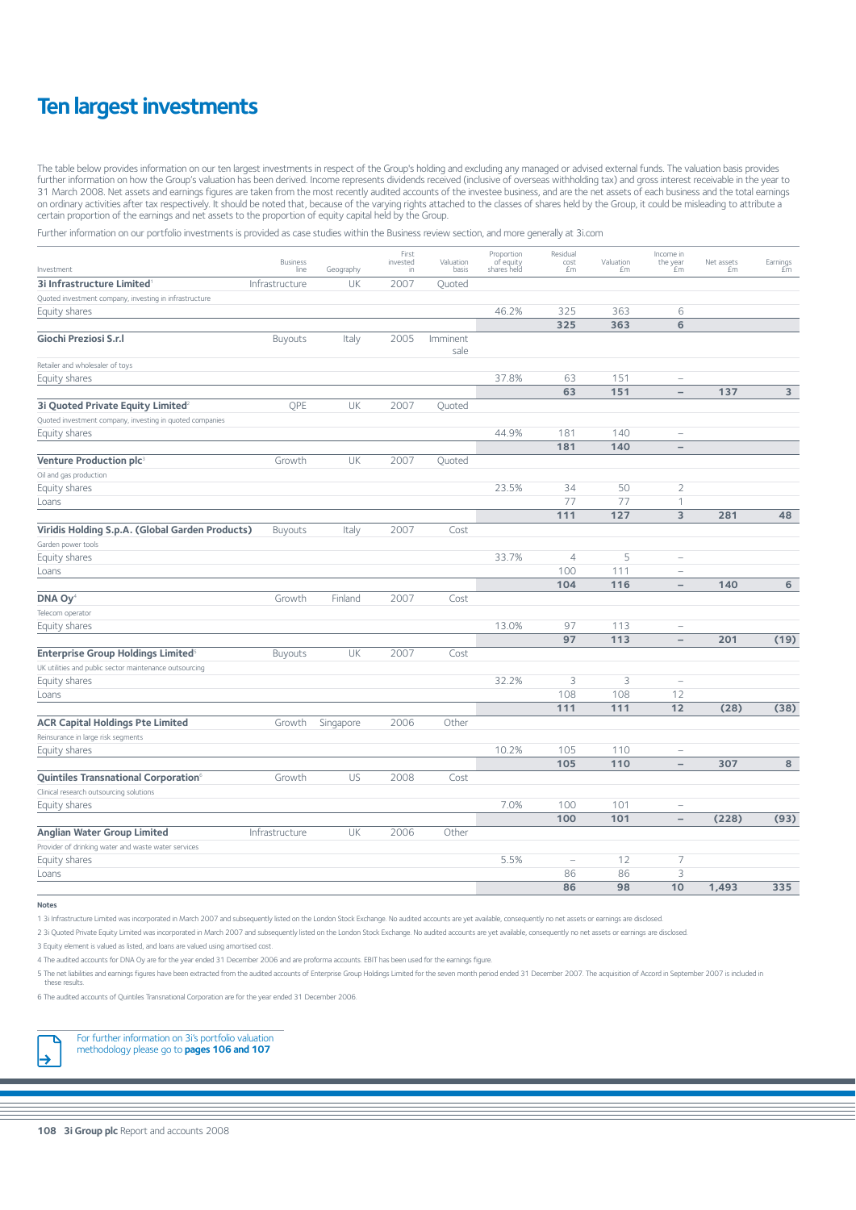# Ten largest investments

The table below provides information on our ten largest investments in respect of the Group's holding and excluding any managed or advised external funds. The valuation basis provides further information on how the Group's valuation has been derived. Income represents dividends received (inclusive of overseas withholding tax) and gross interest receivable in the year to 31 March 2008. Net assets and earnings figures are taken from the most recently audited accounts of the investee business, and are the net assets of each business and the total earnings on ordinary activities after tax respectively. It should be noted that, because of the varying rights attached to the classes of shares held by the Group, it could be misleading to attribute a certain proportion of the earnings and net assets to the proportion of equity capital held by the Group.

Further information on our portfolio investments is provided as case studies within the Business review section, and more generally at 3i.com

| Investment | Business line | Geography | First invested in | Valuation basis | Proportion of equity shares held | Residual cost £m | Valuation £m | Income in the year £m | Net assets £m | Earnings £m |
|---|---|---|---|---|---|---|---|---|---|---|
| **3i Infrastructure Limited**[1] | Infrastructure | UK | 2007 | Quoted | | | | | | |
| Quoted investment company, investing in infrastructure | | | | | | | | | | |
| Equity shares | | | | | 46.2% | 325 | 363 | 6 | | |
| | | | | | | **325** | **363** | **6** | | |
| **Giochi Preziosi S.r.l** | Buyouts | Italy | 2005 | Imminent sale | | | | | | |
| Retailer and wholesaler of toys | | | | | | | | | | |
| Equity shares | | | | | 37.8% | 63 | 151 | – | | |
| | | | | | | **63** | **151** | **–** | **137** | **3** |
| **3i Quoted Private Equity Limited**[2] | QPE | UK | 2007 | Quoted | | | | | | |
| Quoted investment company, investing in quoted companies | | | | | | | | | | |
| Equity shares | | | | | 44.9% | 181 | 140 | – | | |
| | | | | | | **181** | **140** | **–** | | |
| **Venture Production plc**[3] | Growth | UK | 2007 | Quoted | | | | | | |
| Oil and gas production | | | | | | | | | | |
| Equity shares | | | | | 23.5% | 34 | 50 | 2 | | |
| Loans | | | | | | 77 | 77 | 1 | | |
| | | | | | | **111** | **127** | **3** | **281** | **48** |
| **Viridis Holding S.p.A. (Global Garden Products)** | Buyouts | Italy | 2007 | Cost | | | | | | |
| Garden power tools | | | | | | | | | | |
| Equity shares | | | | | 33.7% | 4 | 5 | – | | |
| Loans | | | | | | 100 | 111 | – | | |
| | | | | | | **104** | **116** | **–** | **140** | **6** |
| **DNA Oy**[4] | Growth | Finland | 2007 | Cost | | | | | | |
| Telecom operator | | | | | | | | | | |
| Equity shares | | | | | 13.0% | 97 | 113 | – | | |
| | | | | | | **97** | **113** | **–** | **201** | **(19)** |
| **Enterprise Group Holdings Limited**[5] | Buyouts | UK | 2007 | Cost | | | | | | |
| UK utilities and public sector maintenance outsourcing | | | | | | | | | | |
| Equity shares | | | | | 32.2% | 3 | 3 | – | | |
| Loans | | | | | | 108 | 108 | 12 | | |
| | | | | | | **111** | **111** | **12** | **(28)** | **(38)** |
| **ACR Capital Holdings Pte Limited** | Growth | Singapore | 2006 | Other | | | | | | |
| Reinsurance in large risk segments | | | | | | | | | | |
| Equity shares | | | | | 10.2% | 105 | 110 | – | | |
| | | | | | | **105** | **110** | **–** | **307** | **8** |
| **Quintiles Transnational Corporation**[6] | Growth | US | 2008 | Cost | | | | | | |
| Clinical research outsourcing solutions | | | | | | | | | | |
| Equity shares | | | | | 7.0% | 100 | 101 | – | | |
| | | | | | | **100** | **101** | **–** | **(228)** | **(93)** |
| **Anglian Water Group Limited** | Infrastructure | UK | 2006 | Other | | | | | | |
| Provider of drinking water and waste water services | | | | | | | | | | |
| Equity shares | | | | | 5.5% | – | 12 | 7 | | |
| Loans | | | | | | 86 | 86 | 3 | | |
| | | | | | | **86** | **98** | **10** | **1,493** | **335** |

**Notes**

1 3i Infrastructure Limited was incorporated in March 2007 and subsequently listed on the London Stock Exchange. No audited accounts are yet available, consequently no net assets or earnings are disclosed.

2 3i Quoted Private Equity Limited was incorporated in March 2007 and subsequently listed on the London Stock Exchange. No audited accounts are yet available, consequently no net assets or earnings are disclosed.

3 Equity element is valued as listed, and loans are valued using amortised cost.

4 The audited accounts for DNA Oy are for the year ended 31 December 2006 and are proforma accounts. EBIT has been used for the earnings figure.

5 The net liabilities and earnings figures have been extracted from the audited accounts of Enterprise Group Holdings Limited for the seven month period ended 31 December 2007. The acquisition of Accord in September 2007 is included in these results.

6 The audited accounts of Quintiles Transnational Corporation are for the year ended 31 December 2006.

For further information on 3i's portfolio valuation methodology please go to **pages 106 and 107**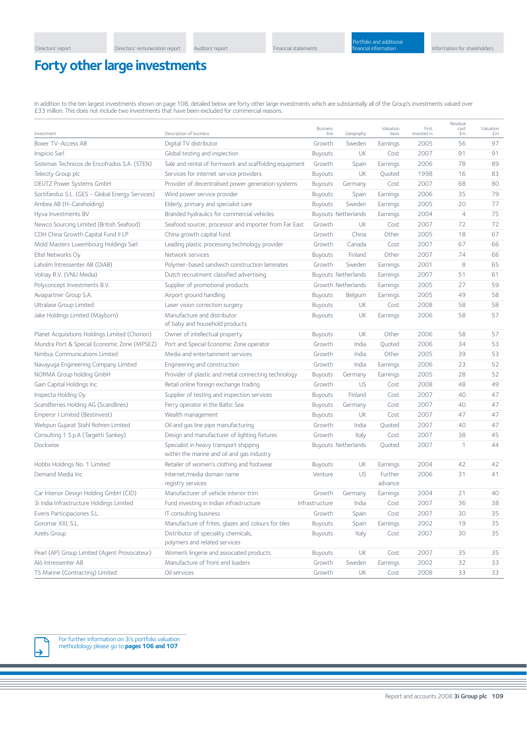# Forty other large investments

In addition to the ten largest investments shown on page 108, detailed below are forty other large investments which are substantially all of the Group's investments valued over £33 million. This does not include two investments that have been excluded for commercial reasons.

| Investment | Description of business | Business line | Geography | Valuation basis | First invested in | Residual cost £m | Valuation £m |
|---|---|---|---|---|---|---|---|
| Boxer TV-Access AB | Digital TV distributor | Growth | Sweden | Earnings | 2005 | 56 | 97 |
| Inspicio Sarl | Global testing and inspection | Buyouts | UK | Cost | 2007 | 91 | 91 |
| Sistemas Technicos de Encofrados S.A. (STEN) | Sale and rental of formwork and scaffolding equipment | Growth | Spain | Earnings | 2006 | 78 | 89 |
| Telecity Group plc | Services for internet service providers | Buyouts | UK | Quoted | 1998 | 16 | 83 |
| DEUTZ Power Systems GmbH | Provider of decentralised power generation systems | Buyouts | Germany | Cost | 2007 | 68 | 80 |
| Sortifandus S.L. (GES – Global Energy Services) | Wind power service provider | Buyouts | Spain | Earnings | 2006 | 35 | 79 |
| Ambea AB (H-Careholding) | Elderly, primary and specialist care | Buyouts | Sweden | Earnings | 2005 | 20 | 77 |
| Hyva Investments BV | Branded hydraulics for commercial vehicles | Buyouts | Netherlands | Earnings | 2004 | 4 | 75 |
| Newco Sourcing Limited (British Seafood) | Seafood sourcer, processor and importer from Far East | Growth | UK | Cost | 2007 | 72 | 72 |
| CDH China Growth Capital Fund II LP | China growth capital fund | Growth | China | Other | 2005 | 18 | 67 |
| Mold Masters Luxembourg Holdings Sarl | Leading plastic processing technology provider | Growth | Canada | Cost | 2007 | 67 | 66 |
| Eltel Networks Oy | Network services | Buyouts | Finland | Other | 2007 | 74 | 66 |
| Laholm Intressenter AB (DIAB) | Polymer-based sandwich construction laminates | Growth | Sweden | Earnings | 2001 | 8 | 65 |
| Volnay B.V. (VNU Media) | Dutch recruitment classified advertising | Buyouts | Netherlands | Earnings | 2007 | 51 | 61 |
| Polyconcept Investments B.V. | Supplier of promotional products | Growth | Netherlands | Earnings | 2005 | 27 | 59 |
| Aviapartner Group S.A. | Airport ground handling | Buyouts | Belgium | Earnings | 2005 | 49 | 58 |
| Ultralase Group Limited | Laser vision correction surgery | Buyouts | UK | Cost | 2008 | 58 | 58 |
| Jake Holdings Limited (Mayborn) | Manufacture and distributor of baby and household products | Buyouts | UK | Earnings | 2006 | 58 | 57 |
| Planet Acquisitions Holdings Limited (Chorion) | Owner of intellectual property | Buyouts | UK | Other | 2006 | 58 | 57 |
| Mundra Port & Special Economic Zone (MPSEZ) | Port and Special Economic Zone operator | Growth | India | Quoted | 2006 | 34 | 53 |
| Nimbus Communications Limited | Media and entertainment services | Growth | India | Other | 2005 | 39 | 53 |
| Navayuga Engineering Company Limited | Engineering and construction | Growth | India | Earnings | 2006 | 23 | 52 |
| NORMA Group holding GmbH | Provider of plastic and metal connecting technology | Buyouts | Germany | Earnings | 2005 | 28 | 52 |
| Gain Capital Holdings Inc | Retail online foreign exchange trading | Growth | US | Cost | 2008 | 48 | 49 |
| Inspecta Holding Oy | Supplier of testing and inspection services | Buyouts | Finland | Cost | 2007 | 40 | 47 |
| Scandferries Holding AG (Scandlines) | Ferry operator in the Baltic Sea | Buyouts | Germany | Cost | 2007 | 40 | 47 |
| Emperor I Limited (Bestinvest) | Wealth management | Buyouts | UK | Cost | 2007 | 47 | 47 |
| Welspun Gujarat Stahl Rohren Limited | Oil and gas line pipe manufacturing | Growth | India | Quoted | 2007 | 40 | 47 |
| Consulting 1 S.p.A (Targetti Sankey) | Design and manufacturer of lighting fixtures | Growth | Italy | Cost | 2007 | 38 | 45 |
| Dockwise | Specialist in heavy transport shipping within the marine and oil and gas industry | Buyouts | Netherlands | Quoted | 2007 | 1 | 44 |
| Hobbs Holdings No. 1 Limited | Retailer of women's clothing and footwear | Buyouts | UK | Earnings | 2004 | 42 | 42 |
| Demand Media Inc | Internet/media domain name registry services | Venture | US | Further advance | 2006 | 31 | 41 |
| Car Interior Design Holding GmbH (CID) | Manufacturer of vehicle interior trim | Growth | Germany | Earnings | 2004 | 21 | 40 |
| 3i India Infrastructure Holdings Limited | Fund investing in Indian infrastructure | Infrastructure | India | Cost | 2007 | 36 | 38 |
| Everis Participaciones S.L. | IT consulting business | Growth | Spain | Cost | 2007 | 30 | 35 |
| Goromar XXI, S.L. | Manufacture of frites, glazes and colours for tiles | Buyouts | Spain | Earnings | 2002 | 19 | 35 |
| Azelis Group | Distributor of speciality chemicals, polymers and related services | Buyouts | Italy | Cost | 2007 | 30 | 35 |
| Pearl (AP) Group Limited (Agent Provocateur) | Women's lingerie and associated products | Buyouts | UK | Cost | 2007 | 35 | 35 |
| Alö Intressenter AB | Manufacture of front end loaders | Growth | Sweden | Earnings | 2002 | 32 | 33 |
| TS Marine (Contracting) Limited | Oil services | Growth | UK | Cost | 2008 | 33 | 33 |

For further information on 3i's portfolio valuation methodology please go to **pages 106 and 107**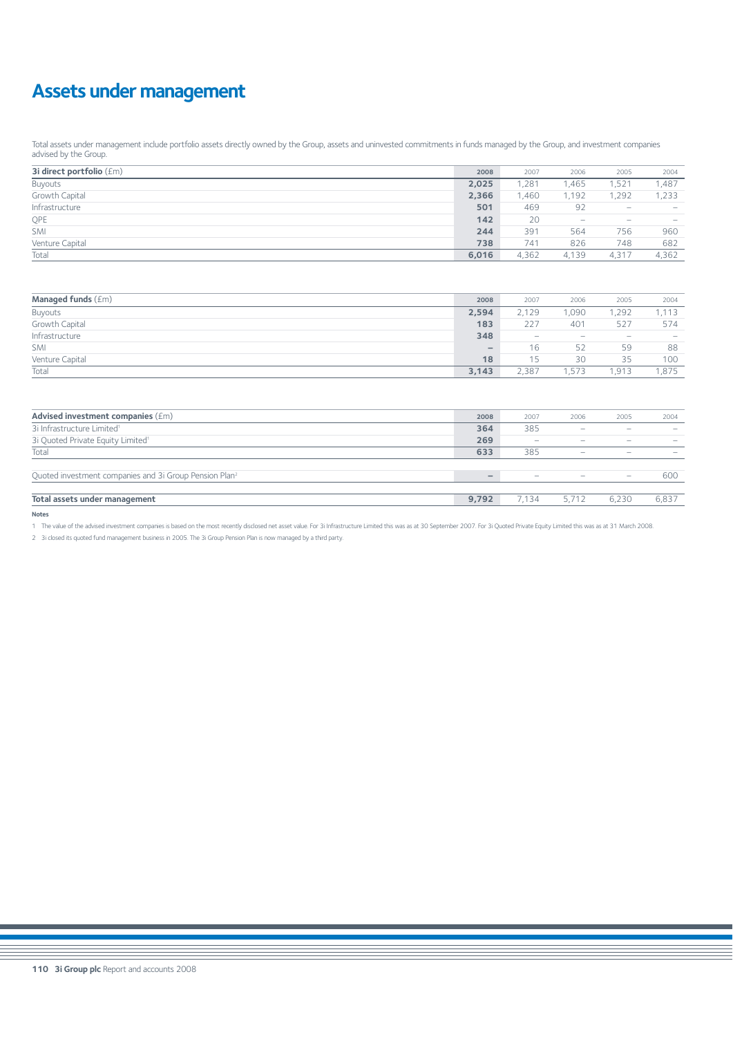# Assets under management

Total assets under management include portfolio assets directly owned by the Group, assets and uninvested commitments in funds managed by the Group, and investment companies advised by the Group.

| **3i direct portfolio** (£m) | 2008 | 2007 | 2006 | 2005 | 2004 |
|---|---|---|---|---|---|
| Buyouts | **2,025** | 1,281 | 1,465 | 1,521 | 1,487 |
| Growth Capital | **2,366** | 1,460 | 1,192 | 1,292 | 1,233 |
| Infrastructure | **501** | 469 | 92 | – | – |
| QPE | **142** | 20 | – | – | – |
| SMI | **244** | 391 | 564 | 756 | 960 |
| Venture Capital | **738** | 741 | 826 | 748 | 682 |
| Total | **6,016** | 4,362 | 4,139 | 4,317 | 4,362 |

| **Managed funds** (£m) | 2008 | 2007 | 2006 | 2005 | 2004 |
|---|---|---|---|---|---|
| Buyouts | **2,594** | 2,129 | 1,090 | 1,292 | 1,113 |
| Growth Capital | **183** | 227 | 401 | 527 | 574 |
| Infrastructure | **348** | – | – | – | – |
| SMI | **–** | 16 | 52 | 59 | 88 |
| Venture Capital | **18** | 15 | 30 | 35 | 100 |
| Total | **3,143** | 2,387 | 1,573 | 1,913 | 1,875 |

| **Advised investment companies** (£m) | 2008 | 2007 | 2006 | 2005 | 2004 |
|---|---|---|---|---|---|
| 3i Infrastructure Limited[1] | **364** | 385 | – | – | – |
| 3i Quoted Private Equity Limited[1] | **269** | – | – | – | – |
| Total | **633** | 385 | – | – | – |
| | | | | | |
| Quoted investment companies and 3i Group Pension Plan[2] | **–** | – | – | – | 600 |
| | | | | | |
| **Total assets under management** | **9,792** | 7,134 | 5,712 | 6,230 | 6,837 |

**Notes**

1 The value of the advised investment companies is based on the most recently disclosed net asset value. For 3i Infrastructure Limited this was as at 30 September 2007. For 3i Quoted Private Equity Limited this was as at 31 March 2008.

2 3i closed its quoted fund management business in 2005. The 3i Group Pension Plan is now managed by a third party.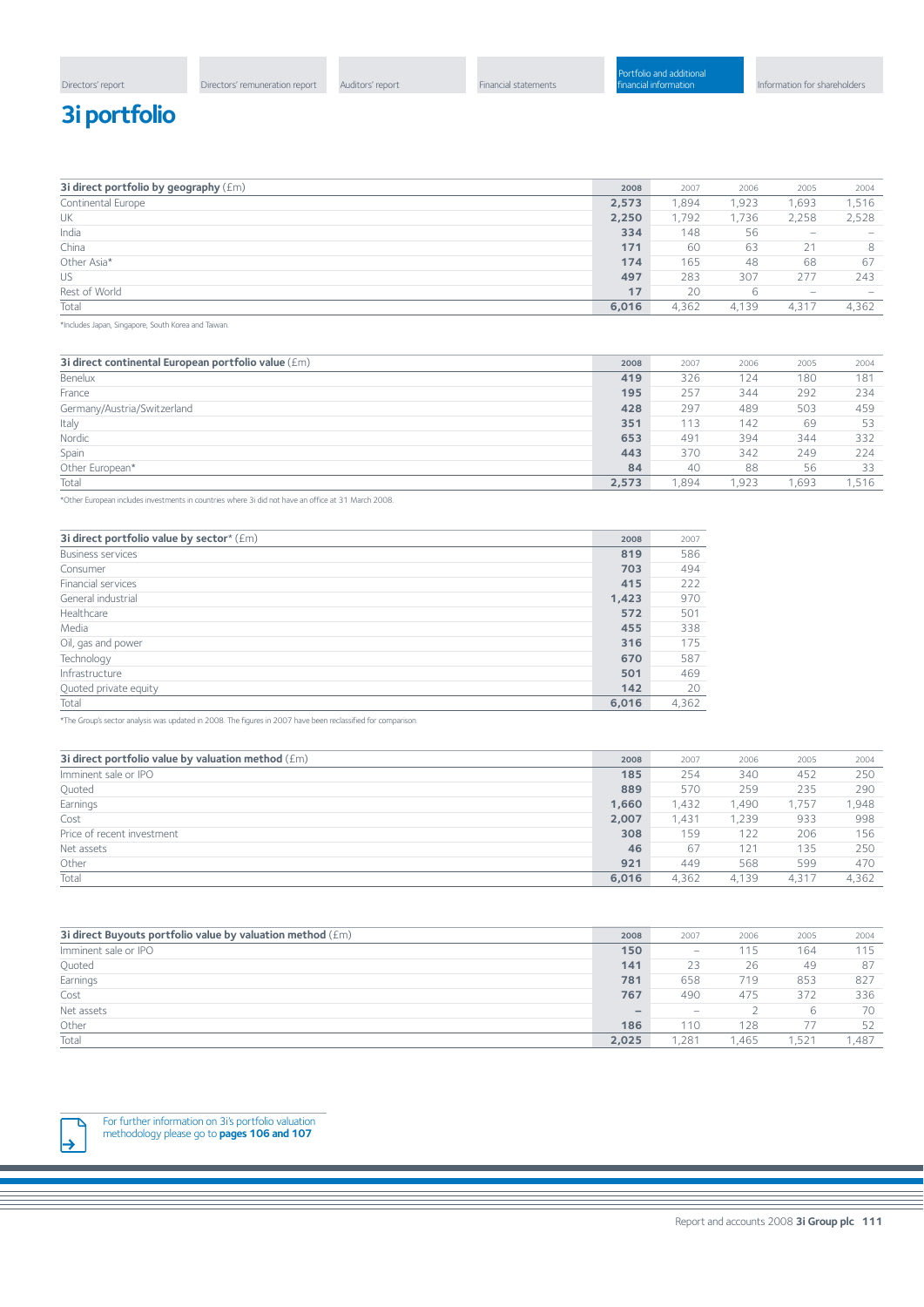# 3i portfolio

| 3i direct portfolio by geography (£m) | 2008 | 2007 | 2006 | 2005 | 2004 |
|---|---|---|---|---|---|
| Continental Europe | **2,573** | 1,894 | 1,923 | 1,693 | 1,516 |
| UK | **2,250** | 1,792 | 1,736 | 2,258 | 2,528 |
| India | **334** | 148 | 56 | – | – |
| China | **171** | 60 | 63 | 21 | 8 |
| Other Asia* | **174** | 165 | 48 | 68 | 67 |
| US | **497** | 283 | 307 | 277 | 243 |
| Rest of World | **17** | 20 | 6 | – | – |
| Total | **6,016** | 4,362 | 4,139 | 4,317 | 4,362 |

*Includes Japan, Singapore, South Korea and Taiwan.

| 3i direct continental European portfolio value (£m) | 2008 | 2007 | 2006 | 2005 | 2004 |
|---|---|---|---|---|---|
| Benelux | **419** | 326 | 124 | 180 | 181 |
| France | **195** | 257 | 344 | 292 | 234 |
| Germany/Austria/Switzerland | **428** | 297 | 489 | 503 | 459 |
| Italy | **351** | 113 | 142 | 69 | 53 |
| Nordic | **653** | 491 | 394 | 344 | 332 |
| Spain | **443** | 370 | 342 | 249 | 224 |
| Other European* | **84** | 40 | 88 | 56 | 33 |
| Total | **2,573** | 1,894 | 1,923 | 1,693 | 1,516 |

*Other European includes investments in countries where 3i did not have an office at 31 March 2008.

| 3i direct portfolio value by sector* (£m) | 2008 | 2007 |
|---|---|---|
| Business services | **819** | 586 |
| Consumer | **703** | 494 |
| Financial services | **415** | 222 |
| General industrial | **1,423** | 970 |
| Healthcare | **572** | 501 |
| Media | **455** | 338 |
| Oil, gas and power | **316** | 175 |
| Technology | **670** | 587 |
| Infrastructure | **501** | 469 |
| Quoted private equity | **142** | 20 |
| Total | **6,016** | 4,362 |

*The Group's sector analysis was updated in 2008. The figures in 2007 have been reclassified for comparison.

| 3i direct portfolio value by valuation method (£m) | 2008 | 2007 | 2006 | 2005 | 2004 |
|---|---|---|---|---|---|
| Imminent sale or IPO | **185** | 254 | 340 | 452 | 250 |
| Quoted | **889** | 570 | 259 | 235 | 290 |
| Earnings | **1,660** | 1,432 | 1,490 | 1,757 | 1,948 |
| Cost | **2,007** | 1,431 | 1,239 | 933 | 998 |
| Price of recent investment | **308** | 159 | 122 | 206 | 156 |
| Net assets | **46** | 67 | 121 | 135 | 250 |
| Other | **921** | 449 | 568 | 599 | 470 |
| Total | **6,016** | 4,362 | 4,139 | 4,317 | 4,362 |

| 3i direct Buyouts portfolio value by valuation method (£m) | 2008 | 2007 | 2006 | 2005 | 2004 |
|---|---|---|---|---|---|
| Imminent sale or IPO | **150** | – | 115 | 164 | 115 |
| Quoted | **141** | 23 | 26 | 49 | 87 |
| Earnings | **781** | 658 | 719 | 853 | 827 |
| Cost | **767** | 490 | 475 | 372 | 336 |
| Net assets | **–** | – | 2 | 6 | 70 |
| Other | **186** | 110 | 128 | 77 | 52 |
| Total | **2,025** | 1,281 | 1,465 | 1,521 | 1,487 |

For further information on 3i's portfolio valuation methodology please go to **pages 106 and 107**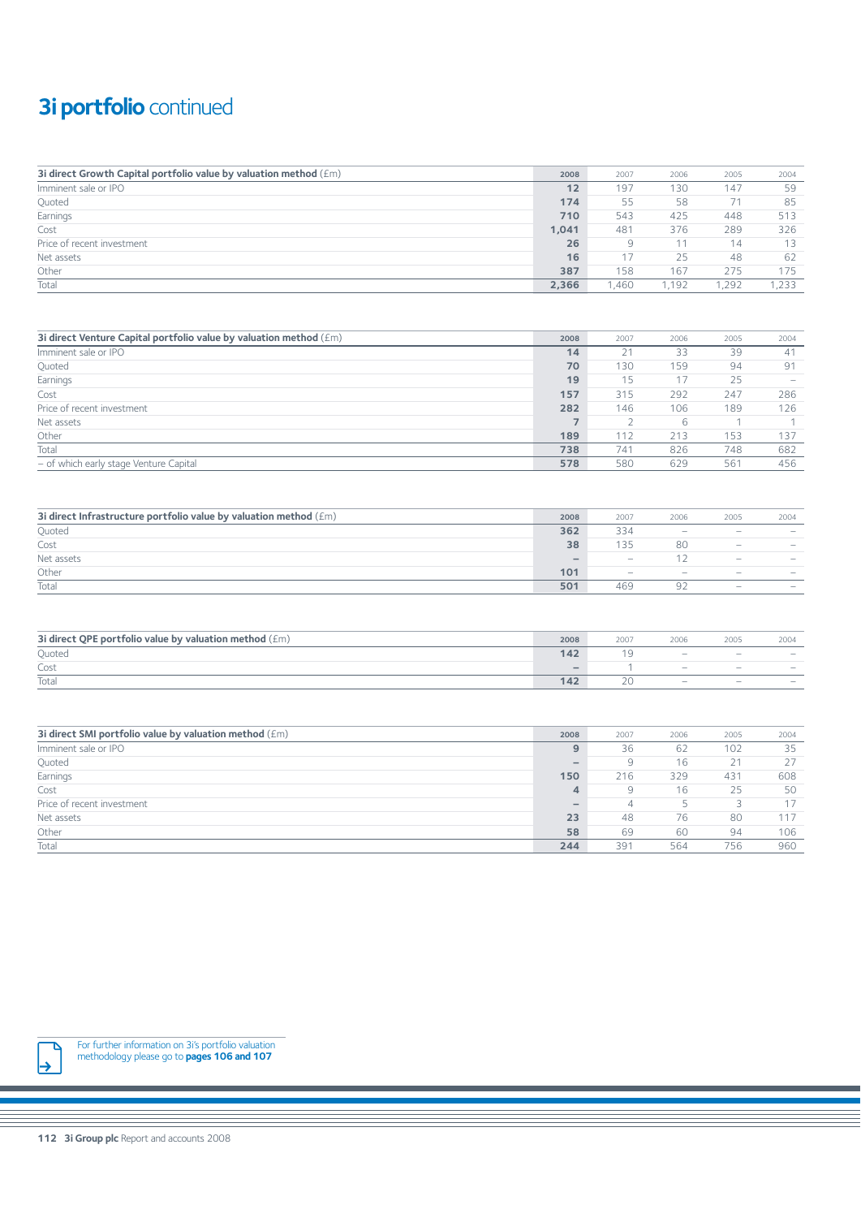# 3i portfolio continued

| 3i direct Growth Capital portfolio value by valuation method (£m) | 2008 | 2007 | 2006 | 2005 | 2004 |
|---|---|---|---|---|---|
| Imminent sale or IPO | **12** | 197 | 130 | 147 | 59 |
| Quoted | **174** | 55 | 58 | 71 | 85 |
| Earnings | **710** | 543 | 425 | 448 | 513 |
| Cost | **1,041** | 481 | 376 | 289 | 326 |
| Price of recent investment | **26** | 9 | 11 | 14 | 13 |
| Net assets | **16** | 17 | 25 | 48 | 62 |
| Other | **387** | 158 | 167 | 275 | 175 |
| Total | **2,366** | 1,460 | 1,192 | 1,292 | 1,233 |

| 3i direct Venture Capital portfolio value by valuation method (£m) | 2008 | 2007 | 2006 | 2005 | 2004 |
|---|---|---|---|---|---|
| Imminent sale or IPO | **14** | 21 | 33 | 39 | 41 |
| Quoted | **70** | 130 | 159 | 94 | 91 |
| Earnings | **19** | 15 | 17 | 25 | – |
| Cost | **157** | 315 | 292 | 247 | 286 |
| Price of recent investment | **282** | 146 | 106 | 189 | 126 |
| Net assets | **7** | 2 | 6 | 1 | 1 |
| Other | **189** | 112 | 213 | 153 | 137 |
| Total | **738** | 741 | 826 | 748 | 682 |
| – of which early stage Venture Capital | **578** | 580 | 629 | 561 | 456 |

| 3i direct Infrastructure portfolio value by valuation method (£m) | 2008 | 2007 | 2006 | 2005 | 2004 |
|---|---|---|---|---|---|
| Quoted | **362** | 334 | – | – | – |
| Cost | **38** | 135 | 80 | – | – |
| Net assets | **–** | – | 12 | – | – |
| Other | **101** | – | – | – | – |
| Total | **501** | 469 | 92 | – | – |

| 3i direct QPE portfolio value by valuation method (£m) | 2008 | 2007 | 2006 | 2005 | 2004 |
|---|---|---|---|---|---|
| Quoted | **142** | 19 | – | – | – |
| Cost | **–** | 1 | – | – | – |
| Total | **142** | 20 | – | – | – |

| 3i direct SMI portfolio value by valuation method (£m) | 2008 | 2007 | 2006 | 2005 | 2004 |
|---|---|---|---|---|---|
| Imminent sale or IPO | **9** | 36 | 62 | 102 | 35 |
| Quoted | **–** | 9 | 16 | 21 | 27 |
| Earnings | **150** | 216 | 329 | 431 | 608 |
| Cost | **4** | 9 | 16 | 25 | 50 |
| Price of recent investment | **–** | 4 | 5 | 3 | 17 |
| Net assets | **23** | 48 | 76 | 80 | 117 |
| Other | **58** | 69 | 60 | 94 | 106 |
| Total | **244** | 391 | 564 | 756 | 960 |

For further information on 3i's portfolio valuation methodology please go to **pages 106 and 107**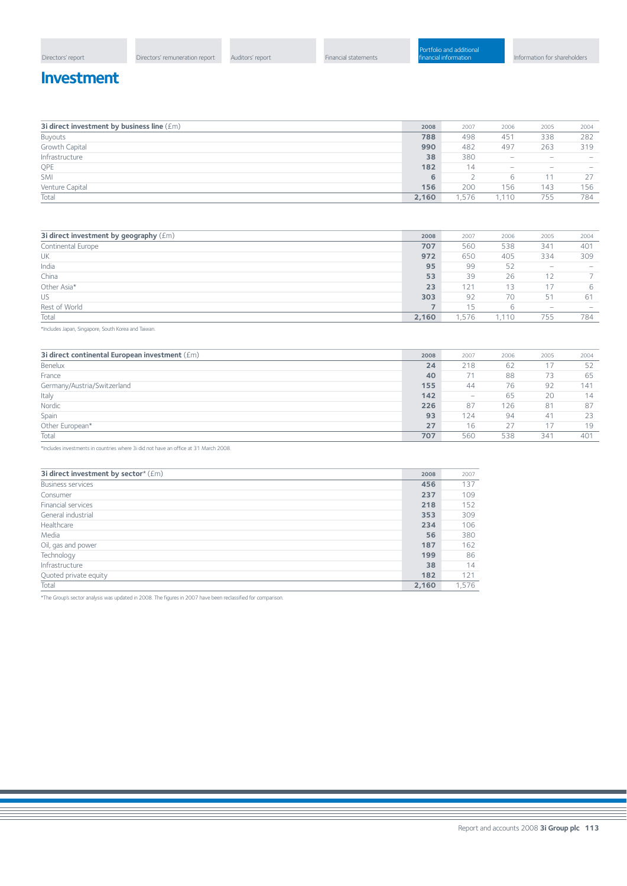# Investment

| 3i direct investment by business line (£m) | 2008 | 2007 | 2006 | 2005 | 2004 |
|---|---|---|---|---|---|
| Buyouts | **788** | 498 | 451 | 338 | 282 |
| Growth Capital | **990** | 482 | 497 | 263 | 319 |
| Infrastructure | **38** | 380 | – | – | – |
| QPE | **182** | 14 | – | – | – |
| SMI | **6** | 2 | 6 | 11 | 27 |
| Venture Capital | **156** | 200 | 156 | 143 | 156 |
| Total | **2,160** | 1,576 | 1,110 | 755 | 784 |

| 3i direct investment by geography (£m) | 2008 | 2007 | 2006 | 2005 | 2004 |
|---|---|---|---|---|---|
| Continental Europe | **707** | 560 | 538 | 341 | 401 |
| UK | **972** | 650 | 405 | 334 | 309 |
| India | **95** | 99 | 52 | – | – |
| China | **53** | 39 | 26 | 12 | 7 |
| Other Asia* | **23** | 121 | 13 | 17 | 6 |
| US | **303** | 92 | 70 | 51 | 61 |
| Rest of World | **7** | 15 | 6 | – | – |
| Total | **2,160** | 1,576 | 1,110 | 755 | 784 |

*Includes Japan, Singapore, South Korea and Taiwan.

| 3i direct continental European investment (£m) | 2008 | 2007 | 2006 | 2005 | 2004 |
|---|---|---|---|---|---|
| Benelux | **24** | 218 | 62 | 17 | 52 |
| France | **40** | 71 | 88 | 73 | 65 |
| Germany/Austria/Switzerland | **155** | 44 | 76 | 92 | 141 |
| Italy | **142** | – | 65 | 20 | 14 |
| Nordic | **226** | 87 | 126 | 81 | 87 |
| Spain | **93** | 124 | 94 | 41 | 23 |
| Other European* | **27** | 16 | 27 | 17 | 19 |
| Total | **707** | 560 | 538 | 341 | 401 |

*Includes investments in countries where 3i did not have an office at 31 March 2008.

| 3i direct investment by sector* (£m) | 2008 | 2007 |
|---|---|---|
| Business services | **456** | 137 |
| Consumer | **237** | 109 |
| Financial services | **218** | 152 |
| General industrial | **353** | 309 |
| Healthcare | **234** | 106 |
| Media | **56** | 380 |
| Oil, gas and power | **187** | 162 |
| Technology | **199** | 86 |
| Infrastructure | **38** | 14 |
| Quoted private equity | **182** | 121 |
| Total | **2,160** | 1,576 |

*The Group's sector analysis was updated in 2008. The figures in 2007 have been reclassified for comparison.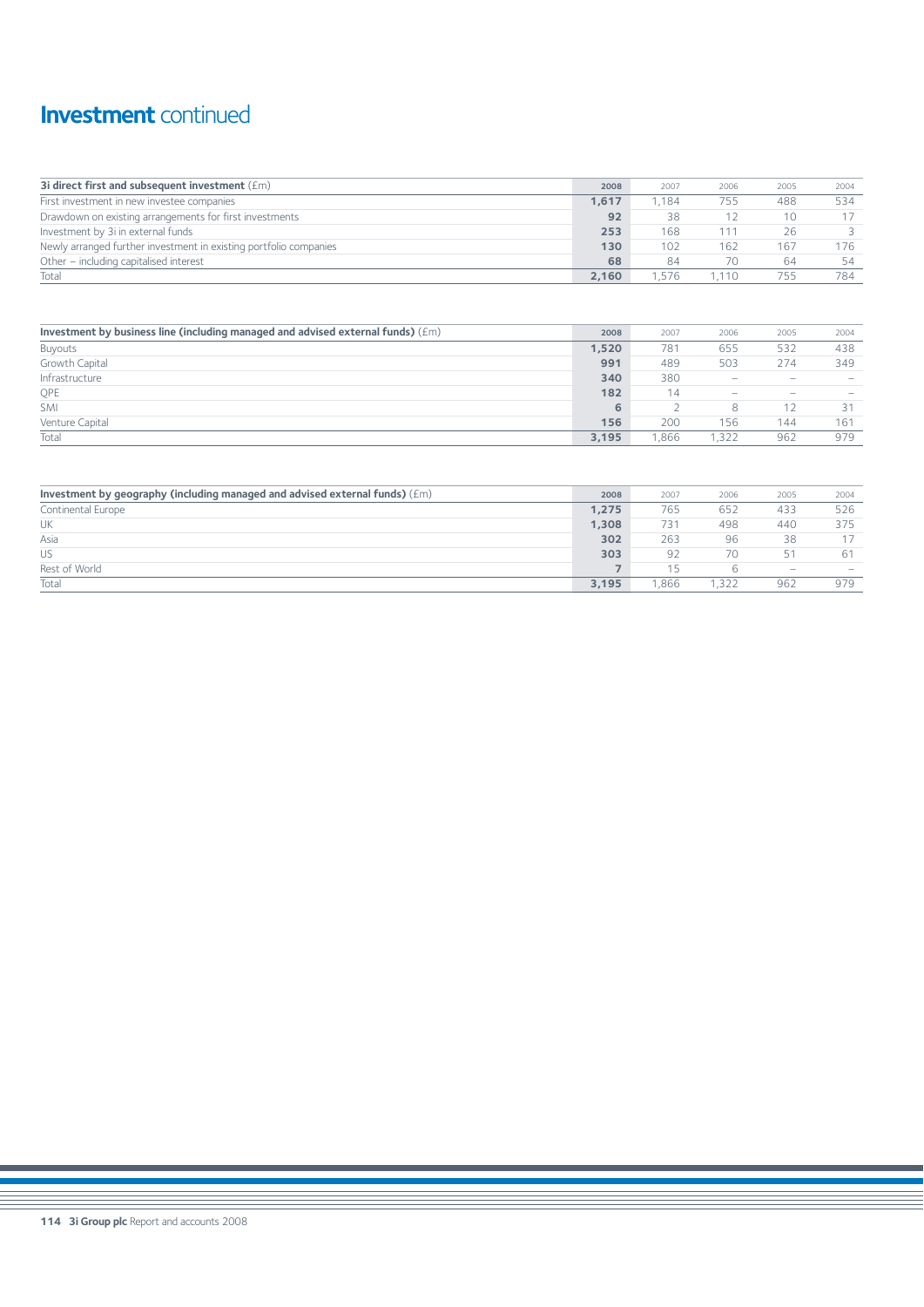# **Investment** continued

| **3i direct first and subsequent investment** (£m) | **2008** | 2007 | 2006 | 2005 | 2004 |
|---|---|---|---|---|---|
| First investment in new investee companies | **1,617** | 1,184 | 755 | 488 | 534 |
| Drawdown on existing arrangements for first investments | **92** | 38 | 12 | 10 | 17 |
| Investment by 3i in external funds | **253** | 168 | 111 | 26 | 3 |
| Newly arranged further investment in existing portfolio companies | **130** | 102 | 162 | 167 | 176 |
| Other – including capitalised interest | **68** | 84 | 70 | 64 | 54 |
| Total | **2,160** | 1,576 | 1,110 | 755 | 784 |

| **Investment by business line (including managed and advised external funds)** (£m) | **2008** | 2007 | 2006 | 2005 | 2004 |
|---|---|---|---|---|---|
| Buyouts | **1,520** | 781 | 655 | 532 | 438 |
| Growth Capital | **991** | 489 | 503 | 274 | 349 |
| Infrastructure | **340** | 380 | – | – | – |
| QPE | **182** | 14 | – | – | – |
| SMI | **6** | 2 | 8 | 12 | 31 |
| Venture Capital | **156** | 200 | 156 | 144 | 161 |
| Total | **3,195** | 1,866 | 1,322 | 962 | 979 |

| **Investment by geography (including managed and advised external funds)** (£m) | **2008** | 2007 | 2006 | 2005 | 2004 |
|---|---|---|---|---|---|
| Continental Europe | **1,275** | 765 | 652 | 433 | 526 |
| UK | **1,308** | 731 | 498 | 440 | 375 |
| Asia | **302** | 263 | 96 | 38 | 17 |
| US | **303** | 92 | 70 | 51 | 61 |
| Rest of World | **7** | 15 | 6 | – | – |
| Total | **3,195** | 1,866 | 1,322 | 962 | 979 |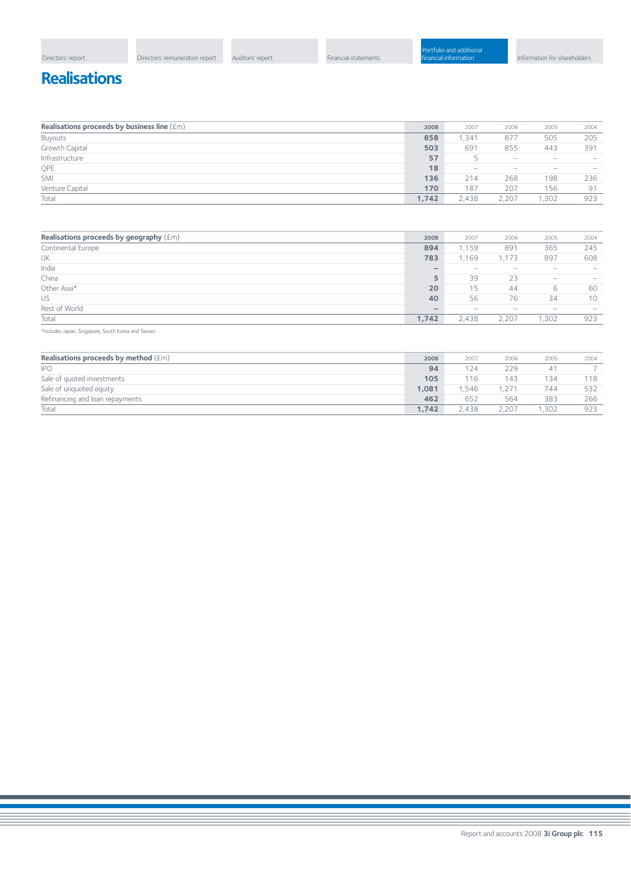# Realisations

| Realisations proceeds by business line (£m) | 2008 | 2007 | 2006 | 2005 | 2004 |
|---|---|---|---|---|---|
| Buyouts | **858** | 1,341 | 877 | 505 | 205 |
| Growth Capital | **503** | 691 | 855 | 443 | 391 |
| Infrastructure | **57** | 5 | – | – | – |
| QPE | **18** | – | – | – | – |
| SMI | **136** | 214 | 268 | 198 | 236 |
| Venture Capital | **170** | 187 | 207 | 156 | 91 |
| Total | **1,742** | 2,438 | 2,207 | 1,302 | 923 |

| Realisations proceeds by geography (£m) | 2008 | 2007 | 2006 | 2005 | 2004 |
|---|---|---|---|---|---|
| Continental Europe | **894** | 1,159 | 891 | 365 | 245 |
| UK | **783** | 1,169 | 1,173 | 897 | 608 |
| India | **–** | – | – | – | – |
| China | **5** | 39 | 23 | – | – |
| Other Asia* | **20** | 15 | 44 | 6 | 60 |
| US | **40** | 56 | 76 | 34 | 10 |
| Rest of World | **–** | – | – | – | – |
| Total | **1,742** | 2,438 | 2,207 | 1,302 | 923 |

*Includes Japan, Singapore, South Korea and Taiwan.

| Realisations proceeds by method (£m) | 2008 | 2007 | 2006 | 2005 | 2004 |
|---|---|---|---|---|---|
| IPO | **94** | 124 | 229 | 41 | 7 |
| Sale of quoted investments | **105** | 116 | 143 | 134 | 118 |
| Sale of unquoted equity | **1,081** | 1,546 | 1,271 | 744 | 532 |
| Refinancing and loan repayments | **462** | 652 | 564 | 383 | 266 |
| Total | **1,742** | 2,438 | 2,207 | 1,302 | 923 |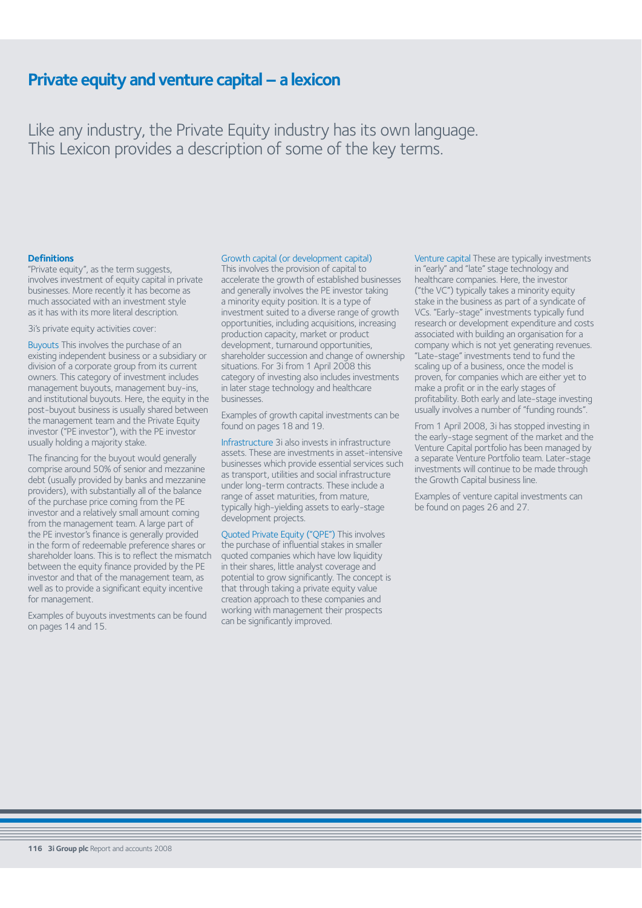# Private equity and venture capital – a lexicon

Like any industry, the Private Equity industry has its own language. This Lexicon provides a description of some of the key terms.

### Definitions

"Private equity", as the term suggests, involves investment of equity capital in private businesses. More recently it has become as much associated with an investment style as it has with its more literal description.

3i's private equity activities cover:

Buyouts This involves the purchase of an existing independent business or a subsidiary or division of a corporate group from its current owners. This category of investment includes management buyouts, management buy-ins, and institutional buyouts. Here, the equity in the post-buyout business is usually shared between the management team and the Private Equity investor ("PE investor"), with the PE investor usually holding a majority stake.

The financing for the buyout would generally comprise around 50% of senior and mezzanine debt (usually provided by banks and mezzanine providers), with substantially all of the balance of the purchase price coming from the PE investor and a relatively small amount coming from the management team. A large part of the PE investor's finance is generally provided in the form of redeemable preference shares or shareholder loans. This is to reflect the mismatch between the equity finance provided by the PE investor and that of the management team, as well as to provide a significant equity incentive for management.

Examples of buyouts investments can be found on pages 14 and 15.

Growth capital (or development capital) This involves the provision of capital to accelerate the growth of established businesses and generally involves the PE investor taking a minority equity position. It is a type of investment suited to a diverse range of growth opportunities, including acquisitions, increasing production capacity, market or product development, turnaround opportunities, shareholder succession and change of ownership situations. For 3i from 1 April 2008 this category of investing also includes investments in later stage technology and healthcare businesses.

Examples of growth capital investments can be found on pages 18 and 19.

Infrastructure 3i also invests in infrastructure assets. These are investments in asset-intensive businesses which provide essential services such as transport, utilities and social infrastructure under long-term contracts. These include a range of asset maturities, from mature, typically high-yielding assets to early-stage development projects.

Quoted Private Equity ("QPE") This involves the purchase of influential stakes in smaller quoted companies which have low liquidity in their shares, little analyst coverage and potential to grow significantly. The concept is that through taking a private equity value creation approach to these companies and working with management their prospects can be significantly improved.

Venture capital These are typically investments in "early" and "late" stage technology and healthcare companies. Here, the investor ("the VC") typically takes a minority equity stake in the business as part of a syndicate of VCs. "Early-stage" investments typically fund research or development expenditure and costs associated with building an organisation for a company which is not yet generating revenues. "Late-stage" investments tend to fund the scaling up of a business, once the model is proven, for companies which are either yet to make a profit or in the early stages of profitability. Both early and late-stage investing usually involves a number of "funding rounds".

From 1 April 2008, 3i has stopped investing in the early-stage segment of the market and the Venture Capital portfolio has been managed by a separate Venture Portfolio team. Later-stage investments will continue to be made through the Growth Capital business line.

Examples of venture capital investments can be found on pages 26 and 27.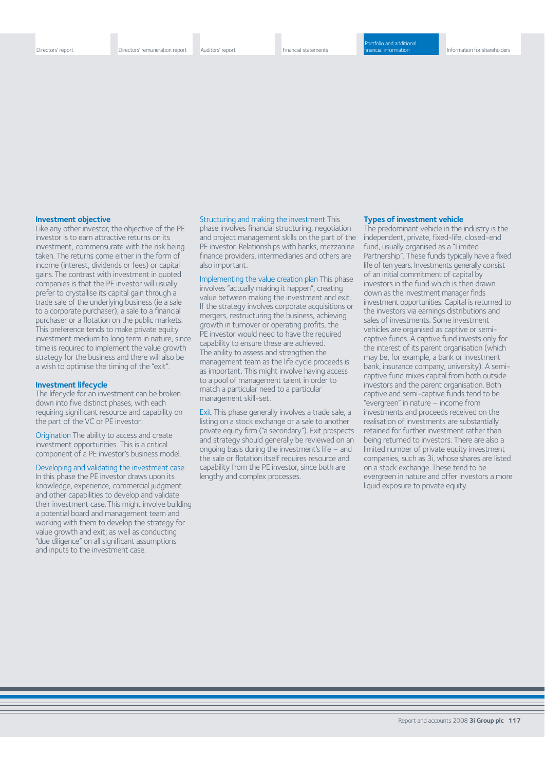### Investment objective

Like any other investor, the objective of the PE investor is to earn attractive returns on its investment, commensurate with the risk being taken. The returns come either in the form of income (interest, dividends or fees) or capital gains. The contrast with investment in quoted companies is that the PE investor will usually prefer to crystallise its capital gain through a trade sale of the underlying business (ie a sale to a corporate purchaser), a sale to a financial purchaser or a flotation on the public markets. This preference tends to make private equity investment medium to long term in nature, since time is required to implement the value growth strategy for the business and there will also be a wish to optimise the timing of the "exit".

### Investment lifecycle

The lifecycle for an investment can be broken down into five distinct phases, with each requiring significant resource and capability on the part of the VC or PE investor:

Origination The ability to access and create investment opportunities. This is a critical component of a PE investor's business model.

Developing and validating the investment case In this phase the PE investor draws upon its knowledge, experience, commercial judgment and other capabilities to develop and validate their investment case. This might involve building a potential board and management team and working with them to develop the strategy for value growth and exit; as well as conducting "due diligence" on all significant assumptions and inputs to the investment case.

Structuring and making the investment This phase involves financial structuring, negotiation and project management skills on the part of the PE investor. Relationships with banks, mezzanine finance providers, intermediaries and others are also important.

Implementing the value creation plan This phase involves "actually making it happen", creating value between making the investment and exit. If the strategy involves corporate acquisitions or mergers, restructuring the business, achieving growth in turnover or operating profits, the PE investor would need to have the required capability to ensure these are achieved. The ability to assess and strengthen the management team as the life cycle proceeds is as important. This might involve having access to a pool of management talent in order to match a particular need to a particular management skill-set.

Exit This phase generally involves a trade sale, a listing on a stock exchange or a sale to another private equity firm ("a secondary"). Exit prospects and strategy should generally be reviewed on an ongoing basis during the investment's life – and the sale or flotation itself requires resource and capability from the PE investor, since both are lengthy and complex processes.

### Types of investment vehicle

The predominant vehicle in the industry is the independent, private, fixed-life, closed-end fund, usually organised as a "Limited Partnership". These funds typically have a fixed life of ten years. Investments generally consist of an initial commitment of capital by investors in the fund which is then drawn down as the investment manager finds investment opportunities. Capital is returned to the investors via earnings distributions and sales of investments. Some investment vehicles are organised as captive or semi-captive funds. A captive fund invests only for the interest of its parent organisation (which may be, for example, a bank or investment bank, insurance company, university). A semi-captive fund mixes capital from both outside investors and the parent organisation. Both captive and semi-captive funds tend to be "evergreen" in nature – income from investments and proceeds received on the realisation of investments are substantially retained for further investment rather than being returned to investors. There are also a limited number of private equity investment companies, such as 3i, whose shares are listed on a stock exchange. These tend to be evergreen in nature and offer investors a more liquid exposure to private equity.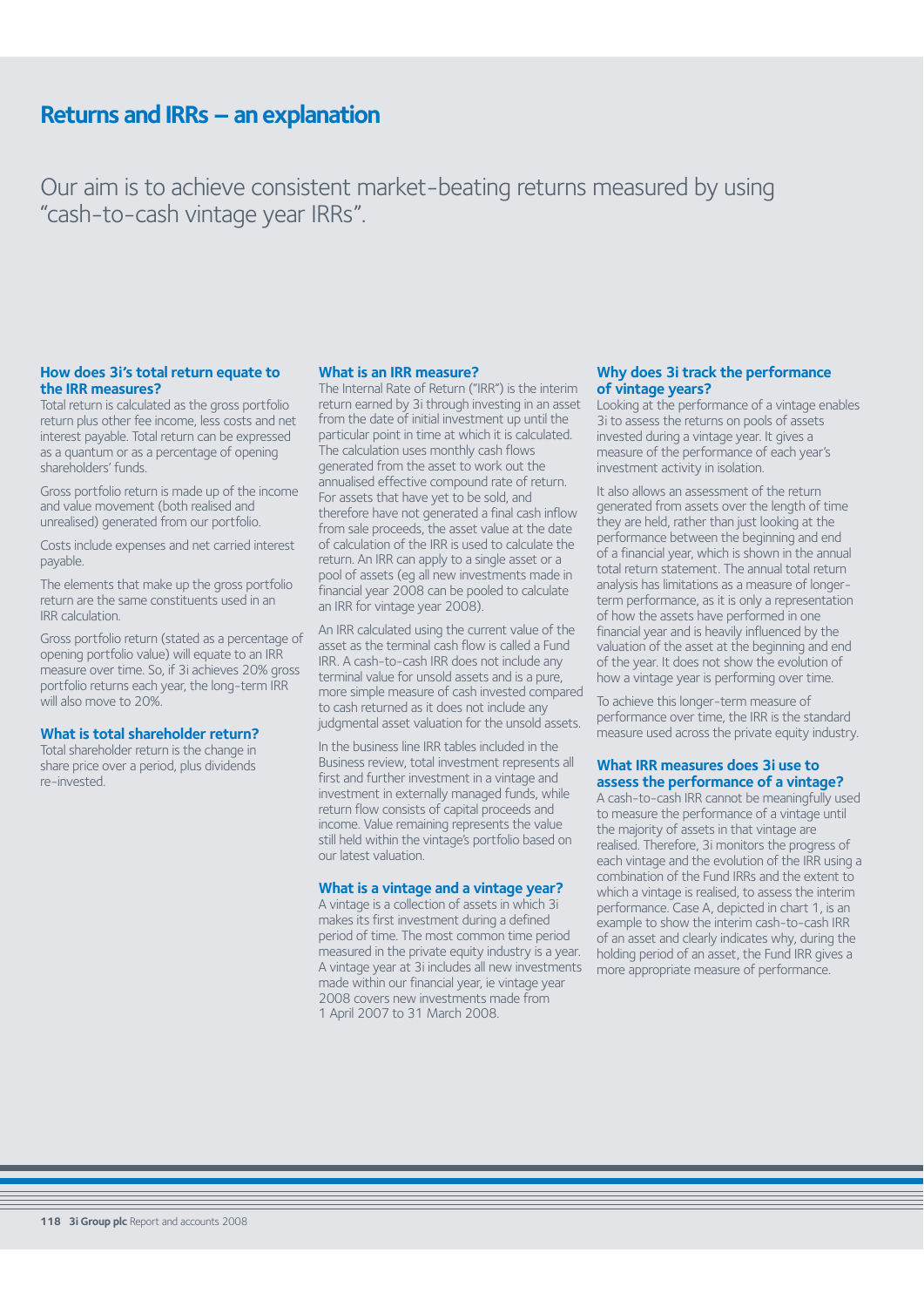# Returns and IRRs – an explanation

Our aim is to achieve consistent market-beating returns measured by using "cash-to-cash vintage year IRRs".

### How does 3i's total return equate to the IRR measures?

Total return is calculated as the gross portfolio return plus other fee income, less costs and net interest payable. Total return can be expressed as a quantum or as a percentage of opening shareholders' funds.

Gross portfolio return is made up of the income and value movement (both realised and unrealised) generated from our portfolio.

Costs include expenses and net carried interest payable.

The elements that make up the gross portfolio return are the same constituents used in an IRR calculation.

Gross portfolio return (stated as a percentage of opening portfolio value) will equate to an IRR measure over time. So, if 3i achieves 20% gross portfolio returns each year, the long-term IRR will also move to 20%.

### What is total shareholder return?

Total shareholder return is the change in share price over a period, plus dividends re-invested.

### What is an IRR measure?

The Internal Rate of Return ("IRR") is the interim return earned by 3i through investing in an asset from the date of initial investment up until the particular point in time at which it is calculated. The calculation uses monthly cash flows generated from the asset to work out the annualised effective compound rate of return. For assets that have yet to be sold, and therefore have not generated a final cash inflow from sale proceeds, the asset value at the date of calculation of the IRR is used to calculate the return. An IRR can apply to a single asset or a pool of assets (eg all new investments made in financial year 2008 can be pooled to calculate an IRR for vintage year 2008).

An IRR calculated using the current value of the asset as the terminal cash flow is called a Fund IRR. A cash-to-cash IRR does not include any terminal value for unsold assets and is a pure, more simple measure of cash invested compared to cash returned as it does not include any judgmental asset valuation for the unsold assets.

In the business line IRR tables included in the Business review, total investment represents all first and further investment in a vintage and investment in externally managed funds, while return flow consists of capital proceeds and income. Value remaining represents the value still held within the vintage's portfolio based on our latest valuation.

### What is a vintage and a vintage year?

A vintage is a collection of assets in which 3i makes its first investment during a defined period of time. The most common time period measured in the private equity industry is a year. A vintage year at 3i includes all new investments made within our financial year, ie vintage year 2008 covers new investments made from 1 April 2007 to 31 March 2008.

### Why does 3i track the performance of vintage years?

Looking at the performance of a vintage enables 3i to assess the returns on pools of assets invested during a vintage year. It gives a measure of the performance of each year's investment activity in isolation.

It also allows an assessment of the return generated from assets over the length of time they are held, rather than just looking at the performance between the beginning and end of a financial year, which is shown in the annual total return statement. The annual total return analysis has limitations as a measure of longer-term performance, as it is only a representation of how the assets have performed in one financial year and is heavily influenced by the valuation of the asset at the beginning and end of the year. It does not show the evolution of how a vintage year is performing over time.

To achieve this longer-term measure of performance over time, the IRR is the standard measure used across the private equity industry.

### What IRR measures does 3i use to assess the performance of a vintage?

A cash-to-cash IRR cannot be meaningfully used to measure the performance of a vintage until the majority of assets in that vintage are realised. Therefore, 3i monitors the progress of each vintage and the evolution of the IRR using a combination of the Fund IRRs and the extent to which a vintage is realised, to assess the interim performance. Case A, depicted in chart 1, is an example to show the interim cash-to-cash IRR of an asset and clearly indicates why, during the holding period of an asset, the Fund IRR gives a more appropriate measure of performance.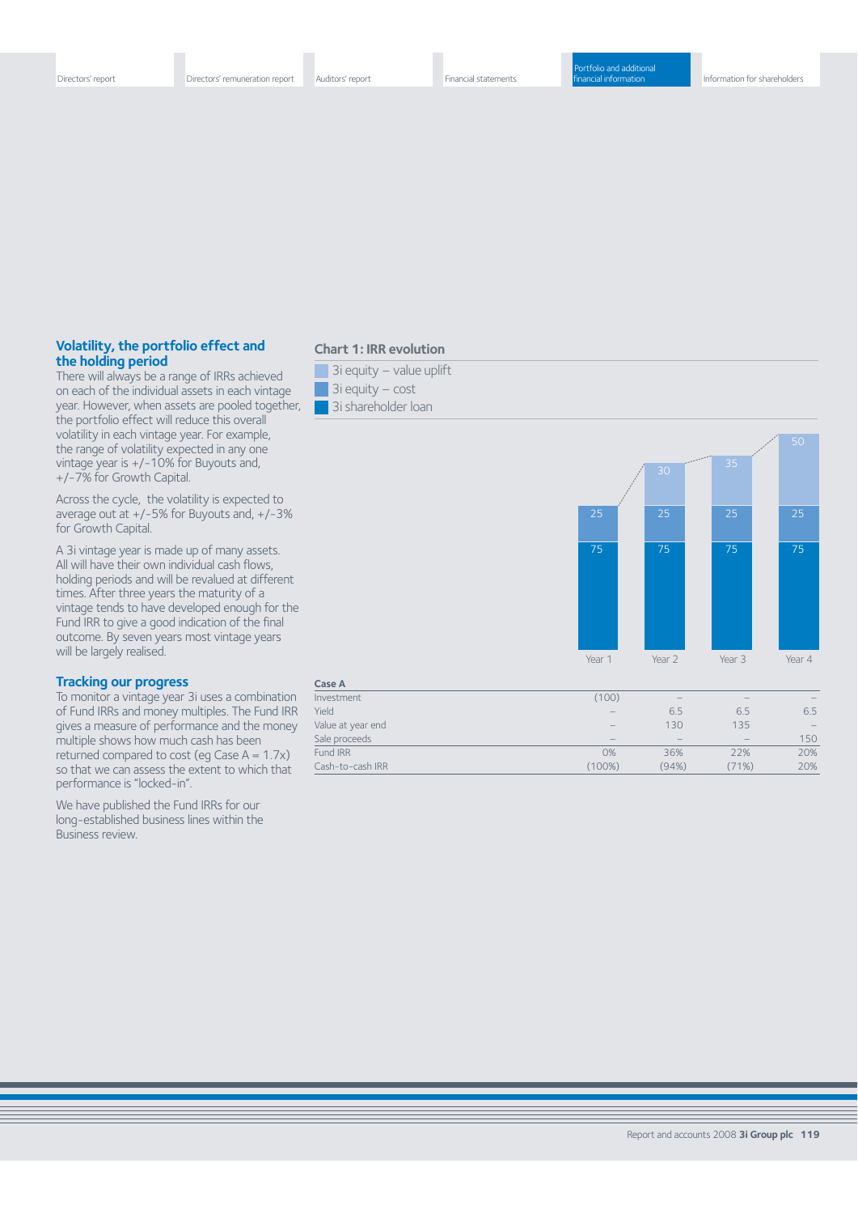## Volatility, the portfolio effect and the holding period

There will always be a range of IRRs achieved on each of the individual assets in each vintage year. However, when assets are pooled together, the portfolio effect will reduce this overall volatility in each vintage year. For example, the range of volatility expected in any one vintage year is +/-10% for Buyouts and, +/-7% for Growth Capital.

Across the cycle, the volatility is expected to average out at +/-5% for Buyouts and, +/-3% for Growth Capital.

A 3i vintage year is made up of many assets. All will have their own individual cash flows, holding periods and will be revalued at different times. After three years the maturity of a vintage tends to have developed enough for the Fund IRR to give a good indication of the final outcome. By seven years most vintage years will be largely realised.

## Tracking our progress

To monitor a vintage year 3i uses a combination of Fund IRRs and money multiples. The Fund IRR gives a measure of performance and the money multiple shows how much cash has been returned compared to cost (eg Case A = 1.7x) so that we can assess the extent to which that performance is "locked-in".

We have published the Fund IRRs for our long-established business lines within the Business review.

### Chart 1: IRR evolution

- 3i equity – value uplift
- 3i equity – cost
- 3i shareholder loan

| | Year 1 | Year 2 | Year 3 | Year 4 |
|---|---|---|---|---|
| 3i equity – value uplift | | 30 | 35 | 50 |
| 3i equity – cost | 25 | 25 | 25 | 25 |
| 3i shareholder loan | 75 | 75 | 75 | 75 |

**Case A**

| | Year 1 | Year 2 | Year 3 | Year 4 |
|---|---|---|---|---|
| Investment | (100) | – | – | – |
| Yield | – | 6.5 | 6.5 | 6.5 |
| Value at year end | – | 130 | 135 | – |
| Sale proceeds | – | – | – | 150 |
| Fund IRR | 0% | 36% | 22% | 20% |
| Cash-to-cash IRR | (100%) | (94%) | (71%) | 20% |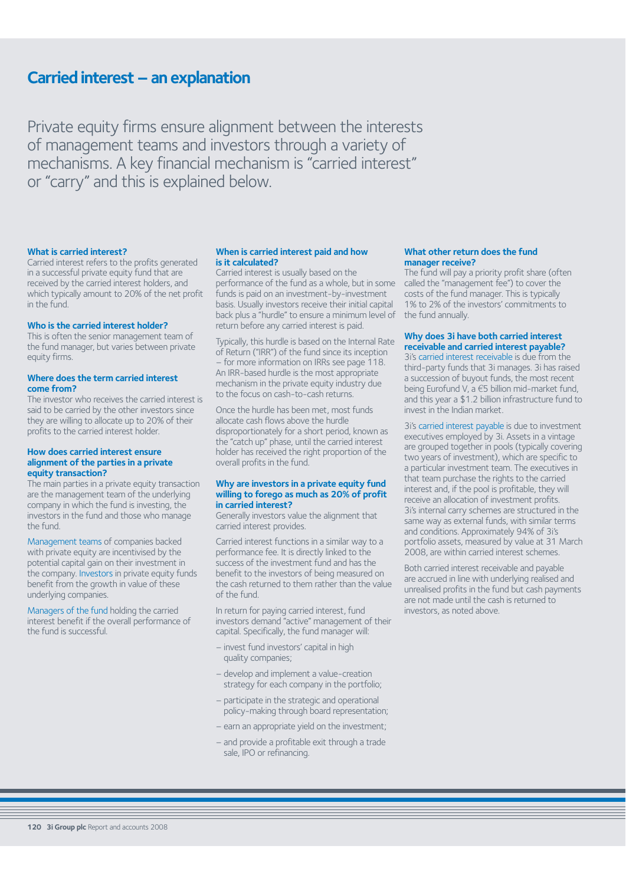# Carried interest – an explanation

Private equity firms ensure alignment between the interests of management teams and investors through a variety of mechanisms. A key financial mechanism is "carried interest" or "carry" and this is explained below.

### What is carried interest?

Carried interest refers to the profits generated in a successful private equity fund that are received by the carried interest holders, and which typically amount to 20% of the net profit in the fund.

### Who is the carried interest holder?

This is often the senior management team of the fund manager, but varies between private equity firms.

### Where does the term carried interest come from?

The investor who receives the carried interest is said to be carried by the other investors since they are willing to allocate up to 20% of their profits to the carried interest holder.

### How does carried interest ensure alignment of the parties in a private equity transaction?

The main parties in a private equity transaction are the management team of the underlying company in which the fund is investing, the investors in the fund and those who manage the fund.

Management teams of companies backed with private equity are incentivised by the potential capital gain on their investment in the company. Investors in private equity funds benefit from the growth in value of these underlying companies.

Managers of the fund holding the carried interest benefit if the overall performance of the fund is successful.

### When is carried interest paid and how is it calculated?

Carried interest is usually based on the performance of the fund as a whole, but in some funds is paid on an investment-by-investment basis. Usually investors receive their initial capital back plus a "hurdle" to ensure a minimum level of return before any carried interest is paid.

Typically, this hurdle is based on the Internal Rate of Return ("IRR") of the fund since its inception – for more information on IRRs see page 118. An IRR-based hurdle is the most appropriate mechanism in the private equity industry due to the focus on cash-to-cash returns.

Once the hurdle has been met, most funds allocate cash flows above the hurdle disproportionately for a short period, known as the "catch up" phase, until the carried interest holder has received the right proportion of the overall profits in the fund.

### Why are investors in a private equity fund willing to forego as much as 20% of profit in carried interest?

Generally investors value the alignment that carried interest provides.

Carried interest functions in a similar way to a performance fee. It is directly linked to the success of the investment fund and has the benefit to the investors of being measured on the cash returned to them rather than the value of the fund.

In return for paying carried interest, fund investors demand "active" management of their capital. Specifically, the fund manager will:

- invest fund investors' capital in high quality companies;
- develop and implement a value-creation strategy for each company in the portfolio;
- participate in the strategic and operational policy-making through board representation;
- earn an appropriate yield on the investment;
- and provide a profitable exit through a trade sale, IPO or refinancing.

### What other return does the fund manager receive?

The fund will pay a priority profit share (often called the "management fee") to cover the costs of the fund manager. This is typically 1% to 2% of the investors' commitments to the fund annually.

### Why does 3i have both carried interest receivable and carried interest payable?

3i's carried interest receivable is due from the third-party funds that 3i manages. 3i has raised a succession of buyout funds, the most recent being Eurofund V, a €5 billion mid-market fund, and this year a $1.2 billion infrastructure fund to invest in the Indian market.

3i's carried interest payable is due to investment executives employed by 3i. Assets in a vintage are grouped together in pools (typically covering two years of investment), which are specific to a particular investment team. The executives in that team purchase the rights to the carried interest and, if the pool is profitable, they will receive an allocation of investment profits. 3i's internal carry schemes are structured in the same way as external funds, with similar terms and conditions. Approximately 94% of 3i's portfolio assets, measured by value at 31 March 2008, are within carried interest schemes.

Both carried interest receivable and payable are accrued in line with underlying realised and unrealised profits in the fund but cash payments are not made until the cash is returned to investors, as noted above.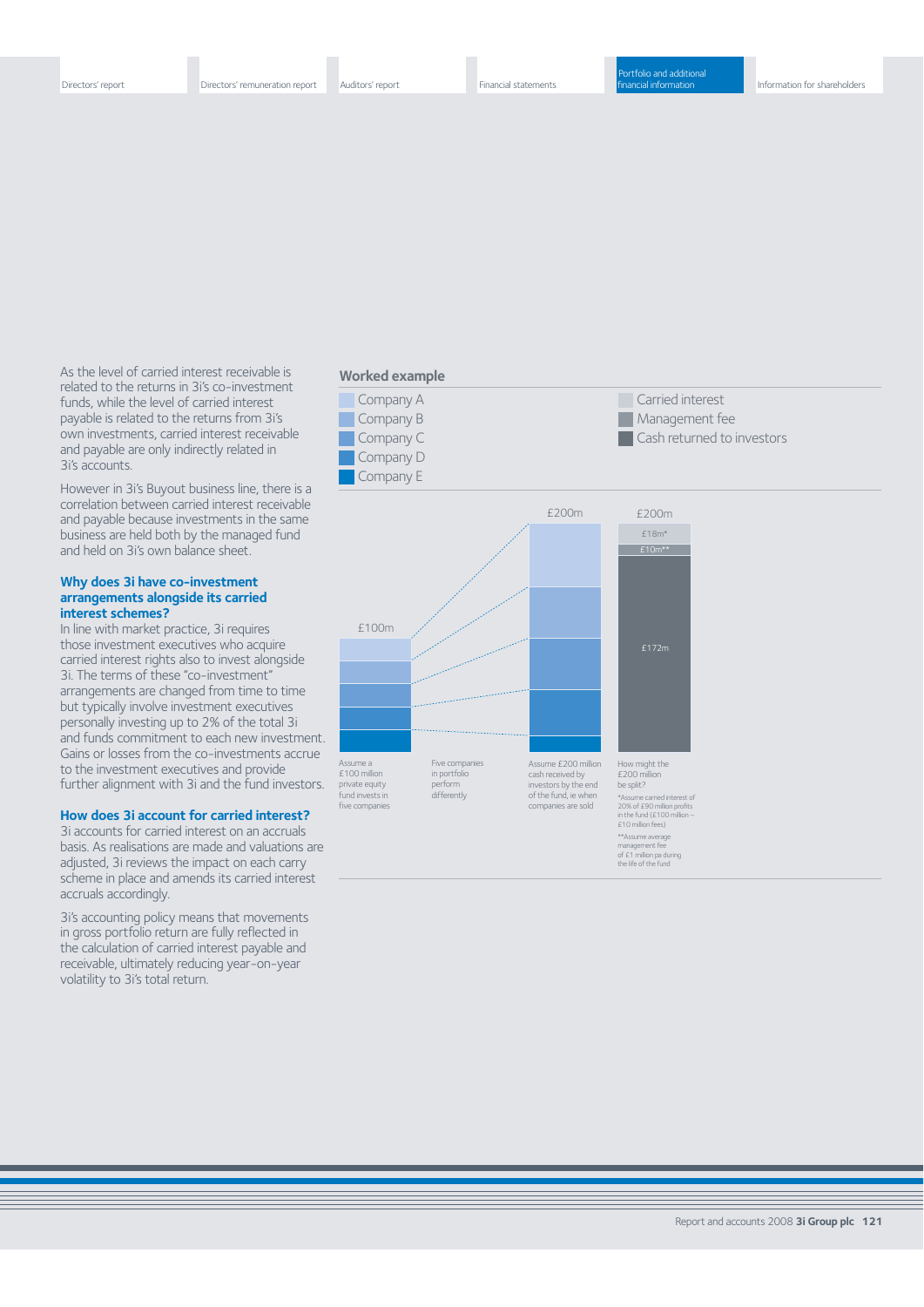As the level of carried interest receivable is related to the returns in 3i's co-investment funds, while the level of carried interest payable is related to the returns from 3i's own investments, carried interest receivable and payable are only indirectly related in 3i's accounts.

However in 3i's Buyout business line, there is a correlation between carried interest receivable and payable because investments in the same business are held both by the managed fund and held on 3i's own balance sheet.

### Why does 3i have co-investment arrangements alongside its carried interest schemes?

In line with market practice, 3i requires those investment executives who acquire carried interest rights also to invest alongside 3i. The terms of these "co-investment" arrangements are changed from time to time but typically involve investment executives personally investing up to 2% of the total 3i and funds commitment to each new investment. Gains or losses from the co-investments accrue to the investment executives and provide further alignment with 3i and the fund investors.

### How does 3i account for carried interest?

3i accounts for carried interest on an accruals basis. As realisations are made and valuations are adjusted, 3i reviews the impact on each carry scheme in place and amends its carried interest accruals accordingly.

3i's accounting policy means that movements in gross portfolio return are fully reflected in the calculation of carried interest payable and receivable, ultimately reducing year-on-year volatility to 3i's total return.

### Worked example

Company A
Company B
Company C
Company D
Company E

Carried interest
Management fee
Cash returned to investors

£100m

£200m

£200m

£18m*

£10m**

£172m

Assume a £100 million private equity fund invests in five companies

Five companies in portfolio perform differently

Assume £200 million cash received by investors by the end of the fund, ie when companies are sold

How might the £200 million be split?

*Assume carried interest of 20% of £90 million profits in the fund (£100 million – £10 million fees)

**Assume average management fee of £1 million pa during the life of the fund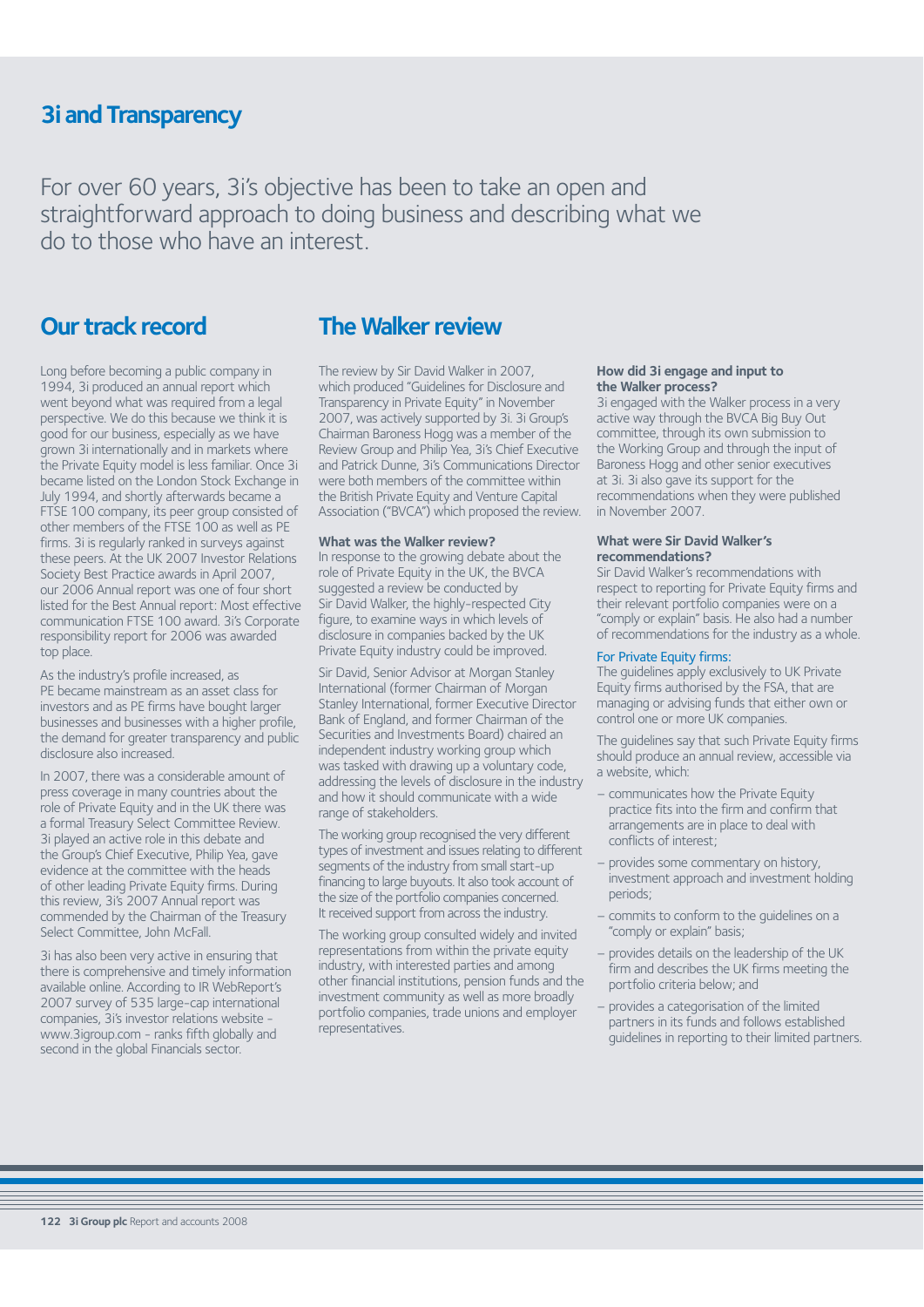# 3i and Transparency

For over 60 years, 3i's objective has been to take an open and straightforward approach to doing business and describing what we do to those who have an interest.

## Our track record

Long before becoming a public company in 1994, 3i produced an annual report which went beyond what was required from a legal perspective. We do this because we think it is good for our business, especially as we have grown 3i internationally and in markets where the Private Equity model is less familiar. Once 3i became listed on the London Stock Exchange in July 1994, and shortly afterwards became a FTSE 100 company, its peer group consisted of other members of the FTSE 100 as well as PE firms. 3i is regularly ranked in surveys against these peers. At the UK 2007 Investor Relations Society Best Practice awards in April 2007, our 2006 Annual report was one of four short listed for the Best Annual report: Most effective communication FTSE 100 award. 3i's Corporate responsibility report for 2006 was awarded top place.

As the industry's profile increased, as PE became mainstream as an asset class for investors and as PE firms have bought larger businesses and businesses with a higher profile, the demand for greater transparency and public disclosure also increased.

In 2007, there was a considerable amount of press coverage in many countries about the role of Private Equity and in the UK there was a formal Treasury Select Committee Review. 3i played an active role in this debate and the Group's Chief Executive, Philip Yea, gave evidence at the committee with the heads of other leading Private Equity firms. During this review, 3i's 2007 Annual report was commended by the Chairman of the Treasury Select Committee, John McFall.

3i has also been very active in ensuring that there is comprehensive and timely information available online. According to IR WebReport's 2007 survey of 535 large-cap international companies, 3i's investor relations website - www.3igroup.com - ranks fifth globally and second in the global Financials sector.

## The Walker review

The review by Sir David Walker in 2007, which produced "Guidelines for Disclosure and Transparency in Private Equity" in November 2007, was actively supported by 3i. 3i Group's Chairman Baroness Hogg was a member of the Review Group and Philip Yea, 3i's Chief Executive and Patrick Dunne, 3i's Communications Director were both members of the committee within the British Private Equity and Venture Capital Association ("BVCA") which proposed the review.

### What was the Walker review?

In response to the growing debate about the role of Private Equity in the UK, the BVCA suggested a review be conducted by Sir David Walker, the highly-respected City figure, to examine ways in which levels of disclosure in companies backed by the UK Private Equity industry could be improved.

Sir David, Senior Advisor at Morgan Stanley International (former Chairman of Morgan Stanley International, former Executive Director Bank of England, and former Chairman of the Securities and Investments Board) chaired an independent industry working group which was tasked with drawing up a voluntary code, addressing the levels of disclosure in the industry and how it should communicate with a wide range of stakeholders.

The working group recognised the very different types of investment and issues relating to different segments of the industry from small start-up financing to large buyouts. It also took account of the size of the portfolio companies concerned. It received support from across the industry.

The working group consulted widely and invited representations from within the private equity industry, with interested parties and among other financial institutions, pension funds and the investment community as well as more broadly portfolio companies, trade unions and employer representatives.

### How did 3i engage and input to the Walker process?

3i engaged with the Walker process in a very active way through the BVCA Big Buy Out committee, through its own submission to the Working Group and through the input of Baroness Hogg and other senior executives at 3i. 3i also gave its support for the recommendations when they were published in November 2007.

### What were Sir David Walker's recommendations?

Sir David Walker's recommendations with respect to reporting for Private Equity firms and their relevant portfolio companies were on a "comply or explain" basis. He also had a number of recommendations for the industry as a whole.

#### For Private Equity firms:

The guidelines apply exclusively to UK Private Equity firms authorised by the FSA, that are managing or advising funds that either own or control one or more UK companies.

The guidelines say that such Private Equity firms should produce an annual review, accessible via a website, which:

- communicates how the Private Equity practice fits into the firm and confirm that arrangements are in place to deal with conflicts of interest;
- provides some commentary on history, investment approach and investment holding periods;
- commits to conform to the guidelines on a "comply or explain" basis;
- provides details on the leadership of the UK firm and describes the UK firms meeting the portfolio criteria below; and
- provides a categorisation of the limited partners in its funds and follows established guidelines in reporting to their limited partners.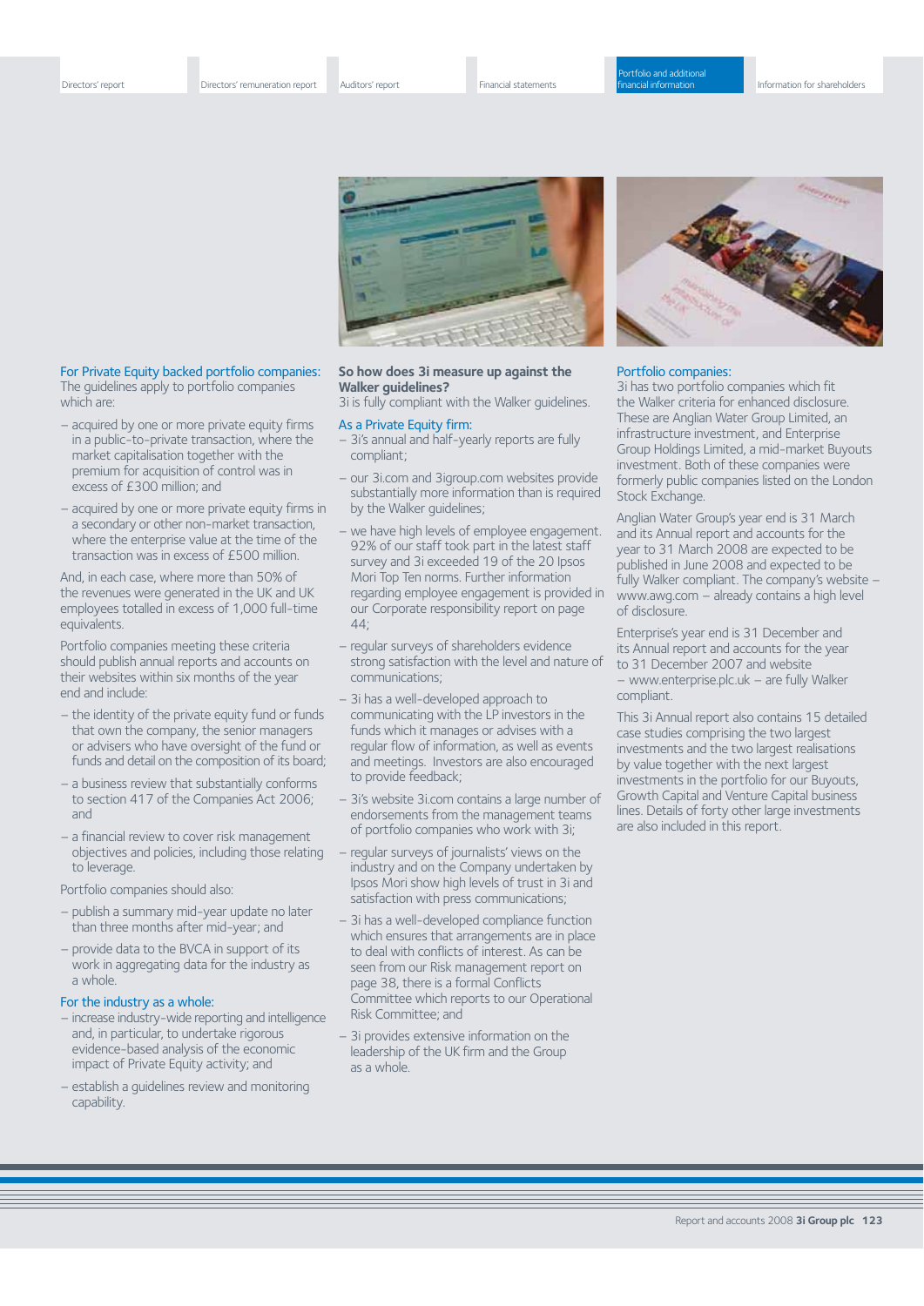### For Private Equity backed portfolio companies:

The guidelines apply to portfolio companies which are:

- acquired by one or more private equity firms in a public-to-private transaction, where the market capitalisation together with the premium for acquisition of control was in excess of £300 million; and
- acquired by one or more private equity firms in a secondary or other non-market transaction, where the enterprise value at the time of the transaction was in excess of £500 million.

And, in each case, where more than 50% of the revenues were generated in the UK and UK employees totalled in excess of 1,000 full-time equivalents.

Portfolio companies meeting these criteria should publish annual reports and accounts on their websites within six months of the year end and include:

- the identity of the private equity fund or funds that own the company, the senior managers or advisers who have oversight of the fund or funds and detail on the composition of its board;
- a business review that substantially conforms to section 417 of the Companies Act 2006; and
- a financial review to cover risk management objectives and policies, including those relating to leverage.

Portfolio companies should also:

- publish a summary mid-year update no later than three months after mid-year; and
- provide data to the BVCA in support of its work in aggregating data for the industry as a whole.

### For the industry as a whole:

- increase industry-wide reporting and intelligence and, in particular, to undertake rigorous evidence-based analysis of the economic impact of Private Equity activity; and
- establish a guidelines review and monitoring capability.

## So how does 3i measure up against the Walker guidelines?

3i is fully compliant with the Walker guidelines.

### As a Private Equity firm:

- 3i's annual and half-yearly reports are fully compliant;
- our 3i.com and 3igroup.com websites provide substantially more information than is required by the Walker guidelines;
- we have high levels of employee engagement. 92% of our staff took part in the latest staff survey and 3i exceeded 19 of the 20 Ipsos Mori Top Ten norms. Further information regarding employee engagement is provided in our Corporate responsibility report on page 44;
- regular surveys of shareholders evidence strong satisfaction with the level and nature of communications;
- 3i has a well-developed approach to communicating with the LP investors in the funds which it manages or advises with a regular flow of information, as well as events and meetings. Investors are also encouraged to provide feedback;
- 3i's website 3i.com contains a large number of endorsements from the management teams of portfolio companies who work with 3i;
- regular surveys of journalists' views on the industry and on the Company undertaken by Ipsos Mori show high levels of trust in 3i and satisfaction with press communications;
- 3i has a well-developed compliance function which ensures that arrangements are in place to deal with conflicts of interest. As can be seen from our Risk management report on page 38, there is a formal Conflicts Committee which reports to our Operational Risk Committee; and
- 3i provides extensive information on the leadership of the UK firm and the Group as a whole.

### Portfolio companies:

3i has two portfolio companies which fit the Walker criteria for enhanced disclosure. These are Anglian Water Group Limited, an infrastructure investment, and Enterprise Group Holdings Limited, a mid-market Buyouts investment. Both of these companies were formerly public companies listed on the London Stock Exchange.

Anglian Water Group's year end is 31 March and its Annual report and accounts for the year to 31 March 2008 are expected to be published in June 2008 and expected to be fully Walker compliant. The company's website – www.awg.com – already contains a high level of disclosure.

Enterprise's year end is 31 December and its Annual report and accounts for the year to 31 December 2007 and website – www.enterprise.plc.uk – are fully Walker compliant.

This 3i Annual report also contains 15 detailed case studies comprising the two largest investments and the two largest realisations by value together with the next largest investments in the portfolio for our Buyouts, Growth Capital and Venture Capital business lines. Details of forty other large investments are also included in this report.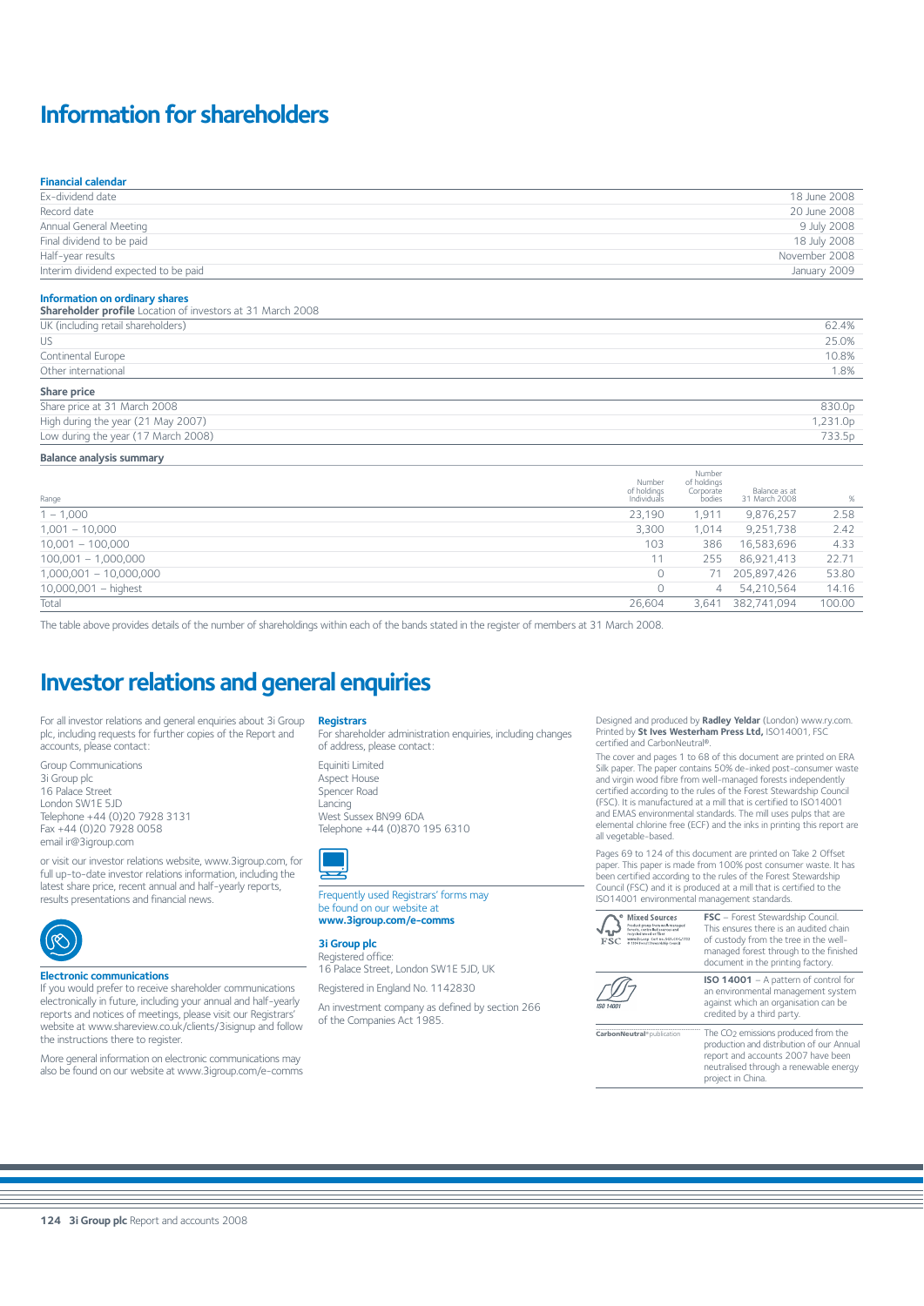# Information for shareholders

### Financial calendar

| | |
|---|---|
| Ex-dividend date | 18 June 2008 |
| Record date | 20 June 2008 |
| Annual General Meeting | 9 July 2008 |
| Final dividend to be paid | 18 July 2008 |
| Half-year results | November 2008 |
| Interim dividend expected to be paid | January 2009 |

### Information on ordinary shares

**Shareholder profile** Location of investors at 31 March 2008

| | |
|---|---|
| UK (including retail shareholders) | 62.4% |
| US | 25.0% |
| Continental Europe | 10.8% |
| Other international | 1.8% |

**Share price**

| | |
|---|---|
| Share price at 31 March 2008 | 830.0p |
| High during the year (21 May 2007) | 1,231.0p |
| Low during the year (17 March 2008) | 733.5p |

**Balance analysis summary**

| Range | Number of holdings Individuals | Number of holdings Corporate bodies | Balance as at 31 March 2008 | % |
|---|---|---|---|---|
| 1 – 1,000 | 23,190 | 1,911 | 9,876,257 | 2.58 |
| 1,001 – 10,000 | 3,300 | 1,014 | 9,251,738 | 2.42 |
| 10,001 – 100,000 | 103 | 386 | 16,583,696 | 4.33 |
| 100,001 – 1,000,000 | 11 | 255 | 86,921,413 | 22.71 |
| 1,000,001 – 10,000,000 | 0 | 71 | 205,897,426 | 53.80 |
| 10,000,001 – highest | 0 | 4 | 54,210,564 | 14.16 |
| Total | 26,604 | 3,641 | 382,741,094 | 100.00 |

The table above provides details of the number of shareholdings within each of the bands stated in the register of members at 31 March 2008.

# Investor relations and general enquiries

For all investor relations and general enquiries about 3i Group plc, including requests for further copies of the Report and accounts, please contact:

Group Communications
3i Group plc
16 Palace Street
London SW1E 5JD
Telephone +44 (0)20 7928 3131
Fax +44 (0)20 7928 0058
email ir@3igroup.com

or visit our investor relations website, www.3igroup.com, for full up-to-date investor relations information, including the latest share price, recent annual and half-yearly reports, results presentations and financial news.

### Electronic communications

If you would prefer to receive shareholder communications electronically in future, including your annual and half-yearly reports and notices of meetings, please visit our Registrars' website at www.shareview.co.uk/clients/3isignup and follow the instructions there to register.

More general information on electronic communications may also be found on our website at www.3igroup.com/e-comms

### Registrars

For shareholder administration enquiries, including changes of address, please contact:

Equiniti Limited
Aspect House
Spencer Road
Lancing
West Sussex BN99 6DA
Telephone +44 (0)870 195 6310

Frequently used Registrars' forms may be found on our website at **www.3igroup.com/e-comms**

### 3i Group plc

Registered office:
16 Palace Street, London SW1E 5JD, UK

Registered in England No. 1142830

An investment company as defined by section 266 of the Companies Act 1985.

Designed and produced by **Radley Yeldar** (London) www.ry.com. Printed by **St Ives Westerham Press Ltd,** ISO14001, FSC certified and CarbonNeutral®.

The cover and pages 1 to 68 of this document are printed on ERA Silk paper. The paper contains 50% de-inked post-consumer waste and virgin wood fibre from well-managed forests independently certified according to the rules of the Forest Stewardship Council (FSC). It is manufactured at a mill that is certified to ISO14001 and EMAS environmental standards. The mill uses pulps that are elemental chlorine free (ECF) and the inks in printing this report are all vegetable-based.

Pages 69 to 124 of this document are printed on Take 2 Offset paper. This paper is made from 100% post consumer waste. It has been certified according to the rules of the Forest Stewardship Council (FSC) and it is produced at a mill that is certified to the ISO14001 environmental management standards.

**FSC** – Forest Stewardship Council. This ensures there is an audited chain of custody from the tree in the well-managed forest through to the finished document in the printing factory.

**ISO 14001** – A pattern of control for an environmental management system against which an organisation can be credited by a third party.

The $CO_2$ emissions produced from the production and distribution of our Annual report and accounts 2007 have been neutralised through a renewable energy project in China.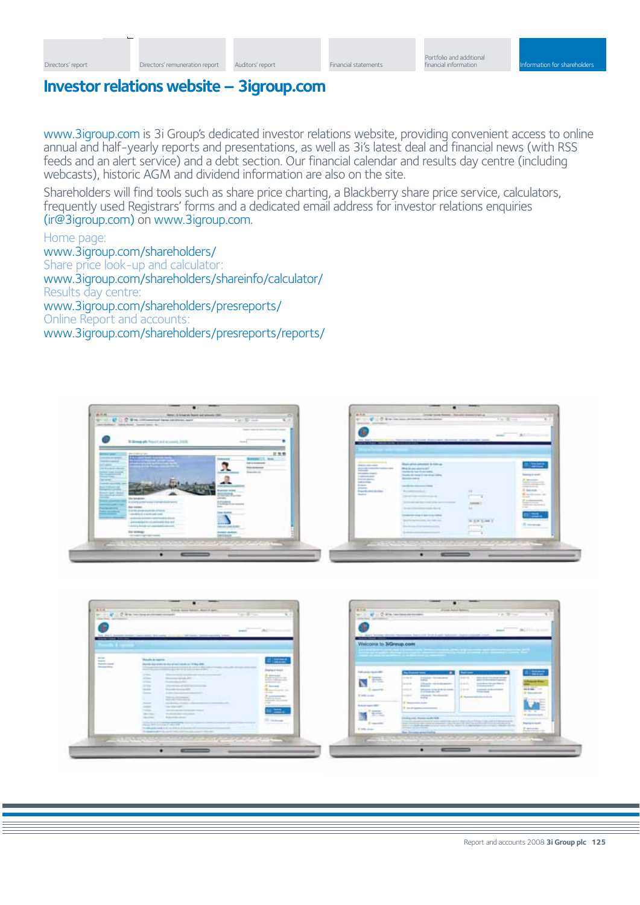# Investor relations website – 3igroup.com

www.3igroup.com is 3i Group's dedicated investor relations website, providing convenient access to online annual and half-yearly reports and presentations, as well as 3i's latest deal and financial news (with RSS feeds and an alert service) and a debt section. Our financial calendar and results day centre (including webcasts), historic AGM and dividend information are also on the site.

Shareholders will find tools such as share price charting, a Blackberry share price service, calculators, frequently used Registrars' forms and a dedicated email address for investor relations enquiries (ir@3igroup.com) on www.3igroup.com.

Home page:
www.3igroup.com/shareholders/

Share price look-up and calculator:
www.3igroup.com/shareholders/shareinfo/calculator/

Results day centre:
www.3igroup.com/shareholders/presreports/

Online Report and accounts:
www.3igroup.com/shareholders/presreports/reports/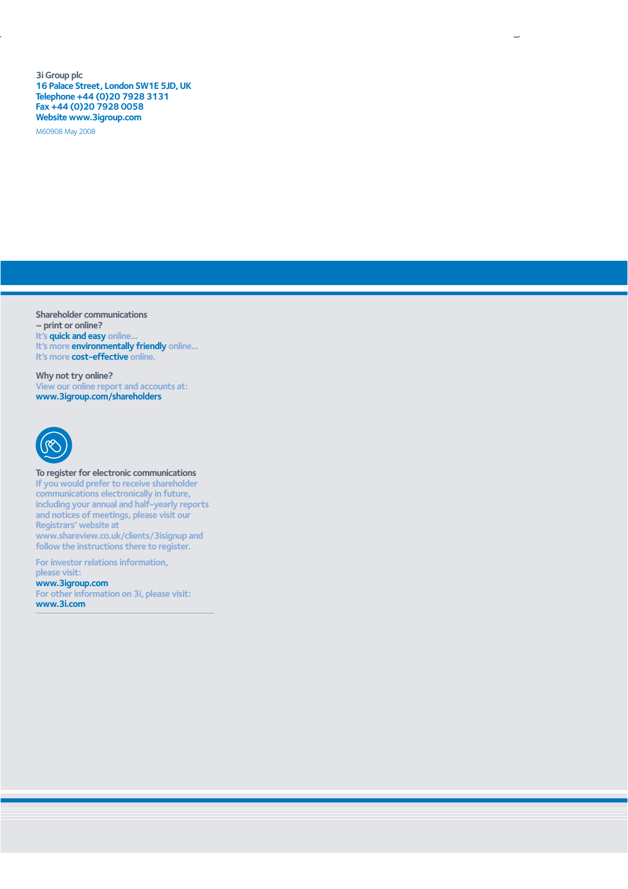**3i Group plc**
**16 Palace Street, London SW1E 5JD, UK**
**Telephone +44 (0)20 7928 3131**
**Fax +44 (0)20 7928 0058**
**Website www.3igroup.com**

M60908 May 2008

**Shareholder communications – print or online?**

It's **quick and easy** online...
It's more **environmentally friendly** online...
It's more **cost-effective** online.

**Why not try online?**

View our online report and accounts at:
**www.3igroup.com/shareholders**

**To register for electronic communications**

If you would prefer to receive shareholder communications electronically in future, including your annual and half-yearly reports and notices of meetings, please visit our Registrars' website at www.shareview.co.uk/clients/3isignup and follow the instructions there to register.

For investor relations information, please visit:
**www.3igroup.com**

For other information on 3i, please visit:
**www.3i.com**